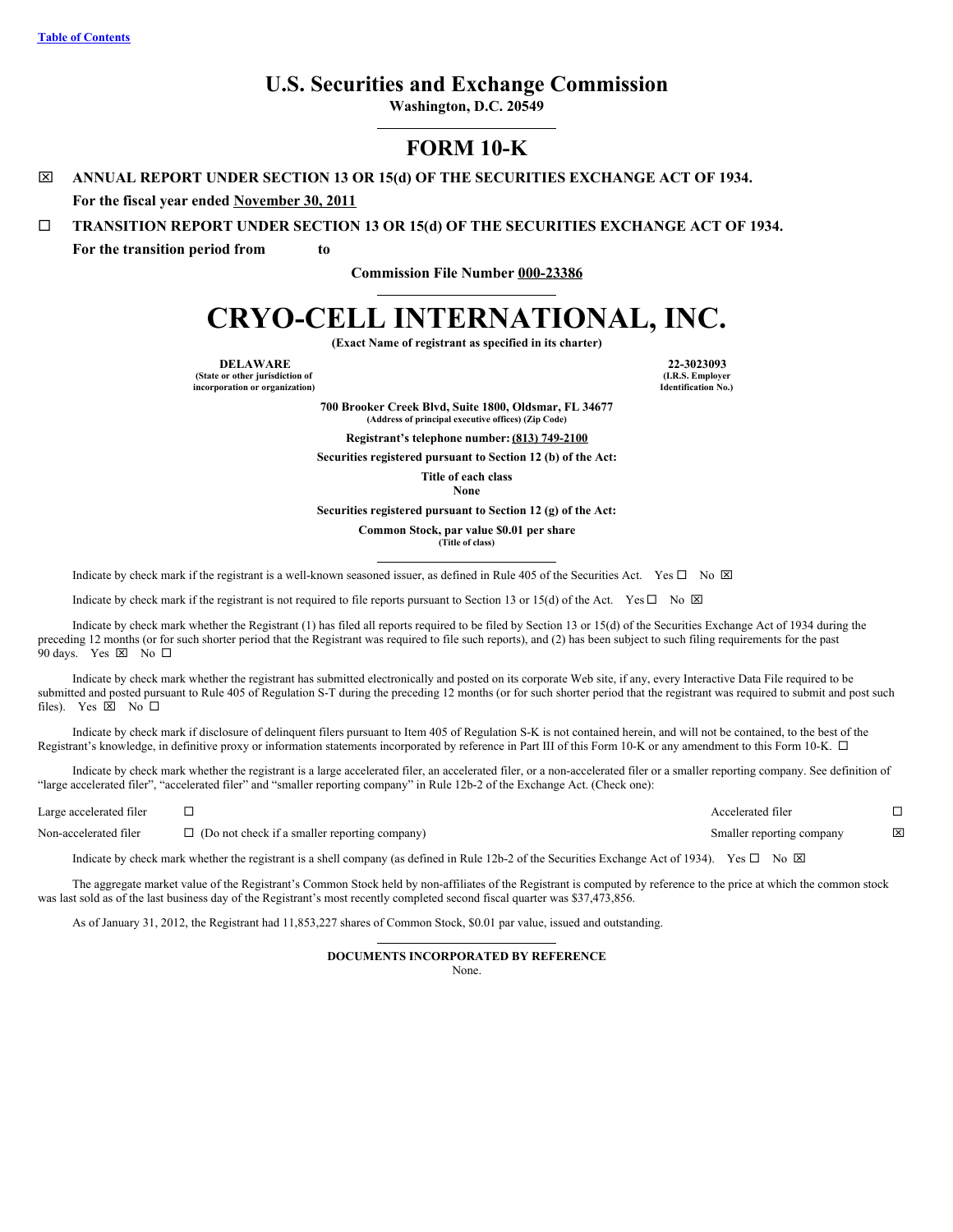Table of Contents

# U.S. Securities and Exchange Commission

**Washington, D.C. 20549**

## FORM 10-K

☒ **ANNUAL REPORT UNDER SECTION 13 OR 15(d) OF THE SECURITIES EXCHANGE ACT OF 1934.**

**For the fiscal year ended November 30, 2011**

☐ **TRANSITION REPORT UNDER SECTION 13 OR 15(d) OF THE SECURITIES EXCHANGE ACT OF 1934.**

**For the transition period from to**

**Commission File Number 000-23386**

# CRYO-CELL INTERNATIONAL, INC.

**(Exact Name of registrant as specified in its charter)**

| **DELAWARE** | **22-3023093** |
|---|---|
| **(State or other jurisdiction of incorporation or organization)** | **(I.R.S. Employer Identification No.)** |

**700 Brooker Creek Blvd, Suite 1800, Oldsmar, FL 34677**
**(Address of principal executive offices) (Zip Code)**

**Registrant's telephone number: (813) 749-2100**

**Securities registered pursuant to Section 12 (b) of the Act:**

**Title of each class**
**None**

**Securities registered pursuant to Section 12 (g) of the Act:**

**Common Stock, par value $0.01 per share**
**(Title of class)**

Indicate by check mark if the registrant is a well-known seasoned issuer, as defined in Rule 405 of the Securities Act. Yes ☐ No ☒

Indicate by check mark if the registrant is not required to file reports pursuant to Section 13 or 15(d) of the Act. Yes ☐ No ☒

Indicate by check mark whether the Registrant (1) has filed all reports required to be filed by Section 13 or 15(d) of the Securities Exchange Act of 1934 during the preceding 12 months (or for such shorter period that the Registrant was required to file such reports), and (2) has been subject to such filing requirements for the past 90 days. Yes ☒ No ☐

Indicate by check mark whether the registrant has submitted electronically and posted on its corporate Web site, if any, every Interactive Data File required to be submitted and posted pursuant to Rule 405 of Regulation S-T during the preceding 12 months (or for such shorter period that the registrant was required to submit and post such files). Yes ☒ No ☐

Indicate by check mark if disclosure of delinquent filers pursuant to Item 405 of Regulation S-K is not contained herein, and will not be contained, to the best of the Registrant's knowledge, in definitive proxy or information statements incorporated by reference in Part III of this Form 10-K or any amendment to this Form 10-K. ☐

Indicate by check mark whether the registrant is a large accelerated filer, an accelerated filer, or a non-accelerated filer or a smaller reporting company. See definition of "large accelerated filer", "accelerated filer" and "smaller reporting company" in Rule 12b-2 of the Exchange Act. (Check one):

| | | | |
|---|---|---|---|
| Large accelerated filer | ☐ | Accelerated filer | ☐ |
| Non-accelerated filer | ☐ (Do not check if a smaller reporting company) | Smaller reporting company | ☒ |

Indicate by check mark whether the registrant is a shell company (as defined in Rule 12b-2 of the Securities Exchange Act of 1934). Yes ☐ No ☒

The aggregate market value of the Registrant's Common Stock held by non-affiliates of the Registrant is computed by reference to the price at which the common stock was last sold as of the last business day of the Registrant's most recently completed second fiscal quarter was $37,473,856.

As of January 31, 2012, the Registrant had 11,853,227 shares of Common Stock, $0.01 par value, issued and outstanding.

**DOCUMENTS INCORPORATED BY REFERENCE**

None.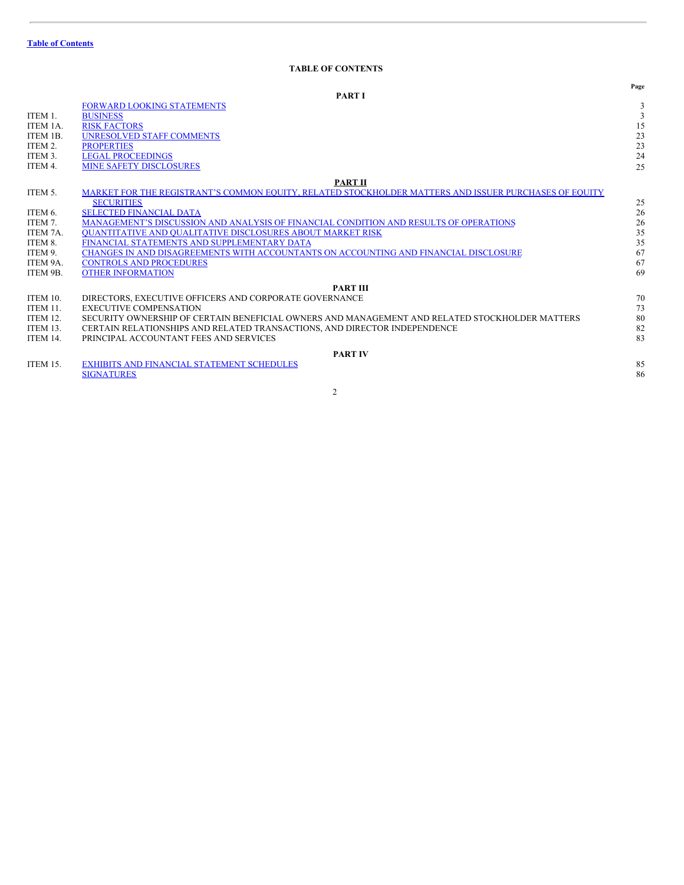Table of Contents

## TABLE OF CONTENTS

| | | Page |
|---|---|---|
| | **PART I** | |
| | FORWARD LOOKING STATEMENTS | 3 |
| ITEM 1. | BUSINESS | 3 |
| ITEM 1A. | RISK FACTORS | 15 |
| ITEM 1B. | UNRESOLVED STAFF COMMENTS | 23 |
| ITEM 2. | PROPERTIES | 23 |
| ITEM 3. | LEGAL PROCEEDINGS | 24 |
| ITEM 4. | MINE SAFETY DISCLOSURES | 25 |
| | **PART II** | |
| ITEM 5. | MARKET FOR THE REGISTRANT'S COMMON EQUITY, RELATED STOCKHOLDER MATTERS AND ISSUER PURCHASES OF EQUITY SECURITIES | 25 |
| ITEM 6. | SELECTED FINANCIAL DATA | 26 |
| ITEM 7. | MANAGEMENT'S DISCUSSION AND ANALYSIS OF FINANCIAL CONDITION AND RESULTS OF OPERATIONS | 26 |
| ITEM 7A. | QUANTITATIVE AND QUALITATIVE DISCLOSURES ABOUT MARKET RISK | 35 |
| ITEM 8. | FINANCIAL STATEMENTS AND SUPPLEMENTARY DATA | 35 |
| ITEM 9. | CHANGES IN AND DISAGREEMENTS WITH ACCOUNTANTS ON ACCOUNTING AND FINANCIAL DISCLOSURE | 67 |
| ITEM 9A. | CONTROLS AND PROCEDURES | 67 |
| ITEM 9B. | OTHER INFORMATION | 69 |
| | **PART III** | |
| ITEM 10. | DIRECTORS, EXECUTIVE OFFICERS AND CORPORATE GOVERNANCE | 70 |
| ITEM 11. | EXECUTIVE COMPENSATION | 73 |
| ITEM 12. | SECURITY OWNERSHIP OF CERTAIN BENEFICIAL OWNERS AND MANAGEMENT AND RELATED STOCKHOLDER MATTERS | 80 |
| ITEM 13. | CERTAIN RELATIONSHIPS AND RELATED TRANSACTIONS, AND DIRECTOR INDEPENDENCE | 82 |
| ITEM 14. | PRINCIPAL ACCOUNTANT FEES AND SERVICES | 83 |
| | **PART IV** | |
| ITEM 15. | EXHIBITS AND FINANCIAL STATEMENT SCHEDULES | 85 |
| | SIGNATURES | 86 |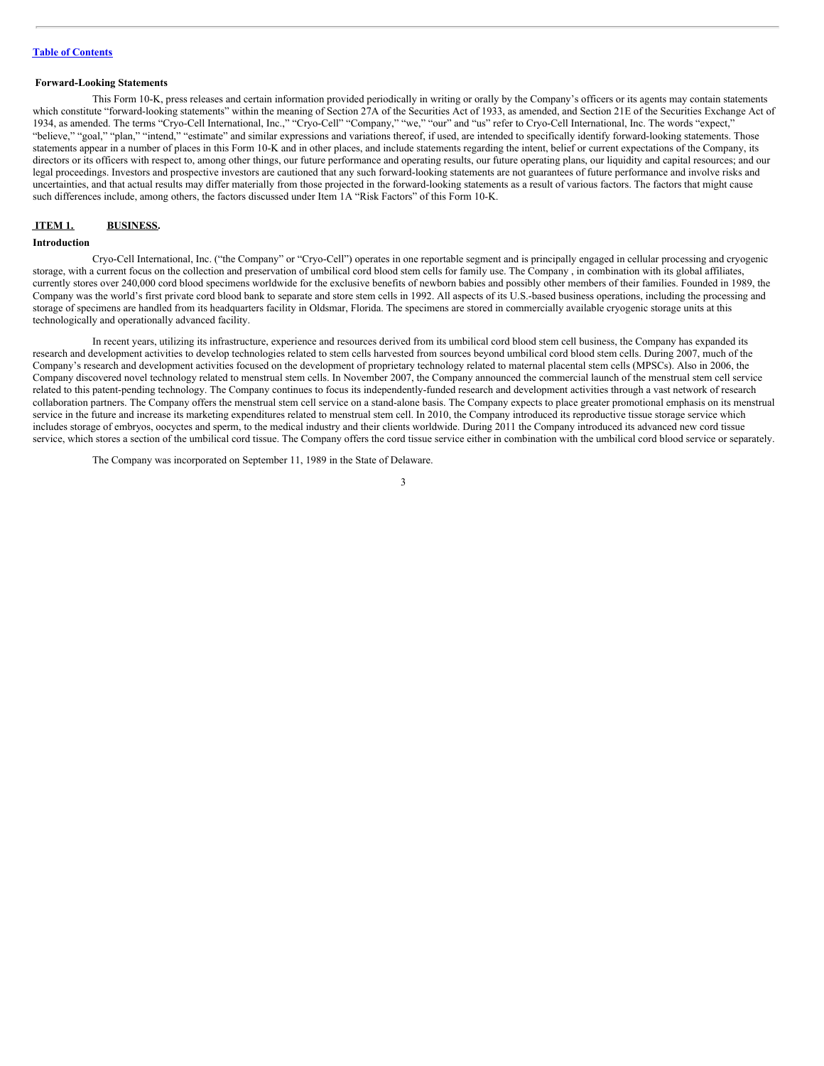**Table of Contents**

### Forward-Looking Statements

This Form 10-K, press releases and certain information provided periodically in writing or orally by the Company's officers or its agents may contain statements which constitute "forward-looking statements" within the meaning of Section 27A of the Securities Act of 1933, as amended, and Section 21E of the Securities Exchange Act of 1934, as amended. The terms "Cryo-Cell International, Inc.," "Cryo-Cell" "Company," "we," "our" and "us" refer to Cryo-Cell International, Inc. The words "expect," "believe," "goal," "plan," "intend," "estimate" and similar expressions and variations thereof, if used, are intended to specifically identify forward-looking statements. Those statements appear in a number of places in this Form 10-K and in other places, and include statements regarding the intent, belief or current expectations of the Company, its directors or its officers with respect to, among other things, our future performance and operating results, our future operating plans, our liquidity and capital resources; and our legal proceedings. Investors and prospective investors are cautioned that any such forward-looking statements are not guarantees of future performance and involve risks and uncertainties, and that actual results may differ materially from those projected in the forward-looking statements as a result of various factors. The factors that might cause such differences include, among others, the factors discussed under Item 1A "Risk Factors" of this Form 10-K.

## ITEM 1. BUSINESS.

### Introduction

Cryo-Cell International, Inc. ("the Company" or "Cryo-Cell") operates in one reportable segment and is principally engaged in cellular processing and cryogenic storage, with a current focus on the collection and preservation of umbilical cord blood stem cells for family use. The Company , in combination with its global affiliates, currently stores over 240,000 cord blood specimens worldwide for the exclusive benefits of newborn babies and possibly other members of their families. Founded in 1989, the Company was the world's first private cord blood bank to separate and store stem cells in 1992. All aspects of its U.S.-based business operations, including the processing and storage of specimens are handled from its headquarters facility in Oldsmar, Florida. The specimens are stored in commercially available cryogenic storage units at this technologically and operationally advanced facility.

In recent years, utilizing its infrastructure, experience and resources derived from its umbilical cord blood stem cell business, the Company has expanded its research and development activities to develop technologies related to stem cells harvested from sources beyond umbilical cord blood stem cells. During 2007, much of the Company's research and development activities focused on the development of proprietary technology related to maternal placental stem cells (MPSCs). Also in 2006, the Company discovered novel technology related to menstrual stem cells. In November 2007, the Company announced the commercial launch of the menstrual stem cell service related to this patent-pending technology. The Company continues to focus its independently-funded research and development activities through a vast network of research collaboration partners. The Company offers the menstrual stem cell service on a stand-alone basis. The Company expects to place greater promotional emphasis on its menstrual service in the future and increase its marketing expenditures related to menstrual stem cell. In 2010, the Company introduced its reproductive tissue storage service which includes storage of embryos, oocyctes and sperm, to the medical industry and their clients worldwide. During 2011 the Company introduced its advanced new cord tissue service, which stores a section of the umbilical cord tissue. The Company offers the cord tissue service either in combination with the umbilical cord blood service or separately.

The Company was incorporated on September 11, 1989 in the State of Delaware.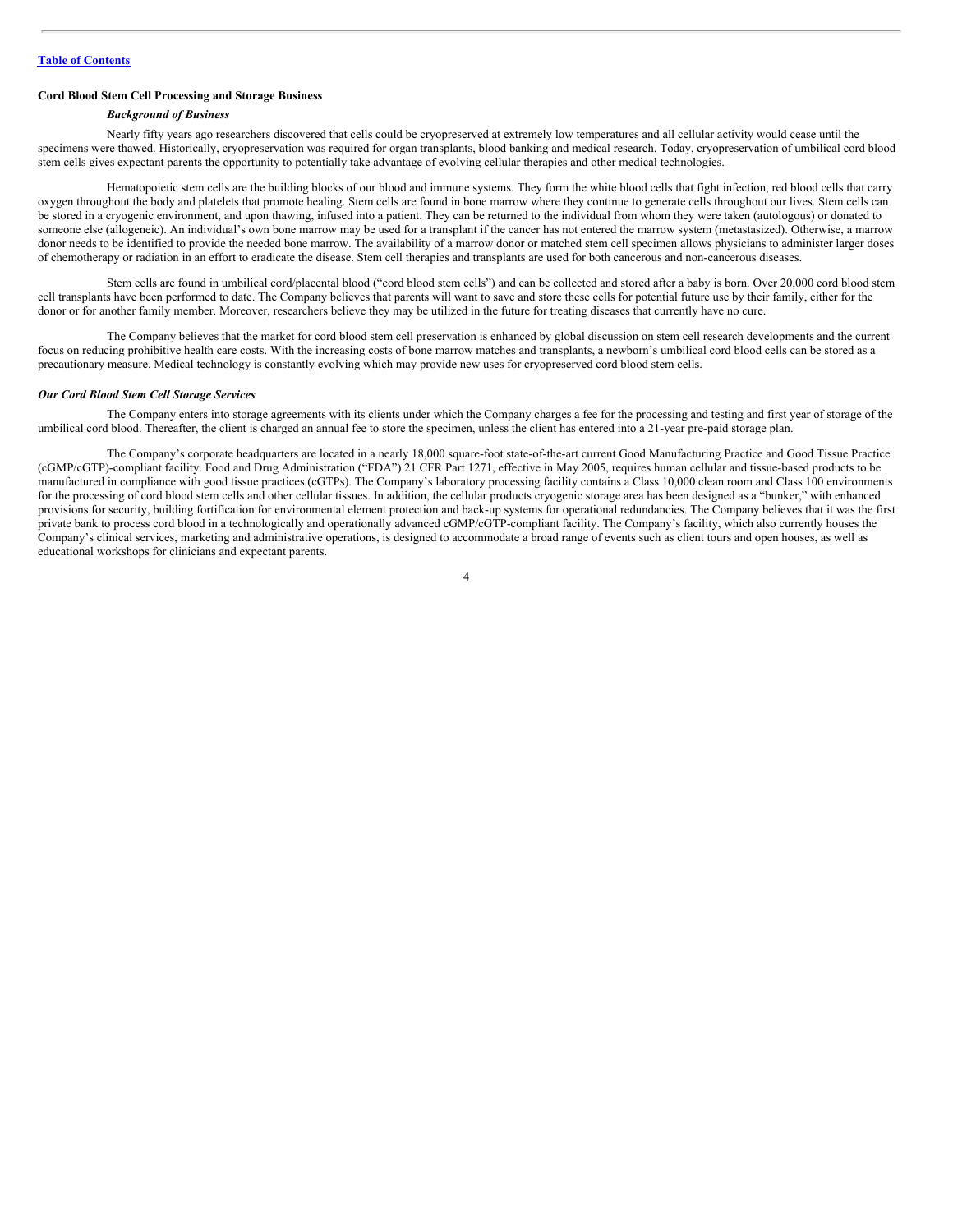**Cord Blood Stem Cell Processing and Storage Business**

***Background of Business***

Nearly fifty years ago researchers discovered that cells could be cryopreserved at extremely low temperatures and all cellular activity would cease until the specimens were thawed. Historically, cryopreservation was required for organ transplants, blood banking and medical research. Today, cryopreservation of umbilical cord blood stem cells gives expectant parents the opportunity to potentially take advantage of evolving cellular therapies and other medical technologies.

Hematopoietic stem cells are the building blocks of our blood and immune systems. They form the white blood cells that fight infection, red blood cells that carry oxygen throughout the body and platelets that promote healing. Stem cells are found in bone marrow where they continue to generate cells throughout our lives. Stem cells can be stored in a cryogenic environment, and upon thawing, infused into a patient. They can be returned to the individual from whom they were taken (autologous) or donated to someone else (allogeneic). An individual's own bone marrow may be used for a transplant if the cancer has not entered the marrow system (metastasized). Otherwise, a marrow donor needs to be identified to provide the needed bone marrow. The availability of a marrow donor or matched stem cell specimen allows physicians to administer larger doses of chemotherapy or radiation in an effort to eradicate the disease. Stem cell therapies and transplants are used for both cancerous and non-cancerous diseases.

Stem cells are found in umbilical cord/placental blood ("cord blood stem cells") and can be collected and stored after a baby is born. Over 20,000 cord blood stem cell transplants have been performed to date. The Company believes that parents will want to save and store these cells for potential future use by their family, either for the donor or for another family member. Moreover, researchers believe they may be utilized in the future for treating diseases that currently have no cure.

The Company believes that the market for cord blood stem cell preservation is enhanced by global discussion on stem cell research developments and the current focus on reducing prohibitive health care costs. With the increasing costs of bone marrow matches and transplants, a newborn's umbilical cord blood cells can be stored as a precautionary measure. Medical technology is constantly evolving which may provide new uses for cryopreserved cord blood stem cells.

***Our Cord Blood Stem Cell Storage Services***

The Company enters into storage agreements with its clients under which the Company charges a fee for the processing and testing and first year of storage of the umbilical cord blood. Thereafter, the client is charged an annual fee to store the specimen, unless the client has entered into a 21-year pre-paid storage plan.

The Company's corporate headquarters are located in a nearly 18,000 square-foot state-of-the-art current Good Manufacturing Practice and Good Tissue Practice (cGMP/cGTP)-compliant facility. Food and Drug Administration ("FDA") 21 CFR Part 1271, effective in May 2005, requires human cellular and tissue-based products to be manufactured in compliance with good tissue practices (cGTPs). The Company's laboratory processing facility contains a Class 10,000 clean room and Class 100 environments for the processing of cord blood stem cells and other cellular tissues. In addition, the cellular products cryogenic storage area has been designed as a "bunker," with enhanced provisions for security, building fortification for environmental element protection and back-up systems for operational redundancies. The Company believes that it was the first private bank to process cord blood in a technologically and operationally advanced cGMP/cGTP-compliant facility. The Company's facility, which also currently houses the Company's clinical services, marketing and administrative operations, is designed to accommodate a broad range of events such as client tours and open houses, as well as educational workshops for clinicians and expectant parents.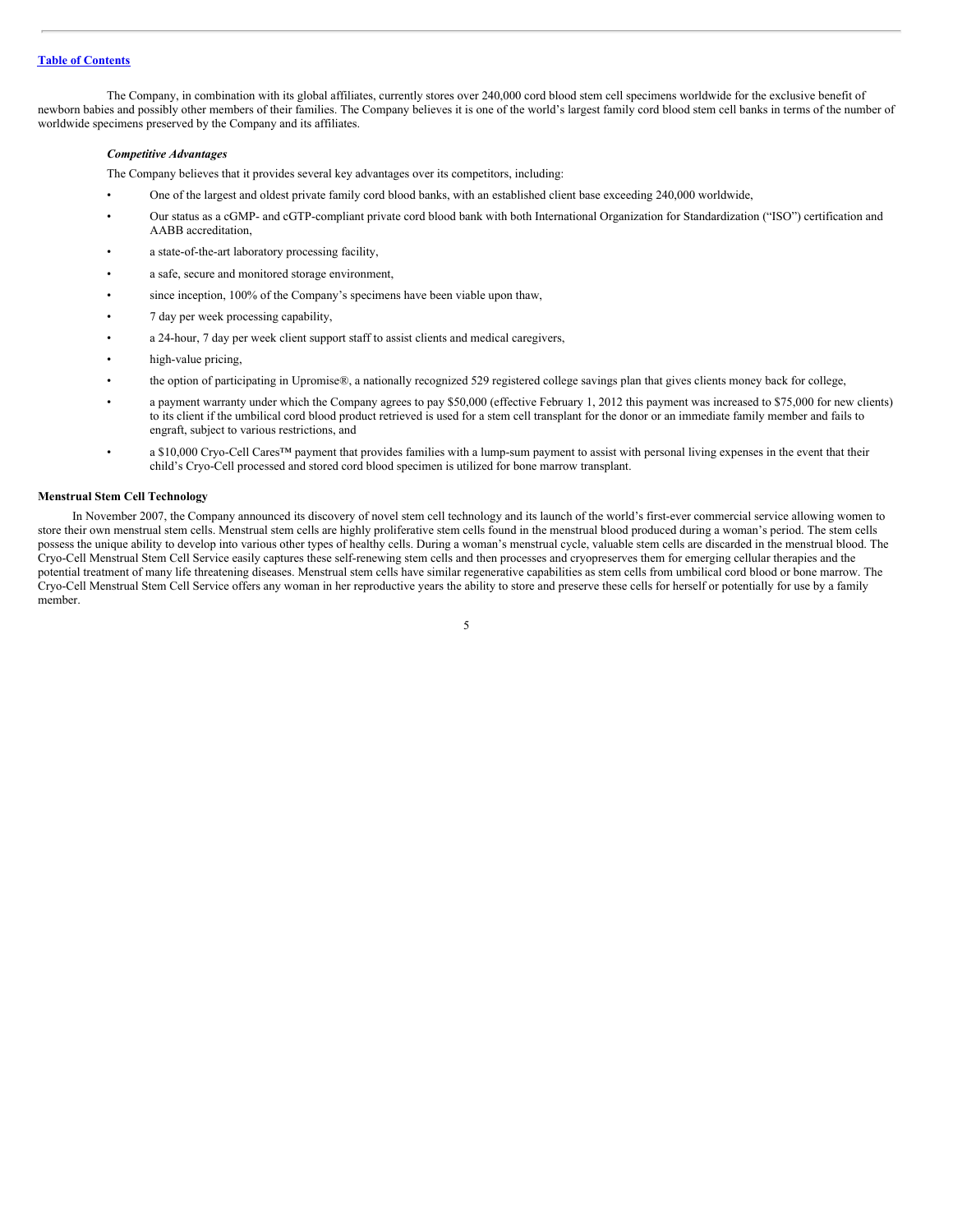The Company, in combination with its global affiliates, currently stores over 240,000 cord blood stem cell specimens worldwide for the exclusive benefit of newborn babies and possibly other members of their families. The Company believes it is one of the world's largest family cord blood stem cell banks in terms of the number of worldwide specimens preserved by the Company and its affiliates.

***Competitive Advantages***

The Company believes that it provides several key advantages over its competitors, including:

- One of the largest and oldest private family cord blood banks, with an established client base exceeding 240,000 worldwide,
- Our status as a cGMP- and cGTP-compliant private cord blood bank with both International Organization for Standardization ("ISO") certification and AABB accreditation,
- a state-of-the-art laboratory processing facility,
- a safe, secure and monitored storage environment,
- since inception, 100% of the Company's specimens have been viable upon thaw,
- 7 day per week processing capability,
- a 24-hour, 7 day per week client support staff to assist clients and medical caregivers,
- high-value pricing,
- the option of participating in Upromise®, a nationally recognized 529 registered college savings plan that gives clients money back for college,
- a payment warranty under which the Company agrees to pay $50,000 (effective February 1, 2012 this payment was increased to $75,000 for new clients) to its client if the umbilical cord blood product retrieved is used for a stem cell transplant for the donor or an immediate family member and fails to engraft, subject to various restrictions, and
- a $10,000 Cryo-Cell Cares™ payment that provides families with a lump-sum payment to assist with personal living expenses in the event that their child's Cryo-Cell processed and stored cord blood specimen is utilized for bone marrow transplant.

**Menstrual Stem Cell Technology**

In November 2007, the Company announced its discovery of novel stem cell technology and its launch of the world's first-ever commercial service allowing women to store their own menstrual stem cells. Menstrual stem cells are highly proliferative stem cells found in the menstrual blood produced during a woman's period. The stem cells possess the unique ability to develop into various other types of healthy cells. During a woman's menstrual cycle, valuable stem cells are discarded in the menstrual blood. The Cryo-Cell Menstrual Stem Cell Service easily captures these self-renewing stem cells and then processes and cryopreserves them for emerging cellular therapies and the potential treatment of many life threatening diseases. Menstrual stem cells have similar regenerative capabilities as stem cells from umbilical cord blood or bone marrow. The Cryo-Cell Menstrual Stem Cell Service offers any woman in her reproductive years the ability to store and preserve these cells for herself or potentially for use by a family member.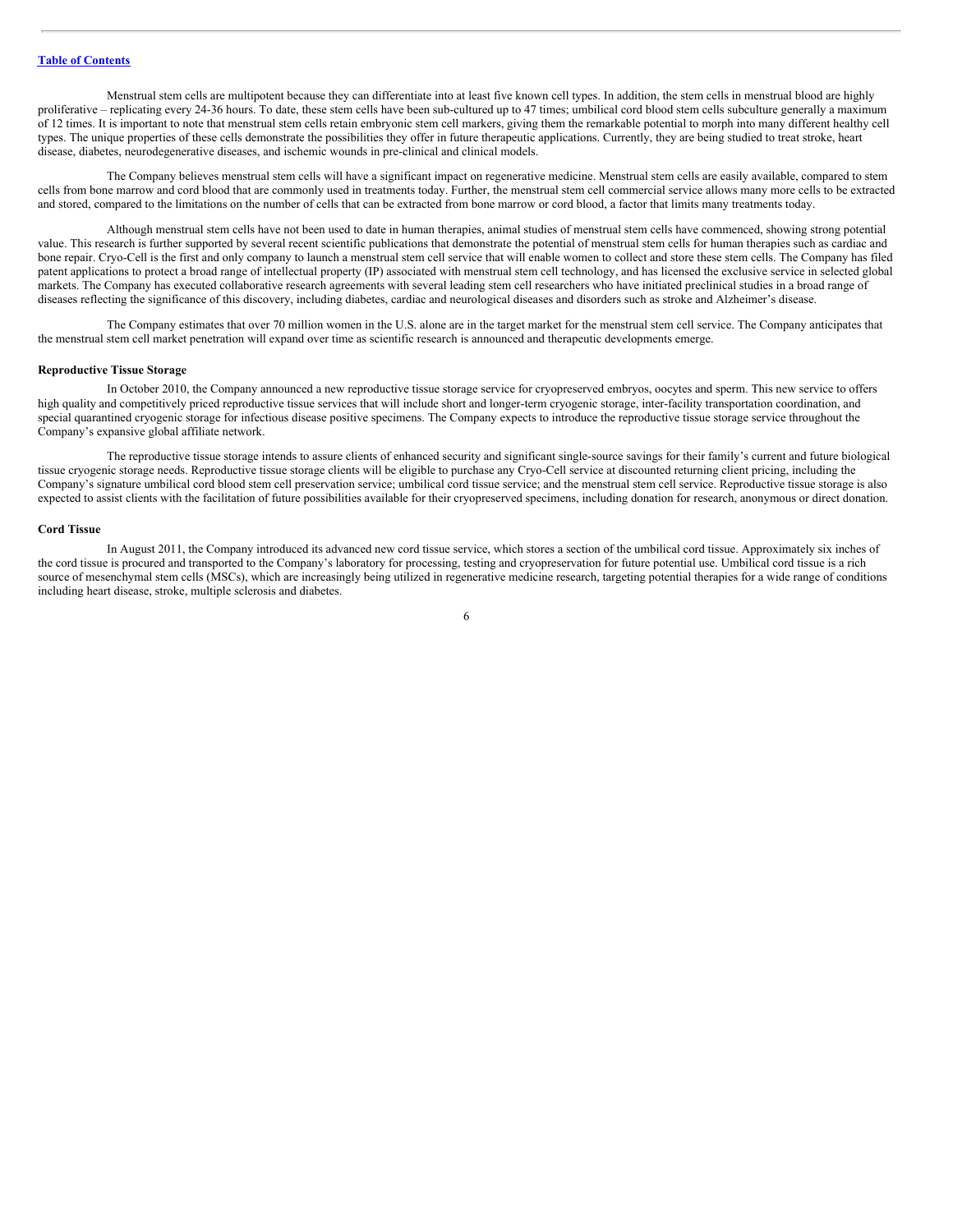Menstrual stem cells are multipotent because they can differentiate into at least five known cell types. In addition, the stem cells in menstrual blood are highly proliferative – replicating every 24-36 hours. To date, these stem cells have been sub-cultured up to 47 times; umbilical cord blood stem cells subculture generally a maximum of 12 times. It is important to note that menstrual stem cells retain embryonic stem cell markers, giving them the remarkable potential to morph into many different healthy cell types. The unique properties of these cells demonstrate the possibilities they offer in future therapeutic applications. Currently, they are being studied to treat stroke, heart disease, diabetes, neurodegenerative diseases, and ischemic wounds in pre-clinical and clinical models.

The Company believes menstrual stem cells will have a significant impact on regenerative medicine. Menstrual stem cells are easily available, compared to stem cells from bone marrow and cord blood that are commonly used in treatments today. Further, the menstrual stem cell commercial service allows many more cells to be extracted and stored, compared to the limitations on the number of cells that can be extracted from bone marrow or cord blood, a factor that limits many treatments today.

Although menstrual stem cells have not been used to date in human therapies, animal studies of menstrual stem cells have commenced, showing strong potential value. This research is further supported by several recent scientific publications that demonstrate the potential of menstrual stem cells for human therapies such as cardiac and bone repair. Cryo-Cell is the first and only company to launch a menstrual stem cell service that will enable women to collect and store these stem cells. The Company has filed patent applications to protect a broad range of intellectual property (IP) associated with menstrual stem cell technology, and has licensed the exclusive service in selected global markets. The Company has executed collaborative research agreements with several leading stem cell researchers who have initiated preclinical studies in a broad range of diseases reflecting the significance of this discovery, including diabetes, cardiac and neurological diseases and disorders such as stroke and Alzheimer's disease.

The Company estimates that over 70 million women in the U.S. alone are in the target market for the menstrual stem cell service. The Company anticipates that the menstrual stem cell market penetration will expand over time as scientific research is announced and therapeutic developments emerge.

**Reproductive Tissue Storage**

In October 2010, the Company announced a new reproductive tissue storage service for cryopreserved embryos, oocytes and sperm. This new service to offers high quality and competitively priced reproductive tissue services that will include short and longer-term cryogenic storage, inter-facility transportation coordination, and special quarantined cryogenic storage for infectious disease positive specimens. The Company expects to introduce the reproductive tissue storage service throughout the Company's expansive global affiliate network.

The reproductive tissue storage intends to assure clients of enhanced security and significant single-source savings for their family's current and future biological tissue cryogenic storage needs. Reproductive tissue storage clients will be eligible to purchase any Cryo-Cell service at discounted returning client pricing, including the Company's signature umbilical cord blood stem cell preservation service; umbilical cord tissue service; and the menstrual stem cell service. Reproductive tissue storage is also expected to assist clients with the facilitation of future possibilities available for their cryopreserved specimens, including donation for research, anonymous or direct donation.

**Cord Tissue**

In August 2011, the Company introduced its advanced new cord tissue service, which stores a section of the umbilical cord tissue. Approximately six inches of the cord tissue is procured and transported to the Company's laboratory for processing, testing and cryopreservation for future potential use. Umbilical cord tissue is a rich source of mesenchymal stem cells (MSCs), which are increasingly being utilized in regenerative medicine research, targeting potential therapies for a wide range of conditions including heart disease, stroke, multiple sclerosis and diabetes.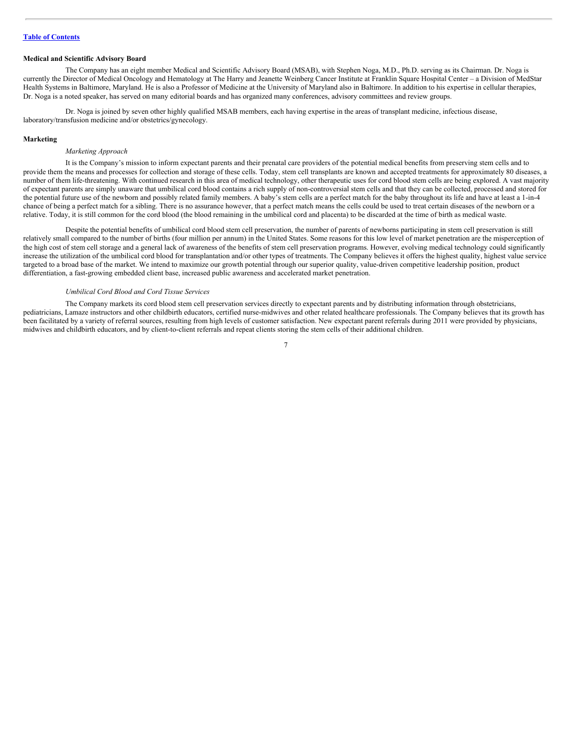## Medical and Scientific Advisory Board

The Company has an eight member Medical and Scientific Advisory Board (MSAB), with Stephen Noga, M.D., Ph.D. serving as its Chairman. Dr. Noga is currently the Director of Medical Oncology and Hematology at The Harry and Jeanette Weinberg Cancer Institute at Franklin Square Hospital Center – a Division of MedStar Health Systems in Baltimore, Maryland. He is also a Professor of Medicine at the University of Maryland also in Baltimore. In addition to his expertise in cellular therapies, Dr. Noga is a noted speaker, has served on many editorial boards and has organized many conferences, advisory committees and review groups.

Dr. Noga is joined by seven other highly qualified MSAB members, each having expertise in the areas of transplant medicine, infectious disease, laboratory/transfusion medicine and/or obstetrics/gynecology.

## Marketing

### *Marketing Approach*

It is the Company's mission to inform expectant parents and their prenatal care providers of the potential medical benefits from preserving stem cells and to provide them the means and processes for collection and storage of these cells. Today, stem cell transplants are known and accepted treatments for approximately 80 diseases, a number of them life-threatening. With continued research in this area of medical technology, other therapeutic uses for cord blood stem cells are being explored. A vast majority of expectant parents are simply unaware that umbilical cord blood contains a rich supply of non-controversial stem cells and that they can be collected, processed and stored for the potential future use of the newborn and possibly related family members. A baby's stem cells are a perfect match for the baby throughout its life and have at least a 1-in-4 chance of being a perfect match for a sibling. There is no assurance however, that a perfect match means the cells could be used to treat certain diseases of the newborn or a relative. Today, it is still common for the cord blood (the blood remaining in the umbilical cord and placenta) to be discarded at the time of birth as medical waste.

Despite the potential benefits of umbilical cord blood stem cell preservation, the number of parents of newborns participating in stem cell preservation is still relatively small compared to the number of births (four million per annum) in the United States. Some reasons for this low level of market penetration are the misperception of the high cost of stem cell storage and a general lack of awareness of the benefits of stem cell preservation programs. However, evolving medical technology could significantly increase the utilization of the umbilical cord blood for transplantation and/or other types of treatments. The Company believes it offers the highest quality, highest value service targeted to a broad base of the market. We intend to maximize our growth potential through our superior quality, value-driven competitive leadership position, product differentiation, a fast-growing embedded client base, increased public awareness and accelerated market penetration.

### *Umbilical Cord Blood and Cord Tissue Services*

The Company markets its cord blood stem cell preservation services directly to expectant parents and by distributing information through obstetricians, pediatricians, Lamaze instructors and other childbirth educators, certified nurse-midwives and other related healthcare professionals. The Company believes that its growth has been facilitated by a variety of referral sources, resulting from high levels of customer satisfaction. New expectant parent referrals during 2011 were provided by physicians, midwives and childbirth educators, and by client-to-client referrals and repeat clients storing the stem cells of their additional children.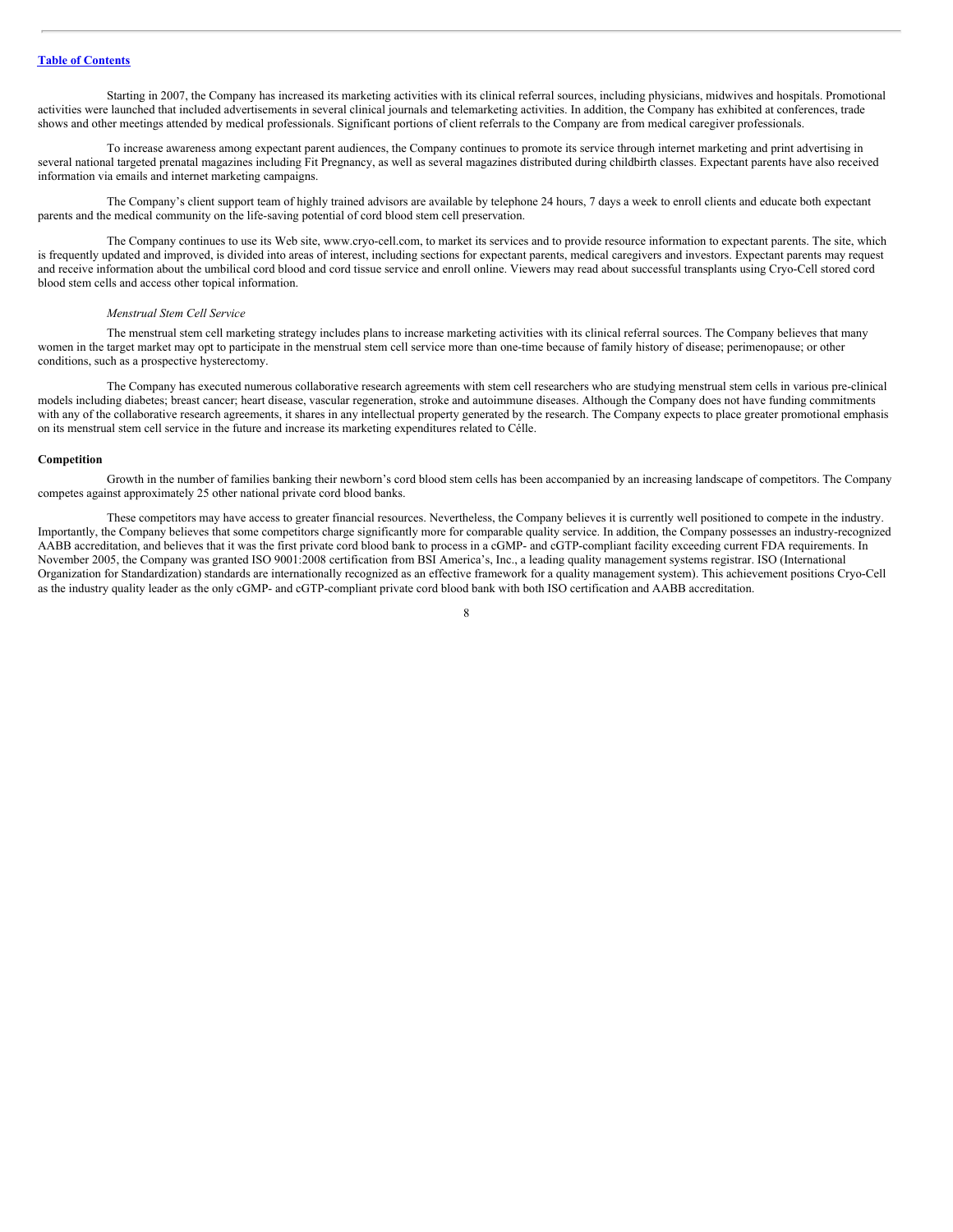Starting in 2007, the Company has increased its marketing activities with its clinical referral sources, including physicians, midwives and hospitals. Promotional activities were launched that included advertisements in several clinical journals and telemarketing activities. In addition, the Company has exhibited at conferences, trade shows and other meetings attended by medical professionals. Significant portions of client referrals to the Company are from medical caregiver professionals.

To increase awareness among expectant parent audiences, the Company continues to promote its service through internet marketing and print advertising in several national targeted prenatal magazines including Fit Pregnancy, as well as several magazines distributed during childbirth classes. Expectant parents have also received information via emails and internet marketing campaigns.

The Company's client support team of highly trained advisors are available by telephone 24 hours, 7 days a week to enroll clients and educate both expectant parents and the medical community on the life-saving potential of cord blood stem cell preservation.

The Company continues to use its Web site, www.cryo-cell.com, to market its services and to provide resource information to expectant parents. The site, which is frequently updated and improved, is divided into areas of interest, including sections for expectant parents, medical caregivers and investors. Expectant parents may request and receive information about the umbilical cord blood and cord tissue service and enroll online. Viewers may read about successful transplants using Cryo-Cell stored cord blood stem cells and access other topical information.

*Menstrual Stem Cell Service*

The menstrual stem cell marketing strategy includes plans to increase marketing activities with its clinical referral sources. The Company believes that many women in the target market may opt to participate in the menstrual stem cell service more than one-time because of family history of disease; perimenopause; or other conditions, such as a prospective hysterectomy.

The Company has executed numerous collaborative research agreements with stem cell researchers who are studying menstrual stem cells in various pre-clinical models including diabetes; breast cancer; heart disease, vascular regeneration, stroke and autoimmune diseases. Although the Company does not have funding commitments with any of the collaborative research agreements, it shares in any intellectual property generated by the research. The Company expects to place greater promotional emphasis on its menstrual stem cell service in the future and increase its marketing expenditures related to Célle.

**Competition**

Growth in the number of families banking their newborn's cord blood stem cells has been accompanied by an increasing landscape of competitors. The Company competes against approximately 25 other national private cord blood banks.

These competitors may have access to greater financial resources. Nevertheless, the Company believes it is currently well positioned to compete in the industry. Importantly, the Company believes that some competitors charge significantly more for comparable quality service. In addition, the Company possesses an industry-recognized AABB accreditation, and believes that it was the first private cord blood bank to process in a cGMP- and cGTP-compliant facility exceeding current FDA requirements. In November 2005, the Company was granted ISO 9001:2008 certification from BSI America's, Inc., a leading quality management systems registrar. ISO (International Organization for Standardization) standards are internationally recognized as an effective framework for a quality management system). This achievement positions Cryo-Cell as the industry quality leader as the only cGMP- and cGTP-compliant private cord blood bank with both ISO certification and AABB accreditation.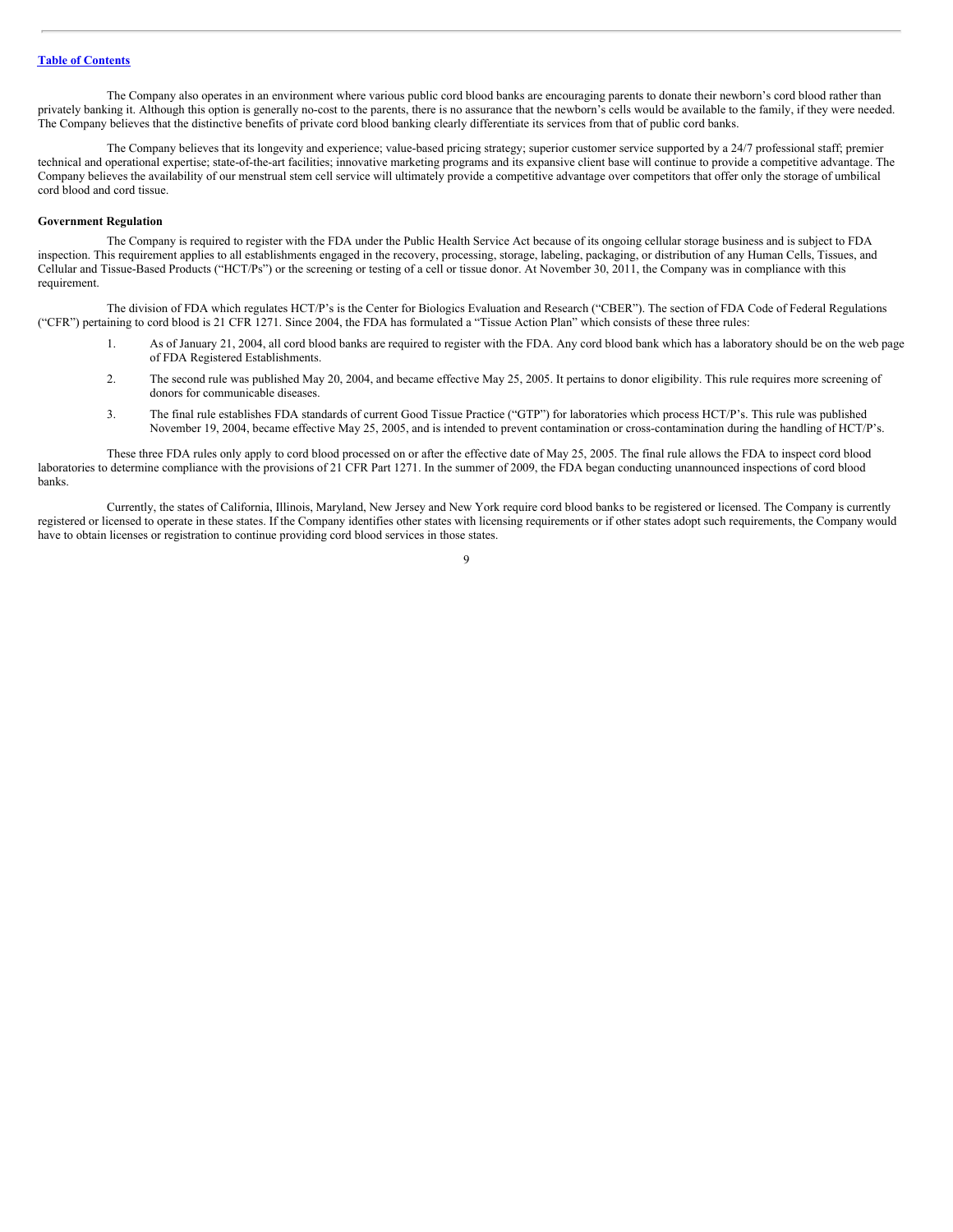The Company also operates in an environment where various public cord blood banks are encouraging parents to donate their newborn's cord blood rather than privately banking it. Although this option is generally no-cost to the parents, there is no assurance that the newborn's cells would be available to the family, if they were needed. The Company believes that the distinctive benefits of private cord blood banking clearly differentiate its services from that of public cord banks.

The Company believes that its longevity and experience; value-based pricing strategy; superior customer service supported by a 24/7 professional staff; premier technical and operational expertise; state-of-the-art facilities; innovative marketing programs and its expansive client base will continue to provide a competitive advantage. The Company believes the availability of our menstrual stem cell service will ultimately provide a competitive advantage over competitors that offer only the storage of umbilical cord blood and cord tissue.

**Government Regulation**

The Company is required to register with the FDA under the Public Health Service Act because of its ongoing cellular storage business and is subject to FDA inspection. This requirement applies to all establishments engaged in the recovery, processing, storage, labeling, packaging, or distribution of any Human Cells, Tissues, and Cellular and Tissue-Based Products ("HCT/Ps") or the screening or testing of a cell or tissue donor. At November 30, 2011, the Company was in compliance with this requirement.

The division of FDA which regulates HCT/P's is the Center for Biologics Evaluation and Research ("CBER"). The section of FDA Code of Federal Regulations ("CFR") pertaining to cord blood is 21 CFR 1271. Since 2004, the FDA has formulated a "Tissue Action Plan" which consists of these three rules:

1. As of January 21, 2004, all cord blood banks are required to register with the FDA. Any cord blood bank which has a laboratory should be on the web page of FDA Registered Establishments.
2. The second rule was published May 20, 2004, and became effective May 25, 2005. It pertains to donor eligibility. This rule requires more screening of donors for communicable diseases.
3. The final rule establishes FDA standards of current Good Tissue Practice ("GTP") for laboratories which process HCT/P's. This rule was published November 19, 2004, became effective May 25, 2005, and is intended to prevent contamination or cross-contamination during the handling of HCT/P's.

These three FDA rules only apply to cord blood processed on or after the effective date of May 25, 2005. The final rule allows the FDA to inspect cord blood laboratories to determine compliance with the provisions of 21 CFR Part 1271. In the summer of 2009, the FDA began conducting unannounced inspections of cord blood banks.

Currently, the states of California, Illinois, Maryland, New Jersey and New York require cord blood banks to be registered or licensed. The Company is currently registered or licensed to operate in these states. If the Company identifies other states with licensing requirements or if other states adopt such requirements, the Company would have to obtain licenses or registration to continue providing cord blood services in those states.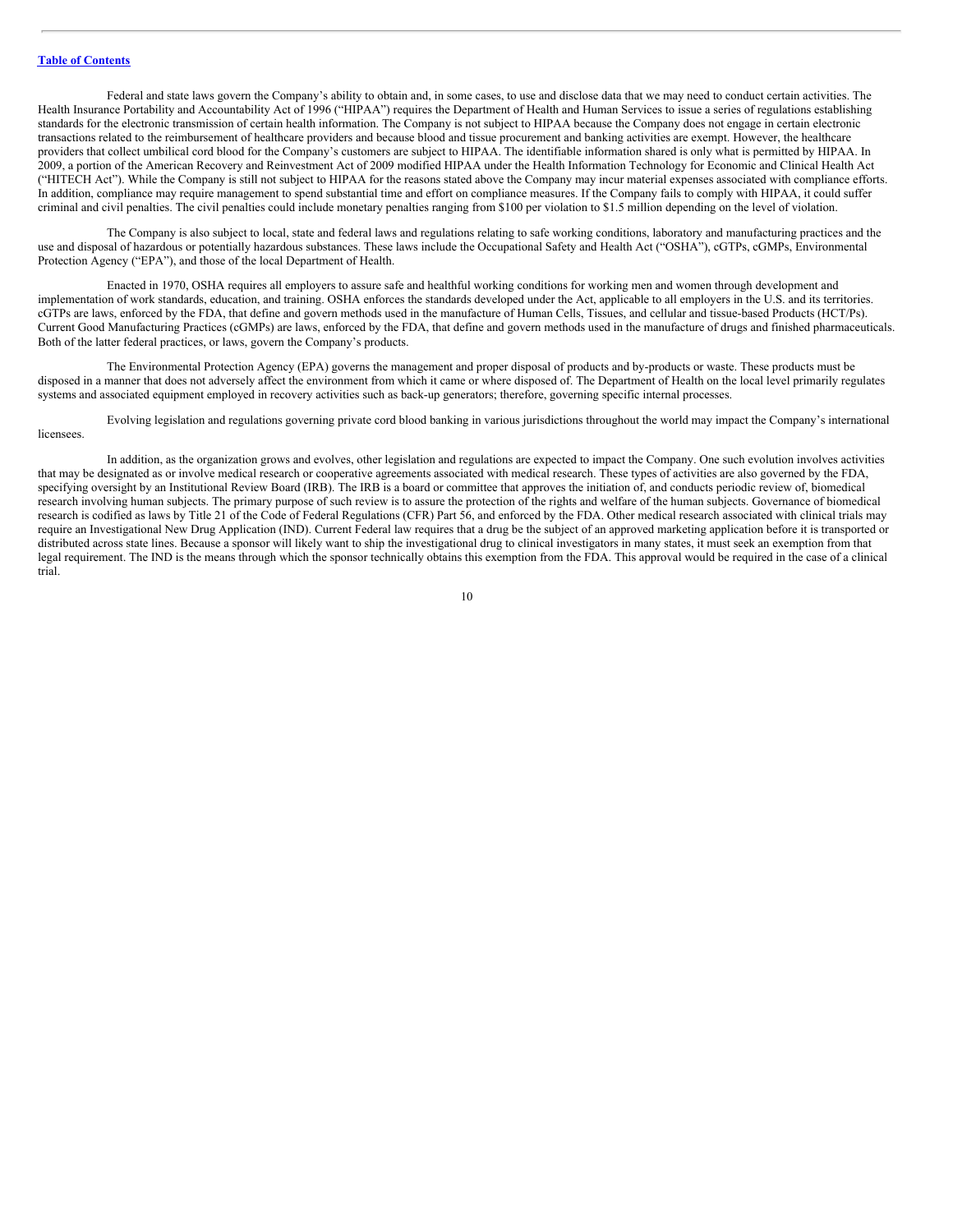Federal and state laws govern the Company's ability to obtain and, in some cases, to use and disclose data that we may need to conduct certain activities. The Health Insurance Portability and Accountability Act of 1996 ("HIPAA") requires the Department of Health and Human Services to issue a series of regulations establishing standards for the electronic transmission of certain health information. The Company is not subject to HIPAA because the Company does not engage in certain electronic transactions related to the reimbursement of healthcare providers and because blood and tissue procurement and banking activities are exempt. However, the healthcare providers that collect umbilical cord blood for the Company's customers are subject to HIPAA. The identifiable information shared is only what is permitted by HIPAA. In 2009, a portion of the American Recovery and Reinvestment Act of 2009 modified HIPAA under the Health Information Technology for Economic and Clinical Health Act ("HITECH Act"). While the Company is still not subject to HIPAA for the reasons stated above the Company may incur material expenses associated with compliance efforts. In addition, compliance may require management to spend substantial time and effort on compliance measures. If the Company fails to comply with HIPAA, it could suffer criminal and civil penalties. The civil penalties could include monetary penalties ranging from $100 per violation to $1.5 million depending on the level of violation.

The Company is also subject to local, state and federal laws and regulations relating to safe working conditions, laboratory and manufacturing practices and the use and disposal of hazardous or potentially hazardous substances. These laws include the Occupational Safety and Health Act ("OSHA"), cGTPs, cGMPs, Environmental Protection Agency ("EPA"), and those of the local Department of Health.

Enacted in 1970, OSHA requires all employers to assure safe and healthful working conditions for working men and women through development and implementation of work standards, education, and training. OSHA enforces the standards developed under the Act, applicable to all employers in the U.S. and its territories. cGTPs are laws, enforced by the FDA, that define and govern methods used in the manufacture of Human Cells, Tissues, and cellular and tissue-based Products (HCT/Ps). Current Good Manufacturing Practices (cGMPs) are laws, enforced by the FDA, that define and govern methods used in the manufacture of drugs and finished pharmaceuticals. Both of the latter federal practices, or laws, govern the Company's products.

The Environmental Protection Agency (EPA) governs the management and proper disposal of products and by-products or waste. These products must be disposed in a manner that does not adversely affect the environment from which it came or where disposed of. The Department of Health on the local level primarily regulates systems and associated equipment employed in recovery activities such as back-up generators; therefore, governing specific internal processes.

Evolving legislation and regulations governing private cord blood banking in various jurisdictions throughout the world may impact the Company's international licensees.

In addition, as the organization grows and evolves, other legislation and regulations are expected to impact the Company. One such evolution involves activities that may be designated as or involve medical research or cooperative agreements associated with medical research. These types of activities are also governed by the FDA, specifying oversight by an Institutional Review Board (IRB). The IRB is a board or committee that approves the initiation of, and conducts periodic review of, biomedical research involving human subjects. The primary purpose of such review is to assure the protection of the rights and welfare of the human subjects. Governance of biomedical research is codified as laws by Title 21 of the Code of Federal Regulations (CFR) Part 56, and enforced by the FDA. Other medical research associated with clinical trials may require an Investigational New Drug Application (IND). Current Federal law requires that a drug be the subject of an approved marketing application before it is transported or distributed across state lines. Because a sponsor will likely want to ship the investigational drug to clinical investigators in many states, it must seek an exemption from that legal requirement. The IND is the means through which the sponsor technically obtains this exemption from the FDA. This approval would be required in the case of a clinical trial.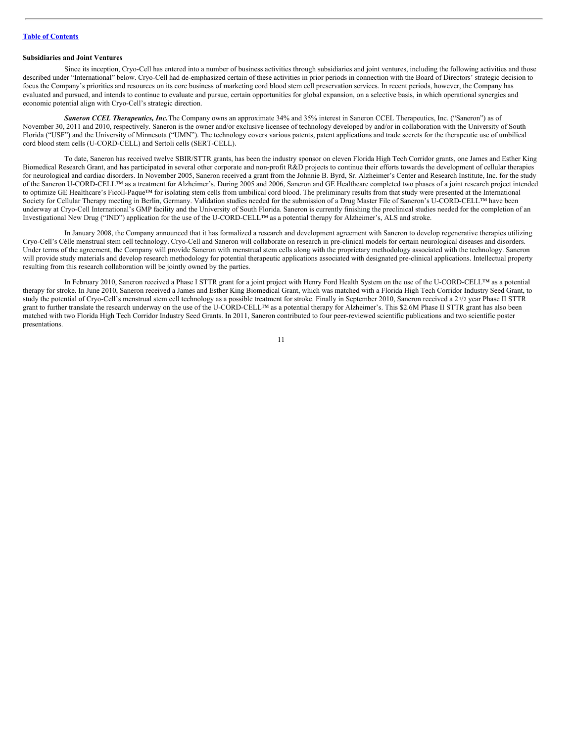[Table of Contents](#)

**Subsidiaries and Joint Ventures**

Since its inception, Cryo-Cell has entered into a number of business activities through subsidiaries and joint ventures, including the following activities and those described under "International" below. Cryo-Cell had de-emphasized certain of these activities in prior periods in connection with the Board of Directors' strategic decision to focus the Company's priorities and resources on its core business of marketing cord blood stem cell preservation services. In recent periods, however, the Company has evaluated and pursued, and intends to continue to evaluate and pursue, certain opportunities for global expansion, on a selective basis, in which operational synergies and economic potential align with Cryo-Cell's strategic direction.

***Saneron CCEL Therapeutics, Inc.*** The Company owns an approximate 34% and 35% interest in Saneron CCEL Therapeutics, Inc. ("Saneron") as of November 30, 2011 and 2010, respectively. Saneron is the owner and/or exclusive licensee of technology developed by and/or in collaboration with the University of South Florida ("USF") and the University of Minnesota ("UMN"). The technology covers various patents, patent applications and trade secrets for the therapeutic use of umbilical cord blood stem cells (U-CORD-CELL) and Sertoli cells (SERT-CELL).

To date, Saneron has received twelve SBIR/STTR grants, has been the industry sponsor on eleven Florida High Tech Corridor grants, one James and Esther King Biomedical Research Grant, and has participated in several other corporate and non-profit R&D projects to continue their efforts towards the development of cellular therapies for neurological and cardiac disorders. In November 2005, Saneron received a grant from the Johnnie B. Byrd, Sr. Alzheimer's Center and Research Institute, Inc. for the study of the Saneron U-CORD-CELL™ as a treatment for Alzheimer's. During 2005 and 2006, Saneron and GE Healthcare completed two phases of a joint research project intended to optimize GE Healthcare's Ficoll-Paque™ for isolating stem cells from umbilical cord blood. The preliminary results from that study were presented at the International Society for Cellular Therapy meeting in Berlin, Germany. Validation studies needed for the submission of a Drug Master File of Saneron's U-CORD-CELL™ have been underway at Cryo-Cell International's GMP facility and the University of South Florida. Saneron is currently finishing the preclinical studies needed for the completion of an Investigational New Drug ("IND") application for the use of the U-CORD-CELL™ as a potential therapy for Alzheimer's, ALS and stroke.

In January 2008, the Company announced that it has formalized a research and development agreement with Saneron to develop regenerative therapies utilizing Cryo-Cell's Célle menstrual stem cell technology. Cryo-Cell and Saneron will collaborate on research in pre-clinical models for certain neurological diseases and disorders. Under terms of the agreement, the Company will provide Saneron with menstrual stem cells along with the proprietary methodology associated with the technology. Saneron will provide study materials and develop research methodology for potential therapeutic applications associated with designated pre-clinical applications. Intellectual property resulting from this research collaboration will be jointly owned by the parties.

In February 2010, Saneron received a Phase I STTR grant for a joint project with Henry Ford Health System on the use of the U-CORD-CELL™ as a potential therapy for stroke. In June 2010, Saneron received a James and Esther King Biomedical Grant, which was matched with a Florida High Tech Corridor Industry Seed Grant, to study the potential of Cryo-Cell's menstrual stem cell technology as a possible treatment for stroke. Finally in September 2010, Saneron received a 2 1/2 year Phase II STTR grant to further translate the research underway on the use of the U-CORD-CELL™ as a potential therapy for Alzheimer's. This $2.6M Phase II STTR grant has also been matched with two Florida High Tech Corridor Industry Seed Grants. In 2011, Saneron contributed to four peer-reviewed scientific publications and two scientific poster presentations.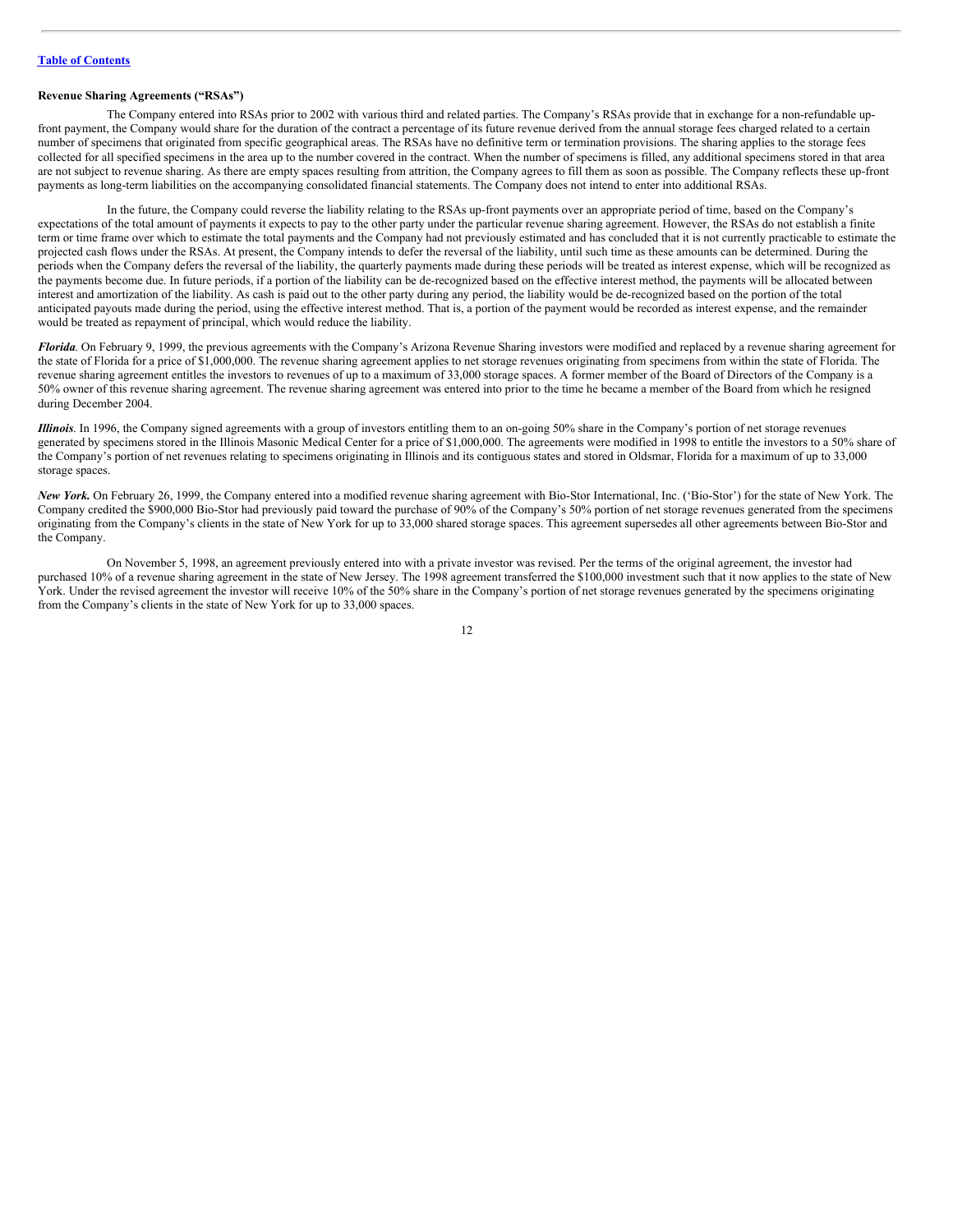**Revenue Sharing Agreements ("RSAs")**

The Company entered into RSAs prior to 2002 with various third and related parties. The Company's RSAs provide that in exchange for a non-refundable up-front payment, the Company would share for the duration of the contract a percentage of its future revenue derived from the annual storage fees charged related to a certain number of specimens that originated from specific geographical areas. The RSAs have no definitive term or termination provisions. The sharing applies to the storage fees collected for all specified specimens in the area up to the number covered in the contract. When the number of specimens is filled, any additional specimens stored in that area are not subject to revenue sharing. As there are empty spaces resulting from attrition, the Company agrees to fill them as soon as possible. The Company reflects these up-front payments as long-term liabilities on the accompanying consolidated financial statements. The Company does not intend to enter into additional RSAs.

In the future, the Company could reverse the liability relating to the RSAs up-front payments over an appropriate period of time, based on the Company's expectations of the total amount of payments it expects to pay to the other party under the particular revenue sharing agreement. However, the RSAs do not establish a finite term or time frame over which to estimate the total payments and the Company had not previously estimated and has concluded that it is not currently practicable to estimate the projected cash flows under the RSAs. At present, the Company intends to defer the reversal of the liability, until such time as these amounts can be determined. During the periods when the Company defers the reversal of the liability, the quarterly payments made during these periods will be treated as interest expense, which will be recognized as the payments become due. In future periods, if a portion of the liability can be de-recognized based on the effective interest method, the payments will be allocated between interest and amortization of the liability. As cash is paid out to the other party during any period, the liability would be de-recognized based on the portion of the total anticipated payouts made during the period, using the effective interest method. That is, a portion of the payment would be recorded as interest expense, and the remainder would be treated as repayment of principal, which would reduce the liability.

***Florida***. On February 9, 1999, the previous agreements with the Company's Arizona Revenue Sharing investors were modified and replaced by a revenue sharing agreement for the state of Florida for a price of $1,000,000. The revenue sharing agreement applies to net storage revenues originating from specimens from within the state of Florida. The revenue sharing agreement entitles the investors to revenues of up to a maximum of 33,000 storage spaces. A former member of the Board of Directors of the Company is a 50% owner of this revenue sharing agreement. The revenue sharing agreement was entered into prior to the time he became a member of the Board from which he resigned during December 2004.

***Illinois***. In 1996, the Company signed agreements with a group of investors entitling them to an on-going 50% share in the Company's portion of net storage revenues generated by specimens stored in the Illinois Masonic Medical Center for a price of $1,000,000. The agreements were modified in 1998 to entitle the investors to a 50% share of the Company's portion of net revenues relating to specimens originating in Illinois and its contiguous states and stored in Oldsmar, Florida for a maximum of up to 33,000 storage spaces.

***New York.*** On February 26, 1999, the Company entered into a modified revenue sharing agreement with Bio-Stor International, Inc. ('Bio-Stor') for the state of New York. The Company credited the $900,000 Bio-Stor had previously paid toward the purchase of 90% of the Company's 50% portion of net storage revenues generated from the specimens originating from the Company's clients in the state of New York for up to 33,000 shared storage spaces. This agreement supersedes all other agreements between Bio-Stor and the Company.

On November 5, 1998, an agreement previously entered into with a private investor was revised. Per the terms of the original agreement, the investor had purchased 10% of a revenue sharing agreement in the state of New Jersey. The 1998 agreement transferred the $100,000 investment such that it now applies to the state of New York. Under the revised agreement the investor will receive 10% of the 50% share in the Company's portion of net storage revenues generated by the specimens originating from the Company's clients in the state of New York for up to 33,000 spaces.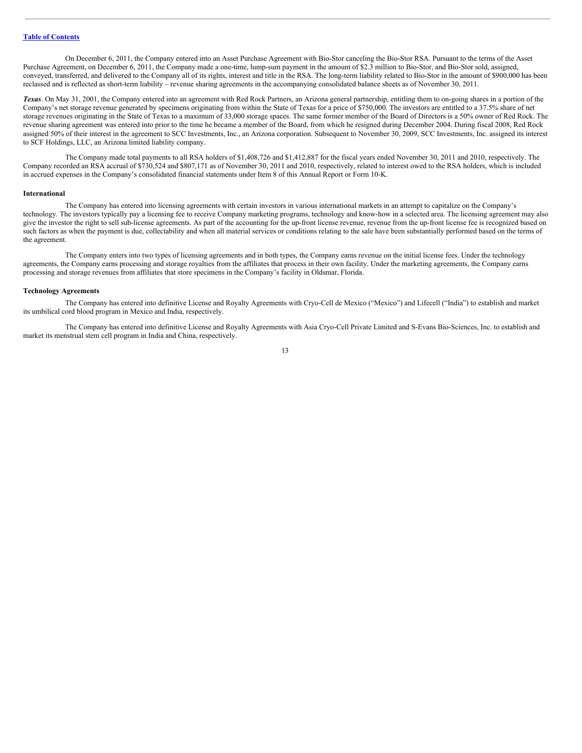On December 6, 2011, the Company entered into an Asset Purchase Agreement with Bio-Stor canceling the Bio-Stor RSA. Pursuant to the terms of the Asset Purchase Agreement, on December 6, 2011, the Company made a one-time, lump-sum payment in the amount of $2.3 million to Bio-Stor, and Bio-Stor sold, assigned, conveyed, transferred, and delivered to the Company all of its rights, interest and title in the RSA. The long-term liability related to Bio-Stor in the amount of $900,000 has been reclassed and is reflected as short-term liability – revenue sharing agreements in the accompanying consolidated balance sheets as of November 30, 2011.

***Texas***. On May 31, 2001, the Company entered into an agreement with Red Rock Partners, an Arizona general partnership, entitling them to on-going shares in a portion of the Company's net storage revenue generated by specimens originating from within the State of Texas for a price of $750,000. The investors are entitled to a 37.5% share of net storage revenues originating in the State of Texas to a maximum of 33,000 storage spaces. The same former member of the Board of Directors is a 50% owner of Red Rock. The revenue sharing agreement was entered into prior to the time he became a member of the Board, from which he resigned during December 2004. During fiscal 2008, Red Rock assigned 50% of their interest in the agreement to SCC Investments, Inc., an Arizona corporation. Subsequent to November 30, 2009, SCC Investments, Inc. assigned its interest to SCF Holdings, LLC, an Arizona limited liability company.

The Company made total payments to all RSA holders of $1,408,726 and $1,412,887 for the fiscal years ended November 30, 2011 and 2010, respectively. The Company recorded an RSA accrual of $730,524 and $807,171 as of November 30, 2011 and 2010, respectively, related to interest owed to the RSA holders, which is included in accrued expenses in the Company's consolidated financial statements under Item 8 of this Annual Report or Form 10-K.

**International**

The Company has entered into licensing agreements with certain investors in various international markets in an attempt to capitalize on the Company's technology. The investors typically pay a licensing fee to receive Company marketing programs, technology and know-how in a selected area. The licensing agreement may also give the investor the right to sell sub-license agreements. As part of the accounting for the up-front license revenue, revenue from the up-front license fee is recognized based on such factors as when the payment is due, collectability and when all material services or conditions relating to the sale have been substantially performed based on the terms of the agreement.

The Company enters into two types of licensing agreements and in both types, the Company earns revenue on the initial license fees. Under the technology agreements, the Company earns processing and storage royalties from the affiliates that process in their own facility. Under the marketing agreements, the Company earns processing and storage revenues from affiliates that store specimens in the Company's facility in Oldsmar, Florida.

**Technology Agreements**

The Company has entered into definitive License and Royalty Agreements with Cryo-Cell de Mexico ("Mexico") and Lifecell ("India") to establish and market its umbilical cord blood program in Mexico and India, respectively.

The Company has entered into definitive License and Royalty Agreements with Asia Cryo-Cell Private Limited and S-Evans Bio-Sciences, Inc. to establish and market its menstrual stem cell program in India and China, respectively.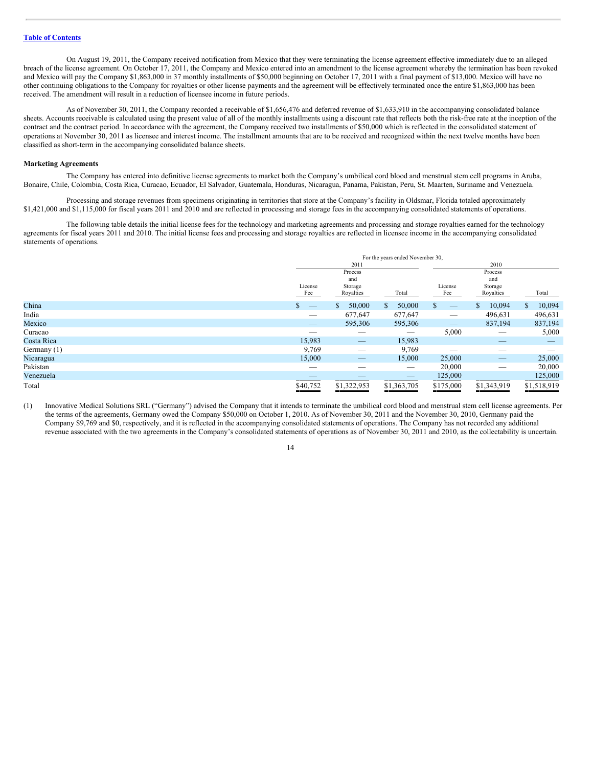On August 19, 2011, the Company received notification from Mexico that they were terminating the license agreement effective immediately due to an alleged breach of the license agreement. On October 17, 2011, the Company and Mexico entered into an amendment to the license agreement whereby the termination has been revoked and Mexico will pay the Company $1,863,000 in 37 monthly installments of $50,000 beginning on October 17, 2011 with a final payment of $13,000. Mexico will have no other continuing obligations to the Company for royalties or other license payments and the agreement will be effectively terminated once the entire $1,863,000 has been received. The amendment will result in a reduction of licensee income in future periods.

As of November 30, 2011, the Company recorded a receivable of $1,656,476 and deferred revenue of $1,633,910 in the accompanying consolidated balance sheets. Accounts receivable is calculated using the present value of all of the monthly installments using a discount rate that reflects both the risk-free rate at the inception of the contract and the contract period. In accordance with the agreement, the Company received two installments of $50,000 which is reflected in the consolidated statement of operations at November 30, 2011 as licensee and interest income. The installment amounts that are to be received and recognized within the next twelve months have been classified as short-term in the accompanying consolidated balance sheets.

**Marketing Agreements**

The Company has entered into definitive license agreements to market both the Company's umbilical cord blood and menstrual stem cell programs in Aruba, Bonaire, Chile, Colombia, Costa Rica, Curacao, Ecuador, El Salvador, Guatemala, Honduras, Nicaragua, Panama, Pakistan, Peru, St. Maarten, Suriname and Venezuela.

Processing and storage revenues from specimens originating in territories that store at the Company's facility in Oldsmar, Florida totaled approximately $1,421,000 and $1,115,000 for fiscal years 2011 and 2010 and are reflected in processing and storage fees in the accompanying consolidated statements of operations.

The following table details the initial license fees for the technology and marketing agreements and processing and storage royalties earned for the technology agreements for fiscal years 2011 and 2010. The initial license fees and processing and storage royalties are reflected in licensee income in the accompanying consolidated statements of operations.

| | For the years ended November 30, | | | | | |
|---|---|---|---|---|---|---|
| | 2011 | | | 2010 | | |
| | License Fee | Process and Storage Royalties | Total | License Fee | Process and Storage Royalties | Total |
| China | $ — | $ 50,000 | $ 50,000 | $ — | $ 10,094 | $ 10,094 |
| India | — | 677,647 | 677,647 | — | 496,631 | 496,631 |
| Mexico | — | 595,306 | 595,306 | — | 837,194 | 837,194 |
| Curacao | — | — | — | 5,000 | — | 5,000 |
| Costa Rica | 15,983 | — | 15,983 | — | — | — |
| Germany (1) | 9,769 | — | 9,769 | — | — | — |
| Nicaragua | 15,000 | — | 15,000 | 25,000 | — | 25,000 |
| Pakistan | — | — | — | 20,000 | — | 20,000 |
| Venezuela | — | — | — | 125,000 | | 125,000 |
| Total | $40,752 | $1,322,953 | $1,363,705 | $175,000 | $1,343,919 | $1,518,919 |

(1) Innovative Medical Solutions SRL ("Germany") advised the Company that it intends to terminate the umbilical cord blood and menstrual stem cell license agreements. Per the terms of the agreements, Germany owed the Company $50,000 on October 1, 2010. As of November 30, 2011 and the November 30, 2010, Germany paid the Company $9,769 and $0, respectively, and it is reflected in the accompanying consolidated statements of operations. The Company has not recorded any additional revenue associated with the two agreements in the Company's consolidated statements of operations as of November 30, 2011 and 2010, as the collectability is uncertain.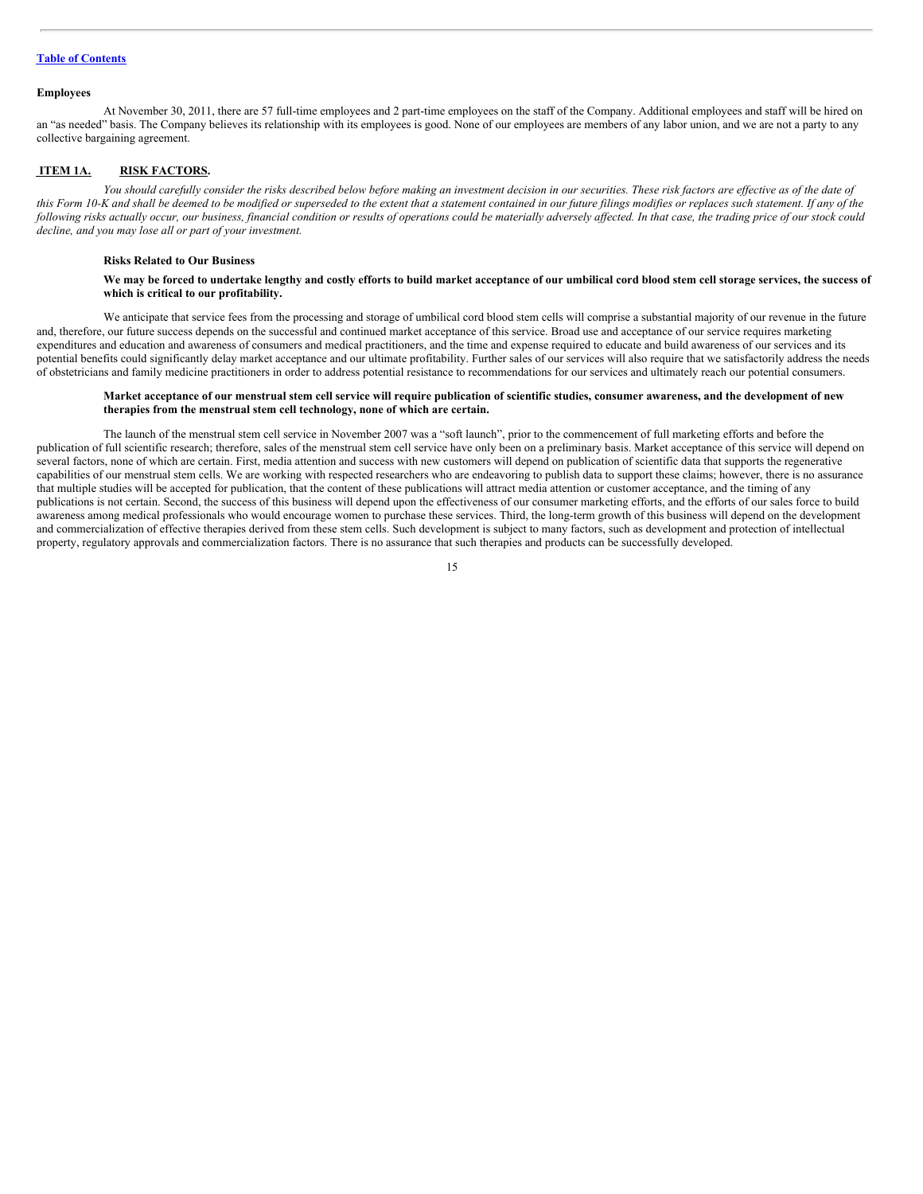### Employees

At November 30, 2011, there are 57 full-time employees and 2 part-time employees on the staff of the Company. Additional employees and staff will be hired on an "as needed" basis. The Company believes its relationship with its employees is good. None of our employees are members of any labor union, and we are not a party to any collective bargaining agreement.

## ITEM 1A. RISK FACTORS.

*You should carefully consider the risks described below before making an investment decision in our securities. These risk factors are effective as of the date of this Form 10-K and shall be deemed to be modified or superseded to the extent that a statement contained in our future filings modifies or replaces such statement. If any of the following risks actually occur, our business, financial condition or results of operations could be materially adversely affected. In that case, the trading price of our stock could decline, and you may lose all or part of your investment.*

### Risks Related to Our Business

**We may be forced to undertake lengthy and costly efforts to build market acceptance of our umbilical cord blood stem cell storage services, the success of which is critical to our profitability.**

We anticipate that service fees from the processing and storage of umbilical cord blood stem cells will comprise a substantial majority of our revenue in the future and, therefore, our future success depends on the successful and continued market acceptance of this service. Broad use and acceptance of our service requires marketing expenditures and education and awareness of consumers and medical practitioners, and the time and expense required to educate and build awareness of our services and its potential benefits could significantly delay market acceptance and our ultimate profitability. Further sales of our services will also require that we satisfactorily address the needs of obstetricians and family medicine practitioners in order to address potential resistance to recommendations for our services and ultimately reach our potential consumers.

**Market acceptance of our menstrual stem cell service will require publication of scientific studies, consumer awareness, and the development of new therapies from the menstrual stem cell technology, none of which are certain.**

The launch of the menstrual stem cell service in November 2007 was a "soft launch", prior to the commencement of full marketing efforts and before the publication of full scientific research; therefore, sales of the menstrual stem cell service have only been on a preliminary basis. Market acceptance of this service will depend on several factors, none of which are certain. First, media attention and success with new customers will depend on publication of scientific data that supports the regenerative capabilities of our menstrual stem cells. We are working with respected researchers who are endeavoring to publish data to support these claims; however, there is no assurance that multiple studies will be accepted for publication, that the content of these publications will attract media attention or customer acceptance, and the timing of any publications is not certain. Second, the success of this business will depend upon the effectiveness of our consumer marketing efforts, and the efforts of our sales force to build awareness among medical professionals who would encourage women to purchase these services. Third, the long-term growth of this business will depend on the development and commercialization of effective therapies derived from these stem cells. Such development is subject to many factors, such as development and protection of intellectual property, regulatory approvals and commercialization factors. There is no assurance that such therapies and products can be successfully developed.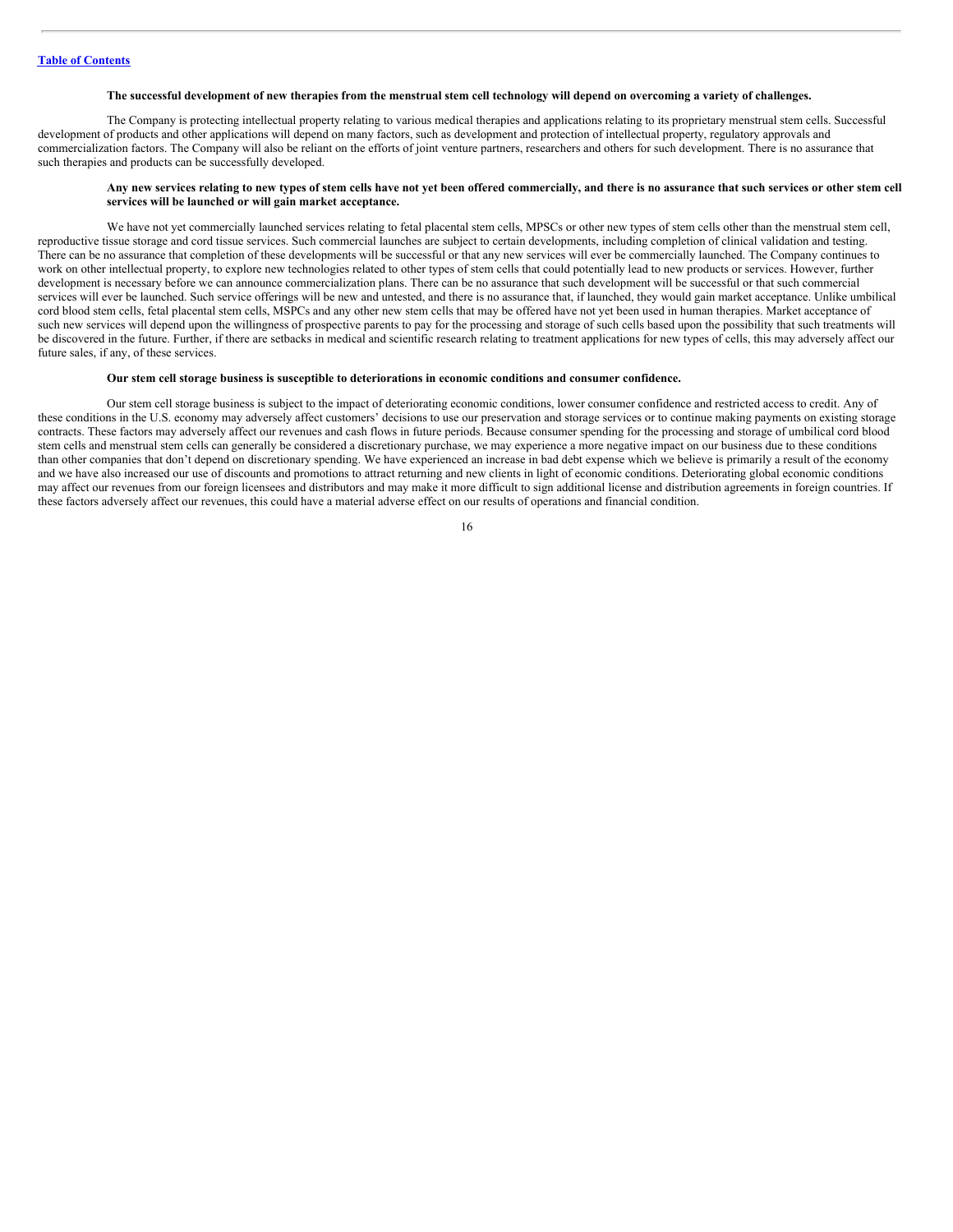**The successful development of new therapies from the menstrual stem cell technology will depend on overcoming a variety of challenges.**

The Company is protecting intellectual property relating to various medical therapies and applications relating to its proprietary menstrual stem cells. Successful development of products and other applications will depend on many factors, such as development and protection of intellectual property, regulatory approvals and commercialization factors. The Company will also be reliant on the efforts of joint venture partners, researchers and others for such development. There is no assurance that such therapies and products can be successfully developed.

**Any new services relating to new types of stem cells have not yet been offered commercially, and there is no assurance that such services or other stem cell services will be launched or will gain market acceptance.**

We have not yet commercially launched services relating to fetal placental stem cells, MPSCs or other new types of stem cells other than the menstrual stem cell, reproductive tissue storage and cord tissue services. Such commercial launches are subject to certain developments, including completion of clinical validation and testing. There can be no assurance that completion of these developments will be successful or that any new services will ever be commercially launched. The Company continues to work on other intellectual property, to explore new technologies related to other types of stem cells that could potentially lead to new products or services. However, further development is necessary before we can announce commercialization plans. There can be no assurance that such development will be successful or that such commercial services will ever be launched. Such service offerings will be new and untested, and there is no assurance that, if launched, they would gain market acceptance. Unlike umbilical cord blood stem cells, fetal placental stem cells, MSPCs and any other new stem cells that may be offered have not yet been used in human therapies. Market acceptance of such new services will depend upon the willingness of prospective parents to pay for the processing and storage of such cells based upon the possibility that such treatments will be discovered in the future. Further, if there are setbacks in medical and scientific research relating to treatment applications for new types of cells, this may adversely affect our future sales, if any, of these services.

**Our stem cell storage business is susceptible to deteriorations in economic conditions and consumer confidence.**

Our stem cell storage business is subject to the impact of deteriorating economic conditions, lower consumer confidence and restricted access to credit. Any of these conditions in the U.S. economy may adversely affect customers' decisions to use our preservation and storage services or to continue making payments on existing storage contracts. These factors may adversely affect our revenues and cash flows in future periods. Because consumer spending for the processing and storage of umbilical cord blood stem cells and menstrual stem cells can generally be considered a discretionary purchase, we may experience a more negative impact on our business due to these conditions than other companies that don't depend on discretionary spending. We have experienced an increase in bad debt expense which we believe is primarily a result of the economy and we have also increased our use of discounts and promotions to attract returning and new clients in light of economic conditions. Deteriorating global economic conditions may affect our revenues from our foreign licensees and distributors and may make it more difficult to sign additional license and distribution agreements in foreign countries. If these factors adversely affect our revenues, this could have a material adverse effect on our results of operations and financial condition.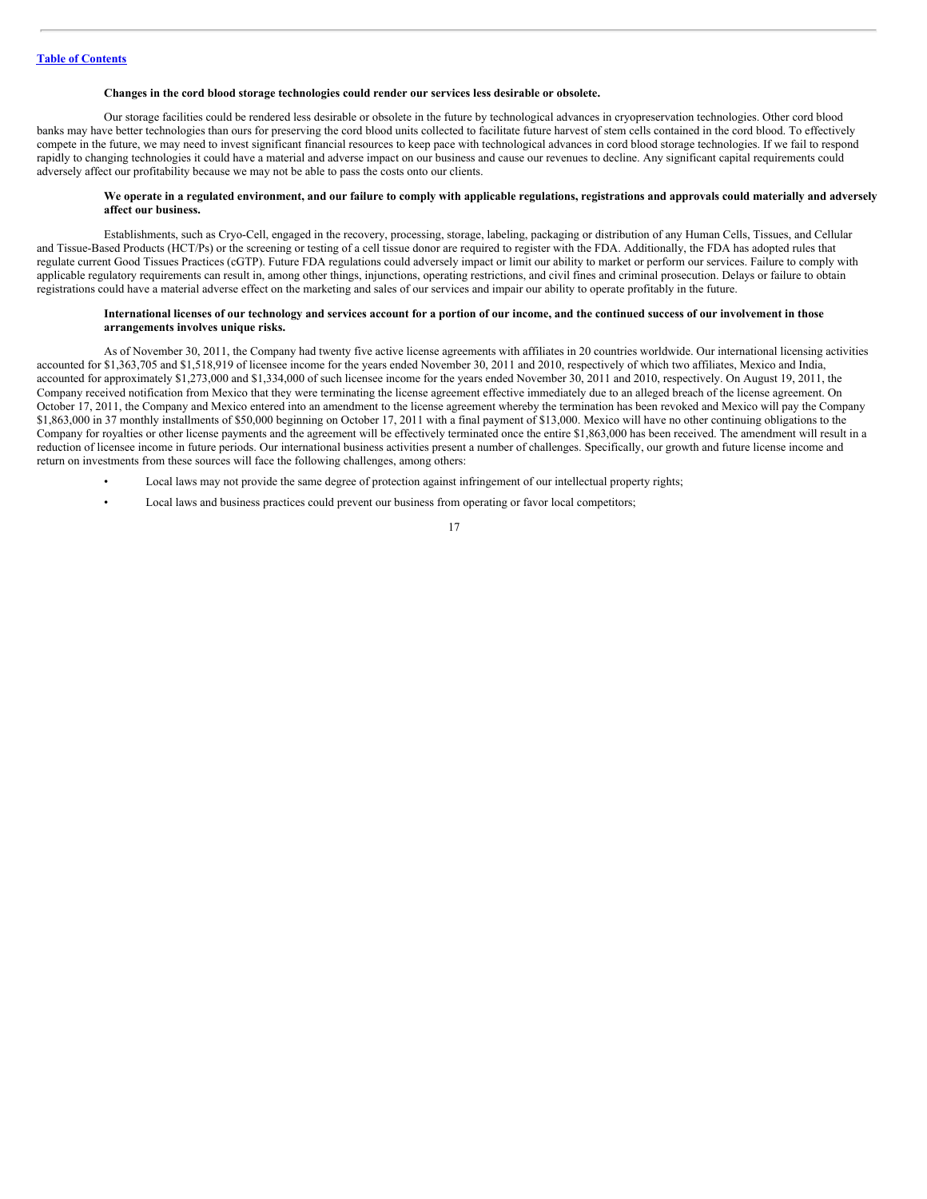**Changes in the cord blood storage technologies could render our services less desirable or obsolete.**

Our storage facilities could be rendered less desirable or obsolete in the future by technological advances in cryopreservation technologies. Other cord blood banks may have better technologies than ours for preserving the cord blood units collected to facilitate future harvest of stem cells contained in the cord blood. To effectively compete in the future, we may need to invest significant financial resources to keep pace with technological advances in cord blood storage technologies. If we fail to respond rapidly to changing technologies it could have a material and adverse impact on our business and cause our revenues to decline. Any significant capital requirements could adversely affect our profitability because we may not be able to pass the costs onto our clients.

**We operate in a regulated environment, and our failure to comply with applicable regulations, registrations and approvals could materially and adversely affect our business.**

Establishments, such as Cryo-Cell, engaged in the recovery, processing, storage, labeling, packaging or distribution of any Human Cells, Tissues, and Cellular and Tissue-Based Products (HCT/Ps) or the screening or testing of a cell tissue donor are required to register with the FDA. Additionally, the FDA has adopted rules that regulate current Good Tissues Practices (cGTP). Future FDA regulations could adversely impact or limit our ability to market or perform our services. Failure to comply with applicable regulatory requirements can result in, among other things, injunctions, operating restrictions, and civil fines and criminal prosecution. Delays or failure to obtain registrations could have a material adverse effect on the marketing and sales of our services and impair our ability to operate profitably in the future.

**International licenses of our technology and services account for a portion of our income, and the continued success of our involvement in those arrangements involves unique risks.**

As of November 30, 2011, the Company had twenty five active license agreements with affiliates in 20 countries worldwide. Our international licensing activities accounted for $1,363,705 and $1,518,919 of licensee income for the years ended November 30, 2011 and 2010, respectively of which two affiliates, Mexico and India, accounted for approximately $1,273,000 and $1,334,000 of such licensee income for the years ended November 30, 2011 and 2010, respectively. On August 19, 2011, the Company received notification from Mexico that they were terminating the license agreement effective immediately due to an alleged breach of the license agreement. On October 17, 2011, the Company and Mexico entered into an amendment to the license agreement whereby the termination has been revoked and Mexico will pay the Company $1,863,000 in 37 monthly installments of $50,000 beginning on October 17, 2011 with a final payment of $13,000. Mexico will have no other continuing obligations to the Company for royalties or other license payments and the agreement will be effectively terminated once the entire $1,863,000 has been received. The amendment will result in a reduction of licensee income in future periods. Our international business activities present a number of challenges. Specifically, our growth and future license income and return on investments from these sources will face the following challenges, among others:

- Local laws may not provide the same degree of protection against infringement of our intellectual property rights;
- Local laws and business practices could prevent our business from operating or favor local competitors;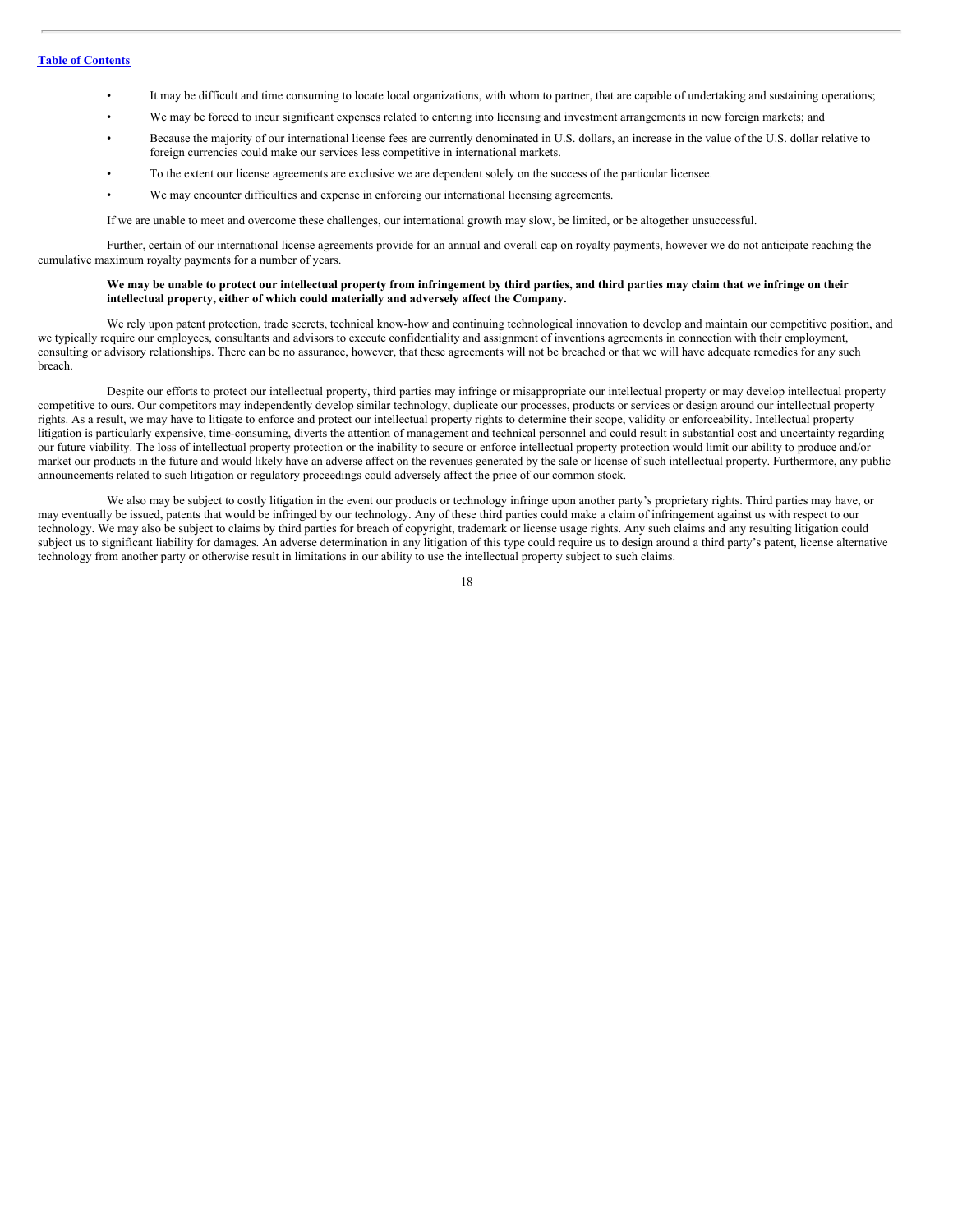- It may be difficult and time consuming to locate local organizations, with whom to partner, that are capable of undertaking and sustaining operations;
- We may be forced to incur significant expenses related to entering into licensing and investment arrangements in new foreign markets; and
- Because the majority of our international license fees are currently denominated in U.S. dollars, an increase in the value of the U.S. dollar relative to foreign currencies could make our services less competitive in international markets.
- To the extent our license agreements are exclusive we are dependent solely on the success of the particular licensee.
- We may encounter difficulties and expense in enforcing our international licensing agreements.

If we are unable to meet and overcome these challenges, our international growth may slow, be limited, or be altogether unsuccessful.

Further, certain of our international license agreements provide for an annual and overall cap on royalty payments, however we do not anticipate reaching the cumulative maximum royalty payments for a number of years.

**We may be unable to protect our intellectual property from infringement by third parties, and third parties may claim that we infringe on their intellectual property, either of which could materially and adversely affect the Company.**

We rely upon patent protection, trade secrets, technical know-how and continuing technological innovation to develop and maintain our competitive position, and we typically require our employees, consultants and advisors to execute confidentiality and assignment of inventions agreements in connection with their employment, consulting or advisory relationships. There can be no assurance, however, that these agreements will not be breached or that we will have adequate remedies for any such breach.

Despite our efforts to protect our intellectual property, third parties may infringe or misappropriate our intellectual property or may develop intellectual property competitive to ours. Our competitors may independently develop similar technology, duplicate our processes, products or services or design around our intellectual property rights. As a result, we may have to litigate to enforce and protect our intellectual property rights to determine their scope, validity or enforceability. Intellectual property litigation is particularly expensive, time-consuming, diverts the attention of management and technical personnel and could result in substantial cost and uncertainty regarding our future viability. The loss of intellectual property protection or the inability to secure or enforce intellectual property protection would limit our ability to produce and/or market our products in the future and would likely have an adverse affect on the revenues generated by the sale or license of such intellectual property. Furthermore, any public announcements related to such litigation or regulatory proceedings could adversely affect the price of our common stock.

We also may be subject to costly litigation in the event our products or technology infringe upon another party's proprietary rights. Third parties may have, or may eventually be issued, patents that would be infringed by our technology. Any of these third parties could make a claim of infringement against us with respect to our technology. We may also be subject to claims by third parties for breach of copyright, trademark or license usage rights. Any such claims and any resulting litigation could subject us to significant liability for damages. An adverse determination in any litigation of this type could require us to design around a third party's patent, license alternative technology from another party or otherwise result in limitations in our ability to use the intellectual property subject to such claims.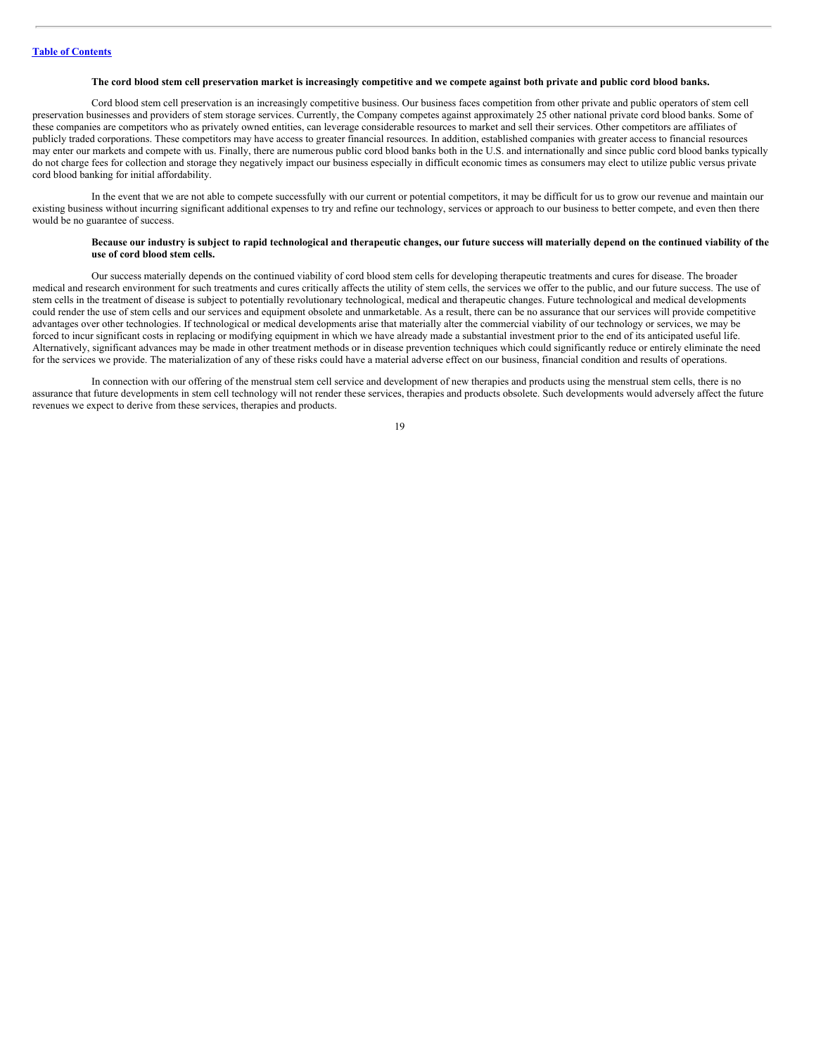**The cord blood stem cell preservation market is increasingly competitive and we compete against both private and public cord blood banks.**

Cord blood stem cell preservation is an increasingly competitive business. Our business faces competition from other private and public operators of stem cell preservation businesses and providers of stem storage services. Currently, the Company competes against approximately 25 other national private cord blood banks. Some of these companies are competitors who as privately owned entities, can leverage considerable resources to market and sell their services. Other competitors are affiliates of publicly traded corporations. These competitors may have access to greater financial resources. In addition, established companies with greater access to financial resources may enter our markets and compete with us. Finally, there are numerous public cord blood banks both in the U.S. and internationally and since public cord blood banks typically do not charge fees for collection and storage they negatively impact our business especially in difficult economic times as consumers may elect to utilize public versus private cord blood banking for initial affordability.

In the event that we are not able to compete successfully with our current or potential competitors, it may be difficult for us to grow our revenue and maintain our existing business without incurring significant additional expenses to try and refine our technology, services or approach to our business to better compete, and even then there would be no guarantee of success.

**Because our industry is subject to rapid technological and therapeutic changes, our future success will materially depend on the continued viability of the use of cord blood stem cells.**

Our success materially depends on the continued viability of cord blood stem cells for developing therapeutic treatments and cures for disease. The broader medical and research environment for such treatments and cures critically affects the utility of stem cells, the services we offer to the public, and our future success. The use of stem cells in the treatment of disease is subject to potentially revolutionary technological, medical and therapeutic changes. Future technological and medical developments could render the use of stem cells and our services and equipment obsolete and unmarketable. As a result, there can be no assurance that our services will provide competitive advantages over other technologies. If technological or medical developments arise that materially alter the commercial viability of our technology or services, we may be forced to incur significant costs in replacing or modifying equipment in which we have already made a substantial investment prior to the end of its anticipated useful life. Alternatively, significant advances may be made in other treatment methods or in disease prevention techniques which could significantly reduce or entirely eliminate the need for the services we provide. The materialization of any of these risks could have a material adverse effect on our business, financial condition and results of operations.

In connection with our offering of the menstrual stem cell service and development of new therapies and products using the menstrual stem cells, there is no assurance that future developments in stem cell technology will not render these services, therapies and products obsolete. Such developments would adversely affect the future revenues we expect to derive from these services, therapies and products.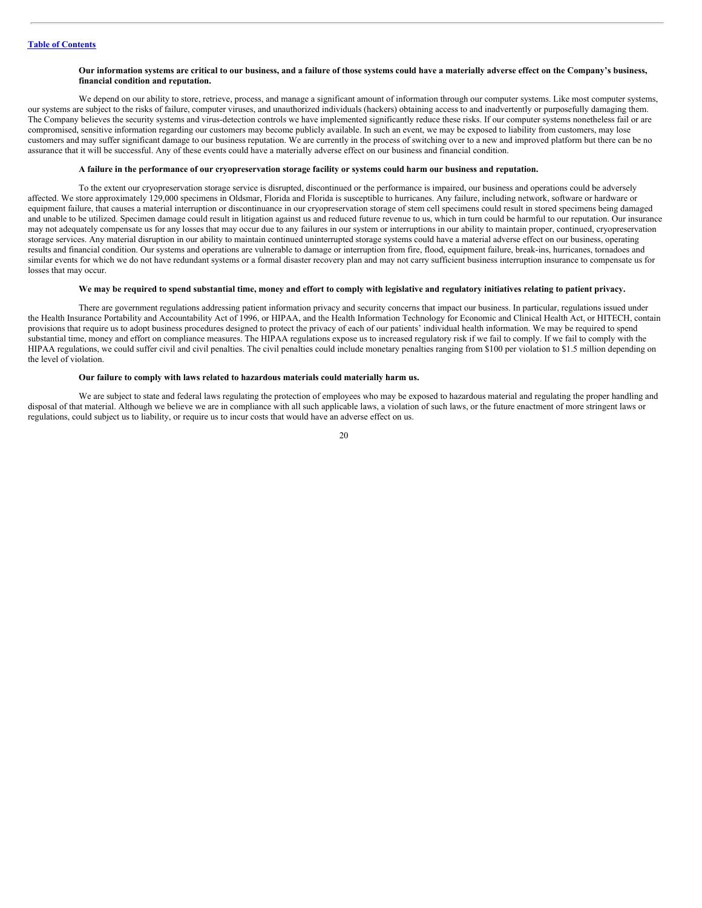**Our information systems are critical to our business, and a failure of those systems could have a materially adverse effect on the Company's business, financial condition and reputation.**

We depend on our ability to store, retrieve, process, and manage a significant amount of information through our computer systems. Like most computer systems, our systems are subject to the risks of failure, computer viruses, and unauthorized individuals (hackers) obtaining access to and inadvertently or purposefully damaging them. The Company believes the security systems and virus-detection controls we have implemented significantly reduce these risks. If our computer systems nonetheless fail or are compromised, sensitive information regarding our customers may become publicly available. In such an event, we may be exposed to liability from customers, may lose customers and may suffer significant damage to our business reputation. We are currently in the process of switching over to a new and improved platform but there can be no assurance that it will be successful. Any of these events could have a materially adverse effect on our business and financial condition.

**A failure in the performance of our cryopreservation storage facility or systems could harm our business and reputation.**

To the extent our cryopreservation storage service is disrupted, discontinued or the performance is impaired, our business and operations could be adversely affected. We store approximately 129,000 specimens in Oldsmar, Florida and Florida is susceptible to hurricanes. Any failure, including network, software or hardware or equipment failure, that causes a material interruption or discontinuance in our cryopreservation storage of stem cell specimens could result in stored specimens being damaged and unable to be utilized. Specimen damage could result in litigation against us and reduced future revenue to us, which in turn could be harmful to our reputation. Our insurance may not adequately compensate us for any losses that may occur due to any failures in our system or interruptions in our ability to maintain proper, continued, cryopreservation storage services. Any material disruption in our ability to maintain continued uninterrupted storage systems could have a material adverse effect on our business, operating results and financial condition. Our systems and operations are vulnerable to damage or interruption from fire, flood, equipment failure, break-ins, hurricanes, tornadoes and similar events for which we do not have redundant systems or a formal disaster recovery plan and may not carry sufficient business interruption insurance to compensate us for losses that may occur.

**We may be required to spend substantial time, money and effort to comply with legislative and regulatory initiatives relating to patient privacy.**

There are government regulations addressing patient information privacy and security concerns that impact our business. In particular, regulations issued under the Health Insurance Portability and Accountability Act of 1996, or HIPAA, and the Health Information Technology for Economic and Clinical Health Act, or HITECH, contain provisions that require us to adopt business procedures designed to protect the privacy of each of our patients' individual health information. We may be required to spend substantial time, money and effort on compliance measures. The HIPAA regulations expose us to increased regulatory risk if we fail to comply. If we fail to comply with the HIPAA regulations, we could suffer civil and civil penalties. The civil penalties could include monetary penalties ranging from $100 per violation to $1.5 million depending on the level of violation.

**Our failure to comply with laws related to hazardous materials could materially harm us.**

We are subject to state and federal laws regulating the protection of employees who may be exposed to hazardous material and regulating the proper handling and disposal of that material. Although we believe we are in compliance with all such applicable laws, a violation of such laws, or the future enactment of more stringent laws or regulations, could subject us to liability, or require us to incur costs that would have an adverse effect on us.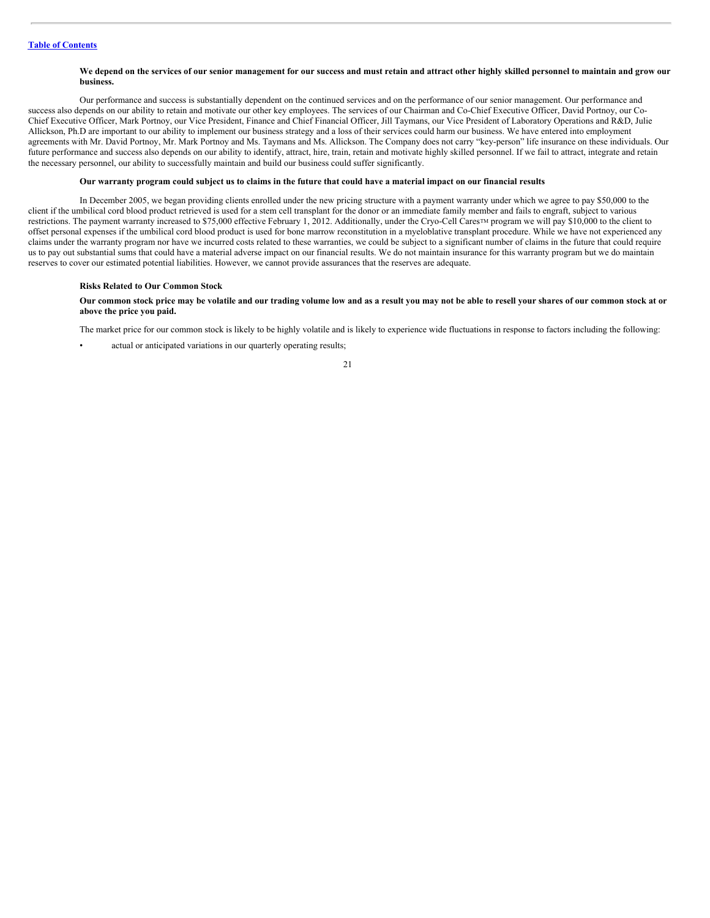**We depend on the services of our senior management for our success and must retain and attract other highly skilled personnel to maintain and grow our business.**

Our performance and success is substantially dependent on the continued services and on the performance of our senior management. Our performance and success also depends on our ability to retain and motivate our other key employees. The services of our Chairman and Co-Chief Executive Officer, David Portnoy, our Co-Chief Executive Officer, Mark Portnoy, our Vice President, Finance and Chief Financial Officer, Jill Taymans, our Vice President of Laboratory Operations and R&D, Julie Allickson, Ph.D are important to our ability to implement our business strategy and a loss of their services could harm our business. We have entered into employment agreements with Mr. David Portnoy, Mr. Mark Portnoy and Ms. Taymans and Ms. Allickson. The Company does not carry "key-person" life insurance on these individuals. Our future performance and success also depends on our ability to identify, attract, hire, train, retain and motivate highly skilled personnel. If we fail to attract, integrate and retain the necessary personnel, our ability to successfully maintain and build our business could suffer significantly.

**Our warranty program could subject us to claims in the future that could have a material impact on our financial results**

In December 2005, we began providing clients enrolled under the new pricing structure with a payment warranty under which we agree to pay $50,000 to the client if the umbilical cord blood product retrieved is used for a stem cell transplant for the donor or an immediate family member and fails to engraft, subject to various restrictions. The payment warranty increased to $75,000 effective February 1, 2012. Additionally, under the Cryo-Cell Cares™ program we will pay $10,000 to the client to offset personal expenses if the umbilical cord blood product is used for bone marrow reconstitution in a myeloblative transplant procedure. While we have not experienced any claims under the warranty program nor have we incurred costs related to these warranties, we could be subject to a significant number of claims in the future that could require us to pay out substantial sums that could have a material adverse impact on our financial results. We do not maintain insurance for this warranty program but we do maintain reserves to cover our estimated potential liabilities. However, we cannot provide assurances that the reserves are adequate.

**Risks Related to Our Common Stock**

**Our common stock price may be volatile and our trading volume low and as a result you may not be able to resell your shares of our common stock at or above the price you paid.**

The market price for our common stock is likely to be highly volatile and is likely to experience wide fluctuations in response to factors including the following:

- actual or anticipated variations in our quarterly operating results;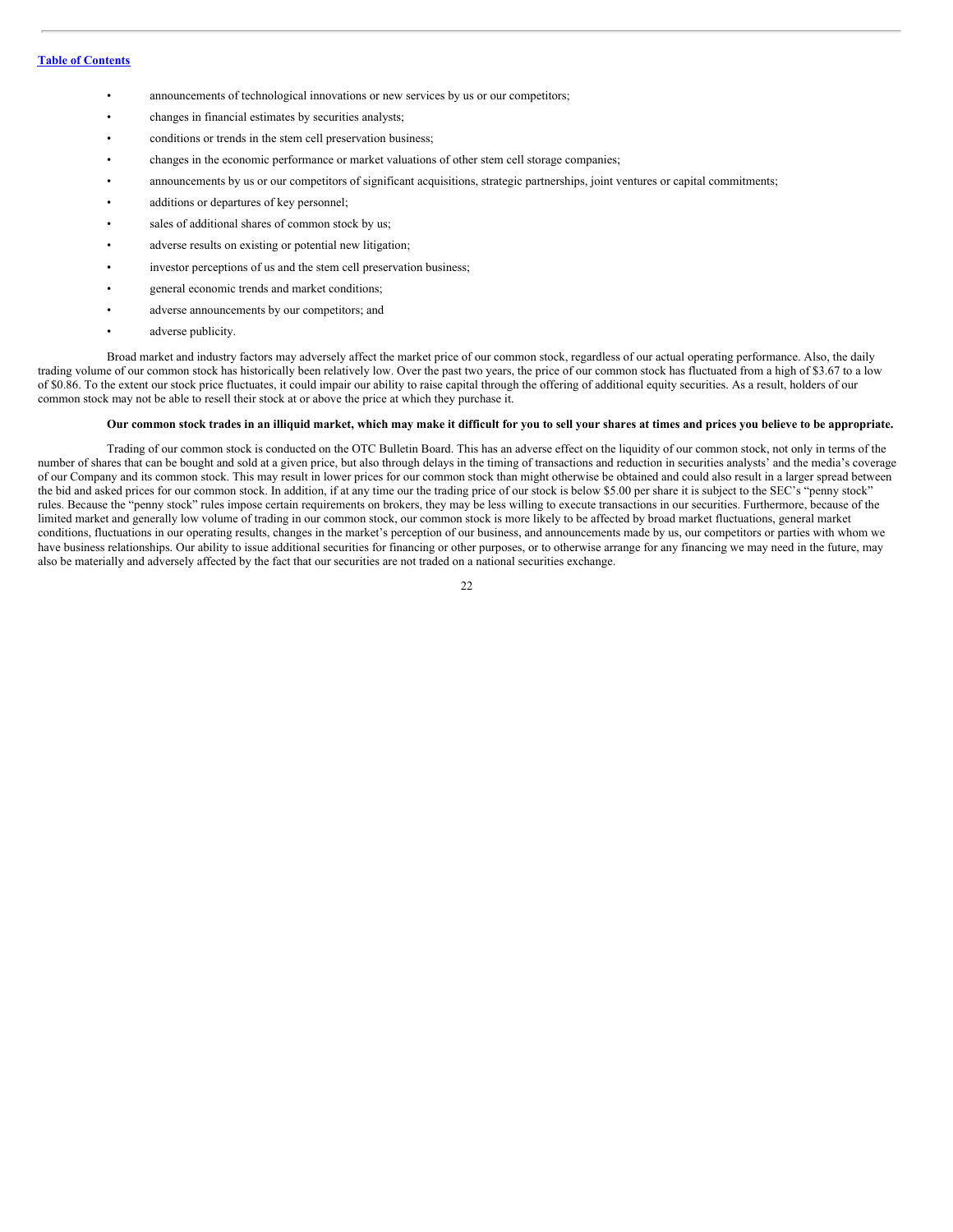- announcements of technological innovations or new services by us or our competitors;
- changes in financial estimates by securities analysts;
- conditions or trends in the stem cell preservation business;
- changes in the economic performance or market valuations of other stem cell storage companies;
- announcements by us or our competitors of significant acquisitions, strategic partnerships, joint ventures or capital commitments;
- additions or departures of key personnel;
- sales of additional shares of common stock by us;
- adverse results on existing or potential new litigation;
- investor perceptions of us and the stem cell preservation business;
- general economic trends and market conditions;
- adverse announcements by our competitors; and
- adverse publicity.

Broad market and industry factors may adversely affect the market price of our common stock, regardless of our actual operating performance. Also, the daily trading volume of our common stock has historically been relatively low. Over the past two years, the price of our common stock has fluctuated from a high of $3.67 to a low of $0.86. To the extent our stock price fluctuates, it could impair our ability to raise capital through the offering of additional equity securities. As a result, holders of our common stock may not be able to resell their stock at or above the price at which they purchase it.

**Our common stock trades in an illiquid market, which may make it difficult for you to sell your shares at times and prices you believe to be appropriate.**

Trading of our common stock is conducted on the OTC Bulletin Board. This has an adverse effect on the liquidity of our common stock, not only in terms of the number of shares that can be bought and sold at a given price, but also through delays in the timing of transactions and reduction in securities analysts' and the media's coverage of our Company and its common stock. This may result in lower prices for our common stock than might otherwise be obtained and could also result in a larger spread between the bid and asked prices for our common stock. In addition, if at any time our the trading price of our stock is below $5.00 per share it is subject to the SEC's "penny stock" rules. Because the "penny stock" rules impose certain requirements on brokers, they may be less willing to execute transactions in our securities. Furthermore, because of the limited market and generally low volume of trading in our common stock, our common stock is more likely to be affected by broad market fluctuations, general market conditions, fluctuations in our operating results, changes in the market's perception of our business, and announcements made by us, our competitors or parties with whom we have business relationships. Our ability to issue additional securities for financing or other purposes, or to otherwise arrange for any financing we may need in the future, may also be materially and adversely affected by the fact that our securities are not traded on a national securities exchange.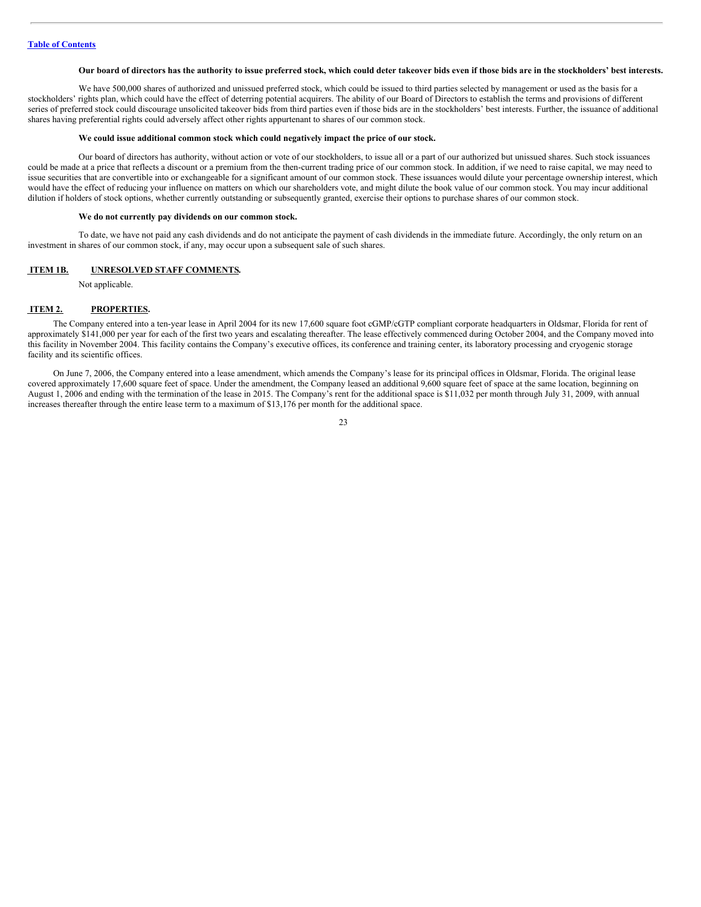**Our board of directors has the authority to issue preferred stock, which could deter takeover bids even if those bids are in the stockholders' best interests.**

We have 500,000 shares of authorized and unissued preferred stock, which could be issued to third parties selected by management or used as the basis for a stockholders' rights plan, which could have the effect of deterring potential acquirers. The ability of our Board of Directors to establish the terms and provisions of different series of preferred stock could discourage unsolicited takeover bids from third parties even if those bids are in the stockholders' best interests. Further, the issuance of additional shares having preferential rights could adversely affect other rights appurtenant to shares of our common stock.

**We could issue additional common stock which could negatively impact the price of our stock.**

Our board of directors has authority, without action or vote of our stockholders, to issue all or a part of our authorized but unissued shares. Such stock issuances could be made at a price that reflects a discount or a premium from the then-current trading price of our common stock. In addition, if we need to raise capital, we may need to issue securities that are convertible into or exchangeable for a significant amount of our common stock. These issuances would dilute your percentage ownership interest, which would have the effect of reducing your influence on matters on which our shareholders vote, and might dilute the book value of our common stock. You may incur additional dilution if holders of stock options, whether currently outstanding or subsequently granted, exercise their options to purchase shares of our common stock.

**We do not currently pay dividends on our common stock.**

To date, we have not paid any cash dividends and do not anticipate the payment of cash dividends in the immediate future. Accordingly, the only return on an investment in shares of our common stock, if any, may occur upon a subsequent sale of such shares.

## ITEM 1B. UNRESOLVED STAFF COMMENTS.

Not applicable.

## ITEM 2. PROPERTIES.

The Company entered into a ten-year lease in April 2004 for its new 17,600 square foot cGMP/cGTP compliant corporate headquarters in Oldsmar, Florida for rent of approximately $141,000 per year for each of the first two years and escalating thereafter. The lease effectively commenced during October 2004, and the Company moved into this facility in November 2004. This facility contains the Company's executive offices, its conference and training center, its laboratory processing and cryogenic storage facility and its scientific offices.

On June 7, 2006, the Company entered into a lease amendment, which amends the Company's lease for its principal offices in Oldsmar, Florida. The original lease covered approximately 17,600 square feet of space. Under the amendment, the Company leased an additional 9,600 square feet of space at the same location, beginning on August 1, 2006 and ending with the termination of the lease in 2015. The Company's rent for the additional space is $11,032 per month through July 31, 2009, with annual increases thereafter through the entire lease term to a maximum of $13,176 per month for the additional space.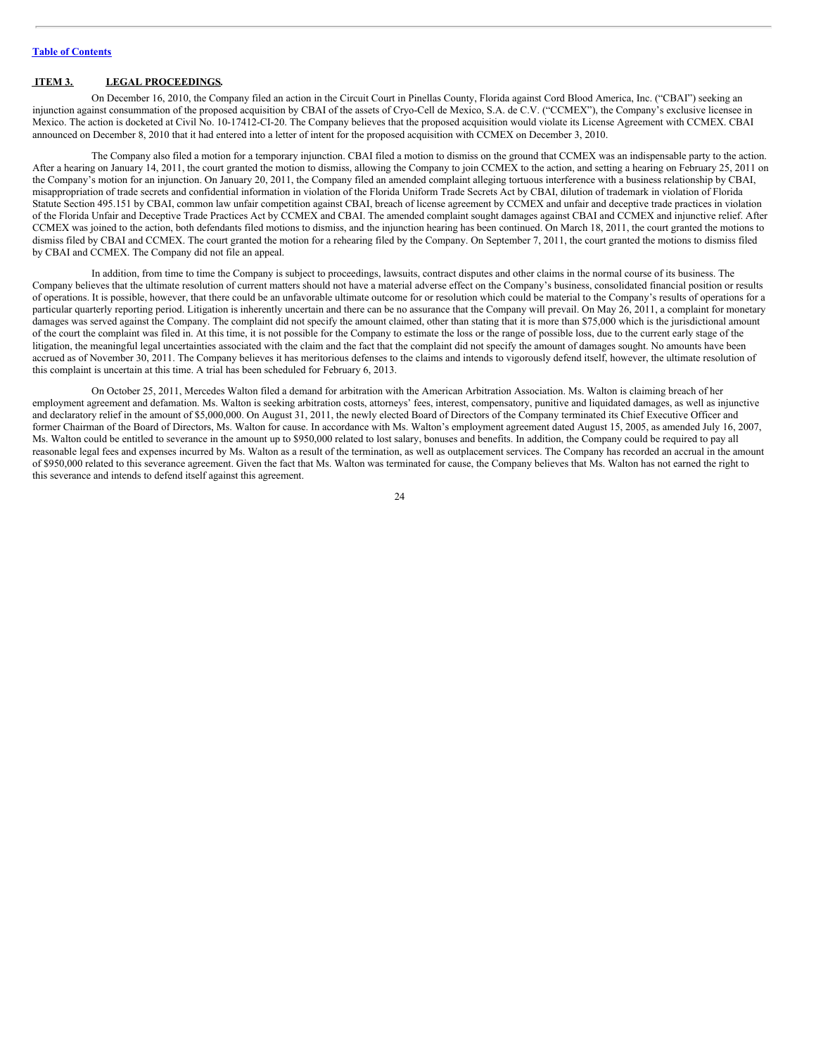## ITEM 3. LEGAL PROCEEDINGS.

On December 16, 2010, the Company filed an action in the Circuit Court in Pinellas County, Florida against Cord Blood America, Inc. ("CBAI") seeking an injunction against consummation of the proposed acquisition by CBAI of the assets of Cryo-Cell de Mexico, S.A. de C.V. ("CCMEX"), the Company's exclusive licensee in Mexico. The action is docketed at Civil No. 10-17412-CI-20. The Company believes that the proposed acquisition would violate its License Agreement with CCMEX. CBAI announced on December 8, 2010 that it had entered into a letter of intent for the proposed acquisition with CCMEX on December 3, 2010.

The Company also filed a motion for a temporary injunction. CBAI filed a motion to dismiss on the ground that CCMEX was an indispensable party to the action. After a hearing on January 14, 2011, the court granted the motion to dismiss, allowing the Company to join CCMEX to the action, and setting a hearing on February 25, 2011 on the Company's motion for an injunction. On January 20, 2011, the Company filed an amended complaint alleging tortuous interference with a business relationship by CBAI, misappropriation of trade secrets and confidential information in violation of the Florida Uniform Trade Secrets Act by CBAI, dilution of trademark in violation of Florida Statute Section 495.151 by CBAI, common law unfair competition against CBAI, breach of license agreement by CCMEX and unfair and deceptive trade practices in violation of the Florida Unfair and Deceptive Trade Practices Act by CCMEX and CBAI. The amended complaint sought damages against CBAI and CCMEX and injunctive relief. After CCMEX was joined to the action, both defendants filed motions to dismiss, and the injunction hearing has been continued. On March 18, 2011, the court granted the motions to dismiss filed by CBAI and CCMEX. The court granted the motion for a rehearing filed by the Company. On September 7, 2011, the court granted the motions to dismiss filed by CBAI and CCMEX. The Company did not file an appeal.

In addition, from time to time the Company is subject to proceedings, lawsuits, contract disputes and other claims in the normal course of its business. The Company believes that the ultimate resolution of current matters should not have a material adverse effect on the Company's business, consolidated financial position or results of operations. It is possible, however, that there could be an unfavorable ultimate outcome for or resolution which could be material to the Company's results of operations for a particular quarterly reporting period. Litigation is inherently uncertain and there can be no assurance that the Company will prevail. On May 26, 2011, a complaint for monetary damages was served against the Company. The complaint did not specify the amount claimed, other than stating that it is more than $75,000 which is the jurisdictional amount of the court the complaint was filed in. At this time, it is not possible for the Company to estimate the loss or the range of possible loss, due to the current early stage of the litigation, the meaningful legal uncertainties associated with the claim and the fact that the complaint did not specify the amount of damages sought. No amounts have been accrued as of November 30, 2011. The Company believes it has meritorious defenses to the claims and intends to vigorously defend itself, however, the ultimate resolution of this complaint is uncertain at this time. A trial has been scheduled for February 6, 2013.

On October 25, 2011, Mercedes Walton filed a demand for arbitration with the American Arbitration Association. Ms. Walton is claiming breach of her employment agreement and defamation. Ms. Walton is seeking arbitration costs, attorneys' fees, interest, compensatory, punitive and liquidated damages, as well as injunctive and declaratory relief in the amount of $5,000,000. On August 31, 2011, the newly elected Board of Directors of the Company terminated its Chief Executive Officer and former Chairman of the Board of Directors, Ms. Walton for cause. In accordance with Ms. Walton's employment agreement dated August 15, 2005, as amended July 16, 2007, Ms. Walton could be entitled to severance in the amount up to $950,000 related to lost salary, bonuses and benefits. In addition, the Company could be required to pay all reasonable legal fees and expenses incurred by Ms. Walton as a result of the termination, as well as outplacement services. The Company has recorded an accrual in the amount of $950,000 related to this severance agreement. Given the fact that Ms. Walton was terminated for cause, the Company believes that Ms. Walton has not earned the right to this severance and intends to defend itself against this agreement.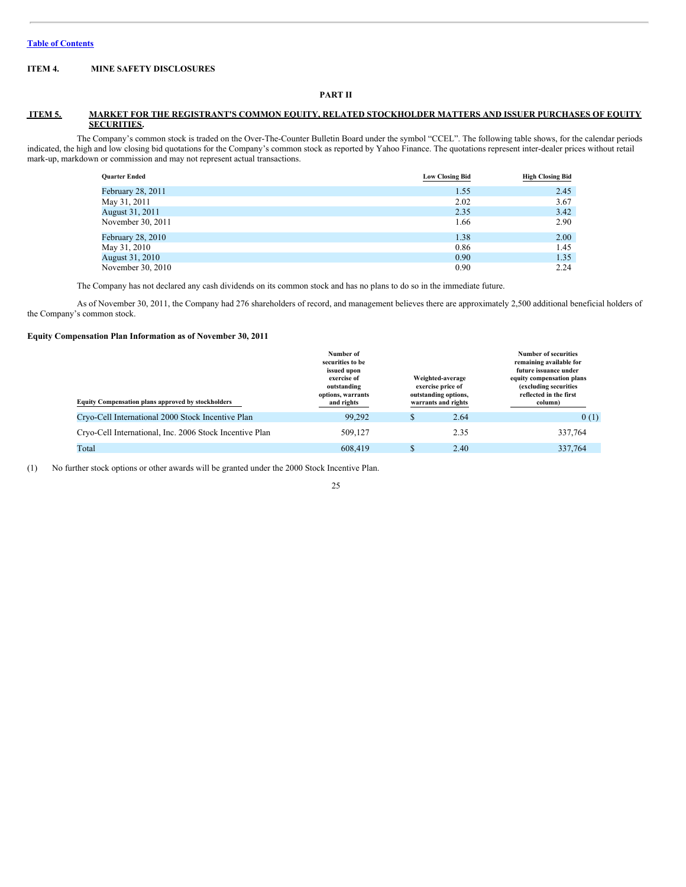[Table of Contents](#)

**ITEM 4. MINE SAFETY DISCLOSURES**

**PART II**

**ITEM 5. MARKET FOR THE REGISTRANT'S COMMON EQUITY, RELATED STOCKHOLDER MATTERS AND ISSUER PURCHASES OF EQUITY SECURITIES.**

The Company's common stock is traded on the Over-The-Counter Bulletin Board under the symbol "CCEL". The following table shows, for the calendar periods indicated, the high and low closing bid quotations for the Company's common stock as reported by Yahoo Finance. The quotations represent inter-dealer prices without retail mark-up, markdown or commission and may not represent actual transactions.

| Quarter Ended | Low Closing Bid | High Closing Bid |
|---|---|---|
| February 28, 2011 | 1.55 | 2.45 |
| May 31, 2011 | 2.02 | 3.67 |
| August 31, 2011 | 2.35 | 3.42 |
| November 30, 2011 | 1.66 | 2.90 |
| February 28, 2010 | 1.38 | 2.00 |
| May 31, 2010 | 0.86 | 1.45 |
| August 31, 2010 | 0.90 | 1.35 |
| November 30, 2010 | 0.90 | 2.24 |

The Company has not declared any cash dividends on its common stock and has no plans to do so in the immediate future.

As of November 30, 2011, the Company had 276 shareholders of record, and management believes there are approximately 2,500 additional beneficial holders of the Company's common stock.

**Equity Compensation Plan Information as of November 30, 2011**

| Equity Compensation plans approved by stockholders | Number of securities to be issued upon exercise of outstanding options, warrants and rights | Weighted-average exercise price of outstanding options, warrants and rights | Number of securities remaining available for future issuance under equity compensation plans (excluding securities reflected in the first column) |
|---|---|---|---|
| Cryo-Cell International 2000 Stock Incentive Plan | 99,292 | $ 2.64 | 0 (1) |
| Cryo-Cell International, Inc. 2006 Stock Incentive Plan | 509,127 | 2.35 | 337,764 |
| Total | 608,419 | $ 2.40 | 337,764 |

(1) No further stock options or other awards will be granted under the 2000 Stock Incentive Plan.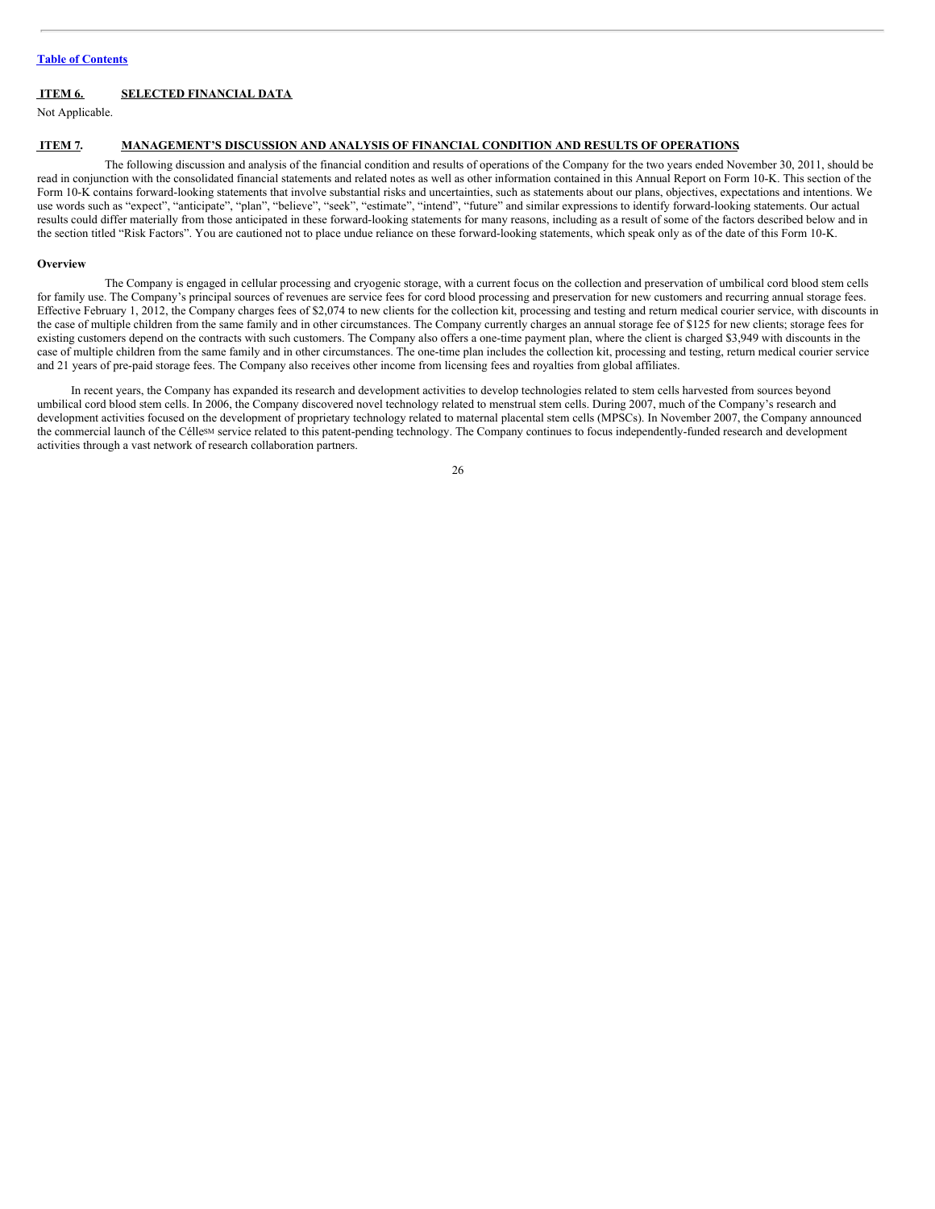[Table of Contents](#)

## ITEM 6. SELECTED FINANCIAL DATA

Not Applicable.

## ITEM 7. MANAGEMENT'S DISCUSSION AND ANALYSIS OF FINANCIAL CONDITION AND RESULTS OF OPERATIONS

The following discussion and analysis of the financial condition and results of operations of the Company for the two years ended November 30, 2011, should be read in conjunction with the consolidated financial statements and related notes as well as other information contained in this Annual Report on Form 10-K. This section of the Form 10-K contains forward-looking statements that involve substantial risks and uncertainties, such as statements about our plans, objectives, expectations and intentions. We use words such as "expect", "anticipate", "plan", "believe", "seek", "estimate", "intend", "future" and similar expressions to identify forward-looking statements. Our actual results could differ materially from those anticipated in these forward-looking statements for many reasons, including as a result of some of the factors described below and in the section titled "Risk Factors". You are cautioned not to place undue reliance on these forward-looking statements, which speak only as of the date of this Form 10-K.

**Overview**

The Company is engaged in cellular processing and cryogenic storage, with a current focus on the collection and preservation of umbilical cord blood stem cells for family use. The Company's principal sources of revenues are service fees for cord blood processing and preservation for new customers and recurring annual storage fees. Effective February 1, 2012, the Company charges fees of $2,074 to new clients for the collection kit, processing and testing and return medical courier service, with discounts in the case of multiple children from the same family and in other circumstances. The Company currently charges an annual storage fee of $125 for new clients; storage fees for existing customers depend on the contracts with such customers. The Company also offers a one-time payment plan, where the client is charged $3,949 with discounts in the case of multiple children from the same family and in other circumstances. The one-time plan includes the collection kit, processing and testing, return medical courier service and 21 years of pre-paid storage fees. The Company also receives other income from licensing fees and royalties from global affiliates.

In recent years, the Company has expanded its research and development activities to develop technologies related to stem cells harvested from sources beyond umbilical cord blood stem cells. In 2006, the Company discovered novel technology related to menstrual stem cells. During 2007, much of the Company's research and development activities focused on the development of proprietary technology related to maternal placental stem cells (MPSCs). In November 2007, the Company announced the commercial launch of the Célle[SM] service related to this patent-pending technology. The Company continues to focus independently-funded research and development activities through a vast network of research collaboration partners.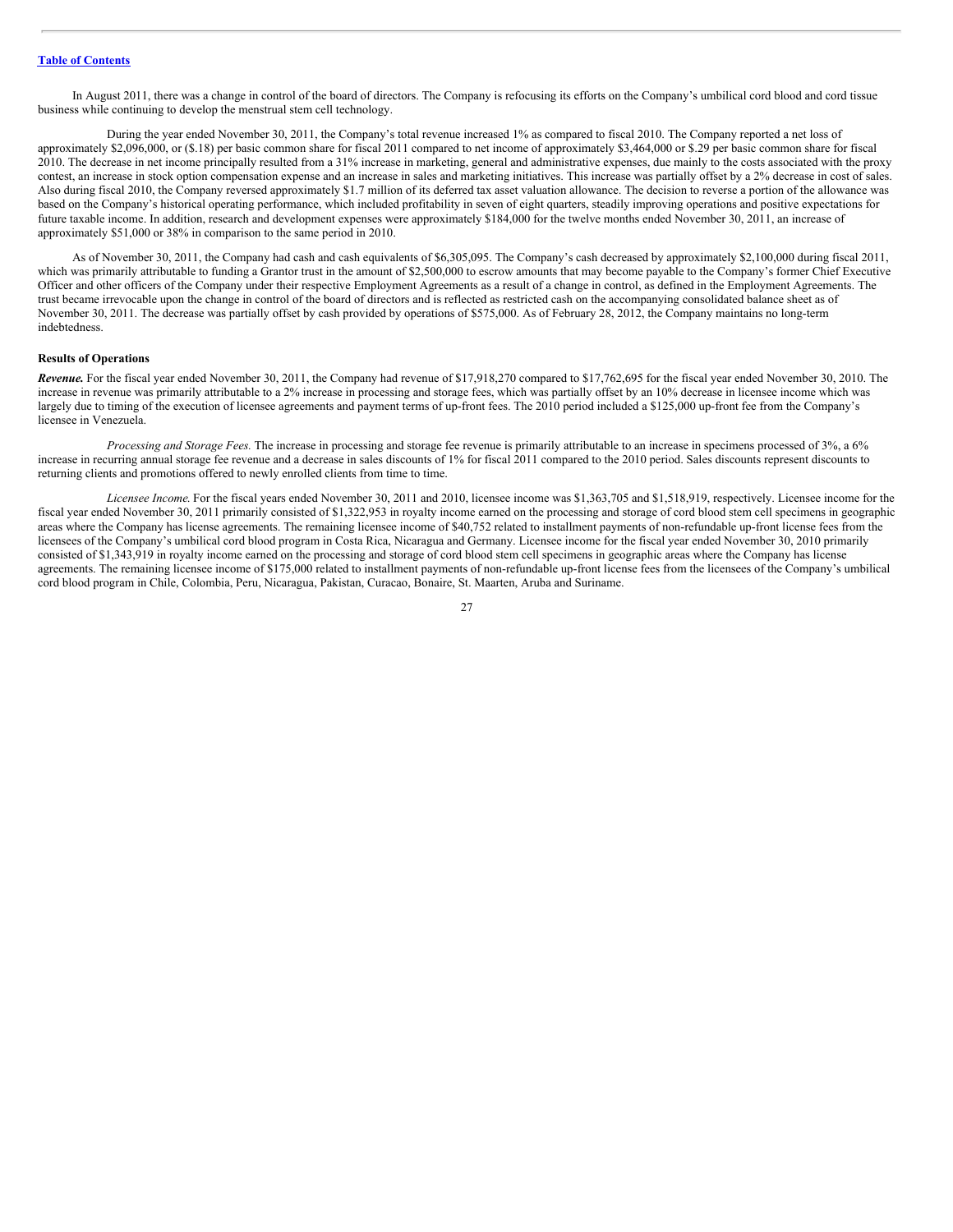[Table of Contents](#)

In August 2011, there was a change in control of the board of directors. The Company is refocusing its efforts on the Company's umbilical cord blood and cord tissue business while continuing to develop the menstrual stem cell technology.

During the year ended November 30, 2011, the Company's total revenue increased 1% as compared to fiscal 2010. The Company reported a net loss of approximately $2,096,000, or ($.18) per basic common share for fiscal 2011 compared to net income of approximately $3,464,000 or $.29 per basic common share for fiscal 2010. The decrease in net income principally resulted from a 31% increase in marketing, general and administrative expenses, due mainly to the costs associated with the proxy contest, an increase in stock option compensation expense and an increase in sales and marketing initiatives. This increase was partially offset by a 2% decrease in cost of sales. Also during fiscal 2010, the Company reversed approximately $1.7 million of its deferred tax asset valuation allowance. The decision to reverse a portion of the allowance was based on the Company's historical operating performance, which included profitability in seven of eight quarters, steadily improving operations and positive expectations for future taxable income. In addition, research and development expenses were approximately $184,000 for the twelve months ended November 30, 2011, an increase of approximately $51,000 or 38% in comparison to the same period in 2010.

As of November 30, 2011, the Company had cash and cash equivalents of $6,305,095. The Company's cash decreased by approximately $2,100,000 during fiscal 2011, which was primarily attributable to funding a Grantor trust in the amount of $2,500,000 to escrow amounts that may become payable to the Company's former Chief Executive Officer and other officers of the Company under their respective Employment Agreements as a result of a change in control, as defined in the Employment Agreements. The trust became irrevocable upon the change in control of the board of directors and is reflected as restricted cash on the accompanying consolidated balance sheet as of November 30, 2011. The decrease was partially offset by cash provided by operations of $575,000. As of February 28, 2012, the Company maintains no long-term indebtedness.

**Results of Operations**

***Revenue.*** For the fiscal year ended November 30, 2011, the Company had revenue of $17,918,270 compared to $17,762,695 for the fiscal year ended November 30, 2010. The increase in revenue was primarily attributable to a 2% increase in processing and storage fees, which was partially offset by an 10% decrease in licensee income which was largely due to timing of the execution of licensee agreements and payment terms of up-front fees. The 2010 period included a $125,000 up-front fee from the Company's licensee in Venezuela.

*Processing and Storage Fees.* The increase in processing and storage fee revenue is primarily attributable to an increase in specimens processed of 3%, a 6% increase in recurring annual storage fee revenue and a decrease in sales discounts of 1% for fiscal 2011 compared to the 2010 period. Sales discounts represent discounts to returning clients and promotions offered to newly enrolled clients from time to time.

*Licensee Income.* For the fiscal years ended November 30, 2011 and 2010, licensee income was $1,363,705 and $1,518,919, respectively. Licensee income for the fiscal year ended November 30, 2011 primarily consisted of $1,322,953 in royalty income earned on the processing and storage of cord blood stem cell specimens in geographic areas where the Company has license agreements. The remaining licensee income of $40,752 related to installment payments of non-refundable up-front license fees from the licensees of the Company's umbilical cord blood program in Costa Rica, Nicaragua and Germany. Licensee income for the fiscal year ended November 30, 2010 primarily consisted of $1,343,919 in royalty income earned on the processing and storage of cord blood stem cell specimens in geographic areas where the Company has license agreements. The remaining licensee income of $175,000 related to installment payments of non-refundable up-front license fees from the licensees of the Company's umbilical cord blood program in Chile, Colombia, Peru, Nicaragua, Pakistan, Curacao, Bonaire, St. Maarten, Aruba and Suriname.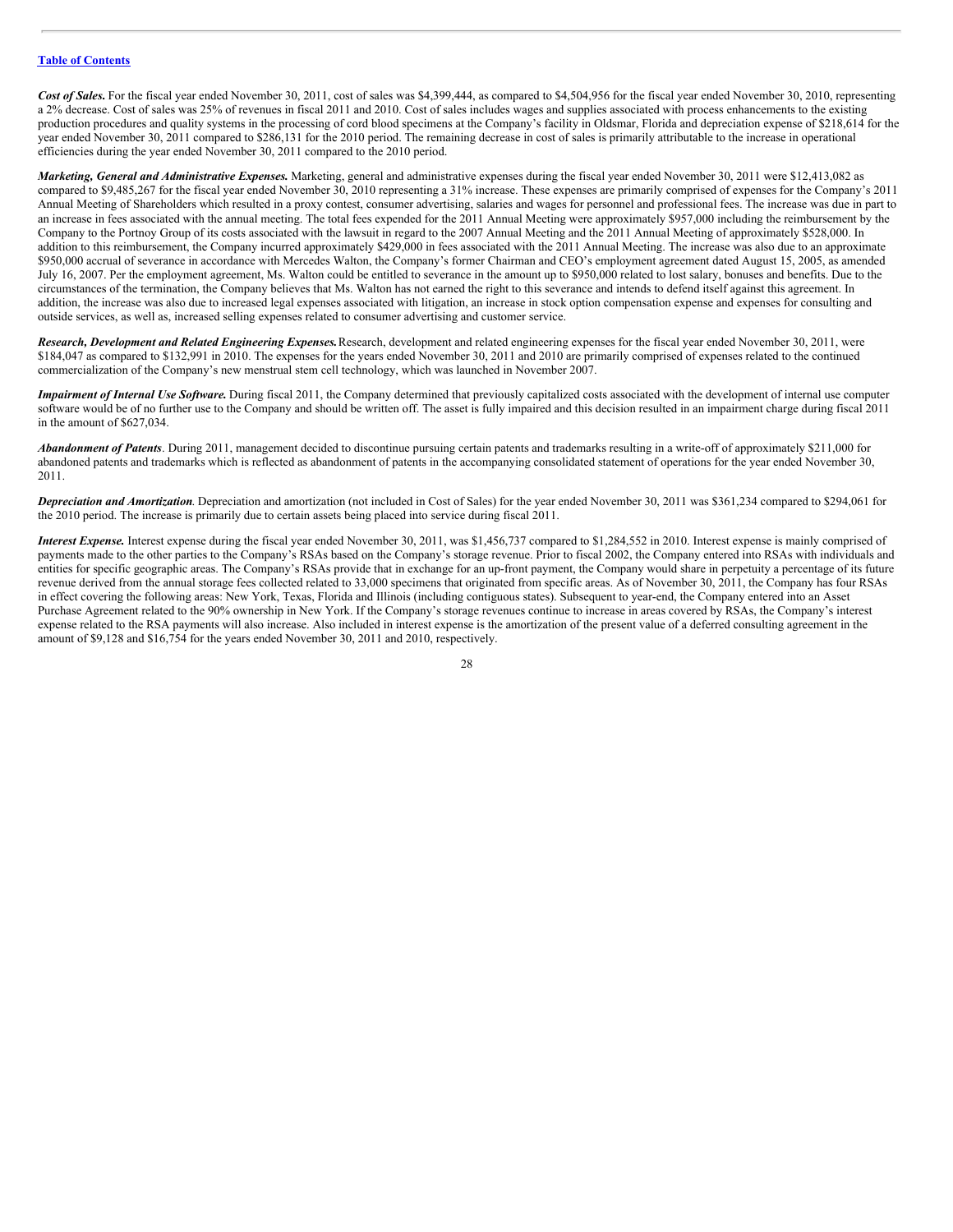***Cost of Sales.*** For the fiscal year ended November 30, 2011, cost of sales was $4,399,444, as compared to $4,504,956 for the fiscal year ended November 30, 2010, representing a 2% decrease. Cost of sales was 25% of revenues in fiscal 2011 and 2010. Cost of sales includes wages and supplies associated with process enhancements to the existing production procedures and quality systems in the processing of cord blood specimens at the Company's facility in Oldsmar, Florida and depreciation expense of $218,614 for the year ended November 30, 2011 compared to $286,131 for the 2010 period. The remaining decrease in cost of sales is primarily attributable to the increase in operational efficiencies during the year ended November 30, 2011 compared to the 2010 period.

***Marketing, General and Administrative Expenses.*** Marketing, general and administrative expenses during the fiscal year ended November 30, 2011 were $12,413,082 as compared to $9,485,267 for the fiscal year ended November 30, 2010 representing a 31% increase. These expenses are primarily comprised of expenses for the Company's 2011 Annual Meeting of Shareholders which resulted in a proxy contest, consumer advertising, salaries and wages for personnel and professional fees. The increase was due in part to an increase in fees associated with the annual meeting. The total fees expended for the 2011 Annual Meeting were approximately $957,000 including the reimbursement by the Company to the Portnoy Group of its costs associated with the lawsuit in regard to the 2007 Annual Meeting and the 2011 Annual Meeting of approximately $528,000. In addition to this reimbursement, the Company incurred approximately $429,000 in fees associated with the 2011 Annual Meeting. The increase was also due to an approximate $950,000 accrual of severance in accordance with Mercedes Walton, the Company's former Chairman and CEO's employment agreement dated August 15, 2005, as amended July 16, 2007. Per the employment agreement, Ms. Walton could be entitled to severance in the amount up to $950,000 related to lost salary, bonuses and benefits. Due to the circumstances of the termination, the Company believes that Ms. Walton has not earned the right to this severance and intends to defend itself against this agreement. In addition, the increase was also due to increased legal expenses associated with litigation, an increase in stock option compensation expense and expenses for consulting and outside services, as well as, increased selling expenses related to consumer advertising and customer service.

***Research, Development and Related Engineering Expenses.*** Research, development and related engineering expenses for the fiscal year ended November 30, 2011, were $184,047 as compared to $132,991 in 2010. The expenses for the years ended November 30, 2011 and 2010 are primarily comprised of expenses related to the continued commercialization of the Company's new menstrual stem cell technology, which was launched in November 2007.

***Impairment of Internal Use Software.*** During fiscal 2011, the Company determined that previously capitalized costs associated with the development of internal use computer software would be of no further use to the Company and should be written off. The asset is fully impaired and this decision resulted in an impairment charge during fiscal 2011 in the amount of $627,034.

***Abandonment of Patents***. During 2011, management decided to discontinue pursuing certain patents and trademarks resulting in a write-off of approximately $211,000 for abandoned patents and trademarks which is reflected as abandonment of patents in the accompanying consolidated statement of operations for the year ended November 30, 2011.

***Depreciation and Amortization***. Depreciation and amortization (not included in Cost of Sales) for the year ended November 30, 2011 was $361,234 compared to $294,061 for the 2010 period. The increase is primarily due to certain assets being placed into service during fiscal 2011.

***Interest Expense.*** Interest expense during the fiscal year ended November 30, 2011, was $1,456,737 compared to $1,284,552 in 2010. Interest expense is mainly comprised of payments made to the other parties to the Company's RSAs based on the Company's storage revenue. Prior to fiscal 2002, the Company entered into RSAs with individuals and entities for specific geographic areas. The Company's RSAs provide that in exchange for an up-front payment, the Company would share in perpetuity a percentage of its future revenue derived from the annual storage fees collected related to 33,000 specimens that originated from specific areas. As of November 30, 2011, the Company has four RSAs in effect covering the following areas: New York, Texas, Florida and Illinois (including contiguous states). Subsequent to year-end, the Company entered into an Asset Purchase Agreement related to the 90% ownership in New York. If the Company's storage revenues continue to increase in areas covered by RSAs, the Company's interest expense related to the RSA payments will also increase. Also included in interest expense is the amortization of the present value of a deferred consulting agreement in the amount of $9,128 and $16,754 for the years ended November 30, 2011 and 2010, respectively.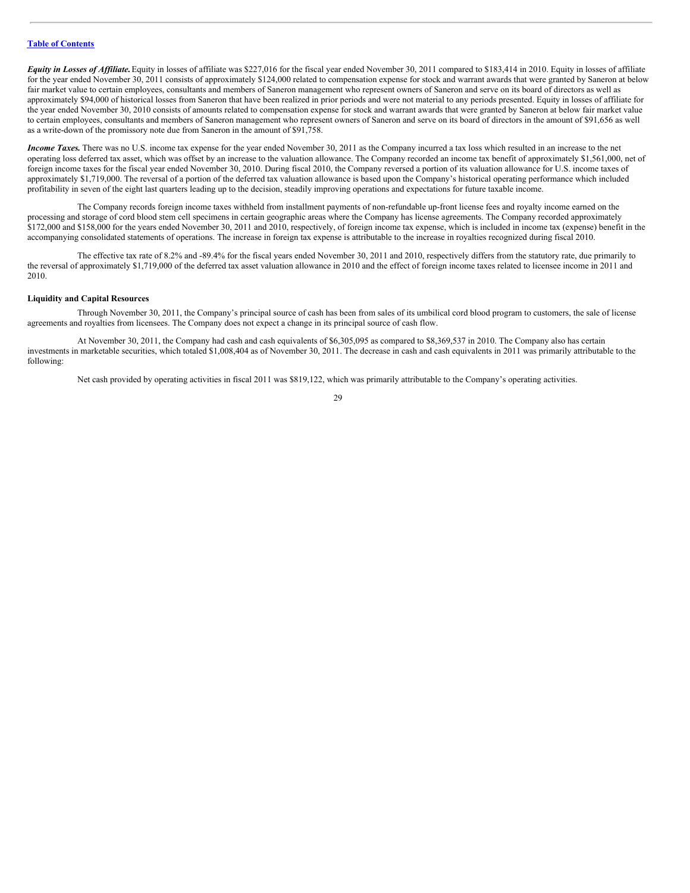[Table of Contents](#)

***Equity in Losses of Affiliate.*** Equity in losses of affiliate was $227,016 for the fiscal year ended November 30, 2011 compared to $183,414 in 2010. Equity in losses of affiliate for the year ended November 30, 2011 consists of approximately $124,000 related to compensation expense for stock and warrant awards that were granted by Saneron at below fair market value to certain employees, consultants and members of Saneron management who represent owners of Saneron and serve on its board of directors as well as approximately $94,000 of historical losses from Saneron that have been realized in prior periods and were not material to any periods presented. Equity in losses of affiliate for the year ended November 30, 2010 consists of amounts related to compensation expense for stock and warrant awards that were granted by Saneron at below fair market value to certain employees, consultants and members of Saneron management who represent owners of Saneron and serve on its board of directors in the amount of $91,656 as well as a write-down of the promissory note due from Saneron in the amount of $91,758.

***Income Taxes.*** There was no U.S. income tax expense for the year ended November 30, 2011 as the Company incurred a tax loss which resulted in an increase to the net operating loss deferred tax asset, which was offset by an increase to the valuation allowance. The Company recorded an income tax benefit of approximately $1,561,000, net of foreign income taxes for the fiscal year ended November 30, 2010. During fiscal 2010, the Company reversed a portion of its valuation allowance for U.S. income taxes of approximately $1,719,000. The reversal of a portion of the deferred tax valuation allowance is based upon the Company's historical operating performance which included profitability in seven of the eight last quarters leading up to the decision, steadily improving operations and expectations for future taxable income.

The Company records foreign income taxes withheld from installment payments of non-refundable up-front license fees and royalty income earned on the processing and storage of cord blood stem cell specimens in certain geographic areas where the Company has license agreements. The Company recorded approximately $172,000 and $158,000 for the years ended November 30, 2011 and 2010, respectively, of foreign income tax expense, which is included in income tax (expense) benefit in the accompanying consolidated statements of operations. The increase in foreign tax expense is attributable to the increase in royalties recognized during fiscal 2010.

The effective tax rate of 8.2% and -89.4% for the fiscal years ended November 30, 2011 and 2010, respectively differs from the statutory rate, due primarily to the reversal of approximately $1,719,000 of the deferred tax asset valuation allowance in 2010 and the effect of foreign income taxes related to licensee income in 2011 and 2010.

**Liquidity and Capital Resources**

Through November 30, 2011, the Company's principal source of cash has been from sales of its umbilical cord blood program to customers, the sale of license agreements and royalties from licensees. The Company does not expect a change in its principal source of cash flow.

At November 30, 2011, the Company had cash and cash equivalents of $6,305,095 as compared to $8,369,537 in 2010. The Company also has certain investments in marketable securities, which totaled $1,008,404 as of November 30, 2011. The decrease in cash and cash equivalents in 2011 was primarily attributable to the following:

Net cash provided by operating activities in fiscal 2011 was $819,122, which was primarily attributable to the Company's operating activities.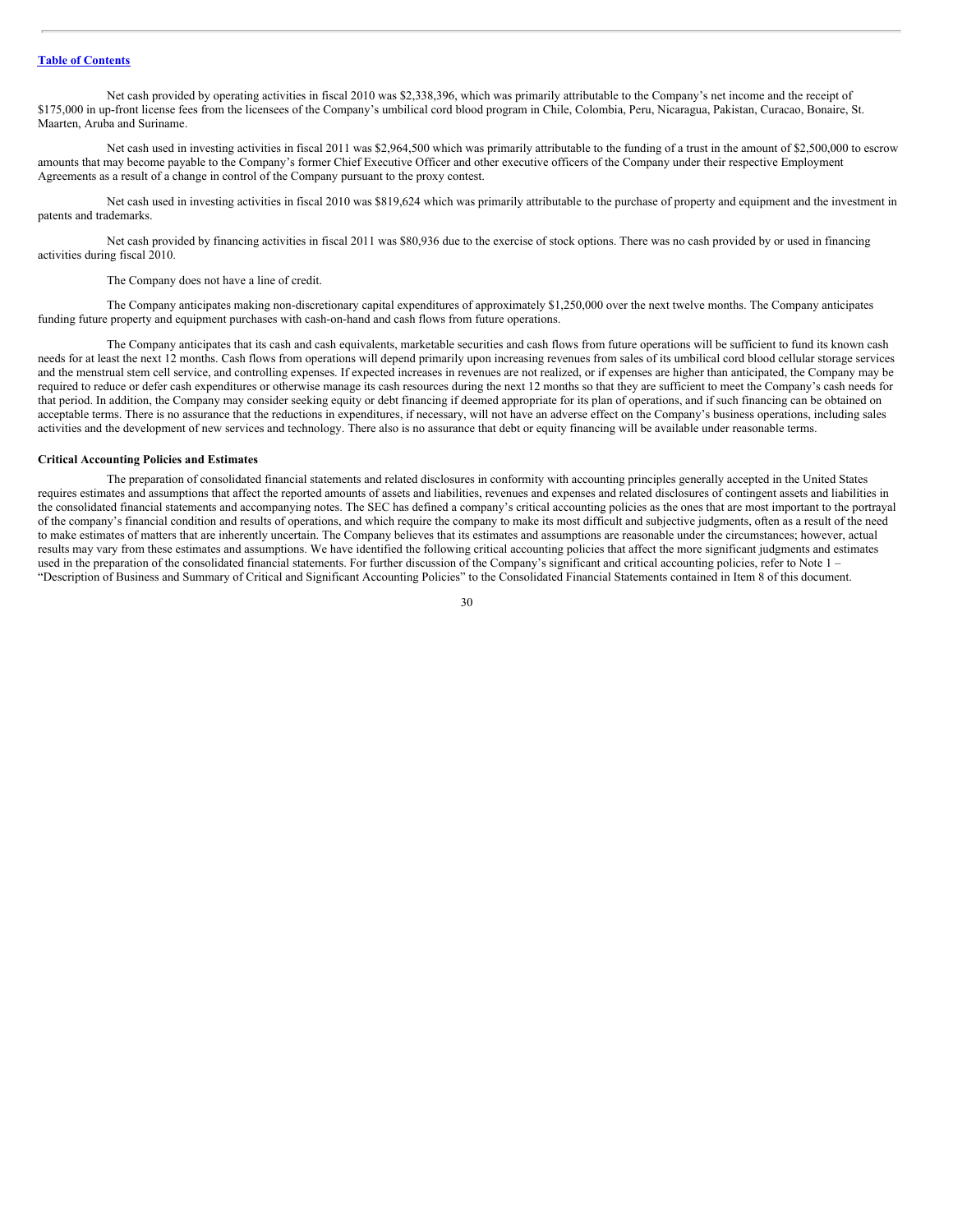Net cash provided by operating activities in fiscal 2010 was $2,338,396, which was primarily attributable to the Company's net income and the receipt of $175,000 in up-front license fees from the licensees of the Company's umbilical cord blood program in Chile, Colombia, Peru, Nicaragua, Pakistan, Curacao, Bonaire, St. Maarten, Aruba and Suriname.

Net cash used in investing activities in fiscal 2011 was $2,964,500 which was primarily attributable to the funding of a trust in the amount of $2,500,000 to escrow amounts that may become payable to the Company's former Chief Executive Officer and other executive officers of the Company under their respective Employment Agreements as a result of a change in control of the Company pursuant to the proxy contest.

Net cash used in investing activities in fiscal 2010 was $819,624 which was primarily attributable to the purchase of property and equipment and the investment in patents and trademarks.

Net cash provided by financing activities in fiscal 2011 was $80,936 due to the exercise of stock options. There was no cash provided by or used in financing activities during fiscal 2010.

The Company does not have a line of credit.

The Company anticipates making non-discretionary capital expenditures of approximately $1,250,000 over the next twelve months. The Company anticipates funding future property and equipment purchases with cash-on-hand and cash flows from future operations.

The Company anticipates that its cash and cash equivalents, marketable securities and cash flows from future operations will be sufficient to fund its known cash needs for at least the next 12 months. Cash flows from operations will depend primarily upon increasing revenues from sales of its umbilical cord blood cellular storage services and the menstrual stem cell service, and controlling expenses. If expected increases in revenues are not realized, or if expenses are higher than anticipated, the Company may be required to reduce or defer cash expenditures or otherwise manage its cash resources during the next 12 months so that they are sufficient to meet the Company's cash needs for that period. In addition, the Company may consider seeking equity or debt financing if deemed appropriate for its plan of operations, and if such financing can be obtained on acceptable terms. There is no assurance that the reductions in expenditures, if necessary, will not have an adverse effect on the Company's business operations, including sales activities and the development of new services and technology. There also is no assurance that debt or equity financing will be available under reasonable terms.

**Critical Accounting Policies and Estimates**

The preparation of consolidated financial statements and related disclosures in conformity with accounting principles generally accepted in the United States requires estimates and assumptions that affect the reported amounts of assets and liabilities, revenues and expenses and related disclosures of contingent assets and liabilities in the consolidated financial statements and accompanying notes. The SEC has defined a company's critical accounting policies as the ones that are most important to the portrayal of the company's financial condition and results of operations, and which require the company to make its most difficult and subjective judgments, often as a result of the need to make estimates of matters that are inherently uncertain. The Company believes that its estimates and assumptions are reasonable under the circumstances; however, actual results may vary from these estimates and assumptions. We have identified the following critical accounting policies that affect the more significant judgments and estimates used in the preparation of the consolidated financial statements. For further discussion of the Company's significant and critical accounting policies, refer to Note 1 – "Description of Business and Summary of Critical and Significant Accounting Policies" to the Consolidated Financial Statements contained in Item 8 of this document.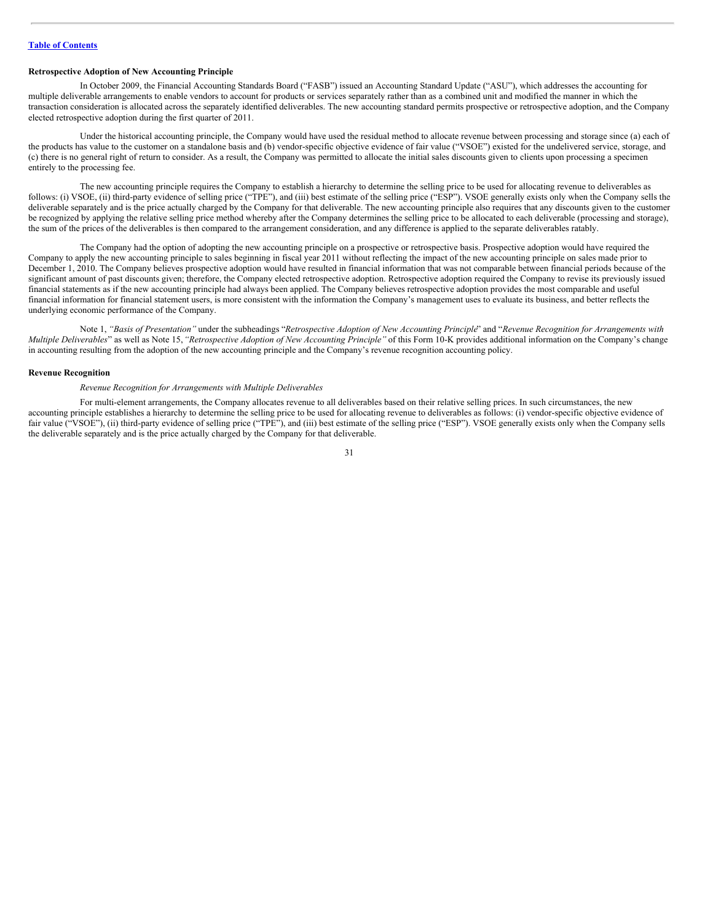[Table of Contents](#)

**Retrospective Adoption of New Accounting Principle**

In October 2009, the Financial Accounting Standards Board ("FASB") issued an Accounting Standard Update ("ASU"), which addresses the accounting for multiple deliverable arrangements to enable vendors to account for products or services separately rather than as a combined unit and modified the manner in which the transaction consideration is allocated across the separately identified deliverables. The new accounting standard permits prospective or retrospective adoption, and the Company elected retrospective adoption during the first quarter of 2011.

Under the historical accounting principle, the Company would have used the residual method to allocate revenue between processing and storage since (a) each of the products has value to the customer on a standalone basis and (b) vendor-specific objective evidence of fair value ("VSOE") existed for the undelivered service, storage, and (c) there is no general right of return to consider. As a result, the Company was permitted to allocate the initial sales discounts given to clients upon processing a specimen entirely to the processing fee.

The new accounting principle requires the Company to establish a hierarchy to determine the selling price to be used for allocating revenue to deliverables as follows: (i) VSOE, (ii) third-party evidence of selling price ("TPE"), and (iii) best estimate of the selling price ("ESP"). VSOE generally exists only when the Company sells the deliverable separately and is the price actually charged by the Company for that deliverable. The new accounting principle also requires that any discounts given to the customer be recognized by applying the relative selling price method whereby after the Company determines the selling price to be allocated to each deliverable (processing and storage), the sum of the prices of the deliverables is then compared to the arrangement consideration, and any difference is applied to the separate deliverables ratably.

The Company had the option of adopting the new accounting principle on a prospective or retrospective basis. Prospective adoption would have required the Company to apply the new accounting principle to sales beginning in fiscal year 2011 without reflecting the impact of the new accounting principle on sales made prior to December 1, 2010. The Company believes prospective adoption would have resulted in financial information that was not comparable between financial periods because of the significant amount of past discounts given; therefore, the Company elected retrospective adoption. Retrospective adoption required the Company to revise its previously issued financial statements as if the new accounting principle had always been applied. The Company believes retrospective adoption provides the most comparable and useful financial information for financial statement users, is more consistent with the information the Company's management uses to evaluate its business, and better reflects the underlying economic performance of the Company.

Note 1, *"Basis of Presentation"* under the subheadings "*Retrospective Adoption of New Accounting Principle*" and "*Revenue Recognition for Arrangements with Multiple Deliverables*" as well as Note 15, *"Retrospective Adoption of New Accounting Principle"* of this Form 10-K provides additional information on the Company's change in accounting resulting from the adoption of the new accounting principle and the Company's revenue recognition accounting policy.

**Revenue Recognition**

*Revenue Recognition for Arrangements with Multiple Deliverables*

For multi-element arrangements, the Company allocates revenue to all deliverables based on their relative selling prices. In such circumstances, the new accounting principle establishes a hierarchy to determine the selling price to be used for allocating revenue to deliverables as follows: (i) vendor-specific objective evidence of fair value ("VSOE"), (ii) third-party evidence of selling price ("TPE"), and (iii) best estimate of the selling price ("ESP"). VSOE generally exists only when the Company sells the deliverable separately and is the price actually charged by the Company for that deliverable.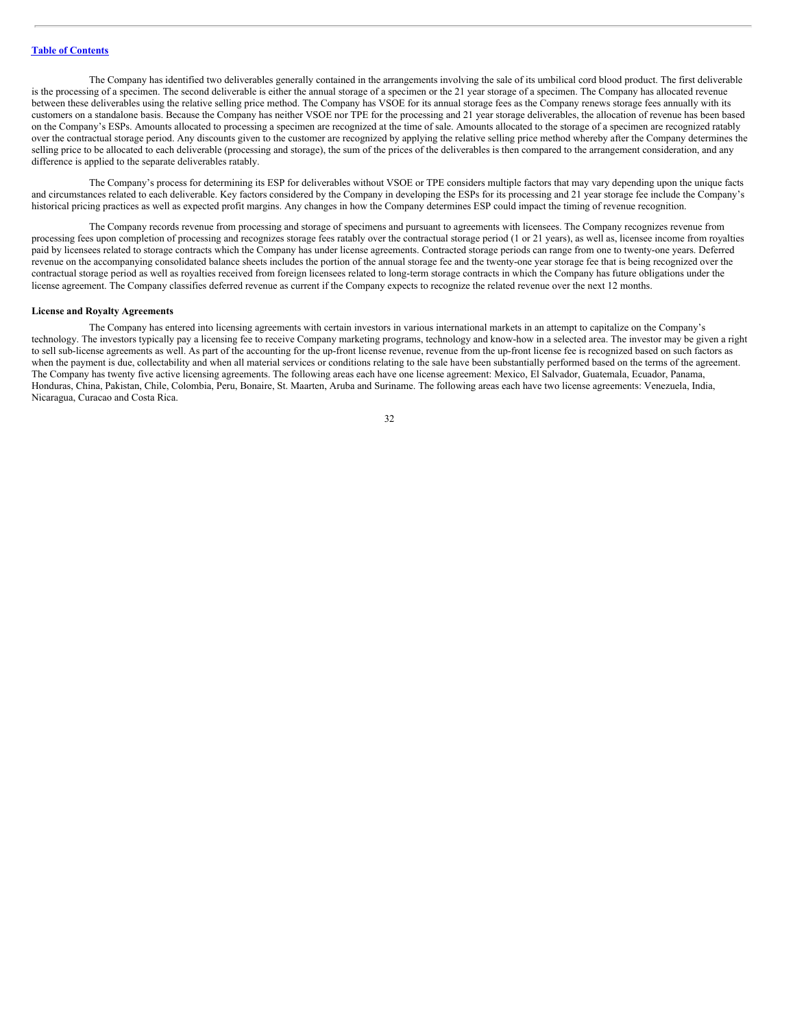The Company has identified two deliverables generally contained in the arrangements involving the sale of its umbilical cord blood product. The first deliverable is the processing of a specimen. The second deliverable is either the annual storage of a specimen or the 21 year storage of a specimen. The Company has allocated revenue between these deliverables using the relative selling price method. The Company has VSOE for its annual storage fees as the Company renews storage fees annually with its customers on a standalone basis. Because the Company has neither VSOE nor TPE for the processing and 21 year storage deliverables, the allocation of revenue has been based on the Company's ESPs. Amounts allocated to processing a specimen are recognized at the time of sale. Amounts allocated to the storage of a specimen are recognized ratably over the contractual storage period. Any discounts given to the customer are recognized by applying the relative selling price method whereby after the Company determines the selling price to be allocated to each deliverable (processing and storage), the sum of the prices of the deliverables is then compared to the arrangement consideration, and any difference is applied to the separate deliverables ratably.

The Company's process for determining its ESP for deliverables without VSOE or TPE considers multiple factors that may vary depending upon the unique facts and circumstances related to each deliverable. Key factors considered by the Company in developing the ESPs for its processing and 21 year storage fee include the Company's historical pricing practices as well as expected profit margins. Any changes in how the Company determines ESP could impact the timing of revenue recognition.

The Company records revenue from processing and storage of specimens and pursuant to agreements with licensees. The Company recognizes revenue from processing fees upon completion of processing and recognizes storage fees ratably over the contractual storage period (1 or 21 years), as well as, licensee income from royalties paid by licensees related to storage contracts which the Company has under license agreements. Contracted storage periods can range from one to twenty-one years. Deferred revenue on the accompanying consolidated balance sheets includes the portion of the annual storage fee and the twenty-one year storage fee that is being recognized over the contractual storage period as well as royalties received from foreign licensees related to long-term storage contracts in which the Company has future obligations under the license agreement. The Company classifies deferred revenue as current if the Company expects to recognize the related revenue over the next 12 months.

**License and Royalty Agreements**

The Company has entered into licensing agreements with certain investors in various international markets in an attempt to capitalize on the Company's technology. The investors typically pay a licensing fee to receive Company marketing programs, technology and know-how in a selected area. The investor may be given a right to sell sub-license agreements as well. As part of the accounting for the up-front license revenue, revenue from the up-front license fee is recognized based on such factors as when the payment is due, collectability and when all material services or conditions relating to the sale have been substantially performed based on the terms of the agreement. The Company has twenty five active licensing agreements. The following areas each have one license agreement: Mexico, El Salvador, Guatemala, Ecuador, Panama, Honduras, China, Pakistan, Chile, Colombia, Peru, Bonaire, St. Maarten, Aruba and Suriname. The following areas each have two license agreements: Venezuela, India, Nicaragua, Curacao and Costa Rica.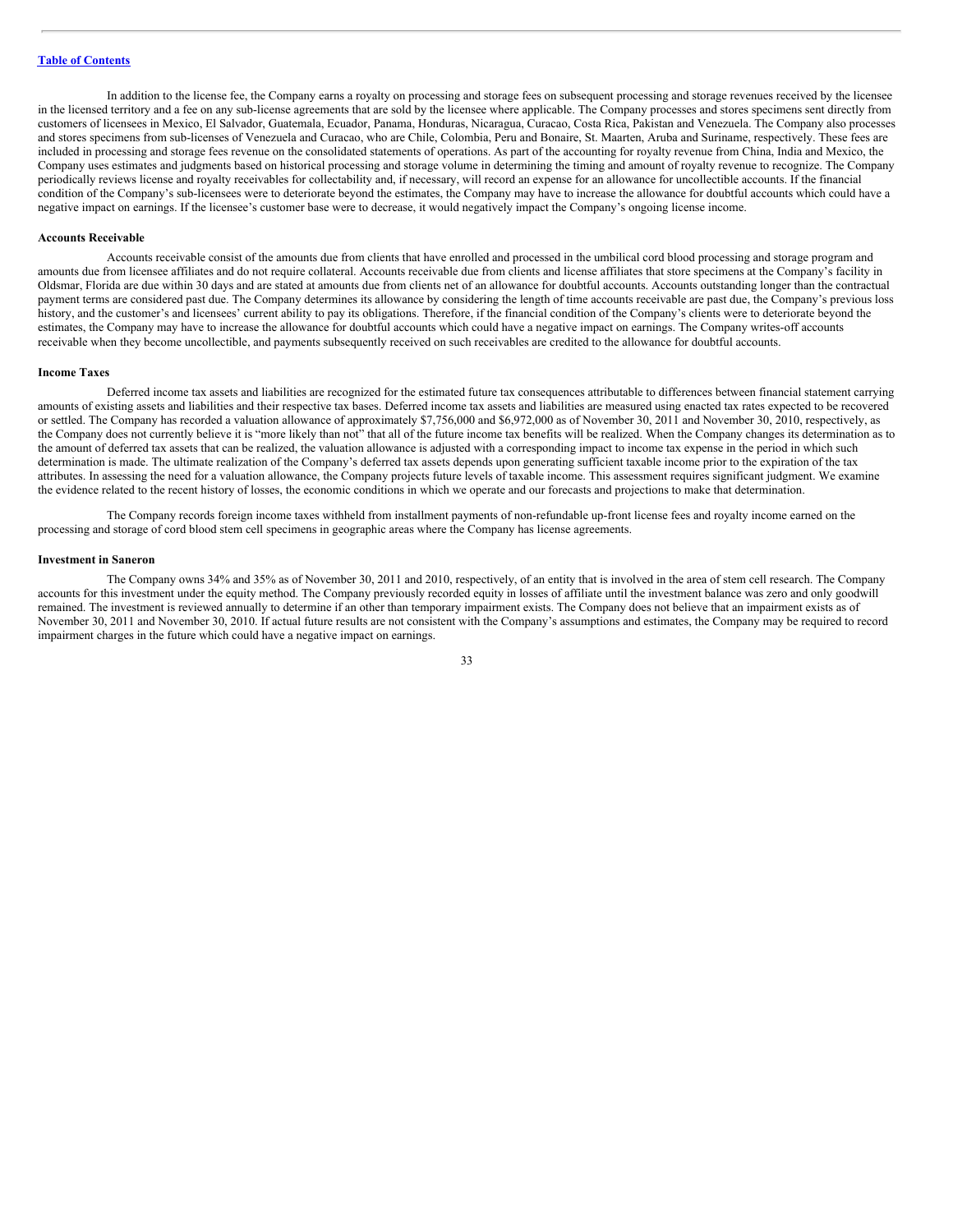In addition to the license fee, the Company earns a royalty on processing and storage fees on subsequent processing and storage revenues received by the licensee in the licensed territory and a fee on any sub-license agreements that are sold by the licensee where applicable. The Company processes and stores specimens sent directly from customers of licensees in Mexico, El Salvador, Guatemala, Ecuador, Panama, Honduras, Nicaragua, Curacao, Costa Rica, Pakistan and Venezuela. The Company also processes and stores specimens from sub-licenses of Venezuela and Curacao, who are Chile, Colombia, Peru and Bonaire, St. Maarten, Aruba and Suriname, respectively. These fees are included in processing and storage fees revenue on the consolidated statements of operations. As part of the accounting for royalty revenue from China, India and Mexico, the Company uses estimates and judgments based on historical processing and storage volume in determining the timing and amount of royalty revenue to recognize. The Company periodically reviews license and royalty receivables for collectability and, if necessary, will record an expense for an allowance for uncollectible accounts. If the financial condition of the Company's sub-licensees were to deteriorate beyond the estimates, the Company may have to increase the allowance for doubtful accounts which could have a negative impact on earnings. If the licensee's customer base were to decrease, it would negatively impact the Company's ongoing license income.

### Accounts Receivable

Accounts receivable consist of the amounts due from clients that have enrolled and processed in the umbilical cord blood processing and storage program and amounts due from licensee affiliates and do not require collateral. Accounts receivable due from clients and license affiliates that store specimens at the Company's facility in Oldsmar, Florida are due within 30 days and are stated at amounts due from clients net of an allowance for doubtful accounts. Accounts outstanding longer than the contractual payment terms are considered past due. The Company determines its allowance by considering the length of time accounts receivable are past due, the Company's previous loss history, and the customer's and licensees' current ability to pay its obligations. Therefore, if the financial condition of the Company's clients were to deteriorate beyond the estimates, the Company may have to increase the allowance for doubtful accounts which could have a negative impact on earnings. The Company writes-off accounts receivable when they become uncollectible, and payments subsequently received on such receivables are credited to the allowance for doubtful accounts.

### Income Taxes

Deferred income tax assets and liabilities are recognized for the estimated future tax consequences attributable to differences between financial statement carrying amounts of existing assets and liabilities and their respective tax bases. Deferred income tax assets and liabilities are measured using enacted tax rates expected to be recovered or settled. The Company has recorded a valuation allowance of approximately $7,756,000 and $6,972,000 as of November 30, 2011 and November 30, 2010, respectively, as the Company does not currently believe it is "more likely than not" that all of the future income tax benefits will be realized. When the Company changes its determination as to the amount of deferred tax assets that can be realized, the valuation allowance is adjusted with a corresponding impact to income tax expense in the period in which such determination is made. The ultimate realization of the Company's deferred tax assets depends upon generating sufficient taxable income prior to the expiration of the tax attributes. In assessing the need for a valuation allowance, the Company projects future levels of taxable income. This assessment requires significant judgment. We examine the evidence related to the recent history of losses, the economic conditions in which we operate and our forecasts and projections to make that determination.

The Company records foreign income taxes withheld from installment payments of non-refundable up-front license fees and royalty income earned on the processing and storage of cord blood stem cell specimens in geographic areas where the Company has license agreements.

### Investment in Saneron

The Company owns 34% and 35% as of November 30, 2011 and 2010, respectively, of an entity that is involved in the area of stem cell research. The Company accounts for this investment under the equity method. The Company previously recorded equity in losses of affiliate until the investment balance was zero and only goodwill remained. The investment is reviewed annually to determine if an other than temporary impairment exists. The Company does not believe that an impairment exists as of November 30, 2011 and November 30, 2010. If actual future results are not consistent with the Company's assumptions and estimates, the Company may be required to record impairment charges in the future which could have a negative impact on earnings.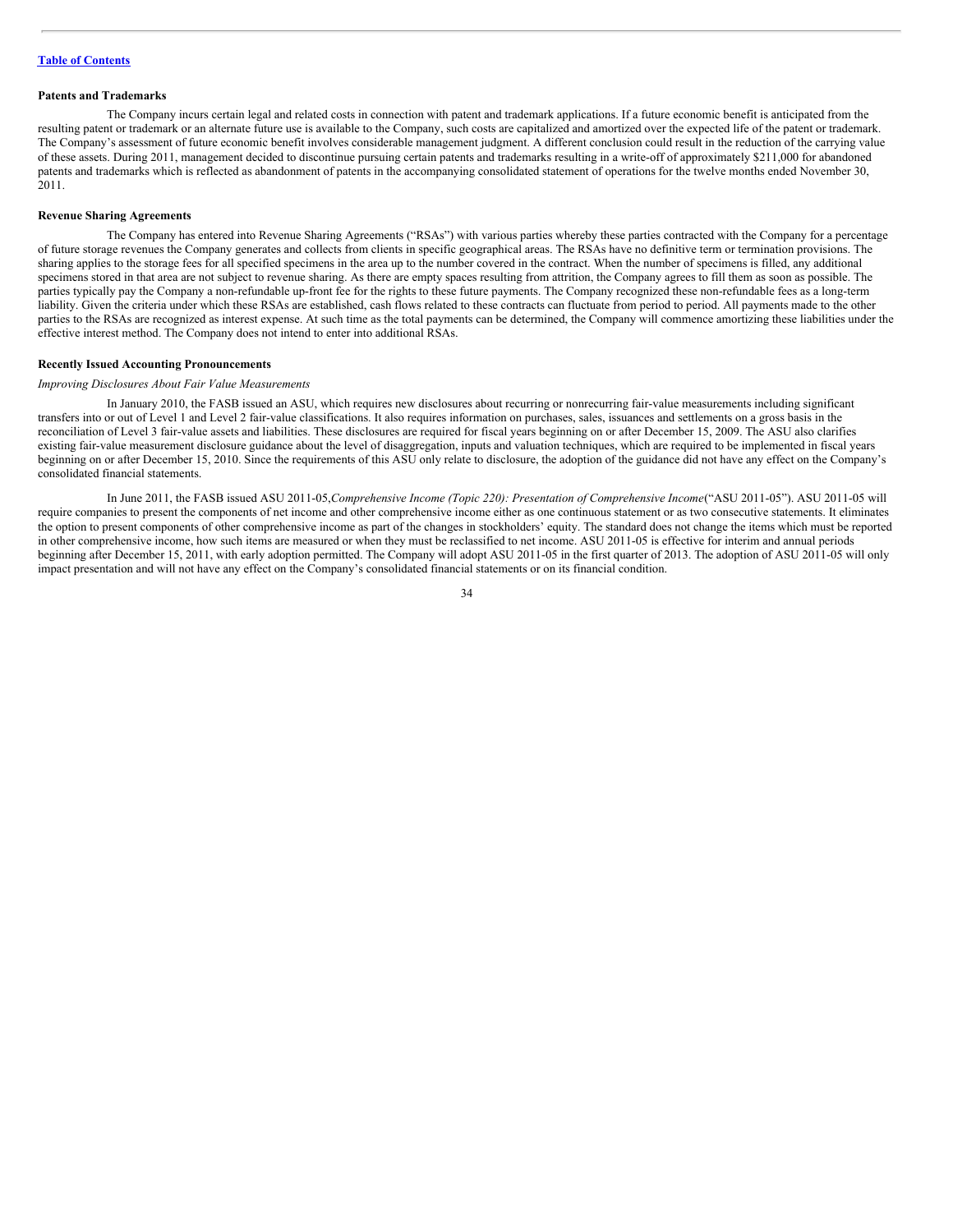**Patents and Trademarks**

The Company incurs certain legal and related costs in connection with patent and trademark applications. If a future economic benefit is anticipated from the resulting patent or trademark or an alternate future use is available to the Company, such costs are capitalized and amortized over the expected life of the patent or trademark. The Company's assessment of future economic benefit involves considerable management judgment. A different conclusion could result in the reduction of the carrying value of these assets. During 2011, management decided to discontinue pursuing certain patents and trademarks resulting in a write-off of approximately $211,000 for abandoned patents and trademarks which is reflected as abandonment of patents in the accompanying consolidated statement of operations for the twelve months ended November 30, 2011.

**Revenue Sharing Agreements**

The Company has entered into Revenue Sharing Agreements ("RSAs") with various parties whereby these parties contracted with the Company for a percentage of future storage revenues the Company generates and collects from clients in specific geographical areas. The RSAs have no definitive term or termination provisions. The sharing applies to the storage fees for all specified specimens in the area up to the number covered in the contract. When the number of specimens is filled, any additional specimens stored in that area are not subject to revenue sharing. As there are empty spaces resulting from attrition, the Company agrees to fill them as soon as possible. The parties typically pay the Company a non-refundable up-front fee for the rights to these future payments. The Company recognized these non-refundable fees as a long-term liability. Given the criteria under which these RSAs are established, cash flows related to these contracts can fluctuate from period to period. All payments made to the other parties to the RSAs are recognized as interest expense. At such time as the total payments can be determined, the Company will commence amortizing these liabilities under the effective interest method. The Company does not intend to enter into additional RSAs.

**Recently Issued Accounting Pronouncements**

*Improving Disclosures About Fair Value Measurements*

In January 2010, the FASB issued an ASU, which requires new disclosures about recurring or nonrecurring fair-value measurements including significant transfers into or out of Level 1 and Level 2 fair-value classifications. It also requires information on purchases, sales, issuances and settlements on a gross basis in the reconciliation of Level 3 fair-value assets and liabilities. These disclosures are required for fiscal years beginning on or after December 15, 2009. The ASU also clarifies existing fair-value measurement disclosure guidance about the level of disaggregation, inputs and valuation techniques, which are required to be implemented in fiscal years beginning on or after December 15, 2010. Since the requirements of this ASU only relate to disclosure, the adoption of the guidance did not have any effect on the Company's consolidated financial statements.

In June 2011, the FASB issued ASU 2011-05,*Comprehensive Income (Topic 220): Presentation of Comprehensive Income*("ASU 2011-05"). ASU 2011-05 will require companies to present the components of net income and other comprehensive income either as one continuous statement or as two consecutive statements. It eliminates the option to present components of other comprehensive income as part of the changes in stockholders' equity. The standard does not change the items which must be reported in other comprehensive income, how such items are measured or when they must be reclassified to net income. ASU 2011-05 is effective for interim and annual periods beginning after December 15, 2011, with early adoption permitted. The Company will adopt ASU 2011-05 in the first quarter of 2013. The adoption of ASU 2011-05 will only impact presentation and will not have any effect on the Company's consolidated financial statements or on its financial condition.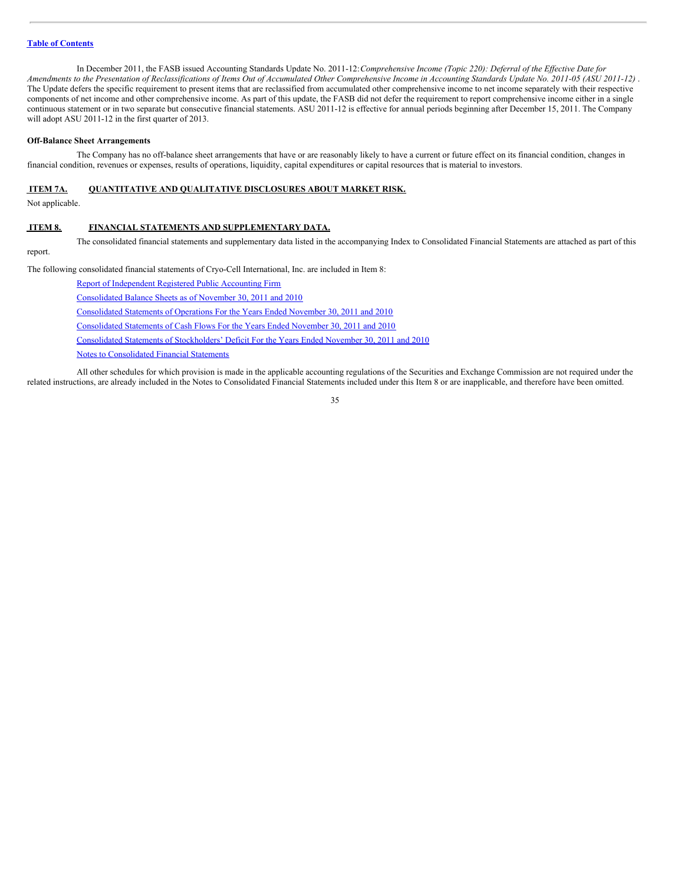In December 2011, the FASB issued Accounting Standards Update No. 2011-12: *Comprehensive Income (Topic 220): Deferral of the Effective Date for Amendments to the Presentation of Reclassifications of Items Out of Accumulated Other Comprehensive Income in Accounting Standards Update No. 2011-05 (ASU 2011-12)* . The Update defers the specific requirement to present items that are reclassified from accumulated other comprehensive income to net income separately with their respective components of net income and other comprehensive income. As part of this update, the FASB did not defer the requirement to report comprehensive income either in a single continuous statement or in two separate but consecutive financial statements. ASU 2011-12 is effective for annual periods beginning after December 15, 2011. The Company will adopt ASU 2011-12 in the first quarter of 2013.

**Off-Balance Sheet Arrangements**

The Company has no off-balance sheet arrangements that have or are reasonably likely to have a current or future effect on its financial condition, changes in financial condition, revenues or expenses, results of operations, liquidity, capital expenditures or capital resources that is material to investors.

## ITEM 7A. QUANTITATIVE AND QUALITATIVE DISCLOSURES ABOUT MARKET RISK.

Not applicable.

## ITEM 8. FINANCIAL STATEMENTS AND SUPPLEMENTARY DATA.

The consolidated financial statements and supplementary data listed in the accompanying Index to Consolidated Financial Statements are attached as part of this report.

The following consolidated financial statements of Cryo-Cell International, Inc. are included in Item 8:

Report of Independent Registered Public Accounting Firm

Consolidated Balance Sheets as of November 30, 2011 and 2010

Consolidated Statements of Operations For the Years Ended November 30, 2011 and 2010

Consolidated Statements of Cash Flows For the Years Ended November 30, 2011 and 2010

Consolidated Statements of Stockholders' Deficit For the Years Ended November 30, 2011 and 2010

Notes to Consolidated Financial Statements

All other schedules for which provision is made in the applicable accounting regulations of the Securities and Exchange Commission are not required under the related instructions, are already included in the Notes to Consolidated Financial Statements included under this Item 8 or are inapplicable, and therefore have been omitted.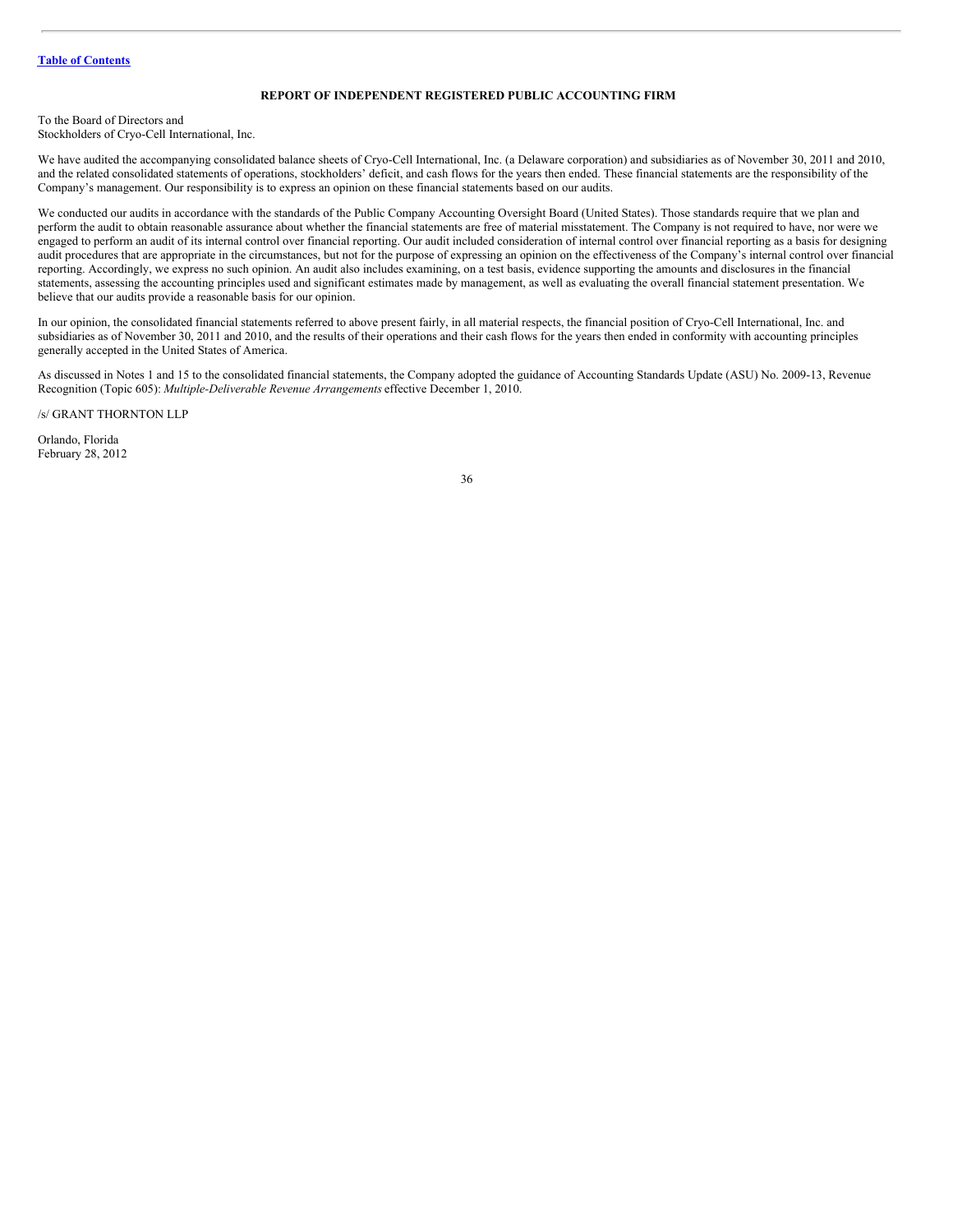**REPORT OF INDEPENDENT REGISTERED PUBLIC ACCOUNTING FIRM**

To the Board of Directors and
Stockholders of Cryo-Cell International, Inc.

We have audited the accompanying consolidated balance sheets of Cryo-Cell International, Inc. (a Delaware corporation) and subsidiaries as of November 30, 2011 and 2010, and the related consolidated statements of operations, stockholders' deficit, and cash flows for the years then ended. These financial statements are the responsibility of the Company's management. Our responsibility is to express an opinion on these financial statements based on our audits.

We conducted our audits in accordance with the standards of the Public Company Accounting Oversight Board (United States). Those standards require that we plan and perform the audit to obtain reasonable assurance about whether the financial statements are free of material misstatement. The Company is not required to have, nor were we engaged to perform an audit of its internal control over financial reporting. Our audit included consideration of internal control over financial reporting as a basis for designing audit procedures that are appropriate in the circumstances, but not for the purpose of expressing an opinion on the effectiveness of the Company's internal control over financial reporting. Accordingly, we express no such opinion. An audit also includes examining, on a test basis, evidence supporting the amounts and disclosures in the financial statements, assessing the accounting principles used and significant estimates made by management, as well as evaluating the overall financial statement presentation. We believe that our audits provide a reasonable basis for our opinion.

In our opinion, the consolidated financial statements referred to above present fairly, in all material respects, the financial position of Cryo-Cell International, Inc. and subsidiaries as of November 30, 2011 and 2010, and the results of their operations and their cash flows for the years then ended in conformity with accounting principles generally accepted in the United States of America.

As discussed in Notes 1 and 15 to the consolidated financial statements, the Company adopted the guidance of Accounting Standards Update (ASU) No. 2009-13, Revenue Recognition (Topic 605): *Multiple-Deliverable Revenue Arrangements* effective December 1, 2010.

/s/ GRANT THORNTON LLP

Orlando, Florida
February 28, 2012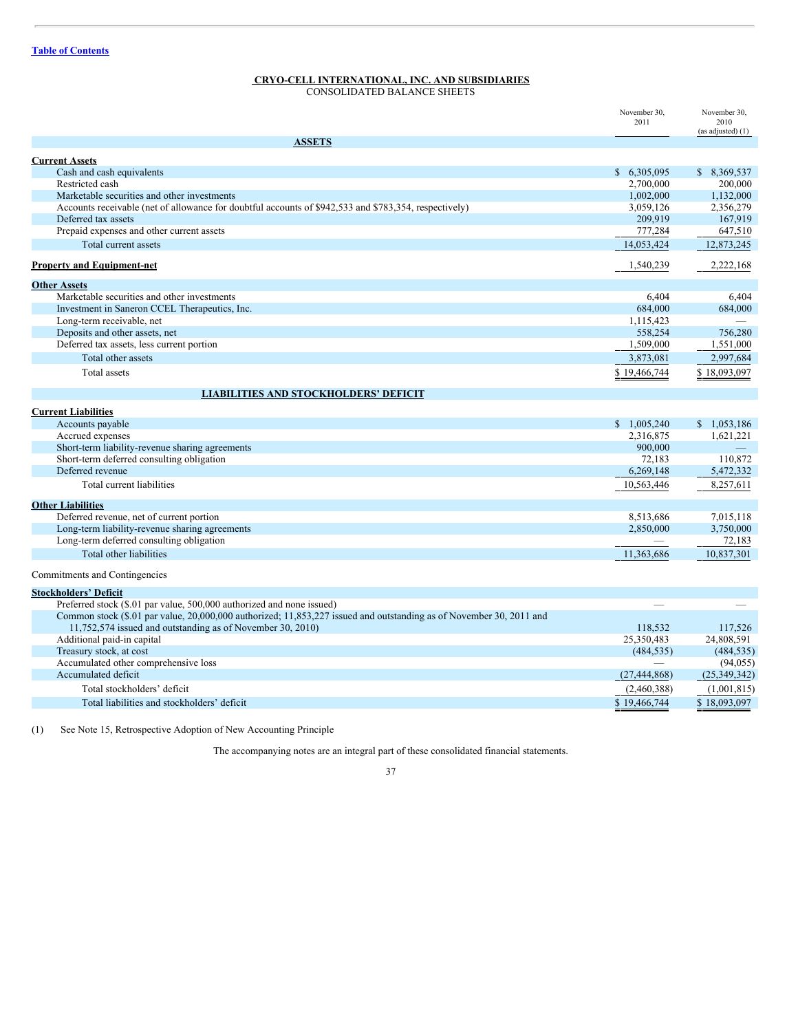Table of Contents

# CRYO-CELL INTERNATIONAL, INC. AND SUBSIDIARIES

CONSOLIDATED BALANCE SHEETS

| | November 30, 2011 | November 30, 2010 (as adjusted) (1) |
|---|---|---|
| **ASSETS** | | |
| **Current Assets** | | |
| Cash and cash equivalents | $ 6,305,095 | $ 8,369,537 |
| Restricted cash | 2,700,000 | 200,000 |
| Marketable securities and other investments | 1,002,000 | 1,132,000 |
| Accounts receivable (net of allowance for doubtful accounts of $942,533 and $783,354, respectively) | 3,059,126 | 2,356,279 |
| Deferred tax assets | 209,919 | 167,919 |
| Prepaid expenses and other current assets | 777,284 | 647,510 |
| Total current assets | 14,053,424 | 12,873,245 |
| **Property and Equipment-net** | 1,540,239 | 2,222,168 |
| **Other Assets** | | |
| Marketable securities and other investments | 6,404 | 6,404 |
| Investment in Saneron CCEL Therapeutics, Inc. | 684,000 | 684,000 |
| Long-term receivable, net | 1,115,423 | — |
| Deposits and other assets, net | 558,254 | 756,280 |
| Deferred tax assets, less current portion | 1,509,000 | 1,551,000 |
| Total other assets | 3,873,081 | 2,997,684 |
| Total assets | $ 19,466,744 | $ 18,093,097 |
| **LIABILITIES AND STOCKHOLDERS' DEFICIT** | | |
| **Current Liabilities** | | |
| Accounts payable | $ 1,005,240 | $ 1,053,186 |
| Accrued expenses | 2,316,875 | 1,621,221 |
| Short-term liability-revenue sharing agreements | 900,000 | — |
| Short-term deferred consulting obligation | 72,183 | 110,872 |
| Deferred revenue | 6,269,148 | 5,472,332 |
| Total current liabilities | 10,563,446 | 8,257,611 |
| **Other Liabilities** | | |
| Deferred revenue, net of current portion | 8,513,686 | 7,015,118 |
| Long-term liability-revenue sharing agreements | 2,850,000 | 3,750,000 |
| Long-term deferred consulting obligation | — | 72,183 |
| Total other liabilities | 11,363,686 | 10,837,301 |
| Commitments and Contingencies | | |
| **Stockholders' Deficit** | | |
| Preferred stock ($.01 par value, 500,000 authorized and none issued) | — | — |
| Common stock ($.01 par value, 20,000,000 authorized; 11,853,227 issued and outstanding as of November 30, 2011 and 11,752,574 issued and outstanding as of November 30, 2010) | 118,532 | 117,526 |
| Additional paid-in capital | 25,350,483 | 24,808,591 |
| Treasury stock, at cost | (484,535) | (484,535) |
| Accumulated other comprehensive loss | — | (94,055) |
| Accumulated deficit | (27,444,868) | (25,349,342) |
| Total stockholders' deficit | (2,460,388) | (1,001,815) |
| Total liabilities and stockholders' deficit | $ 19,466,744 | $ 18,093,097 |

(1) See Note 15, Retrospective Adoption of New Accounting Principle

The accompanying notes are an integral part of these consolidated financial statements.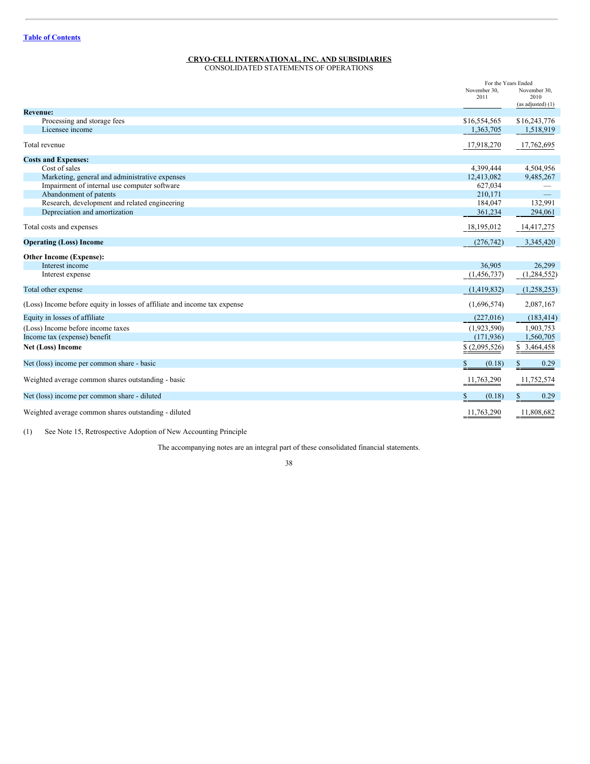[Table of Contents](#)

**CRYO-CELL INTERNATIONAL, INC. AND SUBSIDIARIES**
CONSOLIDATED STATEMENTS OF OPERATIONS

| | For the Years Ended November 30, 2011 | November 30, 2010 (as adjusted) (1) |
|---|---|---|
| **Revenue:** | | |
| Processing and storage fees | $16,554,565 | $16,243,776 |
| Licensee income | 1,363,705 | 1,518,919 |
| Total revenue | 17,918,270 | 17,762,695 |
| **Costs and Expenses:** | | |
| Cost of sales | 4,399,444 | 4,504,956 |
| Marketing, general and administrative expenses | 12,413,082 | 9,485,267 |
| Impairment of internal use computer software | 627,034 | — |
| Abandonment of patents | 210,171 | — |
| Research, development and related engineering | 184,047 | 132,991 |
| Depreciation and amortization | 361,234 | 294,061 |
| Total costs and expenses | 18,195,012 | 14,417,275 |
| **Operating (Loss) Income** | (276,742) | 3,345,420 |
| **Other Income (Expense):** | | |
| Interest income | 36,905 | 26,299 |
| Interest expense | (1,456,737) | (1,284,552) |
| Total other expense | (1,419,832) | (1,258,253) |
| (Loss) Income before equity in losses of affiliate and income tax expense | (1,696,574) | 2,087,167 |
| Equity in losses of affiliate | (227,016) | (183,414) |
| (Loss) Income before income taxes | (1,923,590) | 1,903,753 |
| Income tax (expense) benefit | (171,936) | 1,560,705 |
| **Net (Loss) Income** | $ (2,095,526) | $ 3,464,458 |
| Net (loss) income per common share - basic | $ (0.18) | $ 0.29 |
| Weighted average common shares outstanding - basic | 11,763,290 | 11,752,574 |
| Net (loss) income per common share - diluted | $ (0.18) | $ 0.29 |
| Weighted average common shares outstanding - diluted | 11,763,290 | 11,808,682 |

(1) See Note 15, Retrospective Adoption of New Accounting Principle

The accompanying notes are an integral part of these consolidated financial statements.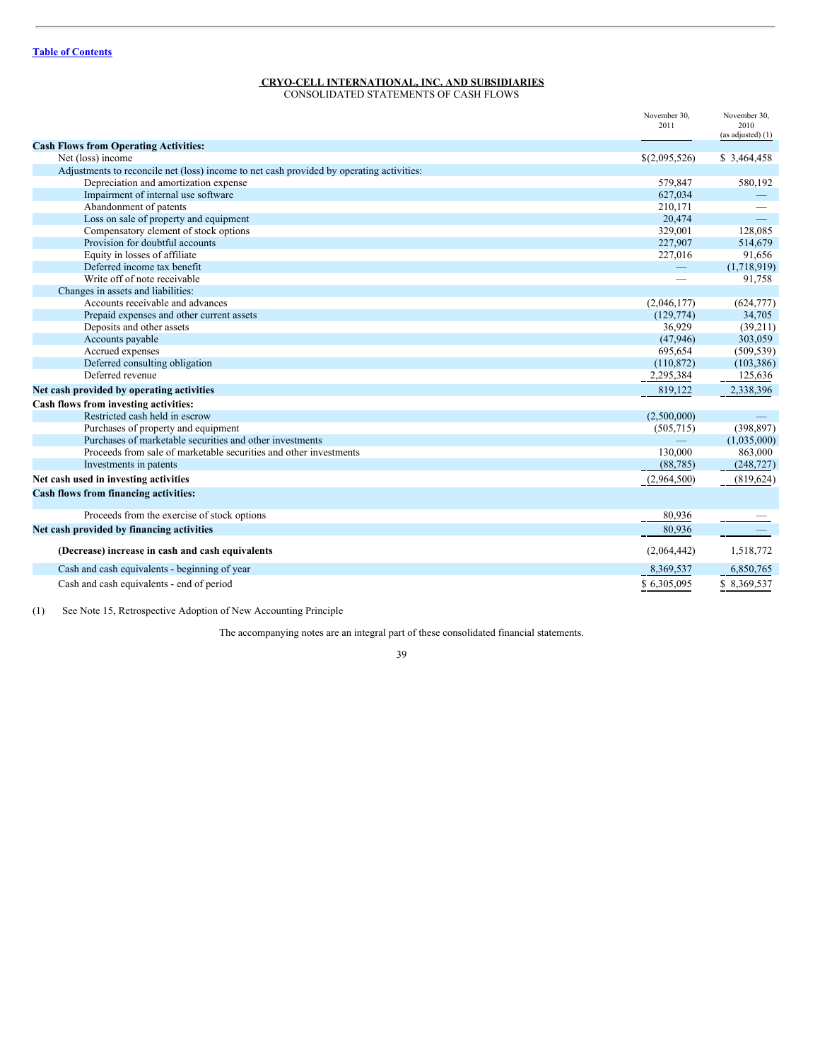[Table of Contents](#)

# CRYO-CELL INTERNATIONAL, INC. AND SUBSIDIARIES

CONSOLIDATED STATEMENTS OF CASH FLOWS

| | November 30, 2011 | November 30, 2010 (as adjusted) (1) |
|---|---|---|
| **Cash Flows from Operating Activities:** | | |
| Net (loss) income | $(2,095,526) | $ 3,464,458 |
| Adjustments to reconcile net (loss) income to net cash provided by operating activities: | | |
| Depreciation and amortization expense | 579,847 | 580,192 |
| Impairment of internal use software | 627,034 | — |
| Abandonment of patents | 210,171 | — |
| Loss on sale of property and equipment | 20,474 | — |
| Compensatory element of stock options | 329,001 | 128,085 |
| Provision for doubtful accounts | 227,907 | 514,679 |
| Equity in losses of affiliate | 227,016 | 91,656 |
| Deferred income tax benefit | — | (1,718,919) |
| Write off of note receivable | — | 91,758 |
| Changes in assets and liabilities: | | |
| Accounts receivable and advances | (2,046,177) | (624,777) |
| Prepaid expenses and other current assets | (129,774) | 34,705 |
| Deposits and other assets | 36,929 | (39,211) |
| Accounts payable | (47,946) | 303,059 |
| Accrued expenses | 695,654 | (509,539) |
| Deferred consulting obligation | (110,872) | (103,386) |
| Deferred revenue | 2,295,384 | 125,636 |
| **Net cash provided by operating activities** | 819,122 | 2,338,396 |
| **Cash flows from investing activities:** | | |
| Restricted cash held in escrow | (2,500,000) | — |
| Purchases of property and equipment | (505,715) | (398,897) |
| Purchases of marketable securities and other investments | — | (1,035,000) |
| Proceeds from sale of marketable securities and other investments | 130,000 | 863,000 |
| Investments in patents | (88,785) | (248,727) |
| **Net cash used in investing activities** | (2,964,500) | (819,624) |
| **Cash flows from financing activities:** | | |
| Proceeds from the exercise of stock options | 80,936 | — |
| **Net cash provided by financing activities** | 80,936 | — |
| **(Decrease) increase in cash and cash equivalents** | (2,064,442) | 1,518,772 |
| Cash and cash equivalents - beginning of year | 8,369,537 | 6,850,765 |
| Cash and cash equivalents - end of period | $ 6,305,095 | $ 8,369,537 |

(1) See Note 15, Retrospective Adoption of New Accounting Principle

The accompanying notes are an integral part of these consolidated financial statements.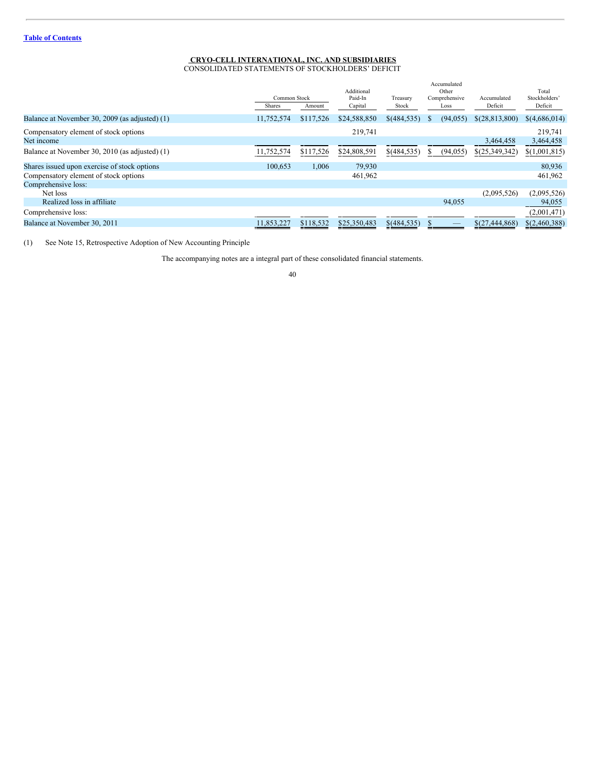**CRYO-CELL INTERNATIONAL, INC. AND SUBSIDIARIES**
CONSOLIDATED STATEMENTS OF STOCKHOLDERS' DEFICIT

| | Common Stock | | Additional Paid-In Capital | Treasury Stock | Accumulated Other Comprehensive Loss | Accumulated Deficit | Total Stockholders' Deficit |
|---|---|---|---|---|---|---|---|
| | Shares | Amount | | | | | |
| Balance at November 30, 2009 (as adjusted) (1) | 11,752,574 | $117,526 | $24,588,850 | $(484,535) | $ (94,055) | $(28,813,800) | $(4,686,014) |
| Compensatory element of stock options | | | 219,741 | | | | 219,741 |
| Net income | | | | | | 3,464,458 | 3,464,458 |
| Balance at November 30, 2010 (as adjusted) (1) | 11,752,574 | $117,526 | $24,808,591 | $(484,535) | $ (94,055) | $(25,349,342) | $(1,001,815) |
| Shares issued upon exercise of stock options | 100,653 | 1,006 | 79,930 | | | | 80,936 |
| Compensatory element of stock options | | | 461,962 | | | | 461,962 |
| Comprehensive loss: | | | | | | | |
| Net loss | | | | | | (2,095,526) | (2,095,526) |
| Realized loss in affiliate | | | | | 94,055 | | 94,055 |
| Comprehensive loss: | | | | | | | (2,001,471) |
| Balance at November 30, 2011 | 11,853,227 | $118,532 | $25,350,483 | $(484,535) | $ — | $(27,444,868) | $(2,460,388) |

(1) See Note 15, Retrospective Adoption of New Accounting Principle

The accompanying notes are a integral part of these consolidated financial statements.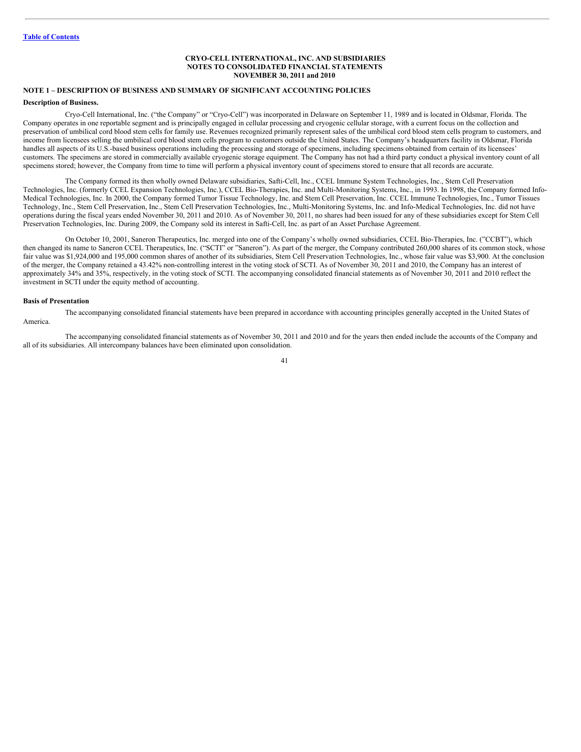**CRYO-CELL INTERNATIONAL, INC. AND SUBSIDIARIES**
**NOTES TO CONSOLIDATED FINANCIAL STATEMENTS**
**NOVEMBER 30, 2011 and 2010**

## NOTE 1 – DESCRIPTION OF BUSINESS AND SUMMARY OF SIGNIFICANT ACCOUNTING POLICIES

### Description of Business.

Cryo-Cell International, Inc. ("the Company" or "Cryo-Cell") was incorporated in Delaware on September 11, 1989 and is located in Oldsmar, Florida. The Company operates in one reportable segment and is principally engaged in cellular processing and cryogenic cellular storage, with a current focus on the collection and preservation of umbilical cord blood stem cells for family use. Revenues recognized primarily represent sales of the umbilical cord blood stem cells program to customers, and income from licensees selling the umbilical cord blood stem cells program to customers outside the United States. The Company's headquarters facility in Oldsmar, Florida handles all aspects of its U.S.-based business operations including the processing and storage of specimens, including specimens obtained from certain of its licensees' customers. The specimens are stored in commercially available cryogenic storage equipment. The Company has not had a third party conduct a physical inventory count of all specimens stored; however, the Company from time to time will perform a physical inventory count of specimens stored to ensure that all records are accurate.

The Company formed its then wholly owned Delaware subsidiaries, Safti-Cell, Inc., CCEL Immune System Technologies, Inc., Stem Cell Preservation Technologies, Inc. (formerly CCEL Expansion Technologies, Inc.), CCEL Bio-Therapies, Inc. and Multi-Monitoring Systems, Inc., in 1993. In 1998, the Company formed Info-Medical Technologies, Inc. In 2000, the Company formed Tumor Tissue Technology, Inc. and Stem Cell Preservation, Inc. CCEL Immune Technologies, Inc., Tumor Tissues Technology, Inc., Stem Cell Preservation, Inc., Stem Cell Preservation Technologies, Inc., Multi-Monitoring Systems, Inc. and Info-Medical Technologies, Inc. did not have operations during the fiscal years ended November 30, 2011 and 2010. As of November 30, 2011, no shares had been issued for any of these subsidiaries except for Stem Cell Preservation Technologies, Inc. During 2009, the Company sold its interest in Safti-Cell, Inc. as part of an Asset Purchase Agreement.

On October 10, 2001, Saneron Therapeutics, Inc. merged into one of the Company's wholly owned subsidiaries, CCEL Bio-Therapies, Inc. ("CCBT"), which then changed its name to Saneron CCEL Therapeutics, Inc. ("SCTI" or "Saneron"). As part of the merger, the Company contributed 260,000 shares of its common stock, whose fair value was $1,924,000 and 195,000 common shares of another of its subsidiaries, Stem Cell Preservation Technologies, Inc., whose fair value was $3,900. At the conclusion of the merger, the Company retained a 43.42% non-controlling interest in the voting stock of SCTI. As of November 30, 2011 and 2010, the Company has an interest of approximately 34% and 35%, respectively, in the voting stock of SCTI. The accompanying consolidated financial statements as of November 30, 2011 and 2010 reflect the investment in SCTI under the equity method of accounting.

### Basis of Presentation

The accompanying consolidated financial statements have been prepared in accordance with accounting principles generally accepted in the United States of America.

The accompanying consolidated financial statements as of November 30, 2011 and 2010 and for the years then ended include the accounts of the Company and all of its subsidiaries. All intercompany balances have been eliminated upon consolidation.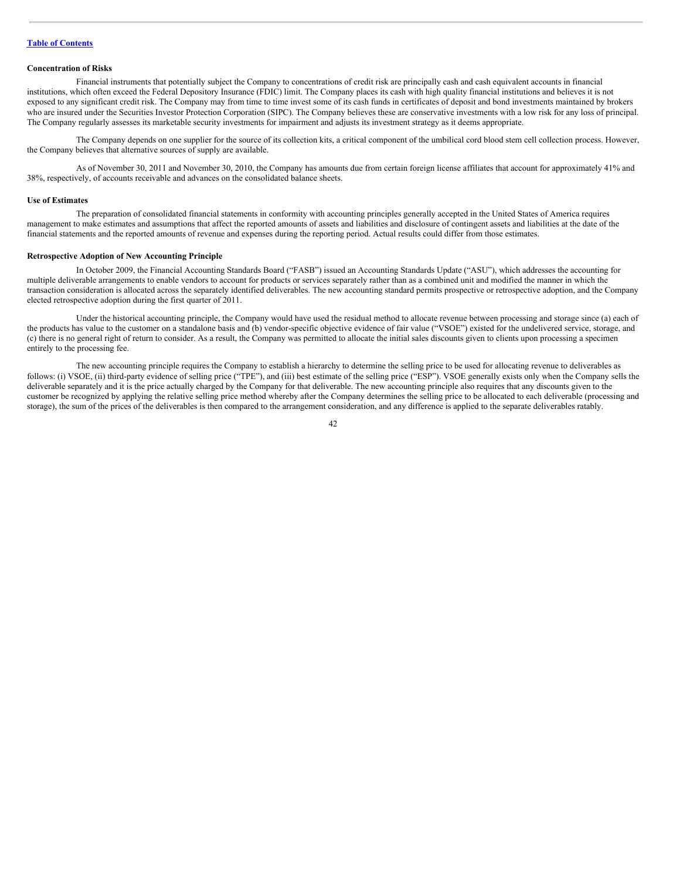**Concentration of Risks**

Financial instruments that potentially subject the Company to concentrations of credit risk are principally cash and cash equivalent accounts in financial institutions, which often exceed the Federal Depository Insurance (FDIC) limit. The Company places its cash with high quality financial institutions and believes it is not exposed to any significant credit risk. The Company may from time to time invest some of its cash funds in certificates of deposit and bond investments maintained by brokers who are insured under the Securities Investor Protection Corporation (SIPC). The Company believes these are conservative investments with a low risk for any loss of principal. The Company regularly assesses its marketable security investments for impairment and adjusts its investment strategy as it deems appropriate.

The Company depends on one supplier for the source of its collection kits, a critical component of the umbilical cord blood stem cell collection process. However, the Company believes that alternative sources of supply are available.

As of November 30, 2011 and November 30, 2010, the Company has amounts due from certain foreign license affiliates that account for approximately 41% and 38%, respectively, of accounts receivable and advances on the consolidated balance sheets.

**Use of Estimates**

The preparation of consolidated financial statements in conformity with accounting principles generally accepted in the United States of America requires management to make estimates and assumptions that affect the reported amounts of assets and liabilities and disclosure of contingent assets and liabilities at the date of the financial statements and the reported amounts of revenue and expenses during the reporting period. Actual results could differ from those estimates.

**Retrospective Adoption of New Accounting Principle**

In October 2009, the Financial Accounting Standards Board ("FASB") issued an Accounting Standards Update ("ASU"), which addresses the accounting for multiple deliverable arrangements to enable vendors to account for products or services separately rather than as a combined unit and modified the manner in which the transaction consideration is allocated across the separately identified deliverables. The new accounting standard permits prospective or retrospective adoption, and the Company elected retrospective adoption during the first quarter of 2011.

Under the historical accounting principle, the Company would have used the residual method to allocate revenue between processing and storage since (a) each of the products has value to the customer on a standalone basis and (b) vendor-specific objective evidence of fair value ("VSOE") existed for the undelivered service, storage, and (c) there is no general right of return to consider. As a result, the Company was permitted to allocate the initial sales discounts given to clients upon processing a specimen entirely to the processing fee.

The new accounting principle requires the Company to establish a hierarchy to determine the selling price to be used for allocating revenue to deliverables as follows: (i) VSOE, (ii) third-party evidence of selling price ("TPE"), and (iii) best estimate of the selling price ("ESP"). VSOE generally exists only when the Company sells the deliverable separately and it is the price actually charged by the Company for that deliverable. The new accounting principle also requires that any discounts given to the customer be recognized by applying the relative selling price method whereby after the Company determines the selling price to be allocated to each deliverable (processing and storage), the sum of the prices of the deliverables is then compared to the arrangement consideration, and any difference is applied to the separate deliverables ratably.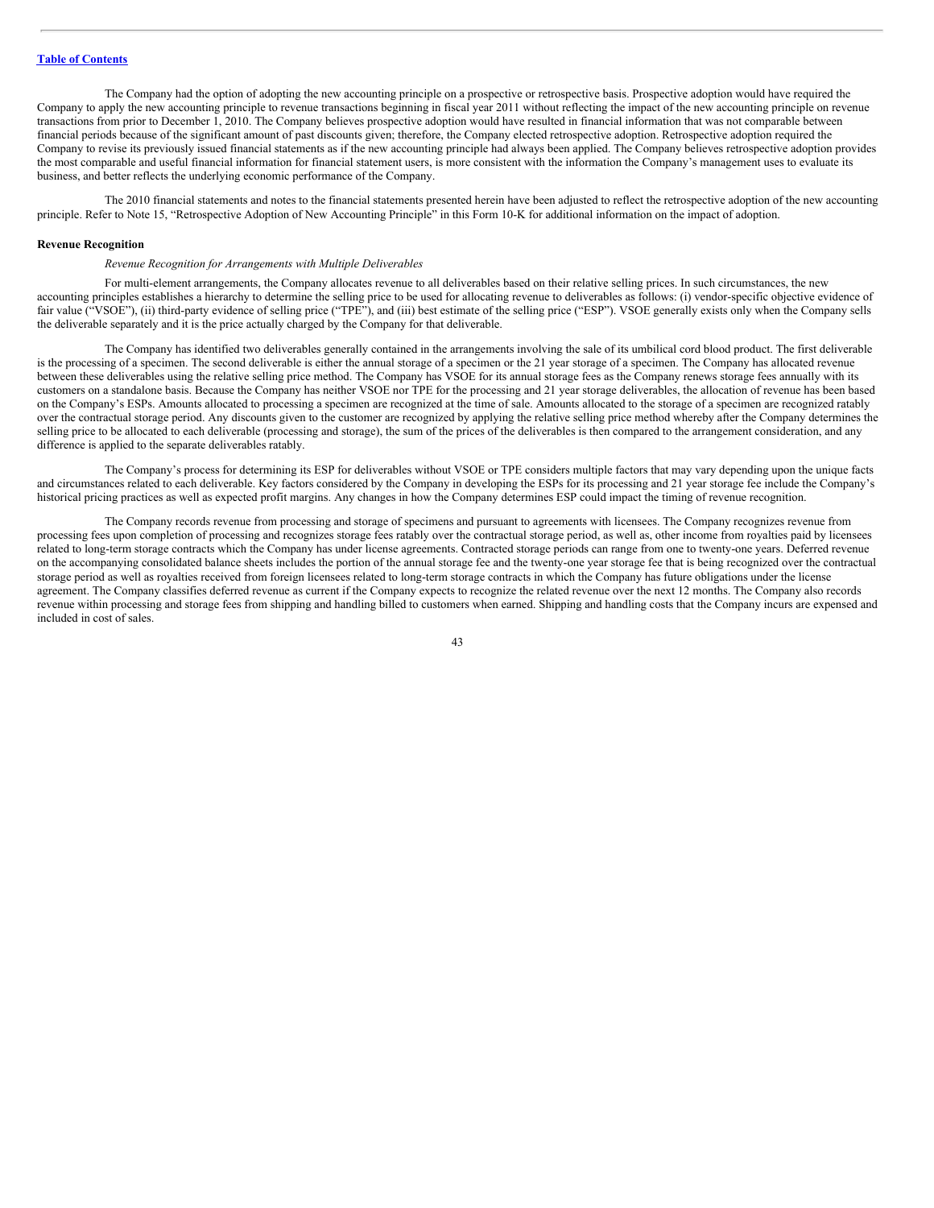The Company had the option of adopting the new accounting principle on a prospective or retrospective basis. Prospective adoption would have required the Company to apply the new accounting principle to revenue transactions beginning in fiscal year 2011 without reflecting the impact of the new accounting principle on revenue transactions from prior to December 1, 2010. The Company believes prospective adoption would have resulted in financial information that was not comparable between financial periods because of the significant amount of past discounts given; therefore, the Company elected retrospective adoption. Retrospective adoption required the Company to revise its previously issued financial statements as if the new accounting principle had always been applied. The Company believes retrospective adoption provides the most comparable and useful financial information for financial statement users, is more consistent with the information the Company's management uses to evaluate its business, and better reflects the underlying economic performance of the Company.

The 2010 financial statements and notes to the financial statements presented herein have been adjusted to reflect the retrospective adoption of the new accounting principle. Refer to Note 15, "Retrospective Adoption of New Accounting Principle" in this Form 10-K for additional information on the impact of adoption.

**Revenue Recognition**

*Revenue Recognition for Arrangements with Multiple Deliverables*

For multi-element arrangements, the Company allocates revenue to all deliverables based on their relative selling prices. In such circumstances, the new accounting principles establishes a hierarchy to determine the selling price to be used for allocating revenue to deliverables as follows: (i) vendor-specific objective evidence of fair value ("VSOE"), (ii) third-party evidence of selling price ("TPE"), and (iii) best estimate of the selling price ("ESP"). VSOE generally exists only when the Company sells the deliverable separately and it is the price actually charged by the Company for that deliverable.

The Company has identified two deliverables generally contained in the arrangements involving the sale of its umbilical cord blood product. The first deliverable is the processing of a specimen. The second deliverable is either the annual storage of a specimen or the 21 year storage of a specimen. The Company has allocated revenue between these deliverables using the relative selling price method. The Company has VSOE for its annual storage fees as the Company renews storage fees annually with its customers on a standalone basis. Because the Company has neither VSOE nor TPE for the processing and 21 year storage deliverables, the allocation of revenue has been based on the Company's ESPs. Amounts allocated to processing a specimen are recognized at the time of sale. Amounts allocated to the storage of a specimen are recognized ratably over the contractual storage period. Any discounts given to the customer are recognized by applying the relative selling price method whereby after the Company determines the selling price to be allocated to each deliverable (processing and storage), the sum of the prices of the deliverables is then compared to the arrangement consideration, and any difference is applied to the separate deliverables ratably.

The Company's process for determining its ESP for deliverables without VSOE or TPE considers multiple factors that may vary depending upon the unique facts and circumstances related to each deliverable. Key factors considered by the Company in developing the ESPs for its processing and 21 year storage fee include the Company's historical pricing practices as well as expected profit margins. Any changes in how the Company determines ESP could impact the timing of revenue recognition.

The Company records revenue from processing and storage of specimens and pursuant to agreements with licensees. The Company recognizes revenue from processing fees upon completion of processing and recognizes storage fees ratably over the contractual storage period, as well as, other income from royalties paid by licensees related to long-term storage contracts which the Company has under license agreements. Contracted storage periods can range from one to twenty-one years. Deferred revenue on the accompanying consolidated balance sheets includes the portion of the annual storage fee and the twenty-one year storage fee that is being recognized over the contractual storage period as well as royalties received from foreign licensees related to long-term storage contracts in which the Company has future obligations under the license agreement. The Company classifies deferred revenue as current if the Company expects to recognize the related revenue over the next 12 months. The Company also records revenue within processing and storage fees from shipping and handling billed to customers when earned. Shipping and handling costs that the Company incurs are expensed and included in cost of sales.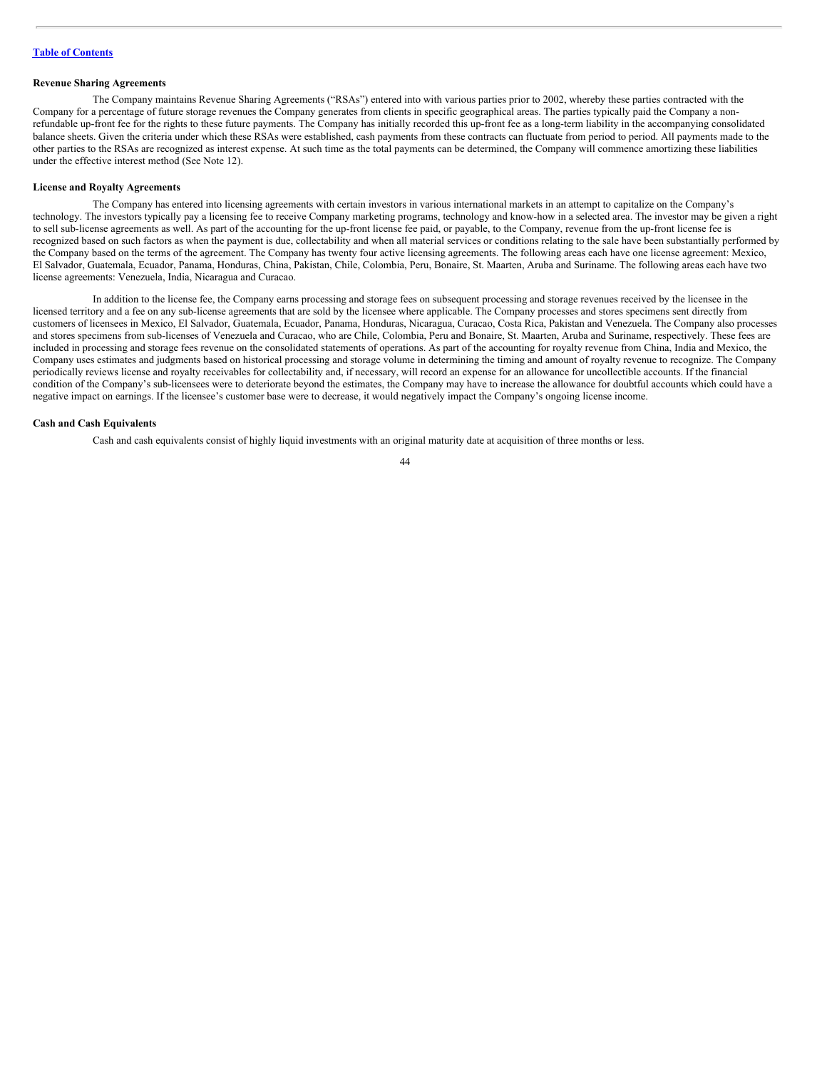[Table of Contents](#)

**Revenue Sharing Agreements**

The Company maintains Revenue Sharing Agreements ("RSAs") entered into with various parties prior to 2002, whereby these parties contracted with the Company for a percentage of future storage revenues the Company generates from clients in specific geographical areas. The parties typically paid the Company a non-refundable up-front fee for the rights to these future payments. The Company has initially recorded this up-front fee as a long-term liability in the accompanying consolidated balance sheets. Given the criteria under which these RSAs were established, cash payments from these contracts can fluctuate from period to period. All payments made to the other parties to the RSAs are recognized as interest expense. At such time as the total payments can be determined, the Company will commence amortizing these liabilities under the effective interest method (See Note 12).

**License and Royalty Agreements**

The Company has entered into licensing agreements with certain investors in various international markets in an attempt to capitalize on the Company's technology. The investors typically pay a licensing fee to receive Company marketing programs, technology and know-how in a selected area. The investor may be given a right to sell sub-license agreements as well. As part of the accounting for the up-front license fee paid, or payable, to the Company, revenue from the up-front license fee is recognized based on such factors as when the payment is due, collectability and when all material services or conditions relating to the sale have been substantially performed by the Company based on the terms of the agreement. The Company has twenty four active licensing agreements. The following areas each have one license agreement: Mexico, El Salvador, Guatemala, Ecuador, Panama, Honduras, China, Pakistan, Chile, Colombia, Peru, Bonaire, St. Maarten, Aruba and Suriname. The following areas each have two license agreements: Venezuela, India, Nicaragua and Curacao.

In addition to the license fee, the Company earns processing and storage fees on subsequent processing and storage revenues received by the licensee in the licensed territory and a fee on any sub-license agreements that are sold by the licensee where applicable. The Company processes and stores specimens sent directly from customers of licensees in Mexico, El Salvador, Guatemala, Ecuador, Panama, Honduras, Nicaragua, Curacao, Costa Rica, Pakistan and Venezuela. The Company also processes and stores specimens from sub-licenses of Venezuela and Curacao, who are Chile, Colombia, Peru and Bonaire, St. Maarten, Aruba and Suriname, respectively. These fees are included in processing and storage fees revenue on the consolidated statements of operations. As part of the accounting for royalty revenue from China, India and Mexico, the Company uses estimates and judgments based on historical processing and storage volume in determining the timing and amount of royalty revenue to recognize. The Company periodically reviews license and royalty receivables for collectability and, if necessary, will record an expense for an allowance for uncollectible accounts. If the financial condition of the Company's sub-licensees were to deteriorate beyond the estimates, the Company may have to increase the allowance for doubtful accounts which could have a negative impact on earnings. If the licensee's customer base were to decrease, it would negatively impact the Company's ongoing license income.

**Cash and Cash Equivalents**

Cash and cash equivalents consist of highly liquid investments with an original maturity date at acquisition of three months or less.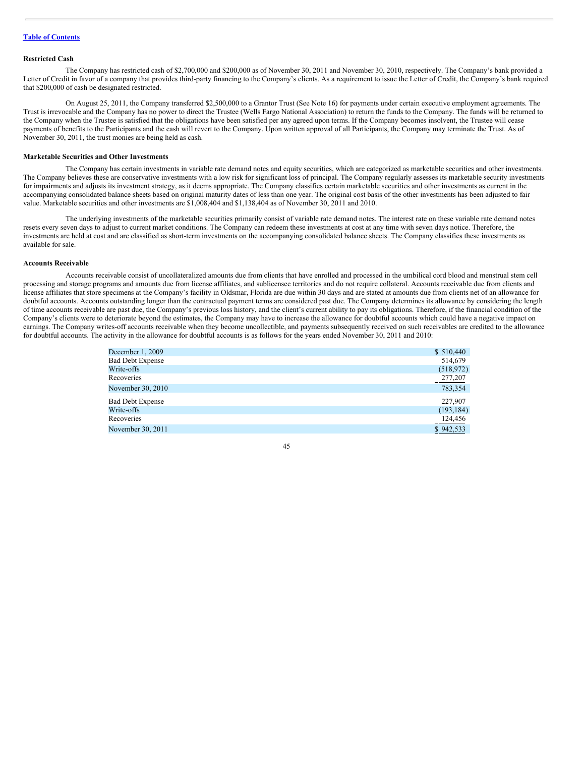[Table of Contents](#)

**Restricted Cash**

The Company has restricted cash of $2,700,000 and $200,000 as of November 30, 2011 and November 30, 2010, respectively. The Company's bank provided a Letter of Credit in favor of a company that provides third-party financing to the Company's clients. As a requirement to issue the Letter of Credit, the Company's bank required that $200,000 of cash be designated restricted.

On August 25, 2011, the Company transferred $2,500,000 to a Grantor Trust (See Note 16) for payments under certain executive employment agreements. The Trust is irrevocable and the Company has no power to direct the Trustee (Wells Fargo National Association) to return the funds to the Company. The funds will be returned to the Company when the Trustee is satisfied that the obligations have been satisfied per any agreed upon terms. If the Company becomes insolvent, the Trustee will cease payments of benefits to the Participants and the cash will revert to the Company. Upon written approval of all Participants, the Company may terminate the Trust. As of November 30, 2011, the trust monies are being held as cash.

**Marketable Securities and Other Investments**

The Company has certain investments in variable rate demand notes and equity securities, which are categorized as marketable securities and other investments. The Company believes these are conservative investments with a low risk for significant loss of principal. The Company regularly assesses its marketable security investments for impairments and adjusts its investment strategy, as it deems appropriate. The Company classifies certain marketable securities and other investments as current in the accompanying consolidated balance sheets based on original maturity dates of less than one year. The original cost basis of the other investments has been adjusted to fair value. Marketable securities and other investments are $1,008,404 and $1,138,404 as of November 30, 2011 and 2010.

The underlying investments of the marketable securities primarily consist of variable rate demand notes. The interest rate on these variable rate demand notes resets every seven days to adjust to current market conditions. The Company can redeem these investments at cost at any time with seven days notice. Therefore, the investments are held at cost and are classified as short-term investments on the accompanying consolidated balance sheets. The Company classifies these investments as available for sale.

**Accounts Receivable**

Accounts receivable consist of uncollateralized amounts due from clients that have enrolled and processed in the umbilical cord blood and menstrual stem cell processing and storage programs and amounts due from license affiliates, and sublicensee territories and do not require collateral. Accounts receivable due from clients and license affiliates that store specimens at the Company's facility in Oldsmar, Florida are due within 30 days and are stated at amounts due from clients net of an allowance for doubtful accounts. Accounts outstanding longer than the contractual payment terms are considered past due. The Company determines its allowance by considering the length of time accounts receivable are past due, the Company's previous loss history, and the client's current ability to pay its obligations. Therefore, if the financial condition of the Company's clients were to deteriorate beyond the estimates, the Company may have to increase the allowance for doubtful accounts which could have a negative impact on earnings. The Company writes-off accounts receivable when they become uncollectible, and payments subsequently received on such receivables are credited to the allowance for doubtful accounts. The activity in the allowance for doubtful accounts is as follows for the years ended November 30, 2011 and 2010:

| | |
|---|---|
| December 1, 2009 | $ 510,440 |
| Bad Debt Expense | 514,679 |
| Write-offs | (518,972) |
| Recoveries | 277,207 |
| November 30, 2010 | 783,354 |
| Bad Debt Expense | 227,907 |
| Write-offs | (193,184) |
| Recoveries | 124,456 |
| November 30, 2011 | $ 942,533 |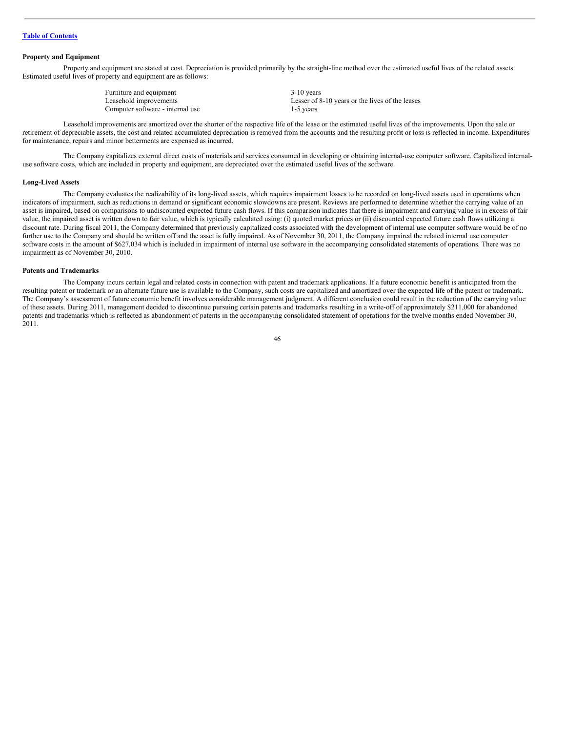**Property and Equipment**

Property and equipment are stated at cost. Depreciation is provided primarily by the straight-line method over the estimated useful lives of the related assets. Estimated useful lives of property and equipment are as follows:

| | |
|---|---|
| Furniture and equipment | 3-10 years |
| Leasehold improvements | Lesser of 8-10 years or the lives of the leases |
| Computer software - internal use | 1-5 years |

Leasehold improvements are amortized over the shorter of the respective life of the lease or the estimated useful lives of the improvements. Upon the sale or retirement of depreciable assets, the cost and related accumulated depreciation is removed from the accounts and the resulting profit or loss is reflected in income. Expenditures for maintenance, repairs and minor betterments are expensed as incurred.

The Company capitalizes external direct costs of materials and services consumed in developing or obtaining internal-use computer software. Capitalized internal-use software costs, which are included in property and equipment, are depreciated over the estimated useful lives of the software.

**Long-Lived Assets**

The Company evaluates the realizability of its long-lived assets, which requires impairment losses to be recorded on long-lived assets used in operations when indicators of impairment, such as reductions in demand or significant economic slowdowns are present. Reviews are performed to determine whether the carrying value of an asset is impaired, based on comparisons to undiscounted expected future cash flows. If this comparison indicates that there is impairment and carrying value is in excess of fair value, the impaired asset is written down to fair value, which is typically calculated using: (i) quoted market prices or (ii) discounted expected future cash flows utilizing a discount rate. During fiscal 2011, the Company determined that previously capitalized costs associated with the development of internal use computer software would be of no further use to the Company and should be written off and the asset is fully impaired. As of November 30, 2011, the Company impaired the related internal use computer software costs in the amount of $627,034 which is included in impairment of internal use software in the accompanying consolidated statements of operations. There was no impairment as of November 30, 2010.

**Patents and Trademarks**

The Company incurs certain legal and related costs in connection with patent and trademark applications. If a future economic benefit is anticipated from the resulting patent or trademark or an alternate future use is available to the Company, such costs are capitalized and amortized over the expected life of the patent or trademark. The Company's assessment of future economic benefit involves considerable management judgment. A different conclusion could result in the reduction of the carrying value of these assets. During 2011, management decided to discontinue pursuing certain patents and trademarks resulting in a write-off of approximately $211,000 for abandoned patents and trademarks which is reflected as abandonment of patents in the accompanying consolidated statement of operations for the twelve months ended November 30, 2011.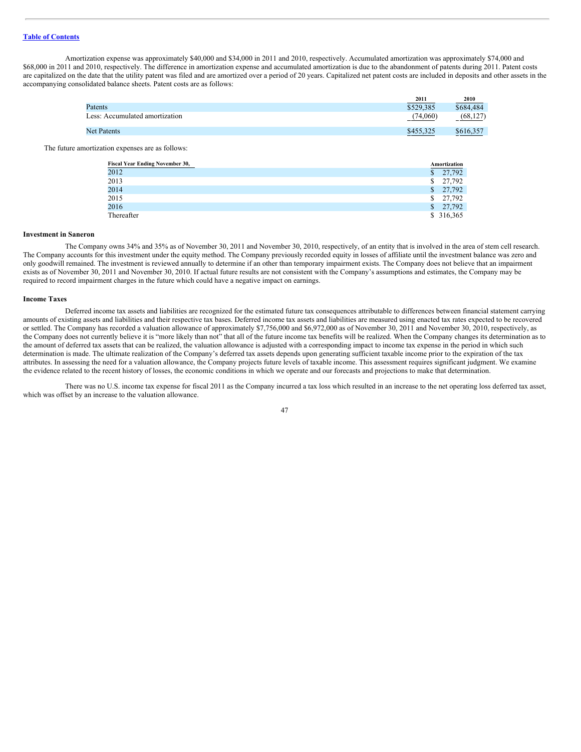Amortization expense was approximately $40,000 and $34,000 in 2011 and 2010, respectively. Accumulated amortization was approximately $74,000 and $68,000 in 2011 and 2010, respectively. The difference in amortization expense and accumulated amortization is due to the abandonment of patents during 2011. Patent costs are capitalized on the date that the utility patent was filed and are amortized over a period of 20 years. Capitalized net patent costs are included in deposits and other assets in the accompanying consolidated balance sheets. Patent costs are as follows:

| | 2011 | 2010 |
|---|---|---|
| Patents | $529,385 | $684,484 |
| Less: Accumulated amortization | (74,060) | (68,127) |
| Net Patents | $455,325 | $616,357 |

The future amortization expenses are as follows:

| Fiscal Year Ending November 30, | Amortization |
|---|---|
| 2012 | $ 27,792 |
| 2013 | $ 27,792 |
| 2014 | $ 27,792 |
| 2015 | $ 27,792 |
| 2016 | $ 27,792 |
| Thereafter | $ 316,365 |

**Investment in Saneron**

The Company owns 34% and 35% as of November 30, 2011 and November 30, 2010, respectively, of an entity that is involved in the area of stem cell research. The Company accounts for this investment under the equity method. The Company previously recorded equity in losses of affiliate until the investment balance was zero and only goodwill remained. The investment is reviewed annually to determine if an other than temporary impairment exists. The Company does not believe that an impairment exists as of November 30, 2011 and November 30, 2010. If actual future results are not consistent with the Company's assumptions and estimates, the Company may be required to record impairment charges in the future which could have a negative impact on earnings.

**Income Taxes**

Deferred income tax assets and liabilities are recognized for the estimated future tax consequences attributable to differences between financial statement carrying amounts of existing assets and liabilities and their respective tax bases. Deferred income tax assets and liabilities are measured using enacted tax rates expected to be recovered or settled. The Company has recorded a valuation allowance of approximately $7,756,000 and $6,972,000 as of November 30, 2011 and November 30, 2010, respectively, as the Company does not currently believe it is "more likely than not" that all of the future income tax benefits will be realized. When the Company changes its determination as to the amount of deferred tax assets that can be realized, the valuation allowance is adjusted with a corresponding impact to income tax expense in the period in which such determination is made. The ultimate realization of the Company's deferred tax assets depends upon generating sufficient taxable income prior to the expiration of the tax attributes. In assessing the need for a valuation allowance, the Company projects future levels of taxable income. This assessment requires significant judgment. We examine the evidence related to the recent history of losses, the economic conditions in which we operate and our forecasts and projections to make that determination.

There was no U.S. income tax expense for fiscal 2011 as the Company incurred a tax loss which resulted in an increase to the net operating loss deferred tax asset, which was offset by an increase to the valuation allowance.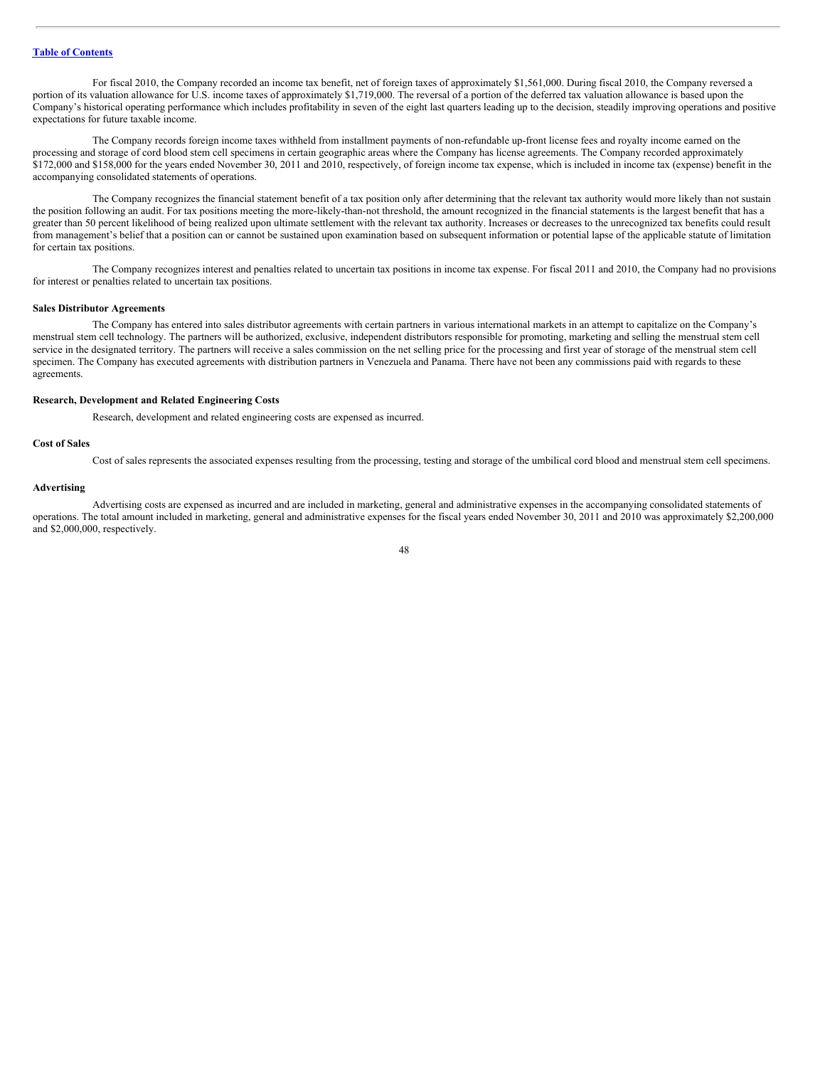For fiscal 2010, the Company recorded an income tax benefit, net of foreign taxes of approximately $1,561,000. During fiscal 2010, the Company reversed a portion of its valuation allowance for U.S. income taxes of approximately $1,719,000. The reversal of a portion of the deferred tax valuation allowance is based upon the Company's historical operating performance which includes profitability in seven of the eight last quarters leading up to the decision, steadily improving operations and positive expectations for future taxable income.

The Company records foreign income taxes withheld from installment payments of non-refundable up-front license fees and royalty income earned on the processing and storage of cord blood stem cell specimens in certain geographic areas where the Company has license agreements. The Company recorded approximately $172,000 and $158,000 for the years ended November 30, 2011 and 2010, respectively, of foreign income tax expense, which is included in income tax (expense) benefit in the accompanying consolidated statements of operations.

The Company recognizes the financial statement benefit of a tax position only after determining that the relevant tax authority would more likely than not sustain the position following an audit. For tax positions meeting the more-likely-than-not threshold, the amount recognized in the financial statements is the largest benefit that has a greater than 50 percent likelihood of being realized upon ultimate settlement with the relevant tax authority. Increases or decreases to the unrecognized tax benefits could result from management's belief that a position can or cannot be sustained upon examination based on subsequent information or potential lapse of the applicable statute of limitation for certain tax positions.

The Company recognizes interest and penalties related to uncertain tax positions in income tax expense. For fiscal 2011 and 2010, the Company had no provisions for interest or penalties related to uncertain tax positions.

**Sales Distributor Agreements**

The Company has entered into sales distributor agreements with certain partners in various international markets in an attempt to capitalize on the Company's menstrual stem cell technology. The partners will be authorized, exclusive, independent distributors responsible for promoting, marketing and selling the menstrual stem cell service in the designated territory. The partners will receive a sales commission on the net selling price for the processing and first year of storage of the menstrual stem cell specimen. The Company has executed agreements with distribution partners in Venezuela and Panama. There have not been any commissions paid with regards to these agreements.

**Research, Development and Related Engineering Costs**

Research, development and related engineering costs are expensed as incurred.

**Cost of Sales**

Cost of sales represents the associated expenses resulting from the processing, testing and storage of the umbilical cord blood and menstrual stem cell specimens.

**Advertising**

Advertising costs are expensed as incurred and are included in marketing, general and administrative expenses in the accompanying consolidated statements of operations. The total amount included in marketing, general and administrative expenses for the fiscal years ended November 30, 2011 and 2010 was approximately $2,200,000 and $2,000,000, respectively.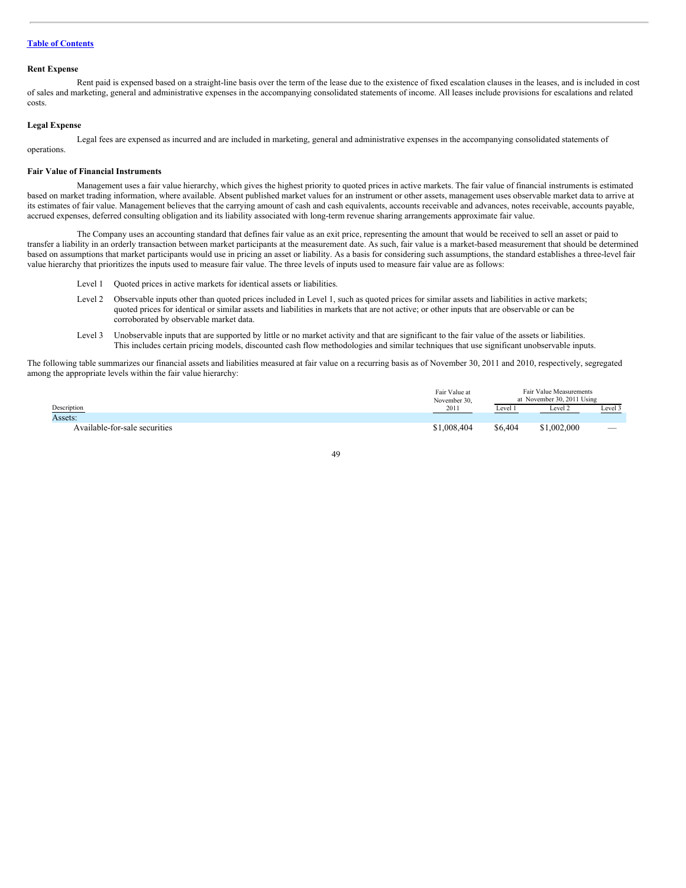[Table of Contents](#)

**Rent Expense**

Rent paid is expensed based on a straight-line basis over the term of the lease due to the existence of fixed escalation clauses in the leases, and is included in cost of sales and marketing, general and administrative expenses in the accompanying consolidated statements of income. All leases include provisions for escalations and related costs.

**Legal Expense**

Legal fees are expensed as incurred and are included in marketing, general and administrative expenses in the accompanying consolidated statements of operations.

**Fair Value of Financial Instruments**

Management uses a fair value hierarchy, which gives the highest priority to quoted prices in active markets. The fair value of financial instruments is estimated based on market trading information, where available. Absent published market values for an instrument or other assets, management uses observable market data to arrive at its estimates of fair value. Management believes that the carrying amount of cash and cash equivalents, accounts receivable and advances, notes receivable, accounts payable, accrued expenses, deferred consulting obligation and its liability associated with long-term revenue sharing arrangements approximate fair value.

The Company uses an accounting standard that defines fair value as an exit price, representing the amount that would be received to sell an asset or paid to transfer a liability in an orderly transaction between market participants at the measurement date. As such, fair value is a market-based measurement that should be determined based on assumptions that market participants would use in pricing an asset or liability. As a basis for considering such assumptions, the standard establishes a three-level fair value hierarchy that prioritizes the inputs used to measure fair value. The three levels of inputs used to measure fair value are as follows:

Level 1 Quoted prices in active markets for identical assets or liabilities.

Level 2 Observable inputs other than quoted prices included in Level 1, such as quoted prices for similar assets and liabilities in active markets; quoted prices for identical or similar assets and liabilities in markets that are not active; or other inputs that are observable or can be corroborated by observable market data.

Level 3 Unobservable inputs that are supported by little or no market activity and that are significant to the fair value of the assets or liabilities. This includes certain pricing models, discounted cash flow methodologies and similar techniques that use significant unobservable inputs.

The following table summarizes our financial assets and liabilities measured at fair value on a recurring basis as of November 30, 2011 and 2010, respectively, segregated among the appropriate levels within the fair value hierarchy:

| Description | Fair Value at November 30, 2011 | Fair Value Measurements at November 30, 2011 Using | | |
|---|---|---|---|---|
| | | Level 1 | Level 2 | Level 3 |
| Assets: | | | | |
| Available-for-sale securities | $1,008,404 | $6,404 | $1,002,000 | — |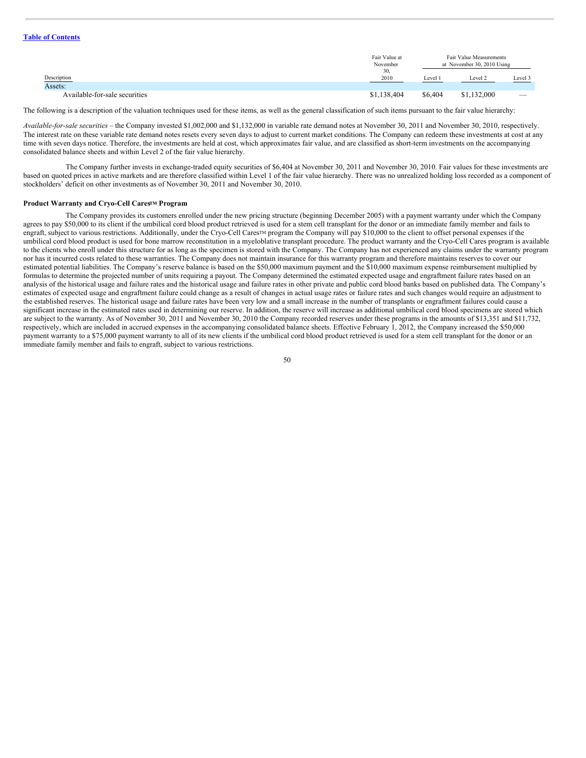| Description | Fair Value at November 30, 2010 | Fair Value Measurements at November 30, 2010 Using | | |
|---|---|---|---|---|
| | | Level 1 | Level 2 | Level 3 |
| Assets: | | | | |
| Available-for-sale securities | $1,138,404 | $6,404 | $1,132,000 | — |

The following is a description of the valuation techniques used for these items, as well as the general classification of such items pursuant to the fair value hierarchy:

*Available-for-sale securities* – the Company invested $1,002,000 and $1,132,000 in variable rate demand notes at November 30, 2011 and November 30, 2010, respectively. The interest rate on these variable rate demand notes resets every seven days to adjust to current market conditions. The Company can redeem these investments at cost at any time with seven days notice. Therefore, the investments are held at cost, which approximates fair value, and are classified as short-term investments on the accompanying consolidated balance sheets and within Level 2 of the fair value hierarchy.

The Company further invests in exchange-traded equity securities of $6,404 at November 30, 2011 and November 30, 2010. Fair values for these investments are based on quoted prices in active markets and are therefore classified within Level 1 of the fair value hierarchy. There was no unrealized holding loss recorded as a component of stockholders' deficit on other investments as of November 30, 2011 and November 30, 2010.

**Product Warranty and Cryo-Cell Cares™ Program**

The Company provides its customers enrolled under the new pricing structure (beginning December 2005) with a payment warranty under which the Company agrees to pay $50,000 to its client if the umbilical cord blood product retrieved is used for a stem cell transplant for the donor or an immediate family member and fails to engraft, subject to various restrictions. Additionally, under the Cryo-Cell Cares™ program the Company will pay $10,000 to the client to offset personal expenses if the umbilical cord blood product is used for bone marrow reconstitution in a myeloblative transplant procedure. The product warranty and the Cryo-Cell Cares program is available to the clients who enroll under this structure for as long as the specimen is stored with the Company. The Company has not experienced any claims under the warranty program nor has it incurred costs related to these warranties. The Company does not maintain insurance for this warranty program and therefore maintains reserves to cover our estimated potential liabilities. The Company's reserve balance is based on the $50,000 maximum payment and the $10,000 maximum expense reimbursement multiplied by formulas to determine the projected number of units requiring a payout. The Company determined the estimated expected usage and engraftment failure rates based on an analysis of the historical usage and failure rates and the historical usage and failure rates in other private and public cord blood banks based on published data. The Company's estimates of expected usage and engraftment failure could change as a result of changes in actual usage rates or failure rates and such changes would require an adjustment to the established reserves. The historical usage and failure rates have been very low and a small increase in the number of transplants or engraftment failures could cause a significant increase in the estimated rates used in determining our reserve. In addition, the reserve will increase as additional umbilical cord blood specimens are stored which are subject to the warranty. As of November 30, 2011 and November 30, 2010 the Company recorded reserves under these programs in the amounts of $13,351 and $11,732, respectively, which are included in accrued expenses in the accompanying consolidated balance sheets. Effective February 1, 2012, the Company increased the $50,000 payment warranty to a $75,000 payment warranty to all of its new clients if the umbilical cord blood product retrieved is used for a stem cell transplant for the donor or an immediate family member and fails to engraft, subject to various restrictions.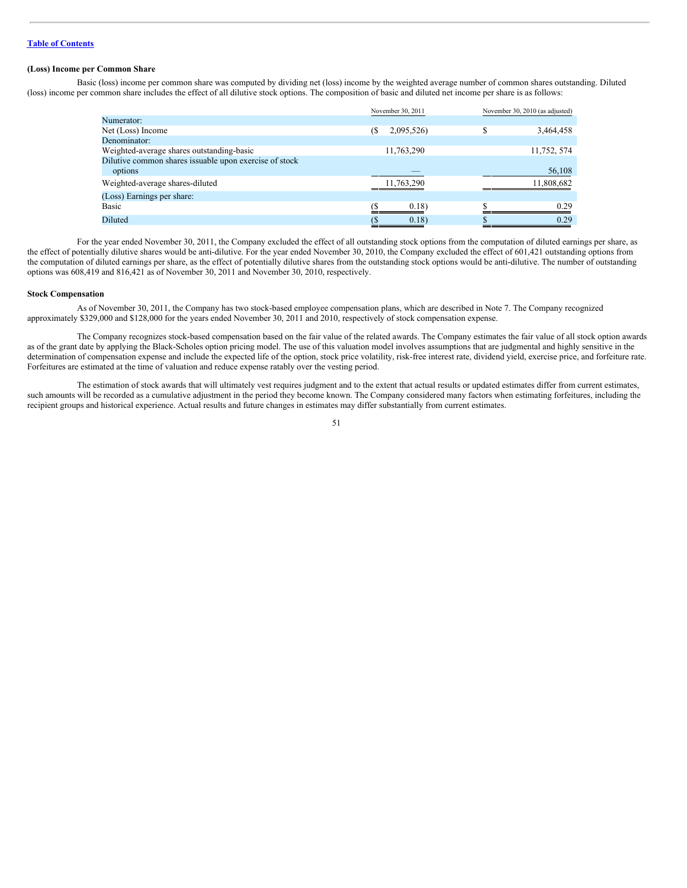### (Loss) Income per Common Share

Basic (loss) income per common share was computed by dividing net (loss) income by the weighted average number of common shares outstanding. Diluted (loss) income per common share includes the effect of all dilutive stock options. The composition of basic and diluted net income per share is as follows:

| | November 30, 2011 | November 30, 2010 (as adjusted) |
|---|---|---|
| Numerator: | | |
| Net (Loss) Income | ($ 2,095,526) | $ 3,464,458 |
| Denominator: | | |
| Weighted-average shares outstanding-basic | 11,763,290 | 11,752, 574 |
| Dilutive common shares issuable upon exercise of stock options | — | 56,108 |
| Weighted-average shares-diluted | 11,763,290 | 11,808,682 |
| (Loss) Earnings per share: | | |
| Basic | ($ 0.18) | $ 0.29 |
| Diluted | ($ 0.18) | $ 0.29 |

For the year ended November 30, 2011, the Company excluded the effect of all outstanding stock options from the computation of diluted earnings per share, as the effect of potentially dilutive shares would be anti-dilutive. For the year ended November 30, 2010, the Company excluded the effect of 601,421 outstanding options from the computation of diluted earnings per share, as the effect of potentially dilutive shares from the outstanding stock options would be anti-dilutive. The number of outstanding options was 608,419 and 816,421 as of November 30, 2011 and November 30, 2010, respectively.

### Stock Compensation

As of November 30, 2011, the Company has two stock-based employee compensation plans, which are described in Note 7. The Company recognized approximately $329,000 and $128,000 for the years ended November 30, 2011 and 2010, respectively of stock compensation expense.

The Company recognizes stock-based compensation based on the fair value of the related awards. The Company estimates the fair value of all stock option awards as of the grant date by applying the Black-Scholes option pricing model. The use of this valuation model involves assumptions that are judgmental and highly sensitive in the determination of compensation expense and include the expected life of the option, stock price volatility, risk-free interest rate, dividend yield, exercise price, and forfeiture rate. Forfeitures are estimated at the time of valuation and reduce expense ratably over the vesting period.

The estimation of stock awards that will ultimately vest requires judgment and to the extent that actual results or updated estimates differ from current estimates, such amounts will be recorded as a cumulative adjustment in the period they become known. The Company considered many factors when estimating forfeitures, including the recipient groups and historical experience. Actual results and future changes in estimates may differ substantially from current estimates.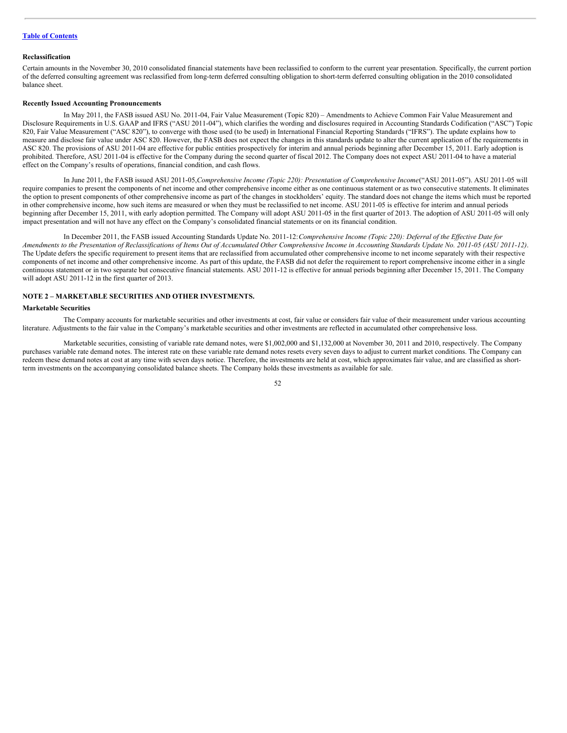[Table of Contents](#)

**Reclassification**

Certain amounts in the November 30, 2010 consolidated financial statements have been reclassified to conform to the current year presentation. Specifically, the current portion of the deferred consulting agreement was reclassified from long-term deferred consulting obligation to short-term deferred consulting obligation in the 2010 consolidated balance sheet.

**Recently Issued Accounting Pronouncements**

In May 2011, the FASB issued ASU No. 2011-04, Fair Value Measurement (Topic 820) – Amendments to Achieve Common Fair Value Measurement and Disclosure Requirements in U.S. GAAP and IFRS ("ASU 2011-04"), which clarifies the wording and disclosures required in Accounting Standards Codification ("ASC") Topic 820, Fair Value Measurement ("ASC 820"), to converge with those used (to be used) in International Financial Reporting Standards ("IFRS"). The update explains how to measure and disclose fair value under ASC 820. However, the FASB does not expect the changes in this standards update to alter the current application of the requirements in ASC 820. The provisions of ASU 2011-04 are effective for public entities prospectively for interim and annual periods beginning after December 15, 2011. Early adoption is prohibited. Therefore, ASU 2011-04 is effective for the Company during the second quarter of fiscal 2012. The Company does not expect ASU 2011-04 to have a material effect on the Company's results of operations, financial condition, and cash flows.

In June 2011, the FASB issued ASU 2011-05,*Comprehensive Income (Topic 220): Presentation of Comprehensive Income*("ASU 2011-05"). ASU 2011-05 will require companies to present the components of net income and other comprehensive income either as one continuous statement or as two consecutive statements. It eliminates the option to present components of other comprehensive income as part of the changes in stockholders' equity. The standard does not change the items which must be reported in other comprehensive income, how such items are measured or when they must be reclassified to net income. ASU 2011-05 is effective for interim and annual periods beginning after December 15, 2011, with early adoption permitted. The Company will adopt ASU 2011-05 in the first quarter of 2013. The adoption of ASU 2011-05 will only impact presentation and will not have any effect on the Company's consolidated financial statements or on its financial condition.

In December 2011, the FASB issued Accounting Standards Update No. 2011-12:*Comprehensive Income (Topic 220): Deferral of the Effective Date for Amendments to the Presentation of Reclassifications of Items Out of Accumulated Other Comprehensive Income in Accounting Standards Update No. 2011-05 (ASU 2011-12)*. The Update defers the specific requirement to present items that are reclassified from accumulated other comprehensive income to net income separately with their respective components of net income and other comprehensive income. As part of this update, the FASB did not defer the requirement to report comprehensive income either in a single continuous statement or in two separate but consecutive financial statements. ASU 2011-12 is effective for annual periods beginning after December 15, 2011. The Company will adopt ASU 2011-12 in the first quarter of 2013.

**NOTE 2 – MARKETABLE SECURITIES AND OTHER INVESTMENTS.**

**Marketable Securities**

The Company accounts for marketable securities and other investments at cost, fair value or considers fair value of their measurement under various accounting literature. Adjustments to the fair value in the Company's marketable securities and other investments are reflected in accumulated other comprehensive loss.

Marketable securities, consisting of variable rate demand notes, were $1,002,000 and $1,132,000 at November 30, 2011 and 2010, respectively. The Company purchases variable rate demand notes. The interest rate on these variable rate demand notes resets every seven days to adjust to current market conditions. The Company can redeem these demand notes at cost at any time with seven days notice. Therefore, the investments are held at cost, which approximates fair value, and are classified as short-term investments on the accompanying consolidated balance sheets. The Company holds these investments as available for sale.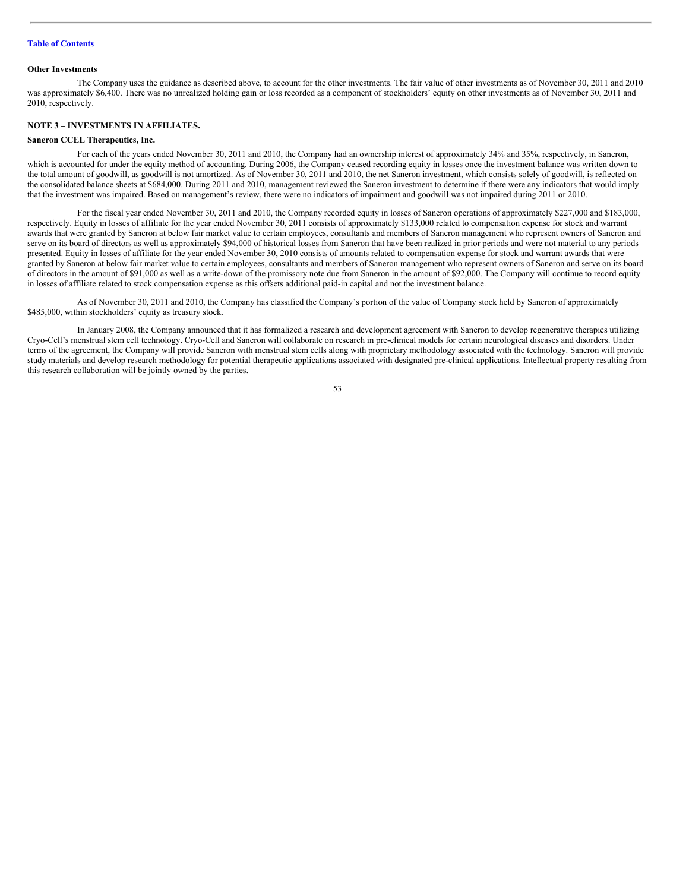**Other Investments**

The Company uses the guidance as described above, to account for the other investments. The fair value of other investments as of November 30, 2011 and 2010 was approximately $6,400. There was no unrealized holding gain or loss recorded as a component of stockholders' equity on other investments as of November 30, 2011 and 2010, respectively.

**NOTE 3 – INVESTMENTS IN AFFILIATES.**

**Saneron CCEL Therapeutics, Inc.**

For each of the years ended November 30, 2011 and 2010, the Company had an ownership interest of approximately 34% and 35%, respectively, in Saneron, which is accounted for under the equity method of accounting. During 2006, the Company ceased recording equity in losses once the investment balance was written down to the total amount of goodwill, as goodwill is not amortized. As of November 30, 2011 and 2010, the net Saneron investment, which consists solely of goodwill, is reflected on the consolidated balance sheets at $684,000. During 2011 and 2010, management reviewed the Saneron investment to determine if there were any indicators that would imply that the investment was impaired. Based on management's review, there were no indicators of impairment and goodwill was not impaired during 2011 or 2010.

For the fiscal year ended November 30, 2011 and 2010, the Company recorded equity in losses of Saneron operations of approximately $227,000 and $183,000, respectively. Equity in losses of affiliate for the year ended November 30, 2011 consists of approximately $133,000 related to compensation expense for stock and warrant awards that were granted by Saneron at below fair market value to certain employees, consultants and members of Saneron management who represent owners of Saneron and serve on its board of directors as well as approximately $94,000 of historical losses from Saneron that have been realized in prior periods and were not material to any periods presented. Equity in losses of affiliate for the year ended November 30, 2010 consists of amounts related to compensation expense for stock and warrant awards that were granted by Saneron at below fair market value to certain employees, consultants and members of Saneron management who represent owners of Saneron and serve on its board of directors in the amount of $91,000 as well as a write-down of the promissory note due from Saneron in the amount of $92,000. The Company will continue to record equity in losses of affiliate related to stock compensation expense as this offsets additional paid-in capital and not the investment balance.

As of November 30, 2011 and 2010, the Company has classified the Company's portion of the value of Company stock held by Saneron of approximately $485,000, within stockholders' equity as treasury stock.

In January 2008, the Company announced that it has formalized a research and development agreement with Saneron to develop regenerative therapies utilizing Cryo-Cell's menstrual stem cell technology. Cryo-Cell and Saneron will collaborate on research in pre-clinical models for certain neurological diseases and disorders. Under terms of the agreement, the Company will provide Saneron with menstrual stem cells along with proprietary methodology associated with the technology. Saneron will provide study materials and develop research methodology for potential therapeutic applications associated with designated pre-clinical applications. Intellectual property resulting from this research collaboration will be jointly owned by the parties.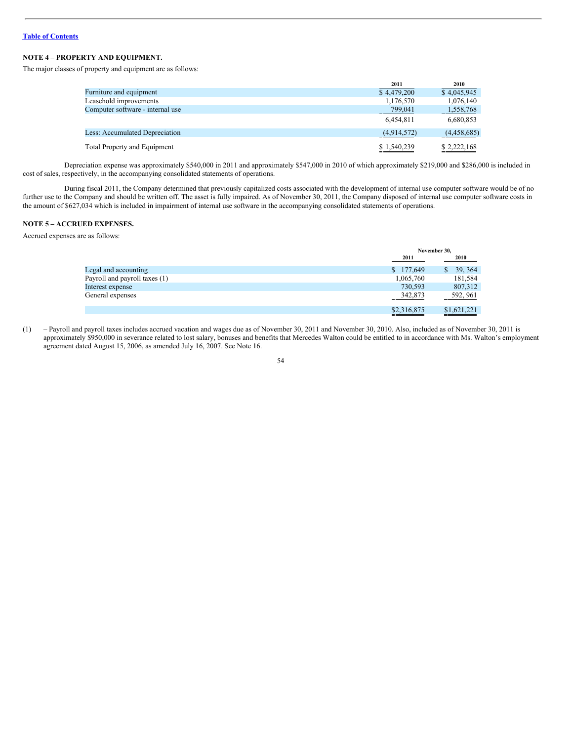[Table of Contents](#)

## NOTE 4 – PROPERTY AND EQUIPMENT.

The major classes of property and equipment are as follows:

| | 2011 | 2010 |
|---|---|---|
| Furniture and equipment | $ 4,479,200 | $ 4,045,945 |
| Leasehold improvements | 1,176,570 | 1,076,140 |
| Computer software - internal use | 799,041 | 1,558,768 |
| | 6,454,811 | 6,680,853 |
| Less: Accumulated Depreciation | (4,914,572) | (4,458,685) |
| Total Property and Equipment | $ 1,540,239 | $ 2,222,168 |

Depreciation expense was approximately $540,000 in 2011 and approximately $547,000 in 2010 of which approximately $219,000 and $286,000 is included in cost of sales, respectively, in the accompanying consolidated statements of operations.

During fiscal 2011, the Company determined that previously capitalized costs associated with the development of internal use computer software would be of no further use to the Company and should be written off. The asset is fully impaired. As of November 30, 2011, the Company disposed of internal use computer software costs in the amount of $627,034 which is included in impairment of internal use software in the accompanying consolidated statements of operations.

## NOTE 5 – ACCRUED EXPENSES.

Accrued expenses are as follows:

| | November 30, | |
|---|---|---|
| | 2011 | 2010 |
| Legal and accounting | $ 177,649 | $ 39, 364 |
| Payroll and payroll taxes (1) | 1,065,760 | 181,584 |
| Interest expense | 730,593 | 807,312 |
| General expenses | 342,873 | 592, 961 |
| | $2,316,875 | $1,621,221 |

(1) – Payroll and payroll taxes includes accrued vacation and wages due as of November 30, 2011 and November 30, 2010. Also, included as of November 30, 2011 is approximately $950,000 in severance related to lost salary, bonuses and benefits that Mercedes Walton could be entitled to in accordance with Ms. Walton's employment agreement dated August 15, 2006, as amended July 16, 2007. See Note 16.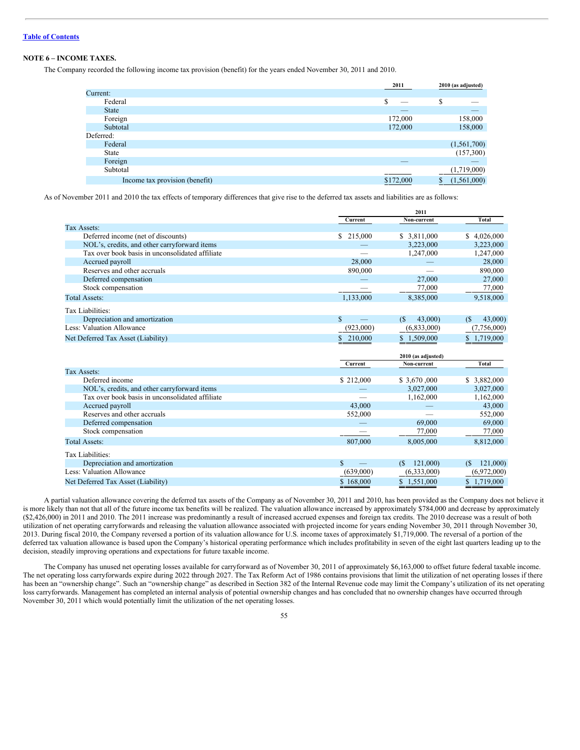[Table of Contents](#)

**NOTE 6 – INCOME TAXES.**

The Company recorded the following income tax provision (benefit) for the years ended November 30, 2011 and 2010.

| | 2011 | 2010 (as adjusted) |
|---|---|---|
| Current: | | |
| Federal | $ — | $ — |
| State | — | — |
| Foreign | 172,000 | 158,000 |
| Subtotal | 172,000 | 158,000 |
| Deferred: | | |
| Federal | | (1,561,700) |
| State | | (157,300) |
| Foreign | — | — |
| Subtotal | | (1,719,000) |
| Income tax provision (benefit) | $172,000 | $ (1,561,000) |

As of November 2011 and 2010 the tax effects of temporary differences that give rise to the deferred tax assets and liabilities are as follows:

| | 2011 | | |
|---|---|---|---|
| | Current | Non-current | Total |
| Tax Assets: | | | |
| Deferred income (net of discounts) | $ 215,000 | $ 3,811,000 | $ 4,026,000 |
| NOL's, credits, and other carryforward items | — | 3,223,000 | 3,223,000 |
| Tax over book basis in unconsolidated affiliate | — | 1,247,000 | 1,247,000 |
| Accrued payroll | 28,000 | — | 28,000 |
| Reserves and other accruals | 890,000 | — | 890,000 |
| Deferred compensation | — | 27,000 | 27,000 |
| Stock compensation | — | 77,000 | 77,000 |
| Total Assets: | 1,133,000 | 8,385,000 | 9,518,000 |
| Tax Liabilities: | | | |
| Depreciation and amortization | $ — | ($ 43,000) | ($ 43,000) |
| Less: Valuation Allowance | (923,000) | (6,833,000) | (7,756,000) |
| Net Deferred Tax Asset (Liability) | $ 210,000 | $ 1,509,000 | $ 1,719,000 |

| | 2010 (as adjusted) | | |
|---|---|---|---|
| | Current | Non-current | Total |
| Tax Assets: | | | |
| Deferred income | $ 212,000 | $ 3,670 ,000 | $ 3,882,000 |
| NOL's, credits, and other carryforward items | — | 3,027,000 | 3,027,000 |
| Tax over book basis in unconsolidated affiliate | — | 1,162,000 | 1,162,000 |
| Accrued payroll | 43,000 | — | 43,000 |
| Reserves and other accruals | 552,000 | — | 552,000 |
| Deferred compensation | — | 69,000 | 69,000 |
| Stock compensation | — | 77,000 | 77,000 |
| Total Assets: | 807,000 | 8,005,000 | 8,812,000 |
| Tax Liabilities: | | | |
| Depreciation and amortization | $ — | ($ 121,000) | ($ 121,000) |
| Less: Valuation Allowance | (639,000) | (6,333,000) | (6,972,000) |
| Net Deferred Tax Asset (Liability) | $ 168,000 | $ 1,551,000 | $ 1,719,000 |

A partial valuation allowance covering the deferred tax assets of the Company as of November 30, 2011 and 2010, has been provided as the Company does not believe it is more likely than not that all of the future income tax benefits will be realized. The valuation allowance increased by approximately $784,000 and decrease by approximately ($2,426,000) in 2011 and 2010. The 2011 increase was predominantly a result of increased accrued expenses and foreign tax credits. The 2010 decrease was a result of both utilization of net operating carryforwards and releasing the valuation allowance associated with projected income for years ending November 30, 2011 through November 30, 2013. During fiscal 2010, the Company reversed a portion of its valuation allowance for U.S. income taxes of approximately $1,719,000. The reversal of a portion of the deferred tax valuation allowance is based upon the Company's historical operating performance which includes profitability in seven of the eight last quarters leading up to the decision, steadily improving operations and expectations for future taxable income.

The Company has unused net operating losses available for carryforward as of November 30, 2011 of approximately $6,163,000 to offset future federal taxable income. The net operating loss carryforwards expire during 2022 through 2027. The Tax Reform Act of 1986 contains provisions that limit the utilization of net operating losses if there has been an "ownership change". Such an "ownership change" as described in Section 382 of the Internal Revenue code may limit the Company's utilization of its net operating loss carryforwards. Management has completed an internal analysis of potential ownership changes and has concluded that no ownership changes have occurred through November 30, 2011 which would potentially limit the utilization of the net operating losses.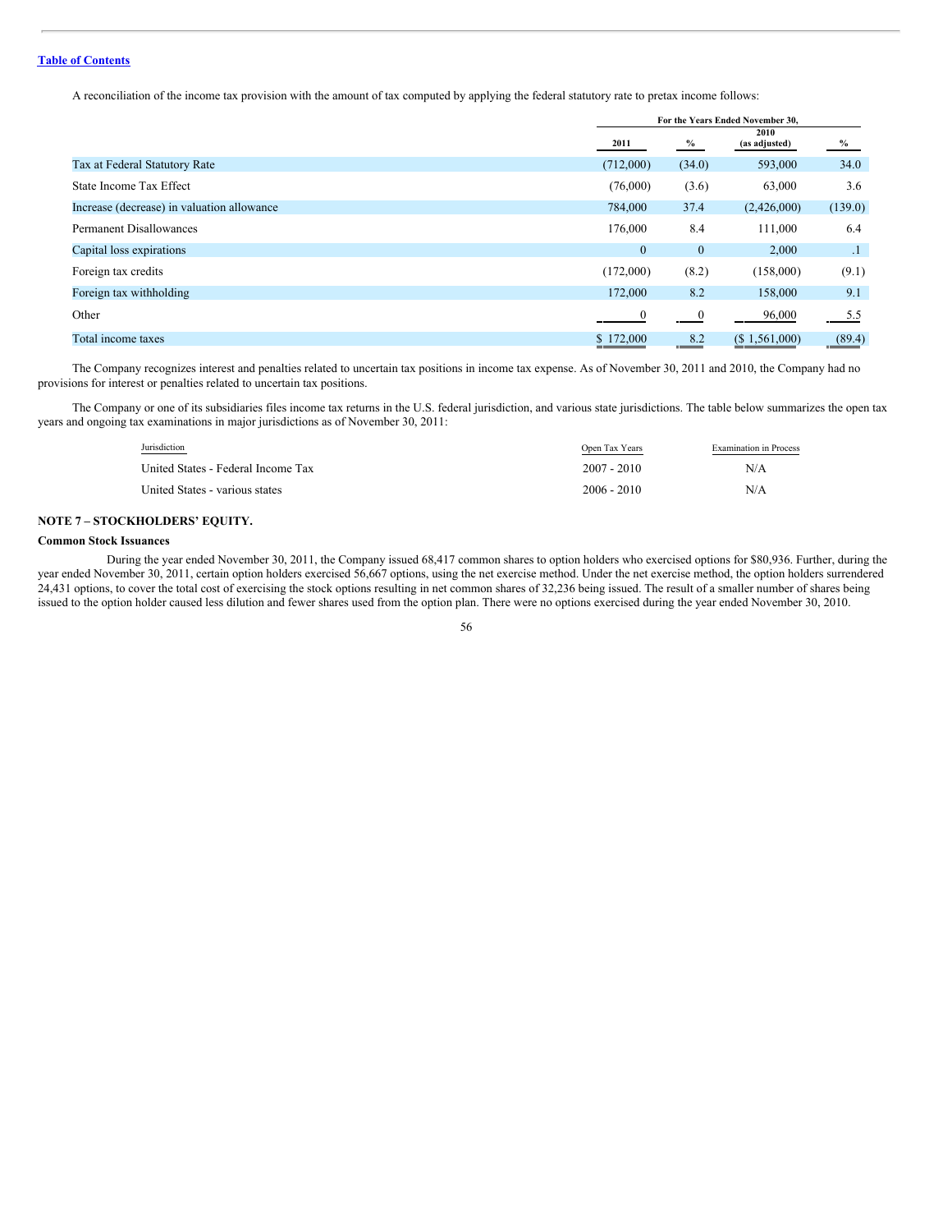A reconciliation of the income tax provision with the amount of tax computed by applying the federal statutory rate to pretax income follows:

| | For the Years Ended November 30, | | | |
|---|---|---|---|---|
| | 2011 | % | 2010 (as adjusted) | % |
| Tax at Federal Statutory Rate | (712,000) | (34.0) | 593,000 | 34.0 |
| State Income Tax Effect | (76,000) | (3.6) | 63,000 | 3.6 |
| Increase (decrease) in valuation allowance | 784,000 | 37.4 | (2,426,000) | (139.0) |
| Permanent Disallowances | 176,000 | 8.4 | 111,000 | 6.4 |
| Capital loss expirations | 0 | 0 | 2,000 | .1 |
| Foreign tax credits | (172,000) | (8.2) | (158,000) | (9.1) |
| Foreign tax withholding | 172,000 | 8.2 | 158,000 | 9.1 |
| Other | 0 | 0 | 96,000 | 5.5 |
| Total income taxes | $ 172,000 | 8.2 | ($ 1,561,000) | (89.4) |

The Company recognizes interest and penalties related to uncertain tax positions in income tax expense. As of November 30, 2011 and 2010, the Company had no provisions for interest or penalties related to uncertain tax positions.

The Company or one of its subsidiaries files income tax returns in the U.S. federal jurisdiction, and various state jurisdictions. The table below summarizes the open tax years and ongoing tax examinations in major jurisdictions as of November 30, 2011:

| Jurisdiction | Open Tax Years | Examination in Process |
|---|---|---|
| United States - Federal Income Tax | 2007 - 2010 | N/A |
| United States - various states | 2006 - 2010 | N/A |

## NOTE 7 – STOCKHOLDERS' EQUITY.

### Common Stock Issuances

During the year ended November 30, 2011, the Company issued 68,417 common shares to option holders who exercised options for $80,936. Further, during the year ended November 30, 2011, certain option holders exercised 56,667 options, using the net exercise method. Under the net exercise method, the option holders surrendered 24,431 options, to cover the total cost of exercising the stock options resulting in net common shares of 32,236 being issued. The result of a smaller number of shares being issued to the option holder caused less dilution and fewer shares used from the option plan. There were no options exercised during the year ended November 30, 2010.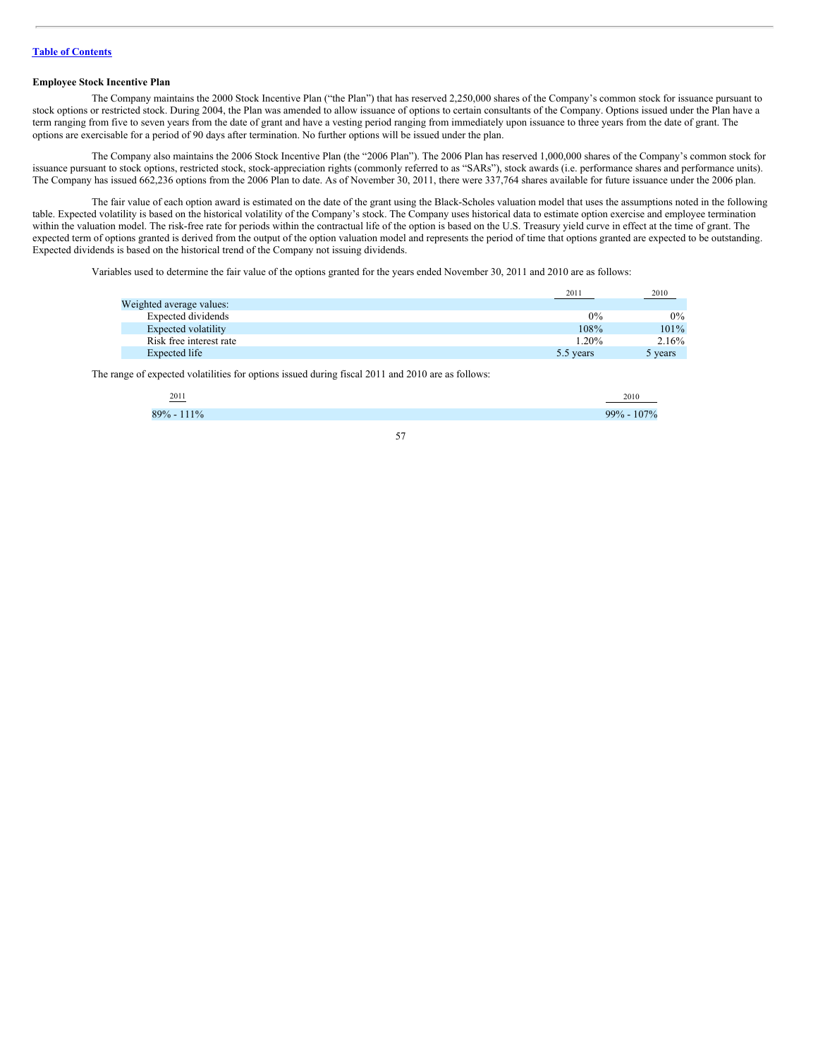### Employee Stock Incentive Plan

The Company maintains the 2000 Stock Incentive Plan ("the Plan") that has reserved 2,250,000 shares of the Company's common stock for issuance pursuant to stock options or restricted stock. During 2004, the Plan was amended to allow issuance of options to certain consultants of the Company. Options issued under the Plan have a term ranging from five to seven years from the date of grant and have a vesting period ranging from immediately upon issuance to three years from the date of grant. The options are exercisable for a period of 90 days after termination. No further options will be issued under the plan.

The Company also maintains the 2006 Stock Incentive Plan (the "2006 Plan"). The 2006 Plan has reserved 1,000,000 shares of the Company's common stock for issuance pursuant to stock options, restricted stock, stock-appreciation rights (commonly referred to as "SARs"), stock awards (i.e. performance shares and performance units). The Company has issued 662,236 options from the 2006 Plan to date. As of November 30, 2011, there were 337,764 shares available for future issuance under the 2006 plan.

The fair value of each option award is estimated on the date of the grant using the Black-Scholes valuation model that uses the assumptions noted in the following table. Expected volatility is based on the historical volatility of the Company's stock. The Company uses historical data to estimate option exercise and employee termination within the valuation model. The risk-free rate for periods within the contractual life of the option is based on the U.S. Treasury yield curve in effect at the time of grant. The expected term of options granted is derived from the output of the option valuation model and represents the period of time that options granted are expected to be outstanding. Expected dividends is based on the historical trend of the Company not issuing dividends.

Variables used to determine the fair value of the options granted for the years ended November 30, 2011 and 2010 are as follows:

| | 2011 | 2010 |
|---|---|---|
| Weighted average values: | | |
| Expected dividends | 0% | 0% |
| Expected volatility | 108% | 101% |
| Risk free interest rate | 1.20% | 2.16% |
| Expected life | 5.5 years | 5 years |

The range of expected volatilities for options issued during fiscal 2011 and 2010 are as follows:

| 2011 | 2010 |
|---|---|
| 89% - 111% | 99% - 107% |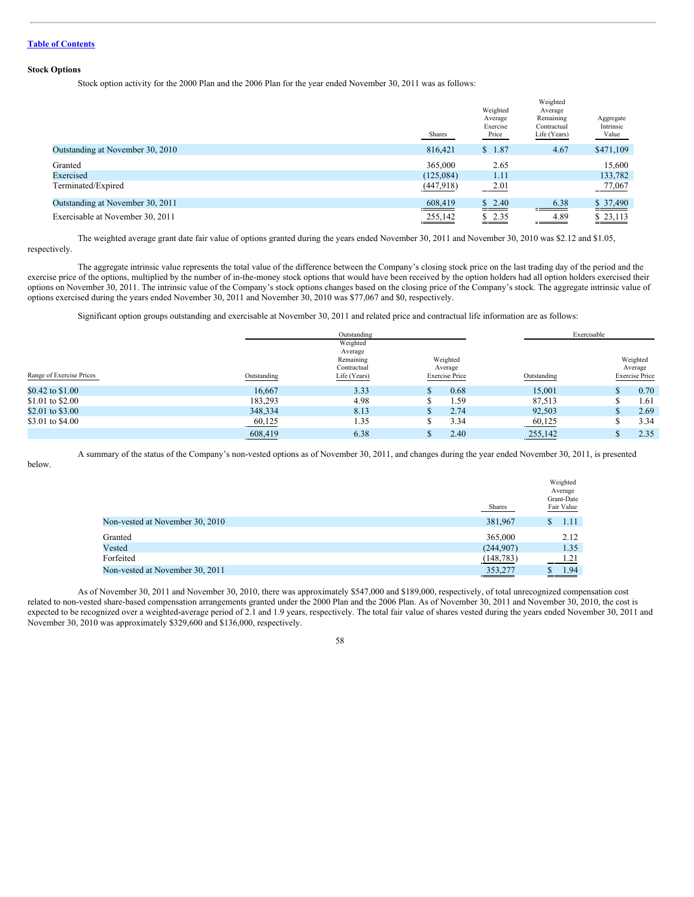[Table of Contents](#)

**Stock Options**

Stock option activity for the 2000 Plan and the 2006 Plan for the year ended November 30, 2011 was as follows:

| | Shares | Weighted Average Exercise Price | Weighted Average Remaining Contractual Life (Years) | Aggregate Intrinsic Value |
|---|---|---|---|---|
| Outstanding at November 30, 2010 | 816,421 | $ 1.87 | 4.67 | $471,109 |
| Granted | 365,000 | 2.65 | | 15,600 |
| Exercised | (125,084) | 1.11 | | 133,782 |
| Terminated/Expired | (447,918) | 2.01 | | 77,067 |
| Outstanding at November 30, 2011 | 608,419 | $ 2.40 | 6.38 | $ 37,490 |
| Exercisable at November 30, 2011 | 255,142 | $ 2.35 | 4.89 | $ 23,113 |

The weighted average grant date fair value of options granted during the years ended November 30, 2011 and November 30, 2010 was $2.12 and $1.05, respectively.

The aggregate intrinsic value represents the total value of the difference between the Company's closing stock price on the last trading day of the period and the exercise price of the options, multiplied by the number of in-the-money stock options that would have been received by the option holders had all option holders exercised their options on November 30, 2011. The intrinsic value of the Company's stock options changes based on the closing price of the Company's stock. The aggregate intrinsic value of options exercised during the years ended November 30, 2011 and November 30, 2010 was $77,067 and $0, respectively.

Significant option groups outstanding and exercisable at November 30, 2011 and related price and contractual life information are as follows:

| | Outstanding | | | Exercisable | |
|---|---|---|---|---|---|
| Range of Exercise Prices | Outstanding | Weighted Average Remaining Contractual Life (Years) | Weighted Average Exercise Price | Outstanding | Weighted Average Exercise Price |
| $0.42 to $1.00 | 16,667 | 3.33 | $ 0.68 | 15,001 | $ 0.70 |
| $1.01 to $2.00 | 183,293 | 4.98 | $ 1.59 | 87,513 | $ 1.61 |
| $2.01 to $3.00 | 348,334 | 8.13 | $ 2.74 | 92,503 | $ 2.69 |
| $3.01 to $4.00 | 60,125 | 1.35 | $ 3.34 | 60,125 | $ 3.34 |
| | 608,419 | 6.38 | $ 2.40 | 255,142 | $ 2.35 |

A summary of the status of the Company's non-vested options as of November 30, 2011, and changes during the year ended November 30, 2011, is presented below.

| | Shares | Weighted Average Grant-Date Fair Value |
|---|---|---|
| Non-vested at November 30, 2010 | 381,967 | $ 1.11 |
| Granted | 365,000 | 2.12 |
| Vested | (244,907) | 1.35 |
| Forfeited | (148,783) | 1.21 |
| Non-vested at November 30, 2011 | 353,277 | $ 1.94 |

As of November 30, 2011 and November 30, 2010, there was approximately $547,000 and $189,000, respectively, of total unrecognized compensation cost related to non-vested share-based compensation arrangements granted under the 2000 Plan and the 2006 Plan. As of November 30, 2011 and November 30, 2010, the cost is expected to be recognized over a weighted-average period of 2.1 and 1.9 years, respectively. The total fair value of shares vested during the years ended November 30, 2011 and November 30, 2010 was approximately $329,600 and $136,000, respectively.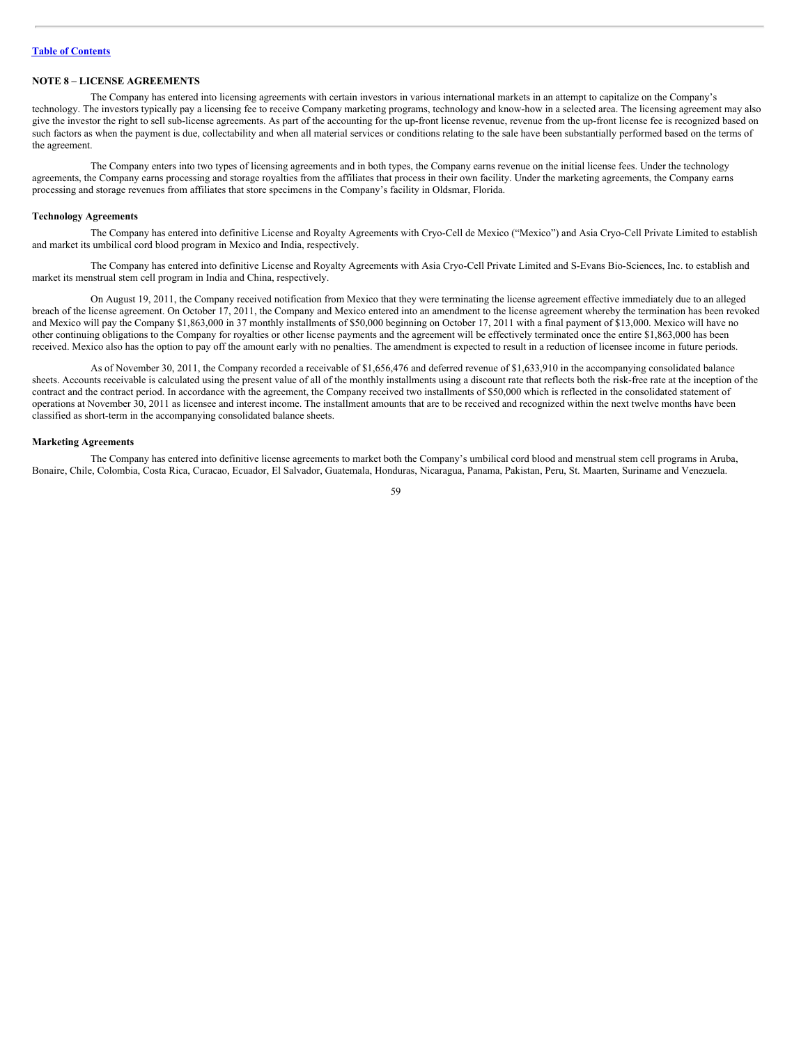[Table of Contents](#)

### NOTE 8 – LICENSE AGREEMENTS

The Company has entered into licensing agreements with certain investors in various international markets in an attempt to capitalize on the Company's technology. The investors typically pay a licensing fee to receive Company marketing programs, technology and know-how in a selected area. The licensing agreement may also give the investor the right to sell sub-license agreements. As part of the accounting for the up-front license revenue, revenue from the up-front license fee is recognized based on such factors as when the payment is due, collectability and when all material services or conditions relating to the sale have been substantially performed based on the terms of the agreement.

The Company enters into two types of licensing agreements and in both types, the Company earns revenue on the initial license fees. Under the technology agreements, the Company earns processing and storage royalties from the affiliates that process in their own facility. Under the marketing agreements, the Company earns processing and storage revenues from affiliates that store specimens in the Company's facility in Oldsmar, Florida.

#### Technology Agreements

The Company has entered into definitive License and Royalty Agreements with Cryo-Cell de Mexico ("Mexico") and Asia Cryo-Cell Private Limited to establish and market its umbilical cord blood program in Mexico and India, respectively.

The Company has entered into definitive License and Royalty Agreements with Asia Cryo-Cell Private Limited and S-Evans Bio-Sciences, Inc. to establish and market its menstrual stem cell program in India and China, respectively.

On August 19, 2011, the Company received notification from Mexico that they were terminating the license agreement effective immediately due to an alleged breach of the license agreement. On October 17, 2011, the Company and Mexico entered into an amendment to the license agreement whereby the termination has been revoked and Mexico will pay the Company $1,863,000 in 37 monthly installments of $50,000 beginning on October 17, 2011 with a final payment of $13,000. Mexico will have no other continuing obligations to the Company for royalties or other license payments and the agreement will be effectively terminated once the entire $1,863,000 has been received. Mexico also has the option to pay off the amount early with no penalties. The amendment is expected to result in a reduction of licensee income in future periods.

As of November 30, 2011, the Company recorded a receivable of $1,656,476 and deferred revenue of $1,633,910 in the accompanying consolidated balance sheets. Accounts receivable is calculated using the present value of all of the monthly installments using a discount rate that reflects both the risk-free rate at the inception of the contract and the contract period. In accordance with the agreement, the Company received two installments of $50,000 which is reflected in the consolidated statement of operations at November 30, 2011 as licensee and interest income. The installment amounts that are to be received and recognized within the next twelve months have been classified as short-term in the accompanying consolidated balance sheets.

#### Marketing Agreements

The Company has entered into definitive license agreements to market both the Company's umbilical cord blood and menstrual stem cell programs in Aruba, Bonaire, Chile, Colombia, Costa Rica, Curacao, Ecuador, El Salvador, Guatemala, Honduras, Nicaragua, Panama, Pakistan, Peru, St. Maarten, Suriname and Venezuela.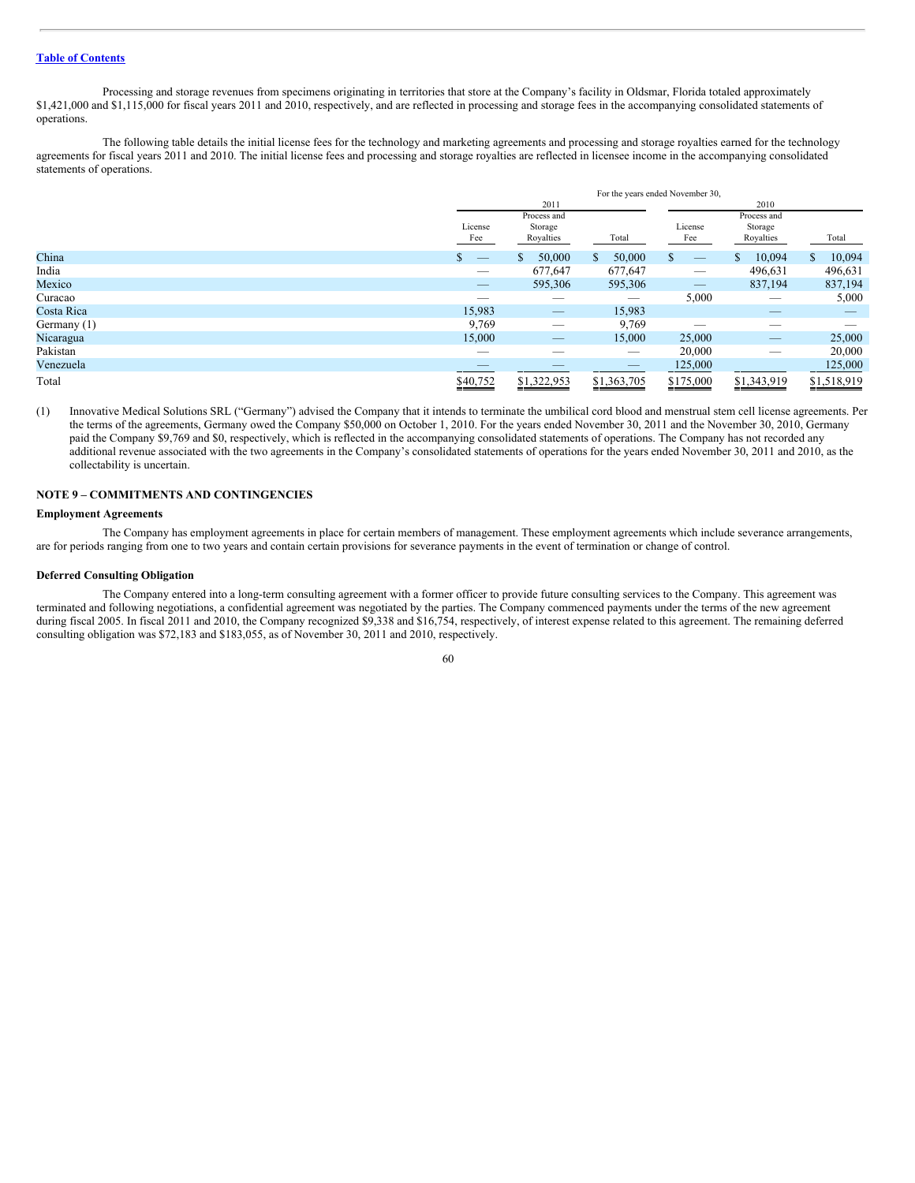Processing and storage revenues from specimens originating in territories that store at the Company's facility in Oldsmar, Florida totaled approximately $1,421,000 and $1,115,000 for fiscal years 2011 and 2010, respectively, and are reflected in processing and storage fees in the accompanying consolidated statements of operations.

The following table details the initial license fees for the technology and marketing agreements and processing and storage royalties earned for the technology agreements for fiscal years 2011 and 2010. The initial license fees and processing and storage royalties are reflected in licensee income in the accompanying consolidated statements of operations.

| | For the years ended November 30, | | | | | |
|---|---|---|---|---|---|---|
| | 2011 | | | 2010 | | |
| | License Fee | Process and Storage Royalties | Total | License Fee | Process and Storage Royalties | Total |
| China | $ — | $ 50,000 | $ 50,000 | $ — | $ 10,094 | $ 10,094 |
| India | — | 677,647 | 677,647 | — | 496,631 | 496,631 |
| Mexico | — | 595,306 | 595,306 | — | 837,194 | 837,194 |
| Curacao | — | — | — | 5,000 | — | 5,000 |
| Costa Rica | 15,983 | — | 15,983 | | — | — |
| Germany (1) | 9,769 | — | 9,769 | — | — | — |
| Nicaragua | 15,000 | — | 15,000 | 25,000 | — | 25,000 |
| Pakistan | — | — | — | 20,000 | — | 20,000 |
| Venezuela | — | — | — | 125,000 | | 125,000 |
| Total | $40,752 | $1,322,953 | $1,363,705 | $175,000 | $1,343,919 | $1,518,919 |

(1) Innovative Medical Solutions SRL ("Germany") advised the Company that it intends to terminate the umbilical cord blood and menstrual stem cell license agreements. Per the terms of the agreements, Germany owed the Company $50,000 on October 1, 2010. For the years ended November 30, 2011 and the November 30, 2010, Germany paid the Company $9,769 and $0, respectively, which is reflected in the accompanying consolidated statements of operations. The Company has not recorded any additional revenue associated with the two agreements in the Company's consolidated statements of operations for the years ended November 30, 2011 and 2010, as the collectability is uncertain.

## NOTE 9 – COMMITMENTS AND CONTINGENCIES

### Employment Agreements

The Company has employment agreements in place for certain members of management. These employment agreements which include severance arrangements, are for periods ranging from one to two years and contain certain provisions for severance payments in the event of termination or change of control.

### Deferred Consulting Obligation

The Company entered into a long-term consulting agreement with a former officer to provide future consulting services to the Company. This agreement was terminated and following negotiations, a confidential agreement was negotiated by the parties. The Company commenced payments under the terms of the new agreement during fiscal 2005. In fiscal 2011 and 2010, the Company recognized $9,338 and $16,754, respectively, of interest expense related to this agreement. The remaining deferred consulting obligation was $72,183 and $183,055, as of November 30, 2011 and 2010, respectively.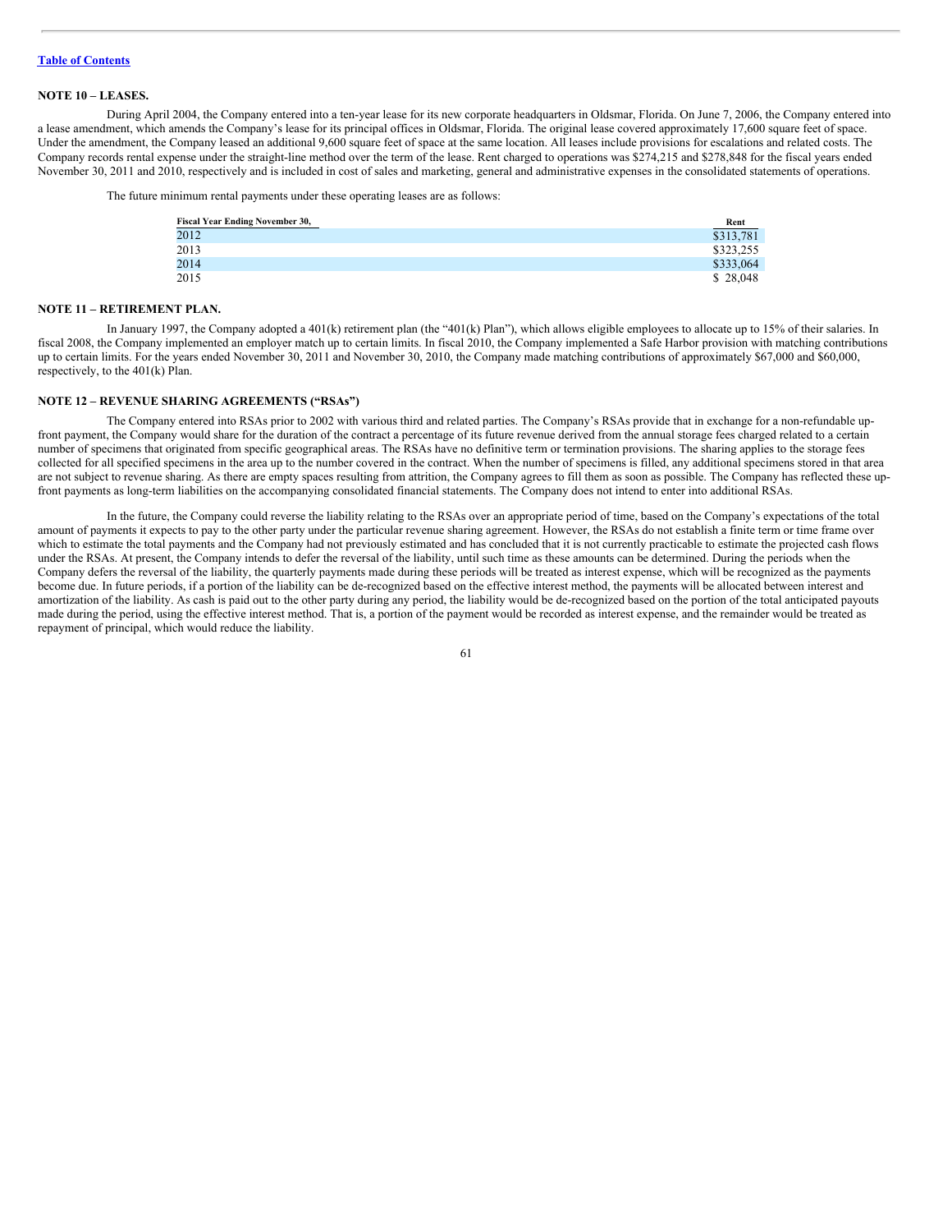**NOTE 10 – LEASES.**

During April 2004, the Company entered into a ten-year lease for its new corporate headquarters in Oldsmar, Florida. On June 7, 2006, the Company entered into a lease amendment, which amends the Company's lease for its principal offices in Oldsmar, Florida. The original lease covered approximately 17,600 square feet of space. Under the amendment, the Company leased an additional 9,600 square feet of space at the same location. All leases include provisions for escalations and related costs. The Company records rental expense under the straight-line method over the term of the lease. Rent charged to operations was $274,215 and $278,848 for the fiscal years ended November 30, 2011 and 2010, respectively and is included in cost of sales and marketing, general and administrative expenses in the consolidated statements of operations.

The future minimum rental payments under these operating leases are as follows:

| Fiscal Year Ending November 30, | Rent |
|---|---|
| 2012 | $313,781 |
| 2013 | $323,255 |
| 2014 | $333,064 |
| 2015 | $ 28,048 |

**NOTE 11 – RETIREMENT PLAN.**

In January 1997, the Company adopted a 401(k) retirement plan (the "401(k) Plan"), which allows eligible employees to allocate up to 15% of their salaries. In fiscal 2008, the Company implemented an employer match up to certain limits. In fiscal 2010, the Company implemented a Safe Harbor provision with matching contributions up to certain limits. For the years ended November 30, 2011 and November 30, 2010, the Company made matching contributions of approximately $67,000 and $60,000, respectively, to the 401(k) Plan.

**NOTE 12 – REVENUE SHARING AGREEMENTS ("RSAs")**

The Company entered into RSAs prior to 2002 with various third and related parties. The Company's RSAs provide that in exchange for a non-refundable up-front payment, the Company would share for the duration of the contract a percentage of its future revenue derived from the annual storage fees charged related to a certain number of specimens that originated from specific geographical areas. The RSAs have no definitive term or termination provisions. The sharing applies to the storage fees collected for all specified specimens in the area up to the number covered in the contract. When the number of specimens is filled, any additional specimens stored in that area are not subject to revenue sharing. As there are empty spaces resulting from attrition, the Company agrees to fill them as soon as possible. The Company has reflected these up-front payments as long-term liabilities on the accompanying consolidated financial statements. The Company does not intend to enter into additional RSAs.

In the future, the Company could reverse the liability relating to the RSAs over an appropriate period of time, based on the Company's expectations of the total amount of payments it expects to pay to the other party under the particular revenue sharing agreement. However, the RSAs do not establish a finite term or time frame over which to estimate the total payments and the Company had not previously estimated and has concluded that it is not currently practicable to estimate the projected cash flows under the RSAs. At present, the Company intends to defer the reversal of the liability, until such time as these amounts can be determined. During the periods when the Company defers the reversal of the liability, the quarterly payments made during these periods will be treated as interest expense, which will be recognized as the payments become due. In future periods, if a portion of the liability can be de-recognized based on the effective interest method, the payments will be allocated between interest and amortization of the liability. As cash is paid out to the other party during any period, the liability would be de-recognized based on the portion of the total anticipated payouts made during the period, using the effective interest method. That is, a portion of the payment would be recorded as interest expense, and the remainder would be treated as repayment of principal, which would reduce the liability.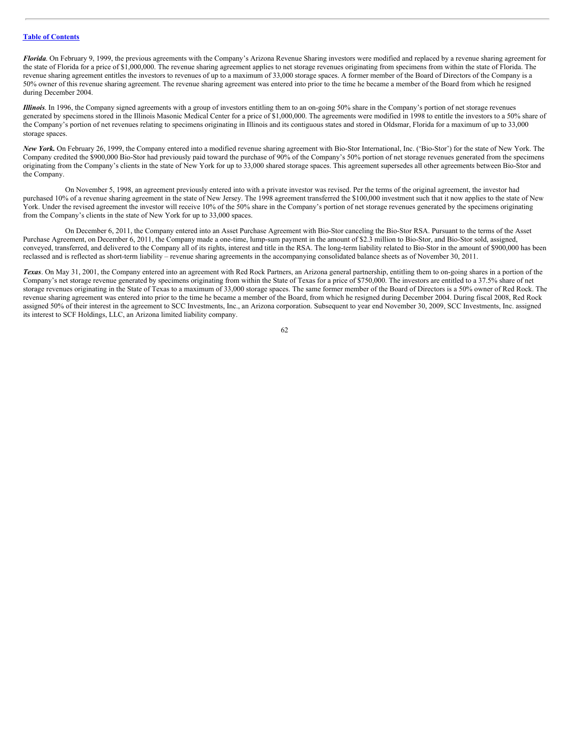*Florida*. On February 9, 1999, the previous agreements with the Company's Arizona Revenue Sharing investors were modified and replaced by a revenue sharing agreement for the state of Florida for a price of $1,000,000. The revenue sharing agreement applies to net storage revenues originating from specimens from within the state of Florida. The revenue sharing agreement entitles the investors to revenues of up to a maximum of 33,000 storage spaces. A former member of the Board of Directors of the Company is a 50% owner of this revenue sharing agreement. The revenue sharing agreement was entered into prior to the time he became a member of the Board from which he resigned during December 2004.

*Illinois*. In 1996, the Company signed agreements with a group of investors entitling them to an on-going 50% share in the Company's portion of net storage revenues generated by specimens stored in the Illinois Masonic Medical Center for a price of $1,000,000. The agreements were modified in 1998 to entitle the investors to a 50% share of the Company's portion of net revenues relating to specimens originating in Illinois and its contiguous states and stored in Oldsmar, Florida for a maximum of up to 33,000 storage spaces.

***New York.*** On February 26, 1999, the Company entered into a modified revenue sharing agreement with Bio-Stor International, Inc. ('Bio-Stor') for the state of New York. The Company credited the $900,000 Bio-Stor had previously paid toward the purchase of 90% of the Company's 50% portion of net storage revenues generated from the specimens originating from the Company's clients in the state of New York for up to 33,000 shared storage spaces. This agreement supersedes all other agreements between Bio-Stor and the Company.

On November 5, 1998, an agreement previously entered into with a private investor was revised. Per the terms of the original agreement, the investor had purchased 10% of a revenue sharing agreement in the state of New Jersey. The 1998 agreement transferred the $100,000 investment such that it now applies to the state of New York. Under the revised agreement the investor will receive 10% of the 50% share in the Company's portion of net storage revenues generated by the specimens originating from the Company's clients in the state of New York for up to 33,000 spaces.

On December 6, 2011, the Company entered into an Asset Purchase Agreement with Bio-Stor canceling the Bio-Stor RSA. Pursuant to the terms of the Asset Purchase Agreement, on December 6, 2011, the Company made a one-time, lump-sum payment in the amount of $2.3 million to Bio-Stor, and Bio-Stor sold, assigned, conveyed, transferred, and delivered to the Company all of its rights, interest and title in the RSA. The long-term liability related to Bio-Stor in the amount of $900,000 has been reclassed and is reflected as short-term liability – revenue sharing agreements in the accompanying consolidated balance sheets as of November 30, 2011.

*Texas*. On May 31, 2001, the Company entered into an agreement with Red Rock Partners, an Arizona general partnership, entitling them to on-going shares in a portion of the Company's net storage revenue generated by specimens originating from within the State of Texas for a price of $750,000. The investors are entitled to a 37.5% share of net storage revenues originating in the State of Texas to a maximum of 33,000 storage spaces. The same former member of the Board of Directors is a 50% owner of Red Rock. The revenue sharing agreement was entered into prior to the time he became a member of the Board, from which he resigned during December 2004. During fiscal 2008, Red Rock assigned 50% of their interest in the agreement to SCC Investments, Inc., an Arizona corporation. Subsequent to year end November 30, 2009, SCC Investments, Inc. assigned its interest to SCF Holdings, LLC, an Arizona limited liability company.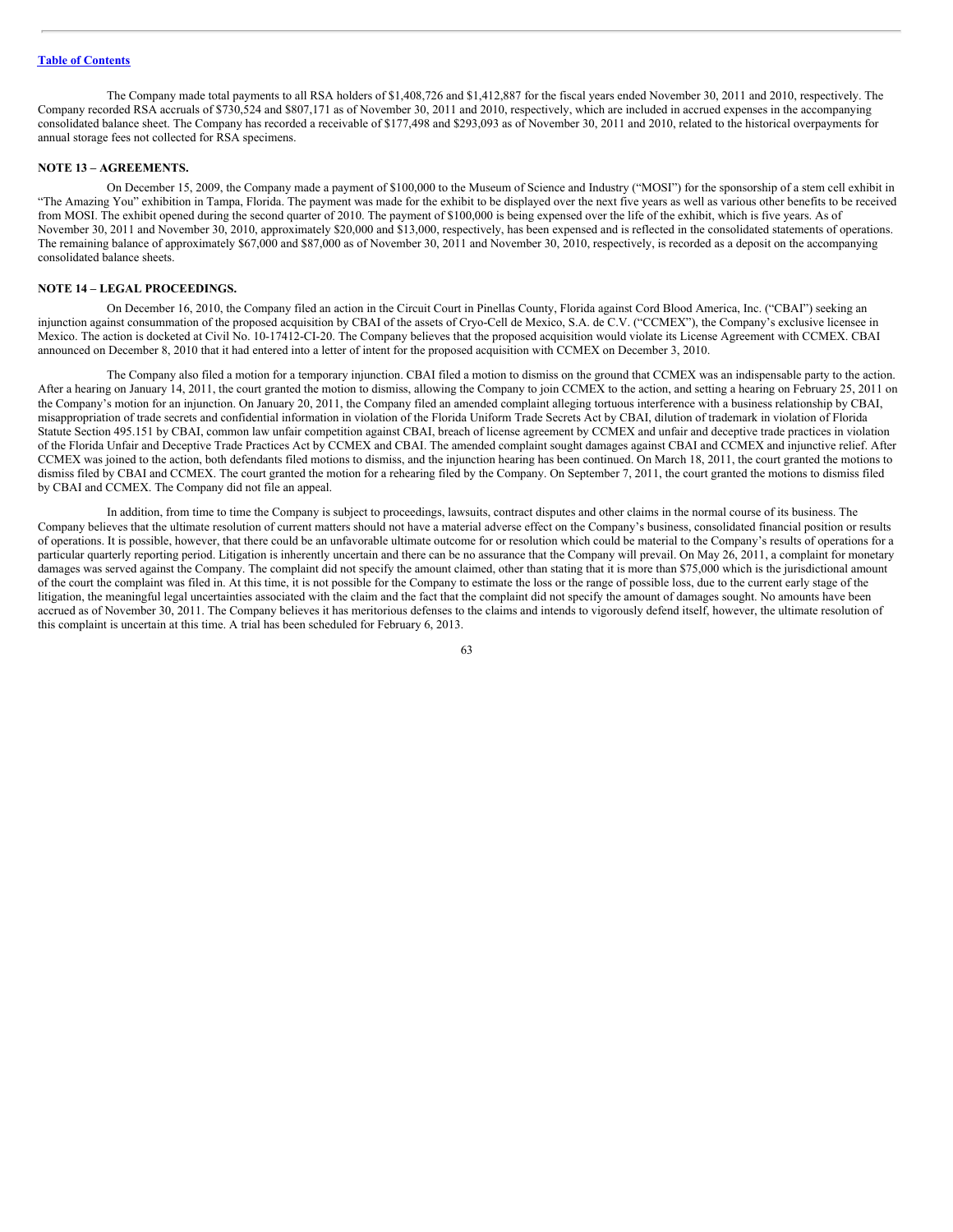The Company made total payments to all RSA holders of $1,408,726 and $1,412,887 for the fiscal years ended November 30, 2011 and 2010, respectively. The Company recorded RSA accruals of $730,524 and $807,171 as of November 30, 2011 and 2010, respectively, which are included in accrued expenses in the accompanying consolidated balance sheet. The Company has recorded a receivable of $177,498 and $293,093 as of November 30, 2011 and 2010, related to the historical overpayments for annual storage fees not collected for RSA specimens.

**NOTE 13 – AGREEMENTS.**

On December 15, 2009, the Company made a payment of $100,000 to the Museum of Science and Industry ("MOSI") for the sponsorship of a stem cell exhibit in "The Amazing You" exhibition in Tampa, Florida. The payment was made for the exhibit to be displayed over the next five years as well as various other benefits to be received from MOSI. The exhibit opened during the second quarter of 2010. The payment of $100,000 is being expensed over the life of the exhibit, which is five years. As of November 30, 2011 and November 30, 2010, approximately $20,000 and $13,000, respectively, has been expensed and is reflected in the consolidated statements of operations. The remaining balance of approximately $67,000 and $87,000 as of November 30, 2011 and November 30, 2010, respectively, is recorded as a deposit on the accompanying consolidated balance sheets.

**NOTE 14 – LEGAL PROCEEDINGS.**

On December 16, 2010, the Company filed an action in the Circuit Court in Pinellas County, Florida against Cord Blood America, Inc. ("CBAI") seeking an injunction against consummation of the proposed acquisition by CBAI of the assets of Cryo-Cell de Mexico, S.A. de C.V. ("CCMEX"), the Company's exclusive licensee in Mexico. The action is docketed at Civil No. 10-17412-CI-20. The Company believes that the proposed acquisition would violate its License Agreement with CCMEX. CBAI announced on December 8, 2010 that it had entered into a letter of intent for the proposed acquisition with CCMEX on December 3, 2010.

The Company also filed a motion for a temporary injunction. CBAI filed a motion to dismiss on the ground that CCMEX was an indispensable party to the action. After a hearing on January 14, 2011, the court granted the motion to dismiss, allowing the Company to join CCMEX to the action, and setting a hearing on February 25, 2011 on the Company's motion for an injunction. On January 20, 2011, the Company filed an amended complaint alleging tortuous interference with a business relationship by CBAI, misappropriation of trade secrets and confidential information in violation of the Florida Uniform Trade Secrets Act by CBAI, dilution of trademark in violation of Florida Statute Section 495.151 by CBAI, common law unfair competition against CBAI, breach of license agreement by CCMEX and unfair and deceptive trade practices in violation of the Florida Unfair and Deceptive Trade Practices Act by CCMEX and CBAI. The amended complaint sought damages against CBAI and CCMEX and injunctive relief. After CCMEX was joined to the action, both defendants filed motions to dismiss, and the injunction hearing has been continued. On March 18, 2011, the court granted the motions to dismiss filed by CBAI and CCMEX. The court granted the motion for a rehearing filed by the Company. On September 7, 2011, the court granted the motions to dismiss filed by CBAI and CCMEX. The Company did not file an appeal.

In addition, from time to time the Company is subject to proceedings, lawsuits, contract disputes and other claims in the normal course of its business. The Company believes that the ultimate resolution of current matters should not have a material adverse effect on the Company's business, consolidated financial position or results of operations. It is possible, however, that there could be an unfavorable ultimate outcome for or resolution which could be material to the Company's results of operations for a particular quarterly reporting period. Litigation is inherently uncertain and there can be no assurance that the Company will prevail. On May 26, 2011, a complaint for monetary damages was served against the Company. The complaint did not specify the amount claimed, other than stating that it is more than $75,000 which is the jurisdictional amount of the court the complaint was filed in. At this time, it is not possible for the Company to estimate the loss or the range of possible loss, due to the current early stage of the litigation, the meaningful legal uncertainties associated with the claim and the fact that the complaint did not specify the amount of damages sought. No amounts have been accrued as of November 30, 2011. The Company believes it has meritorious defenses to the claims and intends to vigorously defend itself, however, the ultimate resolution of this complaint is uncertain at this time. A trial has been scheduled for February 6, 2013.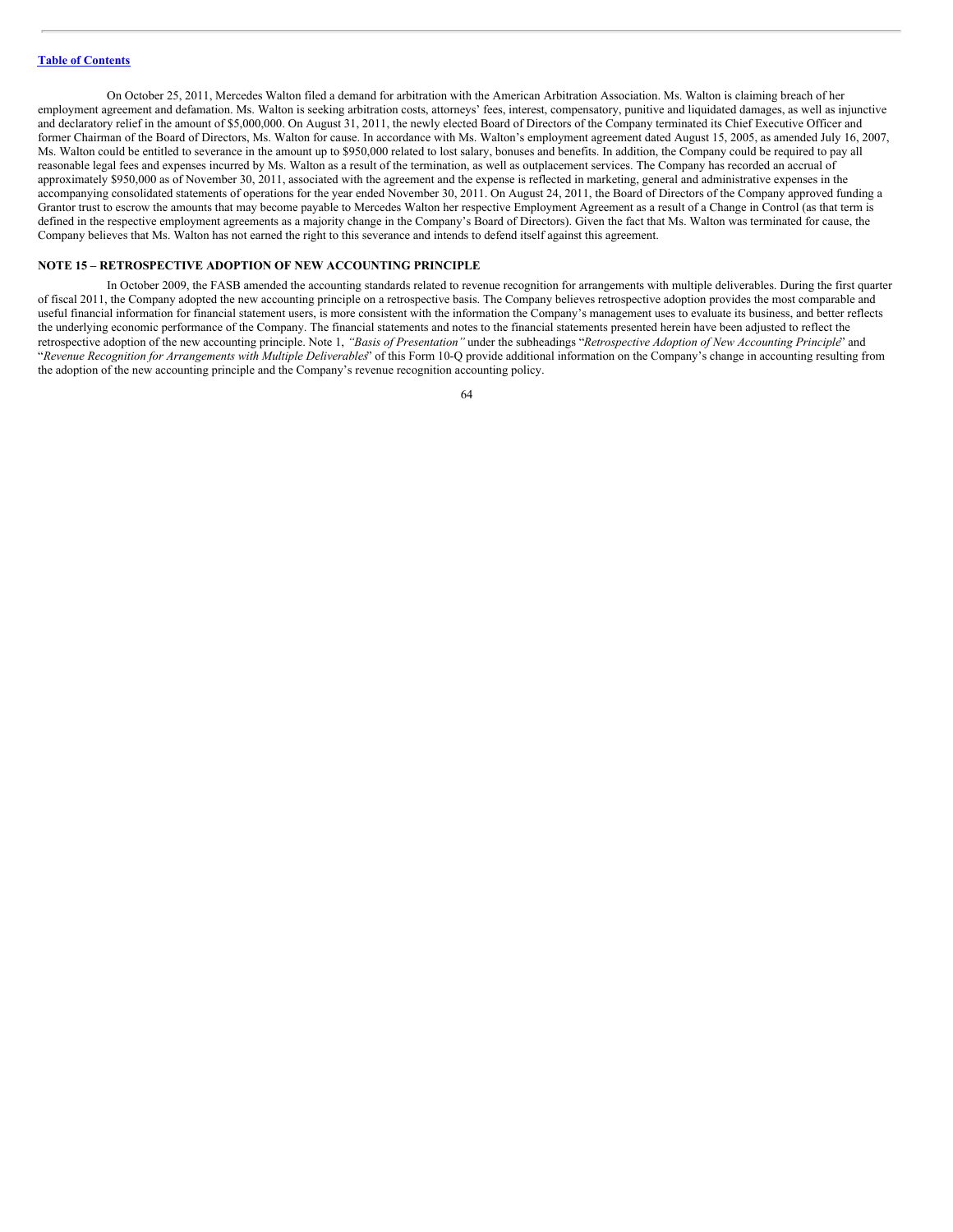On October 25, 2011, Mercedes Walton filed a demand for arbitration with the American Arbitration Association. Ms. Walton is claiming breach of her employment agreement and defamation. Ms. Walton is seeking arbitration costs, attorneys' fees, interest, compensatory, punitive and liquidated damages, as well as injunctive and declaratory relief in the amount of $5,000,000. On August 31, 2011, the newly elected Board of Directors of the Company terminated its Chief Executive Officer and former Chairman of the Board of Directors, Ms. Walton for cause. In accordance with Ms. Walton's employment agreement dated August 15, 2005, as amended July 16, 2007, Ms. Walton could be entitled to severance in the amount up to $950,000 related to lost salary, bonuses and benefits. In addition, the Company could be required to pay all reasonable legal fees and expenses incurred by Ms. Walton as a result of the termination, as well as outplacement services. The Company has recorded an accrual of approximately $950,000 as of November 30, 2011, associated with the agreement and the expense is reflected in marketing, general and administrative expenses in the accompanying consolidated statements of operations for the year ended November 30, 2011. On August 24, 2011, the Board of Directors of the Company approved funding a Grantor trust to escrow the amounts that may become payable to Mercedes Walton her respective Employment Agreement as a result of a Change in Control (as that term is defined in the respective employment agreements as a majority change in the Company's Board of Directors). Given the fact that Ms. Walton was terminated for cause, the Company believes that Ms. Walton has not earned the right to this severance and intends to defend itself against this agreement.

## NOTE 15 – RETROSPECTIVE ADOPTION OF NEW ACCOUNTING PRINCIPLE

In October 2009, the FASB amended the accounting standards related to revenue recognition for arrangements with multiple deliverables. During the first quarter of fiscal 2011, the Company adopted the new accounting principle on a retrospective basis. The Company believes retrospective adoption provides the most comparable and useful financial information for financial statement users, is more consistent with the information the Company's management uses to evaluate its business, and better reflects the underlying economic performance of the Company. The financial statements and notes to the financial statements presented herein have been adjusted to reflect the retrospective adoption of the new accounting principle. Note 1, *"Basis of Presentation"* under the subheadings "*Retrospective Adoption of New Accounting Principle*" and "*Revenue Recognition for Arrangements with Multiple Deliverables*" of this Form 10-Q provide additional information on the Company's change in accounting resulting from the adoption of the new accounting principle and the Company's revenue recognition accounting policy.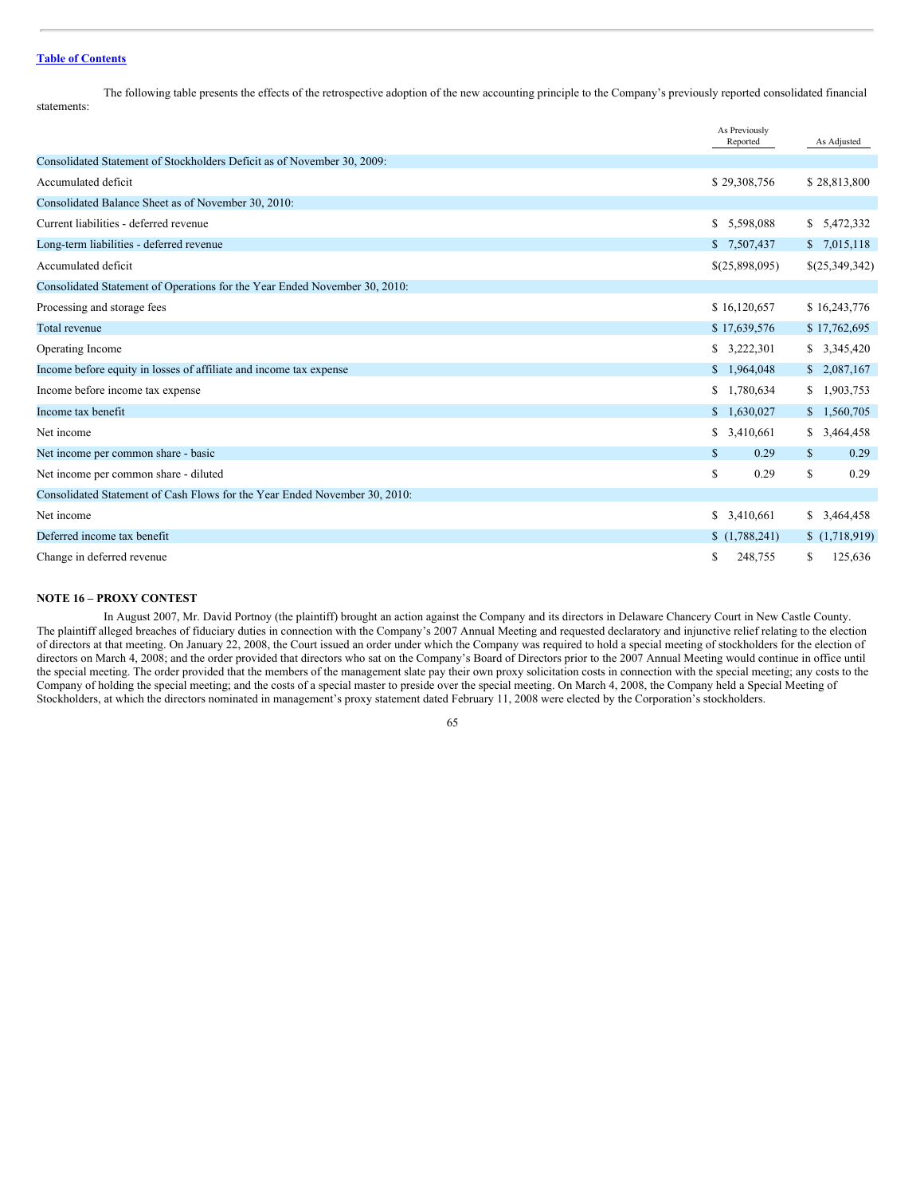The following table presents the effects of the retrospective adoption of the new accounting principle to the Company's previously reported consolidated financial statements:

| | As Previously Reported | As Adjusted |
|---|---|---|
| Consolidated Statement of Stockholders Deficit as of November 30, 2009: | | |
| Accumulated deficit | $ 29,308,756 | $ 28,813,800 |
| Consolidated Balance Sheet as of November 30, 2010: | | |
| Current liabilities - deferred revenue | $ 5,598,088 | $ 5,472,332 |
| Long-term liabilities - deferred revenue | $ 7,507,437 | $ 7,015,118 |
| Accumulated deficit | $(25,898,095) | $(25,349,342) |
| Consolidated Statement of Operations for the Year Ended November 30, 2010: | | |
| Processing and storage fees | $ 16,120,657 | $ 16,243,776 |
| Total revenue | $ 17,639,576 | $ 17,762,695 |
| Operating Income | $ 3,222,301 | $ 3,345,420 |
| Income before equity in losses of affiliate and income tax expense | $ 1,964,048 | $ 2,087,167 |
| Income before income tax expense | $ 1,780,634 | $ 1,903,753 |
| Income tax benefit | $ 1,630,027 | $ 1,560,705 |
| Net income | $ 3,410,661 | $ 3,464,458 |
| Net income per common share - basic | $ 0.29 | $ 0.29 |
| Net income per common share - diluted | $ 0.29 | $ 0.29 |
| Consolidated Statement of Cash Flows for the Year Ended November 30, 2010: | | |
| Net income | $ 3,410,661 | $ 3,464,458 |
| Deferred income tax benefit | $ (1,788,241) | $ (1,718,919) |
| Change in deferred revenue | $ 248,755 | $ 125,636 |

**NOTE 16 – PROXY CONTEST**

In August 2007, Mr. David Portnoy (the plaintiff) brought an action against the Company and its directors in Delaware Chancery Court in New Castle County. The plaintiff alleged breaches of fiduciary duties in connection with the Company's 2007 Annual Meeting and requested declaratory and injunctive relief relating to the election of directors at that meeting. On January 22, 2008, the Court issued an order under which the Company was required to hold a special meeting of stockholders for the election of directors on March 4, 2008; and the order provided that directors who sat on the Company's Board of Directors prior to the 2007 Annual Meeting would continue in office until the special meeting. The order provided that the members of the management slate pay their own proxy solicitation costs in connection with the special meeting; any costs to the Company of holding the special meeting; and the costs of a special master to preside over the special meeting. On March 4, 2008, the Company held a Special Meeting of Stockholders, at which the directors nominated in management's proxy statement dated February 11, 2008 were elected by the Corporation's stockholders.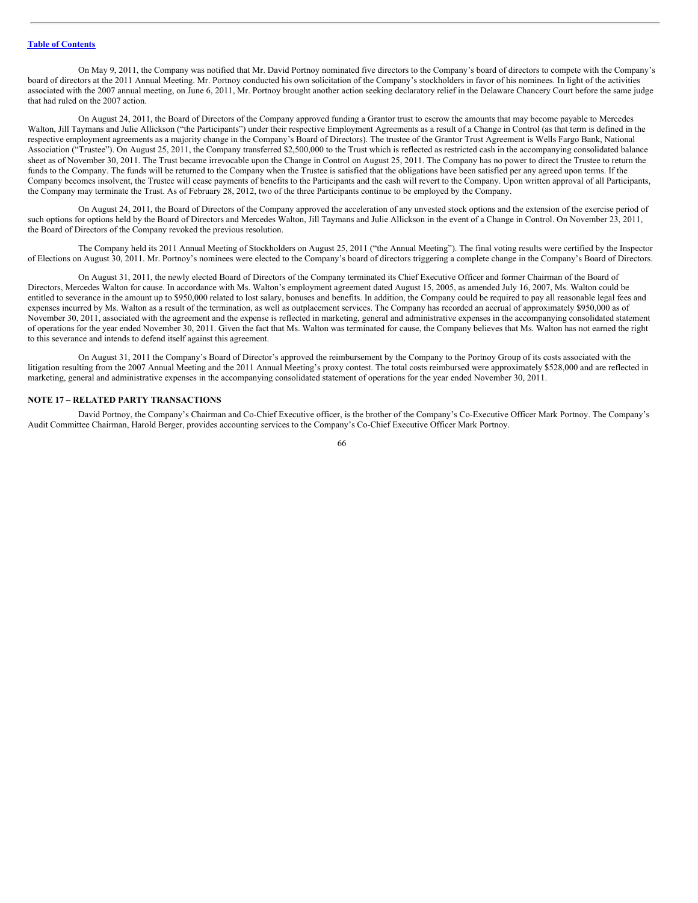On May 9, 2011, the Company was notified that Mr. David Portnoy nominated five directors to the Company's board of directors to compete with the Company's board of directors at the 2011 Annual Meeting. Mr. Portnoy conducted his own solicitation of the Company's stockholders in favor of his nominees. In light of the activities associated with the 2007 annual meeting, on June 6, 2011, Mr. Portnoy brought another action seeking declaratory relief in the Delaware Chancery Court before the same judge that had ruled on the 2007 action.

On August 24, 2011, the Board of Directors of the Company approved funding a Grantor trust to escrow the amounts that may become payable to Mercedes Walton, Jill Taymans and Julie Allickson ("the Participants") under their respective Employment Agreements as a result of a Change in Control (as that term is defined in the respective employment agreements as a majority change in the Company's Board of Directors). The trustee of the Grantor Trust Agreement is Wells Fargo Bank, National Association ("Trustee"). On August 25, 2011, the Company transferred $2,500,000 to the Trust which is reflected as restricted cash in the accompanying consolidated balance sheet as of November 30, 2011. The Trust became irrevocable upon the Change in Control on August 25, 2011. The Company has no power to direct the Trustee to return the funds to the Company. The funds will be returned to the Company when the Trustee is satisfied that the obligations have been satisfied per any agreed upon terms. If the Company becomes insolvent, the Trustee will cease payments of benefits to the Participants and the cash will revert to the Company. Upon written approval of all Participants, the Company may terminate the Trust. As of February 28, 2012, two of the three Participants continue to be employed by the Company.

On August 24, 2011, the Board of Directors of the Company approved the acceleration of any unvested stock options and the extension of the exercise period of such options for options held by the Board of Directors and Mercedes Walton, Jill Taymans and Julie Allickson in the event of a Change in Control. On November 23, 2011, the Board of Directors of the Company revoked the previous resolution.

The Company held its 2011 Annual Meeting of Stockholders on August 25, 2011 ("the Annual Meeting"). The final voting results were certified by the Inspector of Elections on August 30, 2011. Mr. Portnoy's nominees were elected to the Company's board of directors triggering a complete change in the Company's Board of Directors.

On August 31, 2011, the newly elected Board of Directors of the Company terminated its Chief Executive Officer and former Chairman of the Board of Directors, Mercedes Walton for cause. In accordance with Ms. Walton's employment agreement dated August 15, 2005, as amended July 16, 2007, Ms. Walton could be entitled to severance in the amount up to $950,000 related to lost salary, bonuses and benefits. In addition, the Company could be required to pay all reasonable legal fees and expenses incurred by Ms. Walton as a result of the termination, as well as outplacement services. The Company has recorded an accrual of approximately $950,000 as of November 30, 2011, associated with the agreement and the expense is reflected in marketing, general and administrative expenses in the accompanying consolidated statement of operations for the year ended November 30, 2011. Given the fact that Ms. Walton was terminated for cause, the Company believes that Ms. Walton has not earned the right to this severance and intends to defend itself against this agreement.

On August 31, 2011 the Company's Board of Director's approved the reimbursement by the Company to the Portnoy Group of its costs associated with the litigation resulting from the 2007 Annual Meeting and the 2011 Annual Meeting's proxy contest. The total costs reimbursed were approximately $528,000 and are reflected in marketing, general and administrative expenses in the accompanying consolidated statement of operations for the year ended November 30, 2011.

**NOTE 17 – RELATED PARTY TRANSACTIONS**

David Portnoy, the Company's Chairman and Co-Chief Executive officer, is the brother of the Company's Co-Executive Officer Mark Portnoy. The Company's Audit Committee Chairman, Harold Berger, provides accounting services to the Company's Co-Chief Executive Officer Mark Portnoy.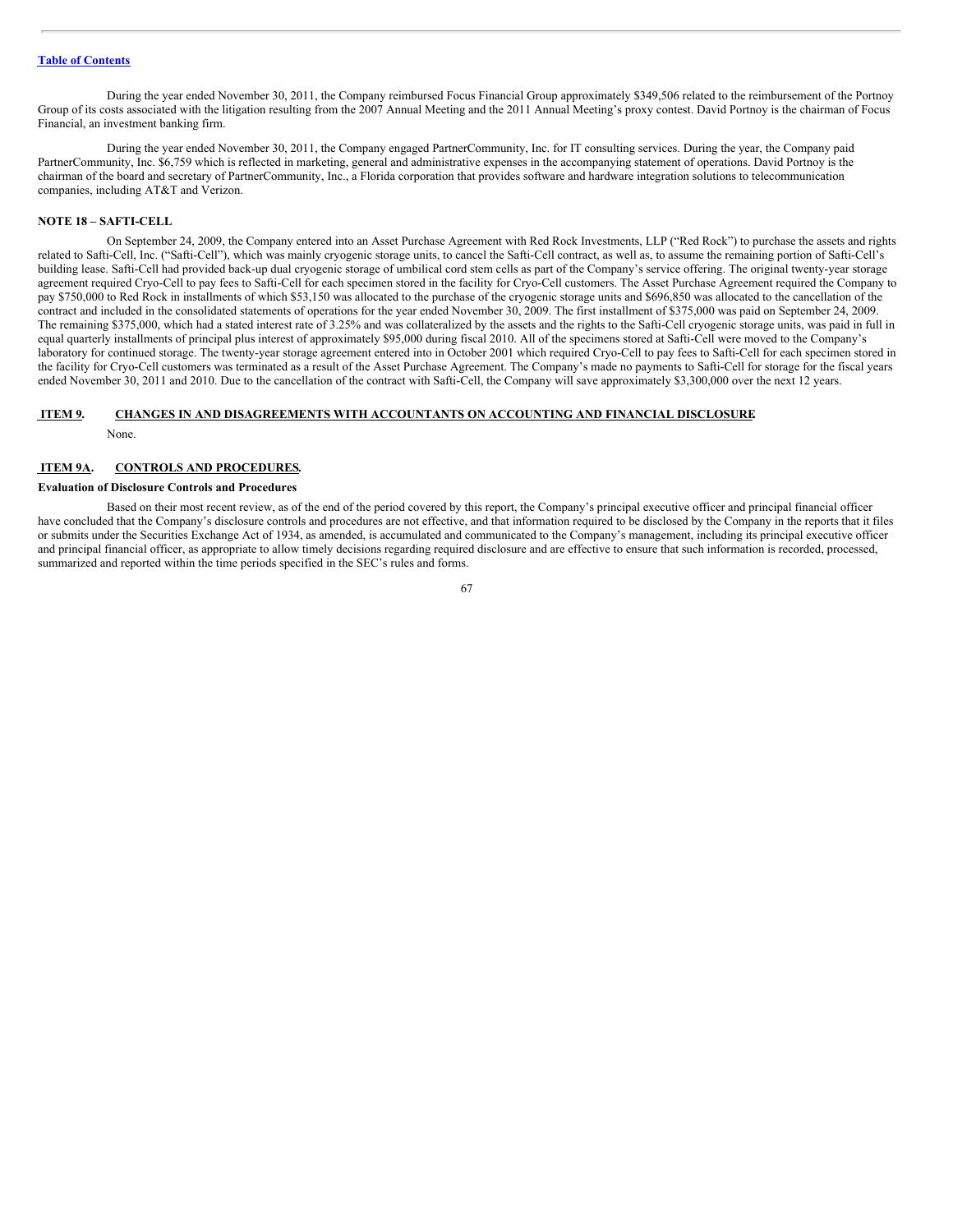[Table of Contents](#)

During the year ended November 30, 2011, the Company reimbursed Focus Financial Group approximately $349,506 related to the reimbursement of the Portnoy Group of its costs associated with the litigation resulting from the 2007 Annual Meeting and the 2011 Annual Meeting's proxy contest. David Portnoy is the chairman of Focus Financial, an investment banking firm.

During the year ended November 30, 2011, the Company engaged PartnerCommunity, Inc. for IT consulting services. During the year, the Company paid PartnerCommunity, Inc. $6,759 which is reflected in marketing, general and administrative expenses in the accompanying statement of operations. David Portnoy is the chairman of the board and secretary of PartnerCommunity, Inc., a Florida corporation that provides software and hardware integration solutions to telecommunication companies, including AT&T and Verizon.

**NOTE 18 – SAFTI-CELL**

On September 24, 2009, the Company entered into an Asset Purchase Agreement with Red Rock Investments, LLP ("Red Rock") to purchase the assets and rights related to Safti-Cell, Inc. ("Safti-Cell"), which was mainly cryogenic storage units, to cancel the Safti-Cell contract, as well as, to assume the remaining portion of Safti-Cell's building lease. Safti-Cell had provided back-up dual cryogenic storage of umbilical cord stem cells as part of the Company's service offering. The original twenty-year storage agreement required Cryo-Cell to pay fees to Safti-Cell for each specimen stored in the facility for Cryo-Cell customers. The Asset Purchase Agreement required the Company to pay $750,000 to Red Rock in installments of which $53,150 was allocated to the purchase of the cryogenic storage units and $696,850 was allocated to the cancellation of the contract and included in the consolidated statements of operations for the year ended November 30, 2009. The first installment of $375,000 was paid on September 24, 2009. The remaining $375,000, which had a stated interest rate of 3.25% and was collateralized by the assets and the rights to the Safti-Cell cryogenic storage units, was paid in full in equal quarterly installments of principal plus interest of approximately $95,000 during fiscal 2010. All of the specimens stored at Safti-Cell were moved to the Company's laboratory for continued storage. The twenty-year storage agreement entered into in October 2001 which required Cryo-Cell to pay fees to Safti-Cell for each specimen stored in the facility for Cryo-Cell customers was terminated as a result of the Asset Purchase Agreement. The Company's made no payments to Safti-Cell for storage for the fiscal years ended November 30, 2011 and 2010. Due to the cancellation of the contract with Safti-Cell, the Company will save approximately $3,300,000 over the next 12 years.

## ITEM 9. CHANGES IN AND DISAGREEMENTS WITH ACCOUNTANTS ON ACCOUNTING AND FINANCIAL DISCLOSURE.

None.

## ITEM 9A. CONTROLS AND PROCEDURES.

**Evaluation of Disclosure Controls and Procedures**

Based on their most recent review, as of the end of the period covered by this report, the Company's principal executive officer and principal financial officer have concluded that the Company's disclosure controls and procedures are not effective, and that information required to be disclosed by the Company in the reports that it files or submits under the Securities Exchange Act of 1934, as amended, is accumulated and communicated to the Company's management, including its principal executive officer and principal financial officer, as appropriate to allow timely decisions regarding required disclosure and are effective to ensure that such information is recorded, processed, summarized and reported within the time periods specified in the SEC's rules and forms.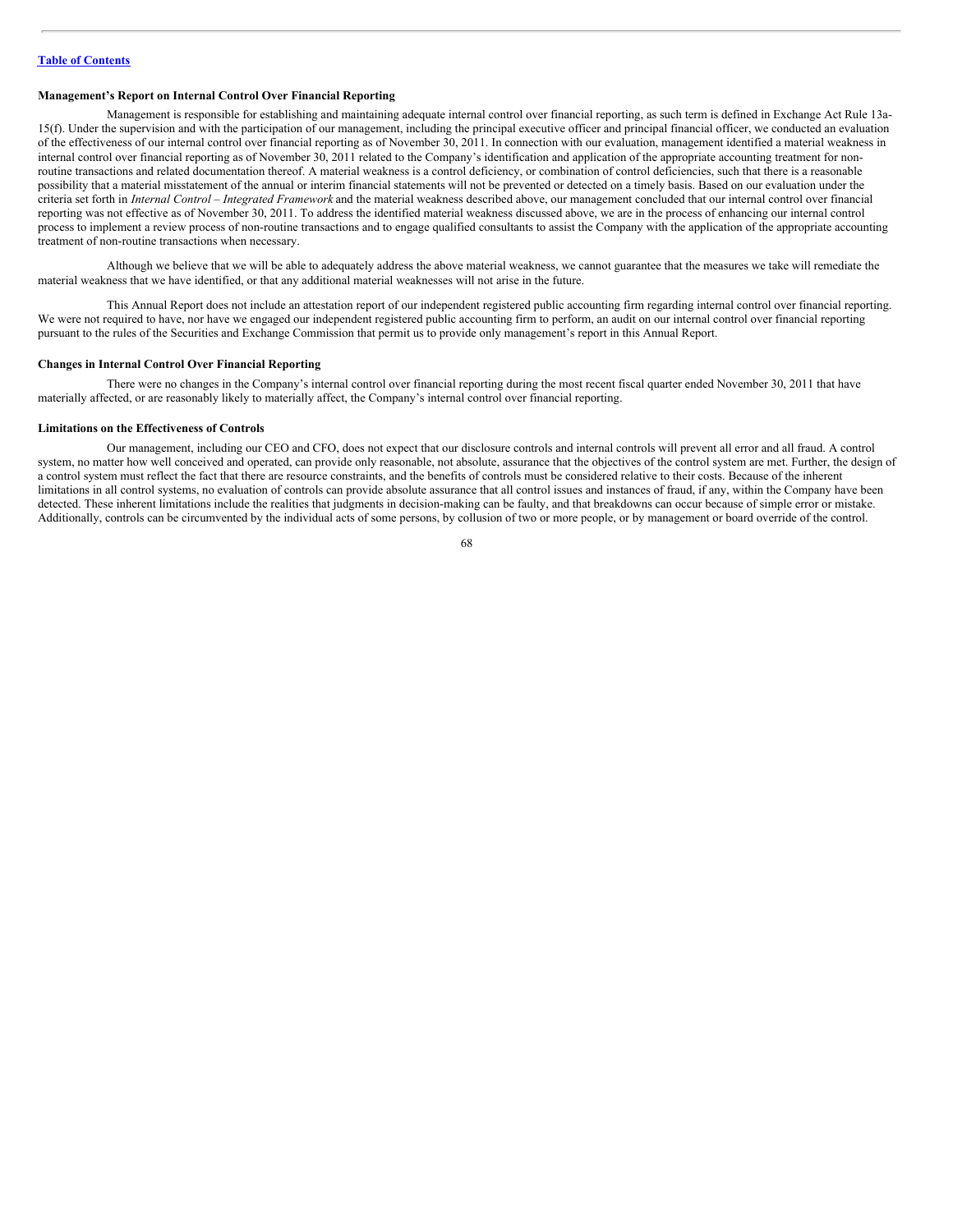**Management's Report on Internal Control Over Financial Reporting**

Management is responsible for establishing and maintaining adequate internal control over financial reporting, as such term is defined in Exchange Act Rule 13a-15(f). Under the supervision and with the participation of our management, including the principal executive officer and principal financial officer, we conducted an evaluation of the effectiveness of our internal control over financial reporting as of November 30, 2011. In connection with our evaluation, management identified a material weakness in internal control over financial reporting as of November 30, 2011 related to the Company's identification and application of the appropriate accounting treatment for non-routine transactions and related documentation thereof. A material weakness is a control deficiency, or combination of control deficiencies, such that there is a reasonable possibility that a material misstatement of the annual or interim financial statements will not be prevented or detected on a timely basis. Based on our evaluation under the criteria set forth in *Internal Control – Integrated Framework* and the material weakness described above, our management concluded that our internal control over financial reporting was not effective as of November 30, 2011. To address the identified material weakness discussed above, we are in the process of enhancing our internal control process to implement a review process of non-routine transactions and to engage qualified consultants to assist the Company with the application of the appropriate accounting treatment of non-routine transactions when necessary.

Although we believe that we will be able to adequately address the above material weakness, we cannot guarantee that the measures we take will remediate the material weakness that we have identified, or that any additional material weaknesses will not arise in the future.

This Annual Report does not include an attestation report of our independent registered public accounting firm regarding internal control over financial reporting. We were not required to have, nor have we engaged our independent registered public accounting firm to perform, an audit on our internal control over financial reporting pursuant to the rules of the Securities and Exchange Commission that permit us to provide only management's report in this Annual Report.

**Changes in Internal Control Over Financial Reporting**

There were no changes in the Company's internal control over financial reporting during the most recent fiscal quarter ended November 30, 2011 that have materially affected, or are reasonably likely to materially affect, the Company's internal control over financial reporting.

**Limitations on the Effectiveness of Controls**

Our management, including our CEO and CFO, does not expect that our disclosure controls and internal controls will prevent all error and all fraud. A control system, no matter how well conceived and operated, can provide only reasonable, not absolute, assurance that the objectives of the control system are met. Further, the design of a control system must reflect the fact that there are resource constraints, and the benefits of controls must be considered relative to their costs. Because of the inherent limitations in all control systems, no evaluation of controls can provide absolute assurance that all control issues and instances of fraud, if any, within the Company have been detected. These inherent limitations include the realities that judgments in decision-making can be faulty, and that breakdowns can occur because of simple error or mistake. Additionally, controls can be circumvented by the individual acts of some persons, by collusion of two or more people, or by management or board override of the control.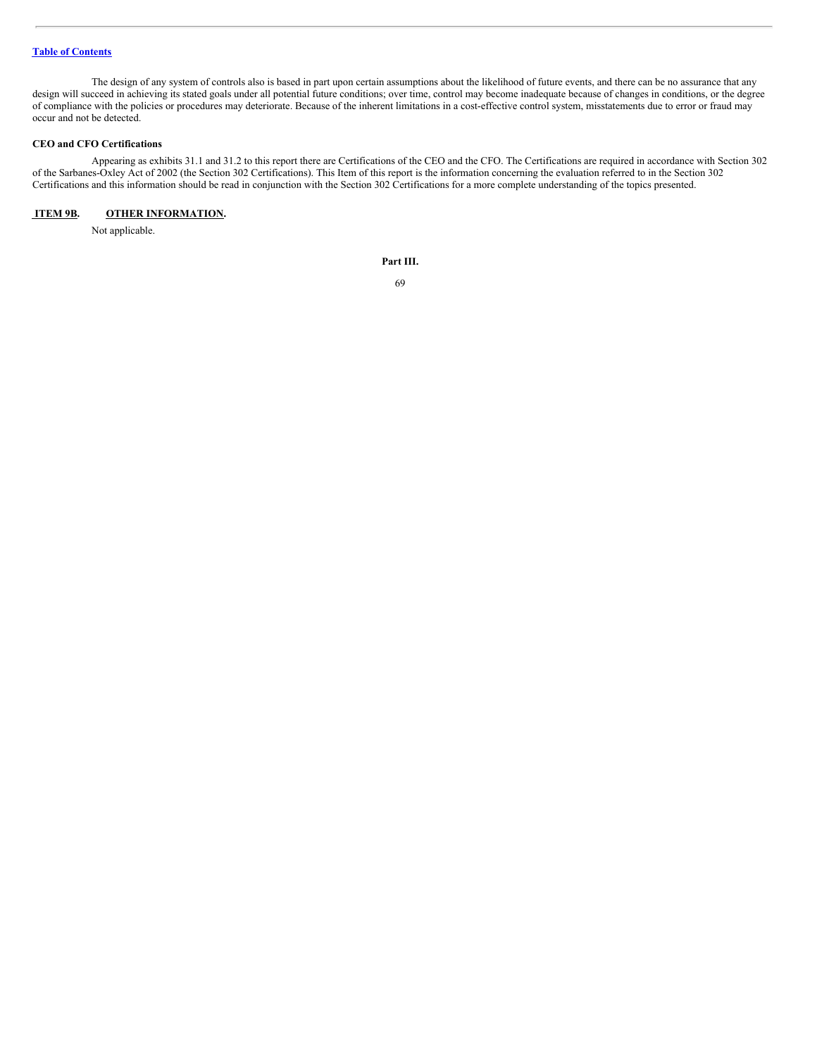The design of any system of controls also is based in part upon certain assumptions about the likelihood of future events, and there can be no assurance that any design will succeed in achieving its stated goals under all potential future conditions; over time, control may become inadequate because of changes in conditions, or the degree of compliance with the policies or procedures may deteriorate. Because of the inherent limitations in a cost-effective control system, misstatements due to error or fraud may occur and not be detected.

**CEO and CFO Certifications**

Appearing as exhibits 31.1 and 31.2 to this report there are Certifications of the CEO and the CFO. The Certifications are required in accordance with Section 302 of the Sarbanes-Oxley Act of 2002 (the Section 302 Certifications). This Item of this report is the information concerning the evaluation referred to in the Section 302 Certifications and this information should be read in conjunction with the Section 302 Certifications for a more complete understanding of the topics presented.

## ITEM 9B. OTHER INFORMATION.

Not applicable.

# Part III.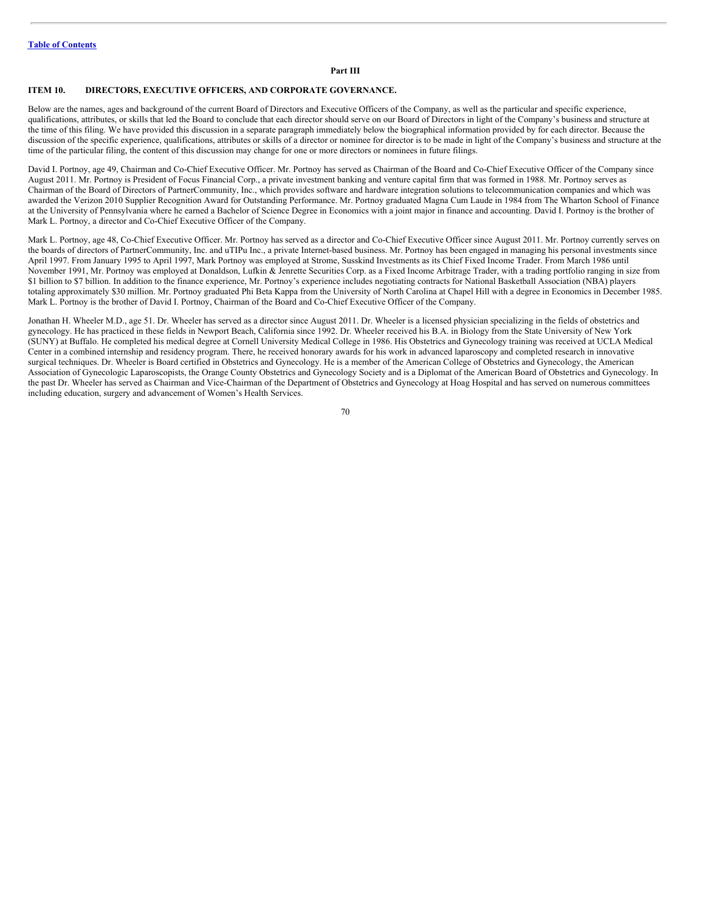[Table of Contents](#)

**Part III**

## ITEM 10. DIRECTORS, EXECUTIVE OFFICERS, AND CORPORATE GOVERNANCE.

Below are the names, ages and background of the current Board of Directors and Executive Officers of the Company, as well as the particular and specific experience, qualifications, attributes, or skills that led the Board to conclude that each director should serve on our Board of Directors in light of the Company's business and structure at the time of this filing. We have provided this discussion in a separate paragraph immediately below the biographical information provided by for each director. Because the discussion of the specific experience, qualifications, attributes or skills of a director or nominee for director is to be made in light of the Company's business and structure at the time of the particular filing, the content of this discussion may change for one or more directors or nominees in future filings.

David I. Portnoy, age 49, Chairman and Co-Chief Executive Officer. Mr. Portnoy has served as Chairman of the Board and Co-Chief Executive Officer of the Company since August 2011. Mr. Portnoy is President of Focus Financial Corp., a private investment banking and venture capital firm that was formed in 1988. Mr. Portnoy serves as Chairman of the Board of Directors of PartnerCommunity, Inc., which provides software and hardware integration solutions to telecommunication companies and which was awarded the Verizon 2010 Supplier Recognition Award for Outstanding Performance. Mr. Portnoy graduated Magna Cum Laude in 1984 from The Wharton School of Finance at the University of Pennsylvania where he earned a Bachelor of Science Degree in Economics with a joint major in finance and accounting. David I. Portnoy is the brother of Mark L. Portnoy, a director and Co-Chief Executive Officer of the Company.

Mark L. Portnoy, age 48, Co-Chief Executive Officer. Mr. Portnoy has served as a director and Co-Chief Executive Officer since August 2011. Mr. Portnoy currently serves on the boards of directors of PartnerCommunity, Inc. and uTIPu Inc., a private Internet-based business. Mr. Portnoy has been engaged in managing his personal investments since April 1997. From January 1995 to April 1997, Mark Portnoy was employed at Strome, Susskind Investments as its Chief Fixed Income Trader. From March 1986 until November 1991, Mr. Portnoy was employed at Donaldson, Lufkin & Jenrette Securities Corp. as a Fixed Income Arbitrage Trader, with a trading portfolio ranging in size from $1 billion to $7 billion. In addition to the finance experience, Mr. Portnoy's experience includes negotiating contracts for National Basketball Association (NBA) players totaling approximately $30 million. Mr. Portnoy graduated Phi Beta Kappa from the University of North Carolina at Chapel Hill with a degree in Economics in December 1985. Mark L. Portnoy is the brother of David I. Portnoy, Chairman of the Board and Co-Chief Executive Officer of the Company.

Jonathan H. Wheeler M.D., age 51. Dr. Wheeler has served as a director since August 2011. Dr. Wheeler is a licensed physician specializing in the fields of obstetrics and gynecology. He has practiced in these fields in Newport Beach, California since 1992. Dr. Wheeler received his B.A. in Biology from the State University of New York (SUNY) at Buffalo. He completed his medical degree at Cornell University Medical College in 1986. His Obstetrics and Gynecology training was received at UCLA Medical Center in a combined internship and residency program. There, he received honorary awards for his work in advanced laparoscopy and completed research in innovative surgical techniques. Dr. Wheeler is Board certified in Obstetrics and Gynecology. He is a member of the American College of Obstetrics and Gynecology, the American Association of Gynecologic Laparoscopists, the Orange County Obstetrics and Gynecology Society and is a Diplomat of the American Board of Obstetrics and Gynecology. In the past Dr. Wheeler has served as Chairman and Vice-Chairman of the Department of Obstetrics and Gynecology at Hoag Hospital and has served on numerous committees including education, surgery and advancement of Women's Health Services.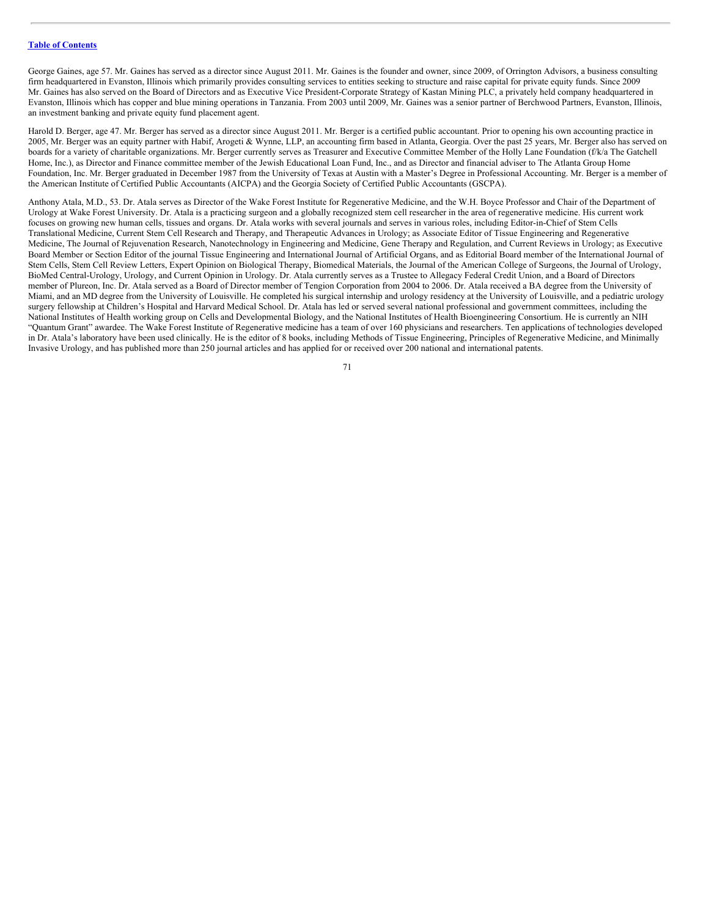George Gaines, age 57. Mr. Gaines has served as a director since August 2011. Mr. Gaines is the founder and owner, since 2009, of Orrington Advisors, a business consulting firm headquartered in Evanston, Illinois which primarily provides consulting services to entities seeking to structure and raise capital for private equity funds. Since 2009 Mr. Gaines has also served on the Board of Directors and as Executive Vice President-Corporate Strategy of Kastan Mining PLC, a privately held company headquartered in Evanston, Illinois which has copper and blue mining operations in Tanzania. From 2003 until 2009, Mr. Gaines was a senior partner of Berchwood Partners, Evanston, Illinois, an investment banking and private equity fund placement agent.

Harold D. Berger, age 47. Mr. Berger has served as a director since August 2011. Mr. Berger is a certified public accountant. Prior to opening his own accounting practice in 2005, Mr. Berger was an equity partner with Habif, Arogeti & Wynne, LLP, an accounting firm based in Atlanta, Georgia. Over the past 25 years, Mr. Berger also has served on boards for a variety of charitable organizations. Mr. Berger currently serves as Treasurer and Executive Committee Member of the Holly Lane Foundation (f/k/a The Gatchell Home, Inc.), as Director and Finance committee member of the Jewish Educational Loan Fund, Inc., and as Director and financial adviser to The Atlanta Group Home Foundation, Inc. Mr. Berger graduated in December 1987 from the University of Texas at Austin with a Master's Degree in Professional Accounting. Mr. Berger is a member of the American Institute of Certified Public Accountants (AICPA) and the Georgia Society of Certified Public Accountants (GSCPA).

Anthony Atala, M.D., 53. Dr. Atala serves as Director of the Wake Forest Institute for Regenerative Medicine, and the W.H. Boyce Professor and Chair of the Department of Urology at Wake Forest University. Dr. Atala is a practicing surgeon and a globally recognized stem cell researcher in the area of regenerative medicine. His current work focuses on growing new human cells, tissues and organs. Dr. Atala works with several journals and serves in various roles, including Editor-in-Chief of Stem Cells Translational Medicine, Current Stem Cell Research and Therapy, and Therapeutic Advances in Urology; as Associate Editor of Tissue Engineering and Regenerative Medicine, The Journal of Rejuvenation Research, Nanotechnology in Engineering and Medicine, Gene Therapy and Regulation, and Current Reviews in Urology; as Executive Board Member or Section Editor of the journal Tissue Engineering and International Journal of Artificial Organs, and as Editorial Board member of the International Journal of Stem Cells, Stem Cell Review Letters, Expert Opinion on Biological Therapy, Biomedical Materials, the Journal of the American College of Surgeons, the Journal of Urology, BioMed Central-Urology, Urology, and Current Opinion in Urology. Dr. Atala currently serves as a Trustee to Allegacy Federal Credit Union, and a Board of Directors member of Plureon, Inc. Dr. Atala served as a Board of Director member of Tengion Corporation from 2004 to 2006. Dr. Atala received a BA degree from the University of Miami, and an MD degree from the University of Louisville. He completed his surgical internship and urology residency at the University of Louisville, and a pediatric urology surgery fellowship at Children's Hospital and Harvard Medical School. Dr. Atala has led or served several national professional and government committees, including the National Institutes of Health working group on Cells and Developmental Biology, and the National Institutes of Health Bioengineering Consortium. He is currently an NIH "Quantum Grant" awardee. The Wake Forest Institute of Regenerative medicine has a team of over 160 physicians and researchers. Ten applications of technologies developed in Dr. Atala's laboratory have been used clinically. He is the editor of 8 books, including Methods of Tissue Engineering, Principles of Regenerative Medicine, and Minimally Invasive Urology, and has published more than 250 journal articles and has applied for or received over 200 national and international patents.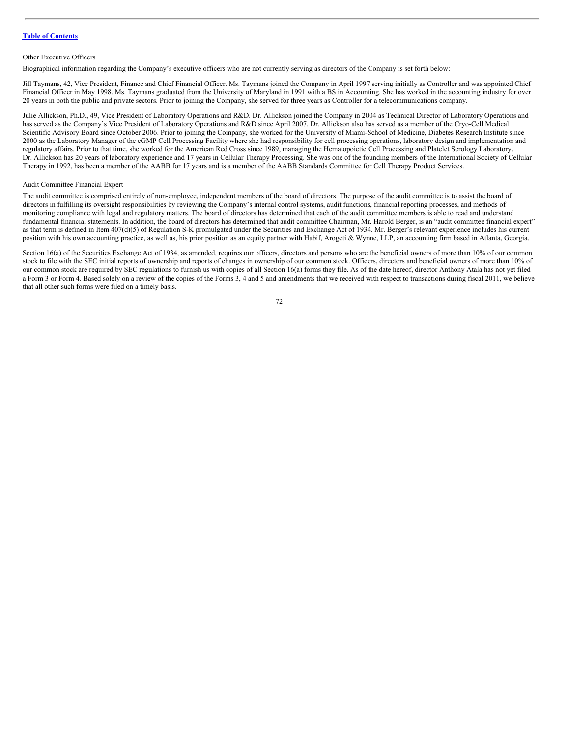Other Executive Officers

Biographical information regarding the Company's executive officers who are not currently serving as directors of the Company is set forth below:

Jill Taymans, 42, Vice President, Finance and Chief Financial Officer. Ms. Taymans joined the Company in April 1997 serving initially as Controller and was appointed Chief Financial Officer in May 1998. Ms. Taymans graduated from the University of Maryland in 1991 with a BS in Accounting. She has worked in the accounting industry for over 20 years in both the public and private sectors. Prior to joining the Company, she served for three years as Controller for a telecommunications company.

Julie Allickson, Ph.D., 49, Vice President of Laboratory Operations and R&D. Dr. Allickson joined the Company in 2004 as Technical Director of Laboratory Operations and has served as the Company's Vice President of Laboratory Operations and R&D since April 2007. Dr. Allickson also has served as a member of the Cryo-Cell Medical Scientific Advisory Board since October 2006. Prior to joining the Company, she worked for the University of Miami-School of Medicine, Diabetes Research Institute since 2000 as the Laboratory Manager of the cGMP Cell Processing Facility where she had responsibility for cell processing operations, laboratory design and implementation and regulatory affairs. Prior to that time, she worked for the American Red Cross since 1989, managing the Hematopoietic Cell Processing and Platelet Serology Laboratory. Dr. Allickson has 20 years of laboratory experience and 17 years in Cellular Therapy Processing. She was one of the founding members of the International Society of Cellular Therapy in 1992, has been a member of the AABB for 17 years and is a member of the AABB Standards Committee for Cell Therapy Product Services.

Audit Committee Financial Expert

The audit committee is comprised entirely of non-employee, independent members of the board of directors. The purpose of the audit committee is to assist the board of directors in fulfilling its oversight responsibilities by reviewing the Company's internal control systems, audit functions, financial reporting processes, and methods of monitoring compliance with legal and regulatory matters. The board of directors has determined that each of the audit committee members is able to read and understand fundamental financial statements. In addition, the board of directors has determined that audit committee Chairman, Mr. Harold Berger, is an "audit committee financial expert" as that term is defined in Item 407(d)(5) of Regulation S-K promulgated under the Securities and Exchange Act of 1934. Mr. Berger's relevant experience includes his current position with his own accounting practice, as well as, his prior position as an equity partner with Habif, Arogeti & Wynne, LLP, an accounting firm based in Atlanta, Georgia.

Section 16(a) of the Securities Exchange Act of 1934, as amended, requires our officers, directors and persons who are the beneficial owners of more than 10% of our common stock to file with the SEC initial reports of ownership and reports of changes in ownership of our common stock. Officers, directors and beneficial owners of more than 10% of our common stock are required by SEC regulations to furnish us with copies of all Section 16(a) forms they file. As of the date hereof, director Anthony Atala has not yet filed a Form 3 or Form 4. Based solely on a review of the copies of the Forms 3, 4 and 5 and amendments that we received with respect to transactions during fiscal 2011, we believe that all other such forms were filed on a timely basis.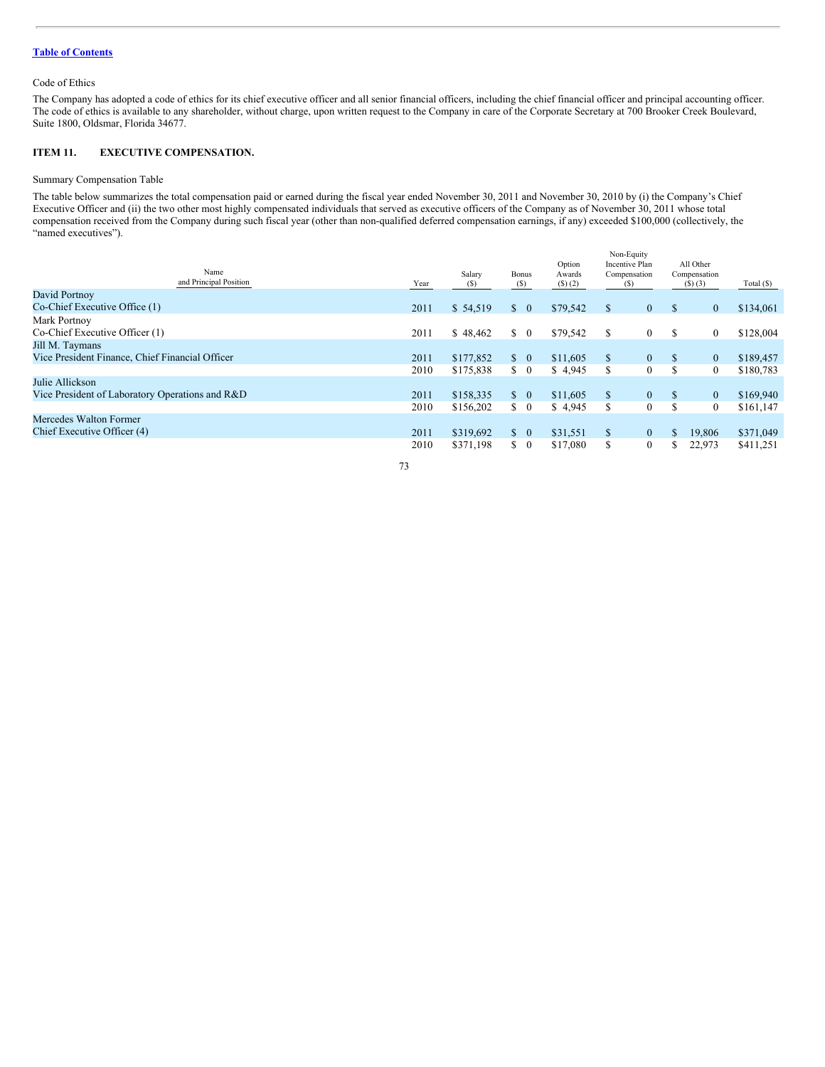Table of Contents

Code of Ethics

The Company has adopted a code of ethics for its chief executive officer and all senior financial officers, including the chief financial officer and principal accounting officer. The code of ethics is available to any shareholder, without charge, upon written request to the Company in care of the Corporate Secretary at 700 Brooker Creek Boulevard, Suite 1800, Oldsmar, Florida 34677.

## ITEM 11. EXECUTIVE COMPENSATION.

Summary Compensation Table

The table below summarizes the total compensation paid or earned during the fiscal year ended November 30, 2011 and November 30, 2010 by (i) the Company's Chief Executive Officer and (ii) the two other most highly compensated individuals that served as executive officers of the Company as of November 30, 2011 whose total compensation received from the Company during such fiscal year (other than non-qualified deferred compensation earnings, if any) exceeded $100,000 (collectively, the "named executives").

| Name and Principal Position | Year | Salary ($) | Bonus ($) | Option Awards ($) (2) | Non-Equity Incentive Plan Compensation ($) | All Other Compensation ($) (3) | Total ($) |
|---|---|---|---|---|---|---|---|
| David Portnoy<br>Co-Chief Executive Office (1) | 2011 | $ 54,519 | $ 0 | $79,542 | $ 0 | $ 0 | $134,061 |
| Mark Portnoy<br>Co-Chief Executive Officer (1) | 2011 | $ 48,462 | $ 0 | $79,542 | $ 0 | $ 0 | $128,004 |
| Jill M. Taymans<br>Vice President Finance, Chief Financial Officer | 2011 | $177,852 | $ 0 | $11,605 | $ 0 | $ 0 | $189,457 |
| | 2010 | $175,838 | $ 0 | $ 4,945 | $ 0 | $ 0 | $180,783 |
| Julie Allickson<br>Vice President of Laboratory Operations and R&D | 2011 | $158,335 | $ 0 | $11,605 | $ 0 | $ 0 | $169,940 |
| | 2010 | $156,202 | $ 0 | $ 4,945 | $ 0 | $ 0 | $161,147 |
| Mercedes Walton Former<br>Chief Executive Officer (4) | 2011 | $319,692 | $ 0 | $31,551 | $ 0 | $ 19,806 | $371,049 |
| | 2010 | $371,198 | $ 0 | $17,080 | $ 0 | $ 22,973 | $411,251 |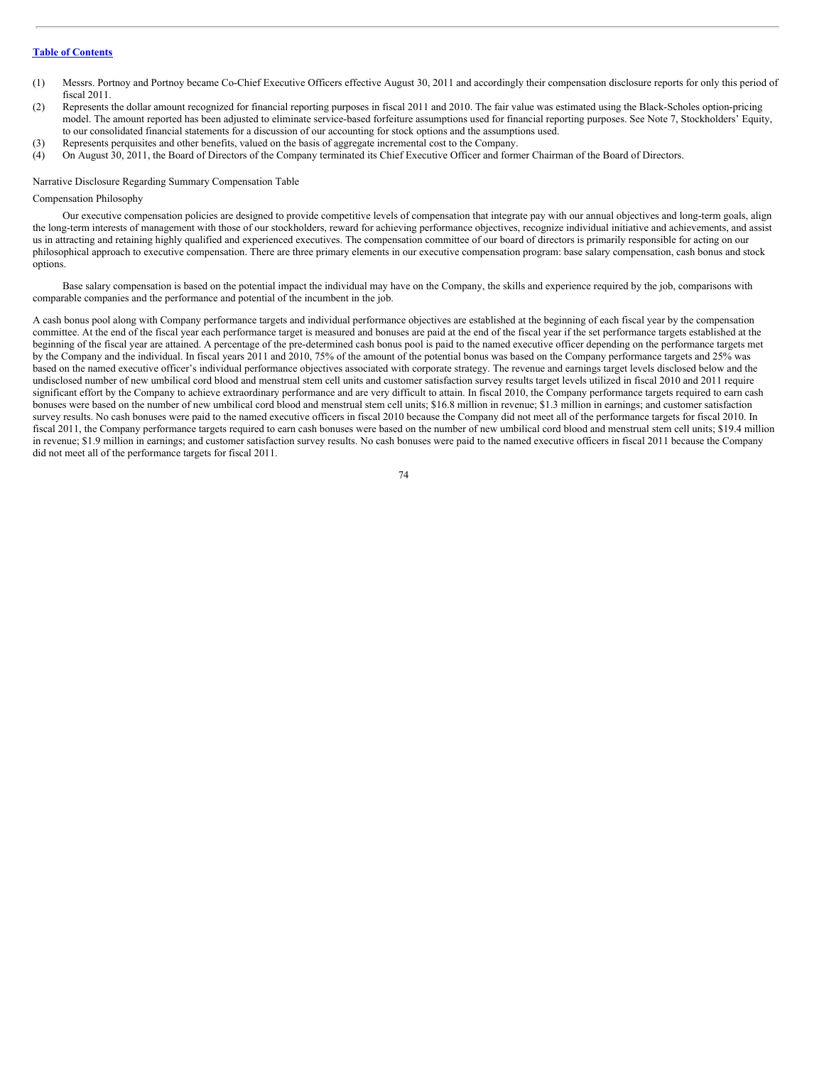(1) Messrs. Portnoy and Portnoy became Co-Chief Executive Officers effective August 30, 2011 and accordingly their compensation disclosure reports for only this period of fiscal 2011.

(2) Represents the dollar amount recognized for financial reporting purposes in fiscal 2011 and 2010. The fair value was estimated using the Black-Scholes option-pricing model. The amount reported has been adjusted to eliminate service-based forfeiture assumptions used for financial reporting purposes. See Note 7, Stockholders' Equity, to our consolidated financial statements for a discussion of our accounting for stock options and the assumptions used.

(3) Represents perquisites and other benefits, valued on the basis of aggregate incremental cost to the Company.

(4) On August 30, 2011, the Board of Directors of the Company terminated its Chief Executive Officer and former Chairman of the Board of Directors.

Narrative Disclosure Regarding Summary Compensation Table

Compensation Philosophy

Our executive compensation policies are designed to provide competitive levels of compensation that integrate pay with our annual objectives and long-term goals, align the long-term interests of management with those of our stockholders, reward for achieving performance objectives, recognize individual initiative and achievements, and assist us in attracting and retaining highly qualified and experienced executives. The compensation committee of our board of directors is primarily responsible for acting on our philosophical approach to executive compensation. There are three primary elements in our executive compensation program: base salary compensation, cash bonus and stock options.

Base salary compensation is based on the potential impact the individual may have on the Company, the skills and experience required by the job, comparisons with comparable companies and the performance and potential of the incumbent in the job.

A cash bonus pool along with Company performance targets and individual performance objectives are established at the beginning of each fiscal year by the compensation committee. At the end of the fiscal year each performance target is measured and bonuses are paid at the end of the fiscal year if the set performance targets established at the beginning of the fiscal year are attained. A percentage of the pre-determined cash bonus pool is paid to the named executive officer depending on the performance targets met by the Company and the individual. In fiscal years 2011 and 2010, 75% of the amount of the potential bonus was based on the Company performance targets and 25% was based on the named executive officer's individual performance objectives associated with corporate strategy. The revenue and earnings target levels disclosed below and the undisclosed number of new umbilical cord blood and menstrual stem cell units and customer satisfaction survey results target levels utilized in fiscal 2010 and 2011 require significant effort by the Company to achieve extraordinary performance and are very difficult to attain. In fiscal 2010, the Company performance targets required to earn cash bonuses were based on the number of new umbilical cord blood and menstrual stem cell units; $16.8 million in revenue; $1.3 million in earnings; and customer satisfaction survey results. No cash bonuses were paid to the named executive officers in fiscal 2010 because the Company did not meet all of the performance targets for fiscal 2010. In fiscal 2011, the Company performance targets required to earn cash bonuses were based on the number of new umbilical cord blood and menstrual stem cell units; $19.4 million in revenue; $1.9 million in earnings; and customer satisfaction survey results. No cash bonuses were paid to the named executive officers in fiscal 2011 because the Company did not meet all of the performance targets for fiscal 2011.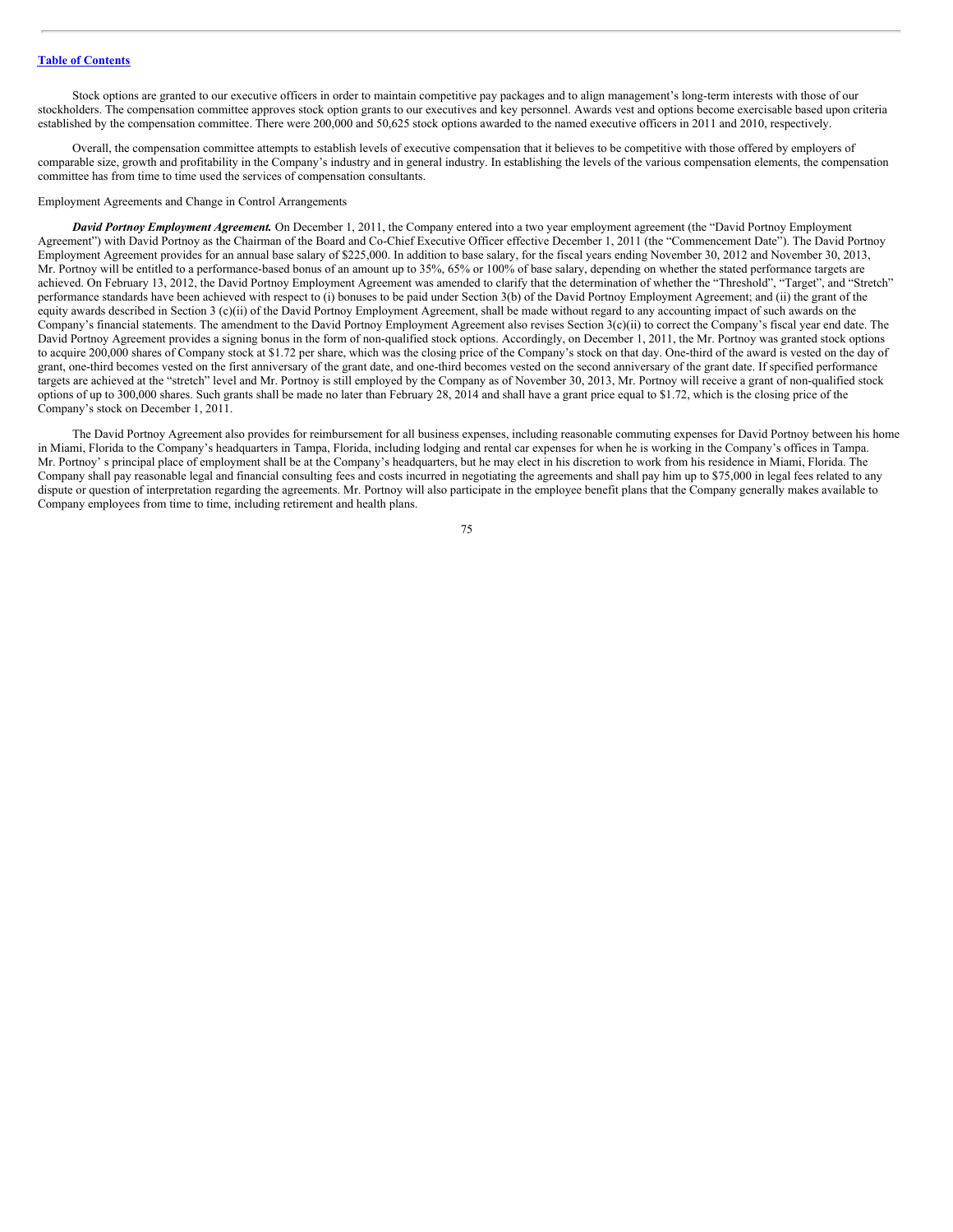[Table of Contents](#)

Stock options are granted to our executive officers in order to maintain competitive pay packages and to align management's long-term interests with those of our stockholders. The compensation committee approves stock option grants to our executives and key personnel. Awards vest and options become exercisable based upon criteria established by the compensation committee. There were 200,000 and 50,625 stock options awarded to the named executive officers in 2011 and 2010, respectively.

Overall, the compensation committee attempts to establish levels of executive compensation that it believes to be competitive with those offered by employers of comparable size, growth and profitability in the Company's industry and in general industry. In establishing the levels of the various compensation elements, the compensation committee has from time to time used the services of compensation consultants.

Employment Agreements and Change in Control Arrangements

***David Portnoy Employment Agreement.*** On December 1, 2011, the Company entered into a two year employment agreement (the "David Portnoy Employment Agreement") with David Portnoy as the Chairman of the Board and Co-Chief Executive Officer effective December 1, 2011 (the "Commencement Date"). The David Portnoy Employment Agreement provides for an annual base salary of $225,000. In addition to base salary, for the fiscal years ending November 30, 2012 and November 30, 2013, Mr. Portnoy will be entitled to a performance-based bonus of an amount up to 35%, 65% or 100% of base salary, depending on whether the stated performance targets are achieved. On February 13, 2012, the David Portnoy Employment Agreement was amended to clarify that the determination of whether the "Threshold", "Target", and "Stretch" performance standards have been achieved with respect to (i) bonuses to be paid under Section 3(b) of the David Portnoy Employment Agreement; and (ii) the grant of the equity awards described in Section 3 (c)(ii) of the David Portnoy Employment Agreement, shall be made without regard to any accounting impact of such awards on the Company's financial statements. The amendment to the David Portnoy Employment Agreement also revises Section 3(c)(ii) to correct the Company's fiscal year end date. The David Portnoy Agreement provides a signing bonus in the form of non-qualified stock options. Accordingly, on December 1, 2011, the Mr. Portnoy was granted stock options to acquire 200,000 shares of Company stock at $1.72 per share, which was the closing price of the Company's stock on that day. One-third of the award is vested on the day of grant, one-third becomes vested on the first anniversary of the grant date, and one-third becomes vested on the second anniversary of the grant date. If specified performance targets are achieved at the "stretch" level and Mr. Portnoy is still employed by the Company as of November 30, 2013, Mr. Portnoy will receive a grant of non-qualified stock options of up to 300,000 shares. Such grants shall be made no later than February 28, 2014 and shall have a grant price equal to $1.72, which is the closing price of the Company's stock on December 1, 2011.

The David Portnoy Agreement also provides for reimbursement for all business expenses, including reasonable commuting expenses for David Portnoy between his home in Miami, Florida to the Company's headquarters in Tampa, Florida, including lodging and rental car expenses for when he is working in the Company's offices in Tampa. Mr. Portnoy' s principal place of employment shall be at the Company's headquarters, but he may elect in his discretion to work from his residence in Miami, Florida. The Company shall pay reasonable legal and financial consulting fees and costs incurred in negotiating the agreements and shall pay him up to $75,000 in legal fees related to any dispute or question of interpretation regarding the agreements. Mr. Portnoy will also participate in the employee benefit plans that the Company generally makes available to Company employees from time to time, including retirement and health plans.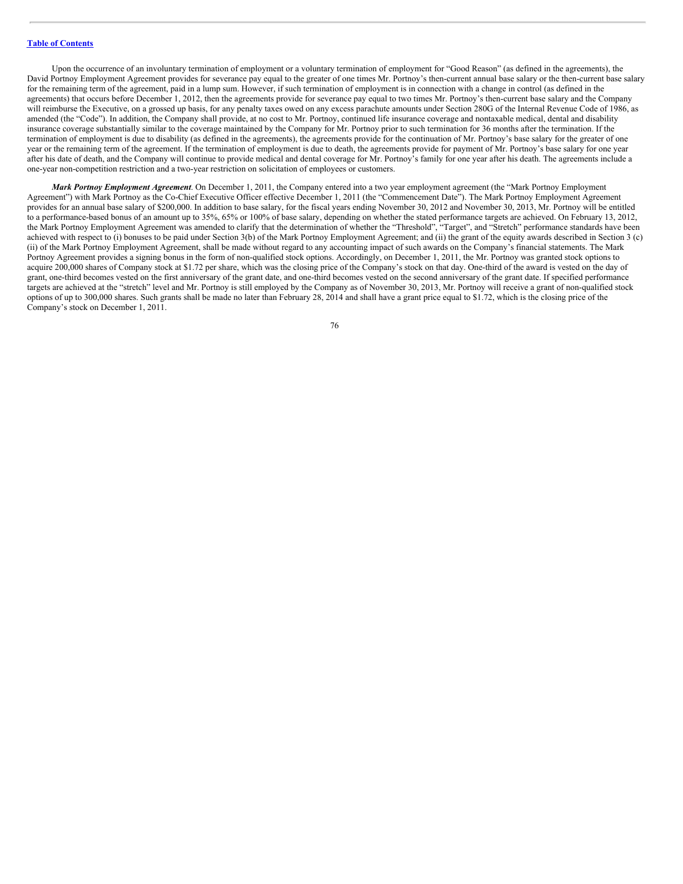Upon the occurrence of an involuntary termination of employment or a voluntary termination of employment for "Good Reason" (as defined in the agreements), the David Portnoy Employment Agreement provides for severance pay equal to the greater of one times Mr. Portnoy's then-current annual base salary or the then-current base salary for the remaining term of the agreement, paid in a lump sum. However, if such termination of employment is in connection with a change in control (as defined in the agreements) that occurs before December 1, 2012, then the agreements provide for severance pay equal to two times Mr. Portnoy's then-current base salary and the Company will reimburse the Executive, on a grossed up basis, for any penalty taxes owed on any excess parachute amounts under Section 280G of the Internal Revenue Code of 1986, as amended (the "Code"). In addition, the Company shall provide, at no cost to Mr. Portnoy, continued life insurance coverage and nontaxable medical, dental and disability insurance coverage substantially similar to the coverage maintained by the Company for Mr. Portnoy prior to such termination for 36 months after the termination. If the termination of employment is due to disability (as defined in the agreements), the agreements provide for the continuation of Mr. Portnoy's base salary for the greater of one year or the remaining term of the agreement. If the termination of employment is due to death, the agreements provide for payment of Mr. Portnoy's base salary for one year after his date of death, and the Company will continue to provide medical and dental coverage for Mr. Portnoy's family for one year after his death. The agreements include a one-year non-competition restriction and a two-year restriction on solicitation of employees or customers.

***Mark Portnoy Employment Agreement***. On December 1, 2011, the Company entered into a two year employment agreement (the "Mark Portnoy Employment Agreement") with Mark Portnoy as the Co-Chief Executive Officer effective December 1, 2011 (the "Commencement Date"). The Mark Portnoy Employment Agreement provides for an annual base salary of $200,000. In addition to base salary, for the fiscal years ending November 30, 2012 and November 30, 2013, Mr. Portnoy will be entitled to a performance-based bonus of an amount up to 35%, 65% or 100% of base salary, depending on whether the stated performance targets are achieved. On February 13, 2012, the Mark Portnoy Employment Agreement was amended to clarify that the determination of whether the "Threshold", "Target", and "Stretch" performance standards have been achieved with respect to (i) bonuses to be paid under Section 3(b) of the Mark Portnoy Employment Agreement; and (ii) the grant of the equity awards described in Section 3 (c)(ii) of the Mark Portnoy Employment Agreement, shall be made without regard to any accounting impact of such awards on the Company's financial statements. The Mark Portnoy Agreement provides a signing bonus in the form of non-qualified stock options. Accordingly, on December 1, 2011, the Mr. Portnoy was granted stock options to acquire 200,000 shares of Company stock at $1.72 per share, which was the closing price of the Company's stock on that day. One-third of the award is vested on the day of grant, one-third becomes vested on the first anniversary of the grant date, and one-third becomes vested on the second anniversary of the grant date. If specified performance targets are achieved at the "stretch" level and Mr. Portnoy is still employed by the Company as of November 30, 2013, Mr. Portnoy will receive a grant of non-qualified stock options of up to 300,000 shares. Such grants shall be made no later than February 28, 2014 and shall have a grant price equal to $1.72, which is the closing price of the Company's stock on December 1, 2011.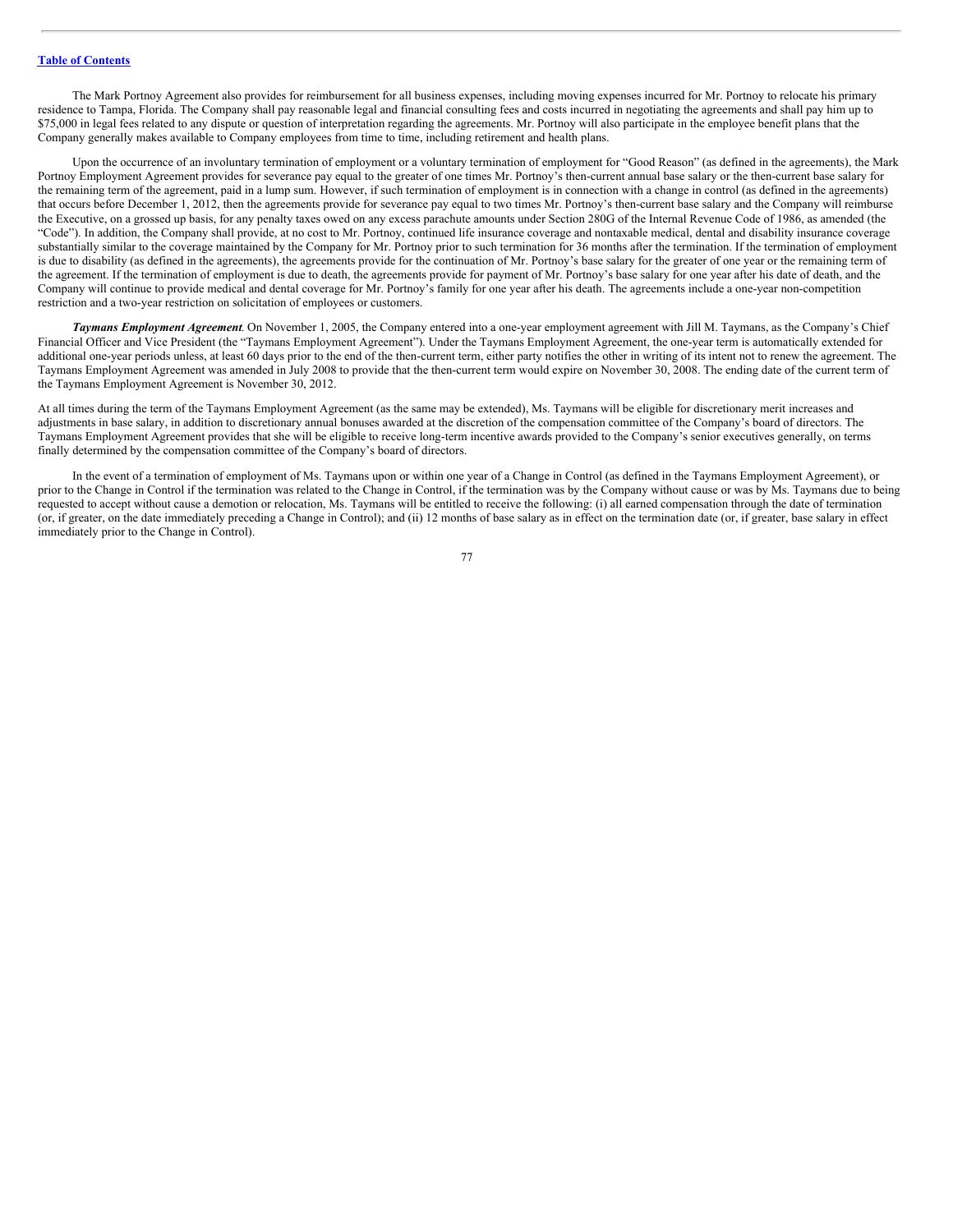The Mark Portnoy Agreement also provides for reimbursement for all business expenses, including moving expenses incurred for Mr. Portnoy to relocate his primary residence to Tampa, Florida. The Company shall pay reasonable legal and financial consulting fees and costs incurred in negotiating the agreements and shall pay him up to $75,000 in legal fees related to any dispute or question of interpretation regarding the agreements. Mr. Portnoy will also participate in the employee benefit plans that the Company generally makes available to Company employees from time to time, including retirement and health plans.

Upon the occurrence of an involuntary termination of employment or a voluntary termination of employment for "Good Reason" (as defined in the agreements), the Mark Portnoy Employment Agreement provides for severance pay equal to the greater of one times Mr. Portnoy's then-current annual base salary or the then-current base salary for the remaining term of the agreement, paid in a lump sum. However, if such termination of employment is in connection with a change in control (as defined in the agreements) that occurs before December 1, 2012, then the agreements provide for severance pay equal to two times Mr. Portnoy's then-current base salary and the Company will reimburse the Executive, on a grossed up basis, for any penalty taxes owed on any excess parachute amounts under Section 280G of the Internal Revenue Code of 1986, as amended (the "Code"). In addition, the Company shall provide, at no cost to Mr. Portnoy, continued life insurance coverage and nontaxable medical, dental and disability insurance coverage substantially similar to the coverage maintained by the Company for Mr. Portnoy prior to such termination for 36 months after the termination. If the termination of employment is due to disability (as defined in the agreements), the agreements provide for the continuation of Mr. Portnoy's base salary for the greater of one year or the remaining term of the agreement. If the termination of employment is due to death, the agreements provide for payment of Mr. Portnoy's base salary for one year after his date of death, and the Company will continue to provide medical and dental coverage for Mr. Portnoy's family for one year after his death. The agreements include a one-year non-competition restriction and a two-year restriction on solicitation of employees or customers.

***Taymans Employment Agreement***. On November 1, 2005, the Company entered into a one-year employment agreement with Jill M. Taymans, as the Company's Chief Financial Officer and Vice President (the "Taymans Employment Agreement"). Under the Taymans Employment Agreement, the one-year term is automatically extended for additional one-year periods unless, at least 60 days prior to the end of the then-current term, either party notifies the other in writing of its intent not to renew the agreement. The Taymans Employment Agreement was amended in July 2008 to provide that the then-current term would expire on November 30, 2008. The ending date of the current term of the Taymans Employment Agreement is November 30, 2012.

At all times during the term of the Taymans Employment Agreement (as the same may be extended), Ms. Taymans will be eligible for discretionary merit increases and adjustments in base salary, in addition to discretionary annual bonuses awarded at the discretion of the compensation committee of the Company's board of directors. The Taymans Employment Agreement provides that she will be eligible to receive long-term incentive awards provided to the Company's senior executives generally, on terms finally determined by the compensation committee of the Company's board of directors.

In the event of a termination of employment of Ms. Taymans upon or within one year of a Change in Control (as defined in the Taymans Employment Agreement), or prior to the Change in Control if the termination was related to the Change in Control, if the termination was by the Company without cause or was by Ms. Taymans due to being requested to accept without cause a demotion or relocation, Ms. Taymans will be entitled to receive the following: (i) all earned compensation through the date of termination (or, if greater, on the date immediately preceding a Change in Control); and (ii) 12 months of base salary as in effect on the termination date (or, if greater, base salary in effect immediately prior to the Change in Control).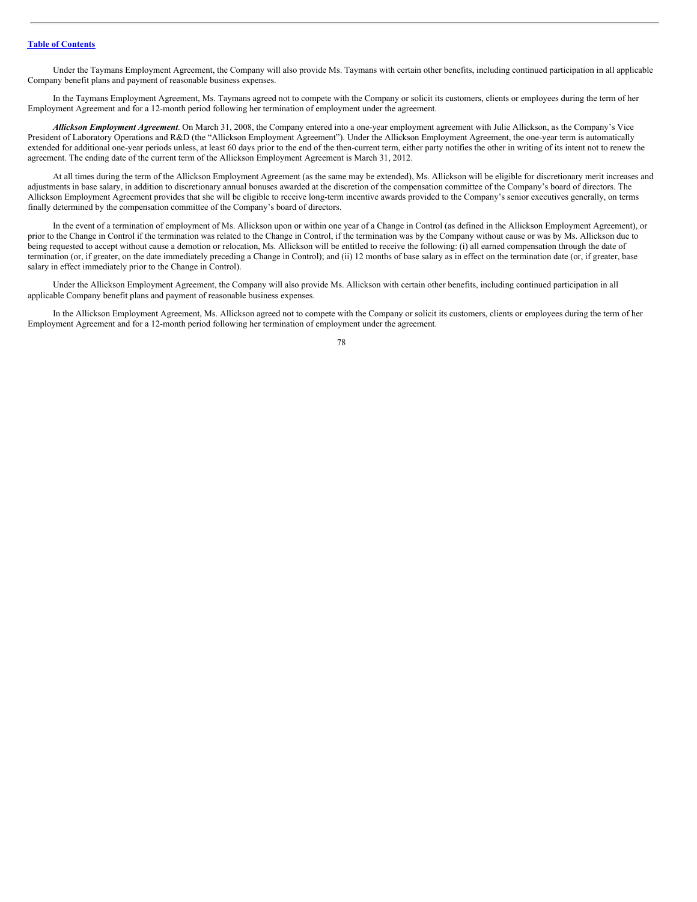Under the Taymans Employment Agreement, the Company will also provide Ms. Taymans with certain other benefits, including continued participation in all applicable Company benefit plans and payment of reasonable business expenses.

In the Taymans Employment Agreement, Ms. Taymans agreed not to compete with the Company or solicit its customers, clients or employees during the term of her Employment Agreement and for a 12-month period following her termination of employment under the agreement.

***Allickson Employment Agreement***. On March 31, 2008, the Company entered into a one-year employment agreement with Julie Allickson, as the Company's Vice President of Laboratory Operations and R&D (the "Allickson Employment Agreement"). Under the Allickson Employment Agreement, the one-year term is automatically extended for additional one-year periods unless, at least 60 days prior to the end of the then-current term, either party notifies the other in writing of its intent not to renew the agreement. The ending date of the current term of the Allickson Employment Agreement is March 31, 2012.

At all times during the term of the Allickson Employment Agreement (as the same may be extended), Ms. Allickson will be eligible for discretionary merit increases and adjustments in base salary, in addition to discretionary annual bonuses awarded at the discretion of the compensation committee of the Company's board of directors. The Allickson Employment Agreement provides that she will be eligible to receive long-term incentive awards provided to the Company's senior executives generally, on terms finally determined by the compensation committee of the Company's board of directors.

In the event of a termination of employment of Ms. Allickson upon or within one year of a Change in Control (as defined in the Allickson Employment Agreement), or prior to the Change in Control if the termination was related to the Change in Control, if the termination was by the Company without cause or was by Ms. Allickson due to being requested to accept without cause a demotion or relocation, Ms. Allickson will be entitled to receive the following: (i) all earned compensation through the date of termination (or, if greater, on the date immediately preceding a Change in Control); and (ii) 12 months of base salary as in effect on the termination date (or, if greater, base salary in effect immediately prior to the Change in Control).

Under the Allickson Employment Agreement, the Company will also provide Ms. Allickson with certain other benefits, including continued participation in all applicable Company benefit plans and payment of reasonable business expenses.

In the Allickson Employment Agreement, Ms. Allickson agreed not to compete with the Company or solicit its customers, clients or employees during the term of her Employment Agreement and for a 12-month period following her termination of employment under the agreement.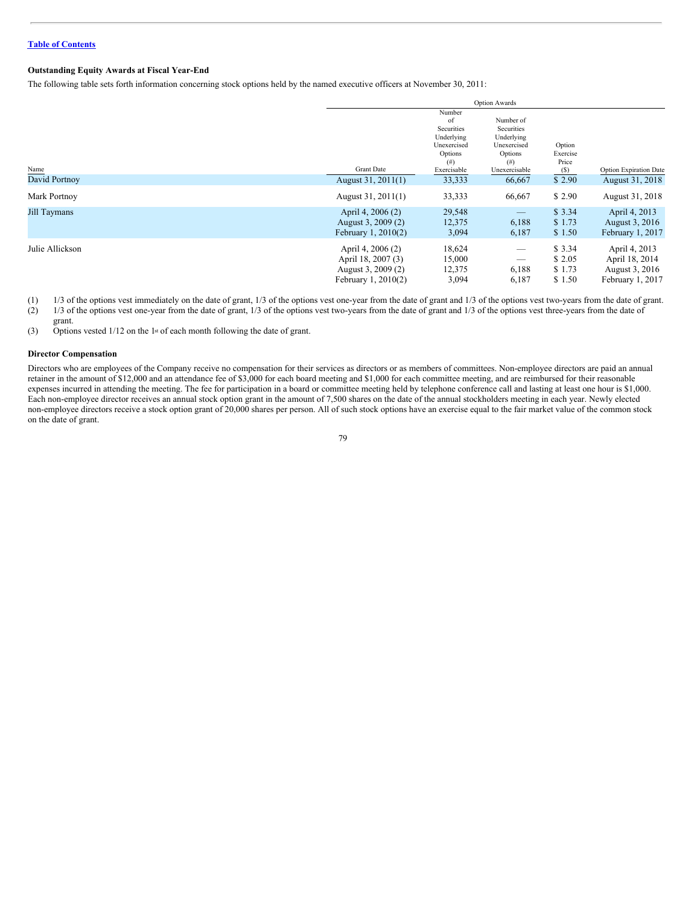[Table of Contents](#)

### Outstanding Equity Awards at Fiscal Year-End

The following table sets forth information concerning stock options held by the named executive officers at November 30, 2011:

| | | Option Awards | | | |
|---|---|---|---|---|---|
| Name | Grant Date | Number of Securities Underlying Unexercised Options (#) Exercisable | Number of Securities Underlying Unexercised Options (#) Unexercisable | Option Exercise Price ($) | Option Expiration Date |
| David Portnoy | August 31, 2011(1) | 33,333 | 66,667 | $ 2.90 | August 31, 2018 |
| Mark Portnoy | August 31, 2011(1) | 33,333 | 66,667 | $ 2.90 | August 31, 2018 |
| Jill Taymans | April 4, 2006 (2) | 29,548 | — | $ 3.34 | April 4, 2013 |
| | August 3, 2009 (2) | 12,375 | 6,188 | $ 1.73 | August 3, 2016 |
| | February 1, 2010(2) | 3,094 | 6,187 | $ 1.50 | February 1, 2017 |
| Julie Allickson | April 4, 2006 (2) | 18,624 | — | $ 3.34 | April 4, 2013 |
| | April 18, 2007 (3) | 15,000 | — | $ 2.05 | April 18, 2014 |
| | August 3, 2009 (2) | 12,375 | 6,188 | $ 1.73 | August 3, 2016 |
| | February 1, 2010(2) | 3,094 | 6,187 | $ 1.50 | February 1, 2017 |

(1) 1/3 of the options vest immediately on the date of grant, 1/3 of the options vest one-year from the date of grant and 1/3 of the options vest two-years from the date of grant.

(2) 1/3 of the options vest one-year from the date of grant, 1/3 of the options vest two-years from the date of grant and 1/3 of the options vest three-years from the date of grant.

(3) Options vested 1/12 on the 1st of each month following the date of grant.

### Director Compensation

Directors who are employees of the Company receive no compensation for their services as directors or as members of committees. Non-employee directors are paid an annual retainer in the amount of $12,000 and an attendance fee of $3,000 for each board meeting and $1,000 for each committee meeting, and are reimbursed for their reasonable expenses incurred in attending the meeting. The fee for participation in a board or committee meeting held by telephone conference call and lasting at least one hour is $1,000. Each non-employee director receives an annual stock option grant in the amount of 7,500 shares on the date of the annual stockholders meeting in each year. Newly elected non-employee directors receive a stock option grant of 20,000 shares per person. All of such stock options have an exercise equal to the fair market value of the common stock on the date of grant.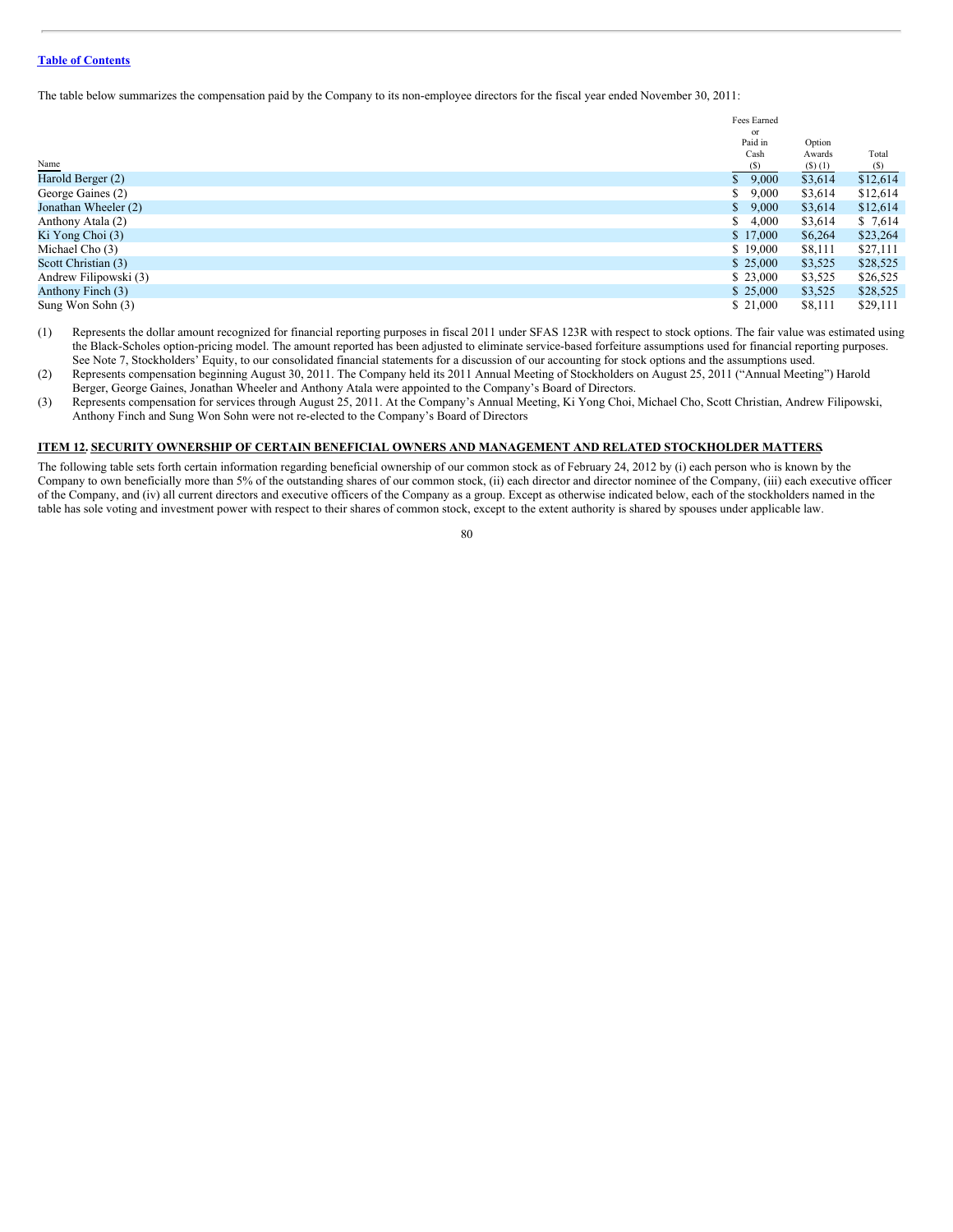[Table of Contents](#)

The table below summarizes the compensation paid by the Company to its non-employee directors for the fiscal year ended November 30, 2011:

| Name | Fees Earned or Paid in Cash ($) | Option Awards ($) (1) | Total ($) |
|---|---|---|---|
| Harold Berger (2) | $ 9,000 | $3,614 | $12,614 |
| George Gaines (2) | $ 9,000 | $3,614 | $12,614 |
| Jonathan Wheeler (2) | $ 9,000 | $3,614 | $12,614 |
| Anthony Atala (2) | $ 4,000 | $3,614 | $ 7,614 |
| Ki Yong Choi (3) | $ 17,000 | $6,264 | $23,264 |
| Michael Cho (3) | $ 19,000 | $8,111 | $27,111 |
| Scott Christian (3) | $ 25,000 | $3,525 | $28,525 |
| Andrew Filipowski (3) | $ 23,000 | $3,525 | $26,525 |
| Anthony Finch (3) | $ 25,000 | $3,525 | $28,525 |
| Sung Won Sohn (3) | $ 21,000 | $8,111 | $29,111 |

(1) Represents the dollar amount recognized for financial reporting purposes in fiscal 2011 under SFAS 123R with respect to stock options. The fair value was estimated using the Black-Scholes option-pricing model. The amount reported has been adjusted to eliminate service-based forfeiture assumptions used for financial reporting purposes. See Note 7, Stockholders' Equity, to our consolidated financial statements for a discussion of our accounting for stock options and the assumptions used.

(2) Represents compensation beginning August 30, 2011. The Company held its 2011 Annual Meeting of Stockholders on August 25, 2011 ("Annual Meeting") Harold Berger, George Gaines, Jonathan Wheeler and Anthony Atala were appointed to the Company's Board of Directors.

(3) Represents compensation for services through August 25, 2011. At the Company's Annual Meeting, Ki Yong Choi, Michael Cho, Scott Christian, Andrew Filipowski, Anthony Finch and Sung Won Sohn were not re-elected to the Company's Board of Directors

## ITEM 12. SECURITY OWNERSHIP OF CERTAIN BENEFICIAL OWNERS AND MANAGEMENT AND RELATED STOCKHOLDER MATTERS.

The following table sets forth certain information regarding beneficial ownership of our common stock as of February 24, 2012 by (i) each person who is known by the Company to own beneficially more than 5% of the outstanding shares of our common stock, (ii) each director and director nominee of the Company, (iii) each executive officer of the Company, and (iv) all current directors and executive officers of the Company as a group. Except as otherwise indicated below, each of the stockholders named in the table has sole voting and investment power with respect to their shares of common stock, except to the extent authority is shared by spouses under applicable law.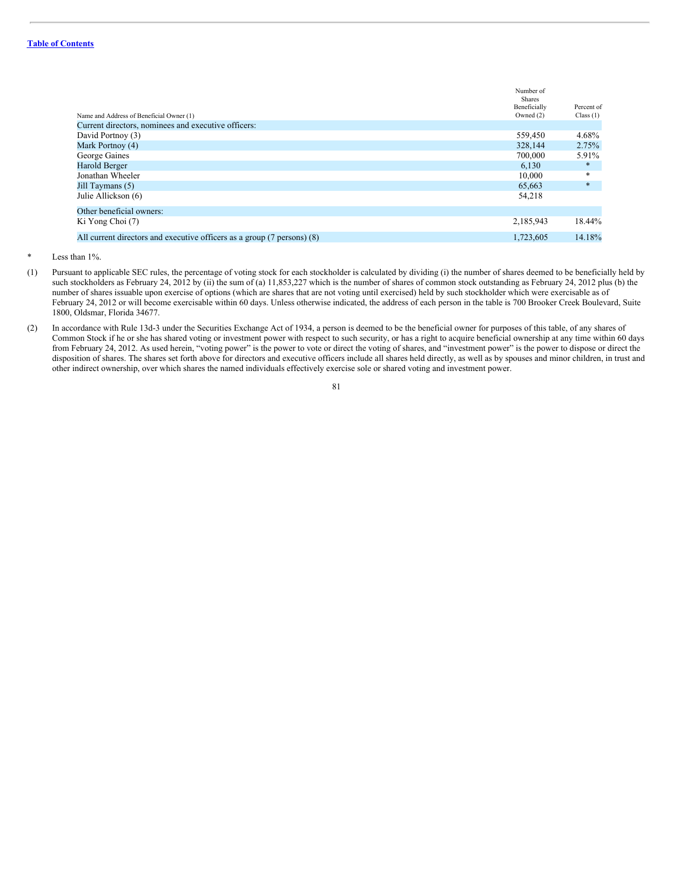[Table of Contents](#)

| Name and Address of Beneficial Owner (1) | Number of Shares Beneficially Owned (2) | Percent of Class (1) |
|---|---|---|
| Current directors, nominees and executive officers: | | |
| David Portnoy (3) | 559,450 | 4.68% |
| Mark Portnoy (4) | 328,144 | 2.75% |
| George Gaines | 700,000 | 5.91% |
| Harold Berger | 6,130 | * |
| Jonathan Wheeler | 10,000 | * |
| Jill Taymans (5) | 65,663 | * |
| Julie Allickson (6) | 54,218 | |
| Other beneficial owners: | | |
| Ki Yong Choi (7) | 2,185,943 | 18.44% |
| All current directors and executive officers as a group (7 persons) (8) | 1,723,605 | 14.18% |

\* Less than 1%.

(1) Pursuant to applicable SEC rules, the percentage of voting stock for each stockholder is calculated by dividing (i) the number of shares deemed to be beneficially held by such stockholders as February 24, 2012 by (ii) the sum of (a) 11,853,227 which is the number of shares of common stock outstanding as February 24, 2012 plus (b) the number of shares issuable upon exercise of options (which are shares that are not voting until exercised) held by such stockholder which were exercisable as of February 24, 2012 or will become exercisable within 60 days. Unless otherwise indicated, the address of each person in the table is 700 Brooker Creek Boulevard, Suite 1800, Oldsmar, Florida 34677.

(2) In accordance with Rule 13d-3 under the Securities Exchange Act of 1934, a person is deemed to be the beneficial owner for purposes of this table, of any shares of Common Stock if he or she has shared voting or investment power with respect to such security, or has a right to acquire beneficial ownership at any time within 60 days from February 24, 2012. As used herein, "voting power" is the power to vote or direct the voting of shares, and "investment power" is the power to dispose or direct the disposition of shares. The shares set forth above for directors and executive officers include all shares held directly, as well as by spouses and minor children, in trust and other indirect ownership, over which shares the named individuals effectively exercise sole or shared voting and investment power.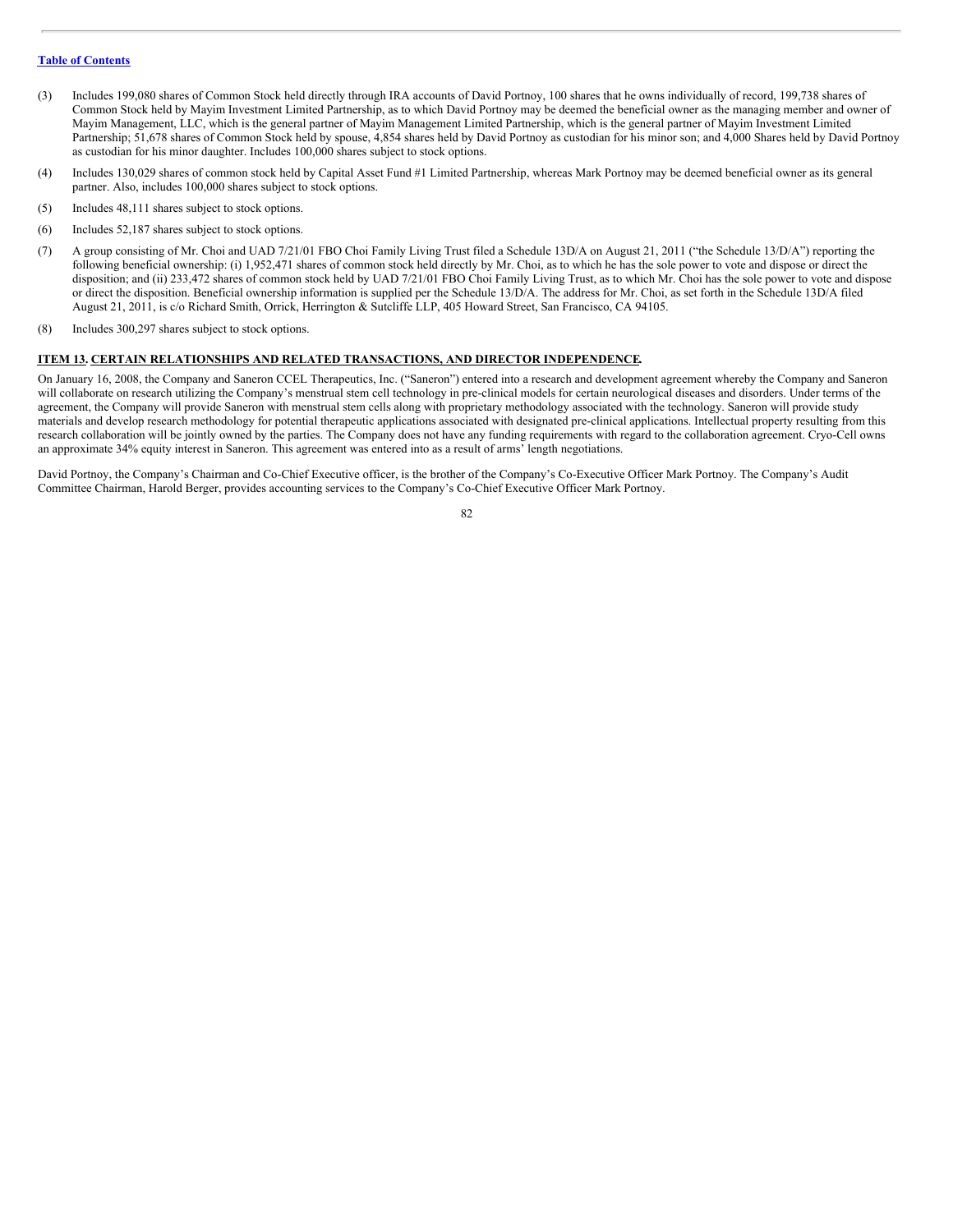(3) Includes 199,080 shares of Common Stock held directly through IRA accounts of David Portnoy, 100 shares that he owns individually of record, 199,738 shares of Common Stock held by Mayim Investment Limited Partnership, as to which David Portnoy may be deemed the beneficial owner as the managing member and owner of Mayim Management, LLC, which is the general partner of Mayim Management Limited Partnership, which is the general partner of Mayim Investment Limited Partnership; 51,678 shares of Common Stock held by spouse, 4,854 shares held by David Portnoy as custodian for his minor son; and 4,000 Shares held by David Portnoy as custodian for his minor daughter. Includes 100,000 shares subject to stock options.

(4) Includes 130,029 shares of common stock held by Capital Asset Fund #1 Limited Partnership, whereas Mark Portnoy may be deemed beneficial owner as its general partner. Also, includes 100,000 shares subject to stock options.

(5) Includes 48,111 shares subject to stock options.

(6) Includes 52,187 shares subject to stock options.

(7) A group consisting of Mr. Choi and UAD 7/21/01 FBO Choi Family Living Trust filed a Schedule 13D/A on August 21, 2011 ("the Schedule 13/D/A") reporting the following beneficial ownership: (i) 1,952,471 shares of common stock held directly by Mr. Choi, as to which he has the sole power to vote and dispose or direct the disposition; and (ii) 233,472 shares of common stock held by UAD 7/21/01 FBO Choi Family Living Trust, as to which Mr. Choi has the sole power to vote and dispose or direct the disposition. Beneficial ownership information is supplied per the Schedule 13/D/A. The address for Mr. Choi, as set forth in the Schedule 13D/A filed August 21, 2011, is c/o Richard Smith, Orrick, Herrington & Sutcliffe LLP, 405 Howard Street, San Francisco, CA 94105.

(8) Includes 300,297 shares subject to stock options.

## ITEM 13. CERTAIN RELATIONSHIPS AND RELATED TRANSACTIONS, AND DIRECTOR INDEPENDENCE.

On January 16, 2008, the Company and Saneron CCEL Therapeutics, Inc. ("Saneron") entered into a research and development agreement whereby the Company and Saneron will collaborate on research utilizing the Company's menstrual stem cell technology in pre-clinical models for certain neurological diseases and disorders. Under terms of the agreement, the Company will provide Saneron with menstrual stem cells along with proprietary methodology associated with the technology. Saneron will provide study materials and develop research methodology for potential therapeutic applications associated with designated pre-clinical applications. Intellectual property resulting from this research collaboration will be jointly owned by the parties. The Company does not have any funding requirements with regard to the collaboration agreement. Cryo-Cell owns an approximate 34% equity interest in Saneron. This agreement was entered into as a result of arms' length negotiations.

David Portnoy, the Company's Chairman and Co-Chief Executive officer, is the brother of the Company's Co-Executive Officer Mark Portnoy. The Company's Audit Committee Chairman, Harold Berger, provides accounting services to the Company's Co-Chief Executive Officer Mark Portnoy.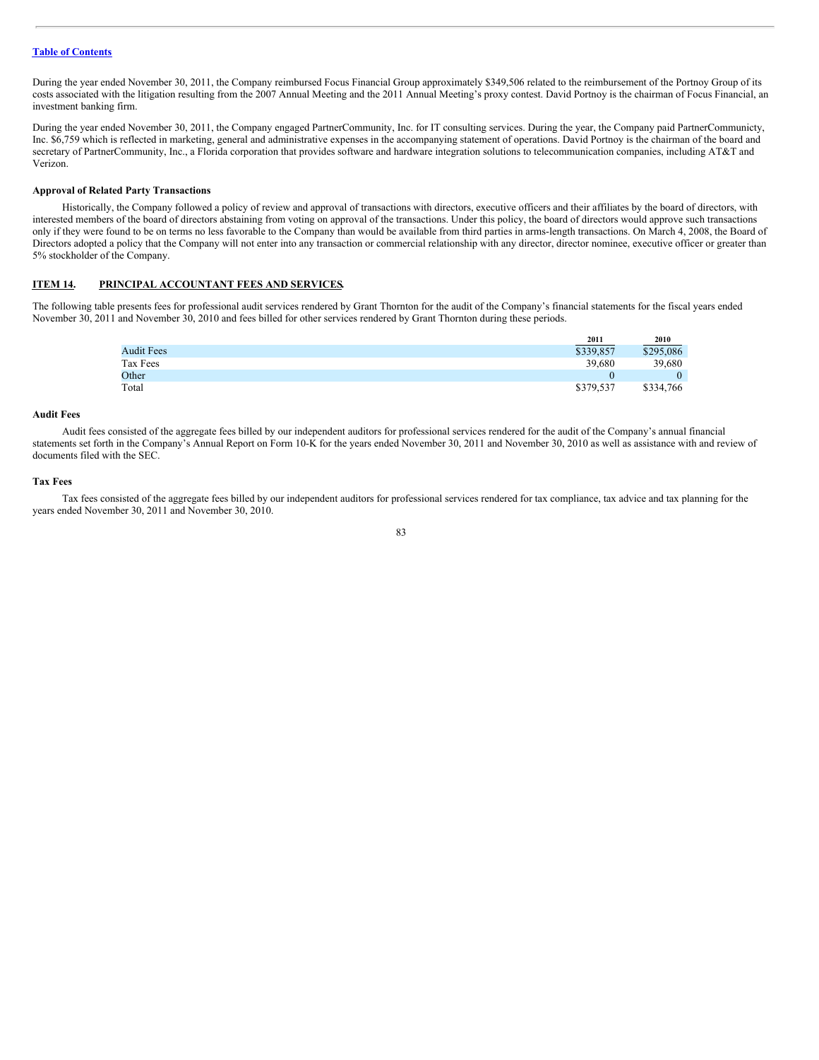During the year ended November 30, 2011, the Company reimbursed Focus Financial Group approximately $349,506 related to the reimbursement of the Portnoy Group of its costs associated with the litigation resulting from the 2007 Annual Meeting and the 2011 Annual Meeting's proxy contest. David Portnoy is the chairman of Focus Financial, an investment banking firm.

During the year ended November 30, 2011, the Company engaged PartnerCommunity, Inc. for IT consulting services. During the year, the Company paid PartnerCommunicty, Inc. $6,759 which is reflected in marketing, general and administrative expenses in the accompanying statement of operations. David Portnoy is the chairman of the board and secretary of PartnerCommunity, Inc., a Florida corporation that provides software and hardware integration solutions to telecommunication companies, including AT&T and Verizon.

**Approval of Related Party Transactions**

Historically, the Company followed a policy of review and approval of transactions with directors, executive officers and their affiliates by the board of directors, with interested members of the board of directors abstaining from voting on approval of the transactions. Under this policy, the board of directors would approve such transactions only if they were found to be on terms no less favorable to the Company than would be available from third parties in arms-length transactions. On March 4, 2008, the Board of Directors adopted a policy that the Company will not enter into any transaction or commercial relationship with any director, director nominee, executive officer or greater than 5% stockholder of the Company.

## ITEM 14. PRINCIPAL ACCOUNTANT FEES AND SERVICES.

The following table presents fees for professional audit services rendered by Grant Thornton for the audit of the Company's financial statements for the fiscal years ended November 30, 2011 and November 30, 2010 and fees billed for other services rendered by Grant Thornton during these periods.

| | 2011 | 2010 |
|---|---|---|
| Audit Fees | $339,857 | $295,086 |
| Tax Fees | 39,680 | 39,680 |
| Other | 0 | 0 |
| Total | $379,537 | $334,766 |

**Audit Fees**

Audit fees consisted of the aggregate fees billed by our independent auditors for professional services rendered for the audit of the Company's annual financial statements set forth in the Company's Annual Report on Form 10-K for the years ended November 30, 2011 and November 30, 2010 as well as assistance with and review of documents filed with the SEC.

**Tax Fees**

Tax fees consisted of the aggregate fees billed by our independent auditors for professional services rendered for tax compliance, tax advice and tax planning for the years ended November 30, 2011 and November 30, 2010.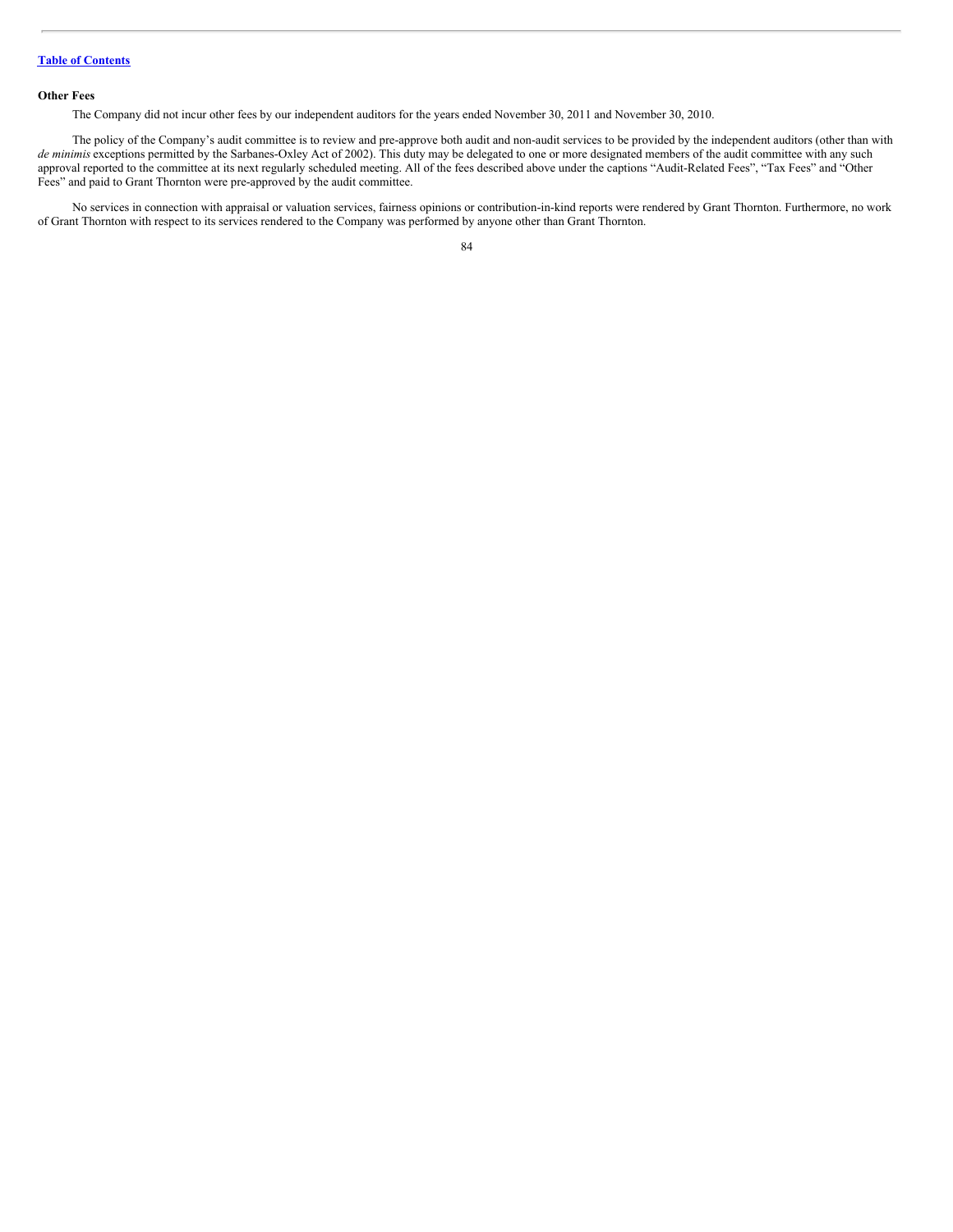**Other Fees**

The Company did not incur other fees by our independent auditors for the years ended November 30, 2011 and November 30, 2010.

The policy of the Company's audit committee is to review and pre-approve both audit and non-audit services to be provided by the independent auditors (other than with *de minimis* exceptions permitted by the Sarbanes-Oxley Act of 2002). This duty may be delegated to one or more designated members of the audit committee with any such approval reported to the committee at its next regularly scheduled meeting. All of the fees described above under the captions "Audit-Related Fees", "Tax Fees" and "Other Fees" and paid to Grant Thornton were pre-approved by the audit committee.

No services in connection with appraisal or valuation services, fairness opinions or contribution-in-kind reports were rendered by Grant Thornton. Furthermore, no work of Grant Thornton with respect to its services rendered to the Company was performed by anyone other than Grant Thornton.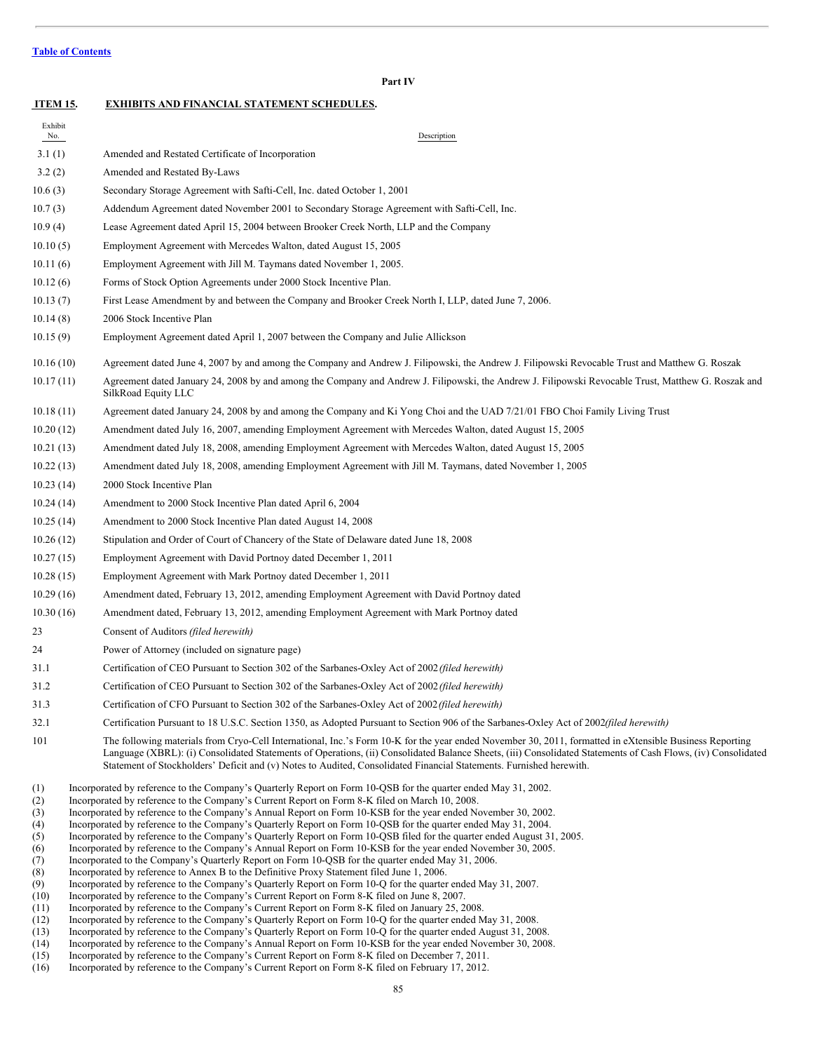[Table of Contents](#)

**Part IV**

## ITEM 15. EXHIBITS AND FINANCIAL STATEMENT SCHEDULES.

| Exhibit No. | Description |
|---|---|
| 3.1 (1) | Amended and Restated Certificate of Incorporation |
| 3.2 (2) | Amended and Restated By-Laws |
| 10.6 (3) | Secondary Storage Agreement with Safti-Cell, Inc. dated October 1, 2001 |
| 10.7 (3) | Addendum Agreement dated November 2001 to Secondary Storage Agreement with Safti-Cell, Inc. |
| 10.9 (4) | Lease Agreement dated April 15, 2004 between Brooker Creek North, LLP and the Company |
| 10.10 (5) | Employment Agreement with Mercedes Walton, dated August 15, 2005 |
| 10.11 (6) | Employment Agreement with Jill M. Taymans dated November 1, 2005. |
| 10.12 (6) | Forms of Stock Option Agreements under 2000 Stock Incentive Plan. |
| 10.13 (7) | First Lease Amendment by and between the Company and Brooker Creek North I, LLP, dated June 7, 2006. |
| 10.14 (8) | 2006 Stock Incentive Plan |
| 10.15 (9) | Employment Agreement dated April 1, 2007 between the Company and Julie Allickson |
| 10.16 (10) | Agreement dated June 4, 2007 by and among the Company and Andrew J. Filipowski, the Andrew J. Filipowski Revocable Trust and Matthew G. Roszak |
| 10.17 (11) | Agreement dated January 24, 2008 by and among the Company and Andrew J. Filipowski, the Andrew J. Filipowski Revocable Trust, Matthew G. Roszak and SilkRoad Equity LLC |
| 10.18 (11) | Agreement dated January 24, 2008 by and among the Company and Ki Yong Choi and the UAD 7/21/01 FBO Choi Family Living Trust |
| 10.20 (12) | Amendment dated July 16, 2007, amending Employment Agreement with Mercedes Walton, dated August 15, 2005 |
| 10.21 (13) | Amendment dated July 18, 2008, amending Employment Agreement with Mercedes Walton, dated August 15, 2005 |
| 10.22 (13) | Amendment dated July 18, 2008, amending Employment Agreement with Jill M. Taymans, dated November 1, 2005 |
| 10.23 (14) | 2000 Stock Incentive Plan |
| 10.24 (14) | Amendment to 2000 Stock Incentive Plan dated April 6, 2004 |
| 10.25 (14) | Amendment to 2000 Stock Incentive Plan dated August 14, 2008 |
| 10.26 (12) | Stipulation and Order of Court of Chancery of the State of Delaware dated June 18, 2008 |
| 10.27 (15) | Employment Agreement with David Portnoy dated December 1, 2011 |
| 10.28 (15) | Employment Agreement with Mark Portnoy dated December 1, 2011 |
| 10.29 (16) | Amendment dated, February 13, 2012, amending Employment Agreement with David Portnoy dated |
| 10.30 (16) | Amendment dated, February 13, 2012, amending Employment Agreement with Mark Portnoy dated |
| 23 | Consent of Auditors *(filed herewith)* |
| 24 | Power of Attorney (included on signature page) |
| 31.1 | Certification of CEO Pursuant to Section 302 of the Sarbanes-Oxley Act of 2002 *(filed herewith)* |
| 31.2 | Certification of CEO Pursuant to Section 302 of the Sarbanes-Oxley Act of 2002 *(filed herewith)* |
| 31.3 | Certification of CFO Pursuant to Section 302 of the Sarbanes-Oxley Act of 2002 *(filed herewith)* |
| 32.1 | Certification Pursuant to 18 U.S.C. Section 1350, as Adopted Pursuant to Section 906 of the Sarbanes-Oxley Act of 2002*(filed herewith)* |
| 101 | The following materials from Cryo-Cell International, Inc.'s Form 10-K for the year ended November 30, 2011, formatted in eXtensible Business Reporting Language (XBRL): (i) Consolidated Statements of Operations, (ii) Consolidated Balance Sheets, (iii) Consolidated Statements of Cash Flows, (iv) Consolidated Statement of Stockholders' Deficit and (v) Notes to Audited, Consolidated Financial Statements. Furnished herewith. |

(1) Incorporated by reference to the Company's Quarterly Report on Form 10-QSB for the quarter ended May 31, 2002.
(2) Incorporated by reference to the Company's Current Report on Form 8-K filed on March 10, 2008.
(3) Incorporated by reference to the Company's Annual Report on Form 10-KSB for the year ended November 30, 2002.
(4) Incorporated by reference to the Company's Quarterly Report on Form 10-QSB for the quarter ended May 31, 2004.
(5) Incorporated by reference to the Company's Quarterly Report on Form 10-QSB filed for the quarter ended August 31, 2005.
(6) Incorporated by reference to the Company's Annual Report on Form 10-KSB for the year ended November 30, 2005.
(7) Incorporated to the Company's Quarterly Report on Form 10-QSB for the quarter ended May 31, 2006.
(8) Incorporated by reference to Annex B to the Definitive Proxy Statement filed June 1, 2006.
(9) Incorporated by reference to the Company's Quarterly Report on Form 10-Q for the quarter ended May 31, 2007.
(10) Incorporated by reference to the Company's Current Report on Form 8-K filed on June 8, 2007.
(11) Incorporated by reference to the Company's Current Report on Form 8-K filed on January 25, 2008.
(12) Incorporated by reference to the Company's Quarterly Report on Form 10-Q for the quarter ended May 31, 2008.
(13) Incorporated by reference to the Company's Quarterly Report on Form 10-Q for the quarter ended August 31, 2008.
(14) Incorporated by reference to the Company's Annual Report on Form 10-KSB for the year ended November 30, 2008.
(15) Incorporated by reference to the Company's Current Report on Form 8-K filed on December 7, 2011.
(16) Incorporated by reference to the Company's Current Report on Form 8-K filed on February 17, 2012.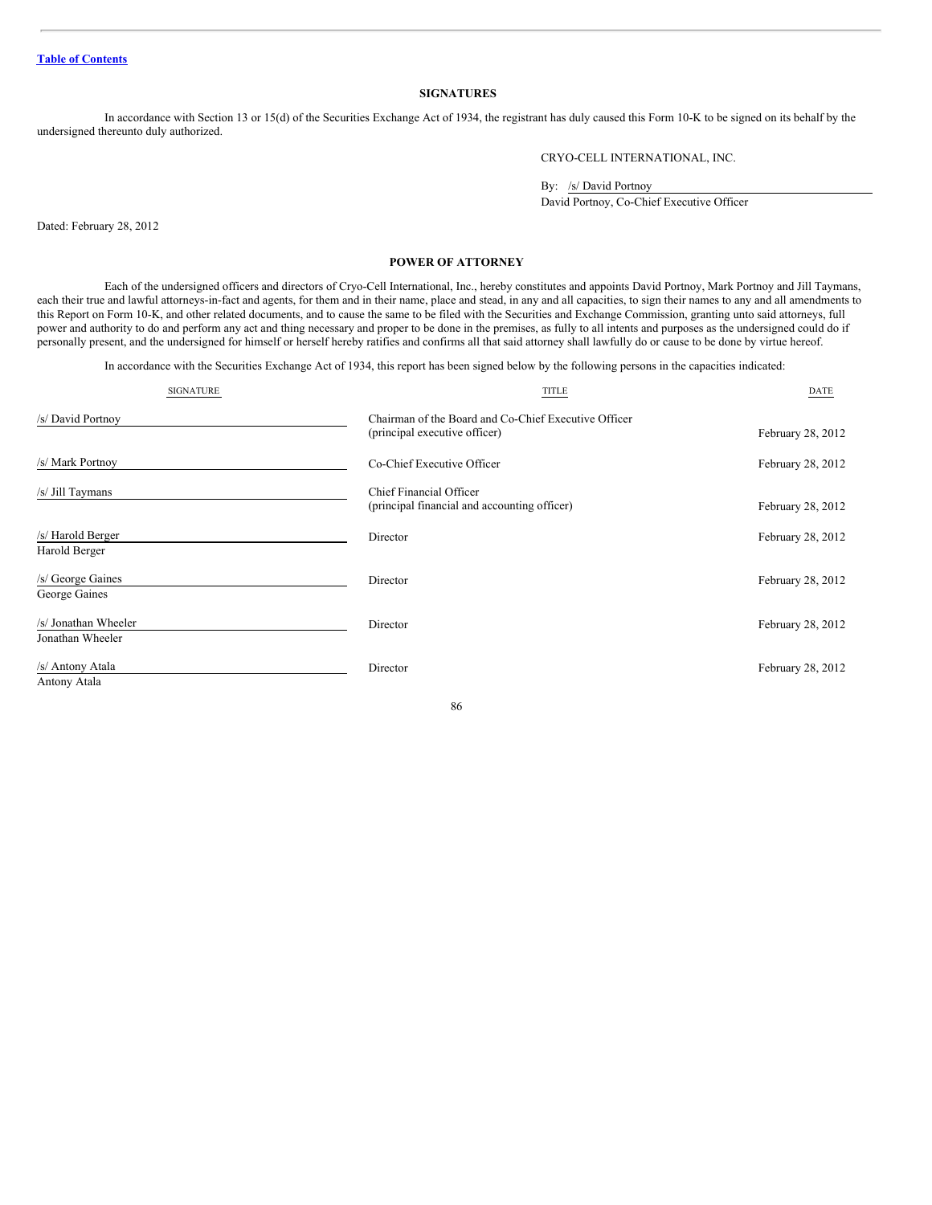Table of Contents

## SIGNATURES

In accordance with Section 13 or 15(d) of the Securities Exchange Act of 1934, the registrant has duly caused this Form 10-K to be signed on its behalf by the undersigned thereunto duly authorized.

CRYO-CELL INTERNATIONAL, INC.

By: /s/ David Portnoy
David Portnoy, Co-Chief Executive Officer

Dated: February 28, 2012

## POWER OF ATTORNEY

Each of the undersigned officers and directors of Cryo-Cell International, Inc., hereby constitutes and appoints David Portnoy, Mark Portnoy and Jill Taymans, each their true and lawful attorneys-in-fact and agents, for them and in their name, place and stead, in any and all capacities, to sign their names to any and all amendments to this Report on Form 10-K, and other related documents, and to cause the same to be filed with the Securities and Exchange Commission, granting unto said attorneys, full power and authority to do and perform any act and thing necessary and proper to be done in the premises, as fully to all intents and purposes as the undersigned could do if personally present, and the undersigned for himself or herself hereby ratifies and confirms all that said attorney shall lawfully do or cause to be done by virtue hereof.

In accordance with the Securities Exchange Act of 1934, this report has been signed below by the following persons in the capacities indicated:

| SIGNATURE | TITLE | DATE |
|---|---|---|
| /s/ David Portnoy | Chairman of the Board and Co-Chief Executive Officer (principal executive officer) | February 28, 2012 |
| /s/ Mark Portnoy | Co-Chief Executive Officer | February 28, 2012 |
| /s/ Jill Taymans | Chief Financial Officer (principal financial and accounting officer) | February 28, 2012 |
| /s/ Harold Berger<br>Harold Berger | Director | February 28, 2012 |
| /s/ George Gaines<br>George Gaines | Director | February 28, 2012 |
| /s/ Jonathan Wheeler<br>Jonathan Wheeler | Director | February 28, 2012 |
| /s/ Antony Atala<br>Antony Atala | Director | February 28, 2012 |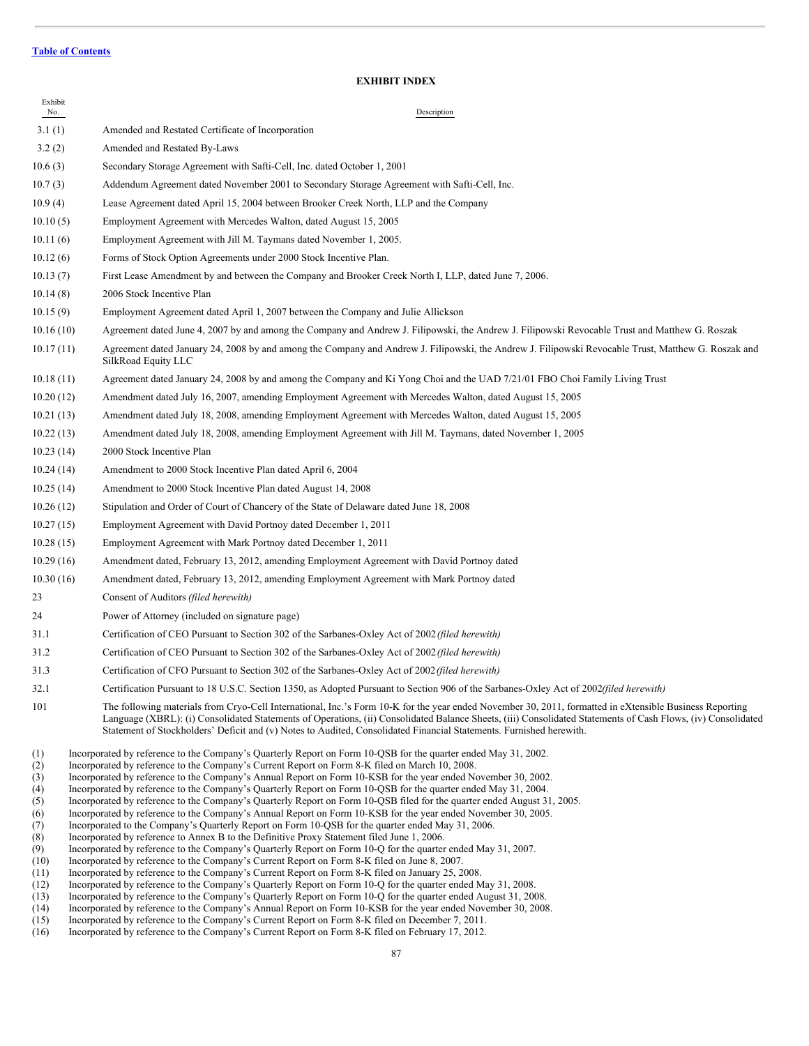[Table of Contents](#)

## EXHIBIT INDEX

| Exhibit No. | Description |
|---|---|
| 3.1 (1) | Amended and Restated Certificate of Incorporation |
| 3.2 (2) | Amended and Restated By-Laws |
| 10.6 (3) | Secondary Storage Agreement with Safti-Cell, Inc. dated October 1, 2001 |
| 10.7 (3) | Addendum Agreement dated November 2001 to Secondary Storage Agreement with Safti-Cell, Inc. |
| 10.9 (4) | Lease Agreement dated April 15, 2004 between Brooker Creek North, LLP and the Company |
| 10.10 (5) | Employment Agreement with Mercedes Walton, dated August 15, 2005 |
| 10.11 (6) | Employment Agreement with Jill M. Taymans dated November 1, 2005. |
| 10.12 (6) | Forms of Stock Option Agreements under 2000 Stock Incentive Plan. |
| 10.13 (7) | First Lease Amendment by and between the Company and Brooker Creek North I, LLP, dated June 7, 2006. |
| 10.14 (8) | 2006 Stock Incentive Plan |
| 10.15 (9) | Employment Agreement dated April 1, 2007 between the Company and Julie Allickson |
| 10.16 (10) | Agreement dated June 4, 2007 by and among the Company and Andrew J. Filipowski, the Andrew J. Filipowski Revocable Trust and Matthew G. Roszak |
| 10.17 (11) | Agreement dated January 24, 2008 by and among the Company and Andrew J. Filipowski, the Andrew J. Filipowski Revocable Trust, Matthew G. Roszak and SilkRoad Equity LLC |
| 10.18 (11) | Agreement dated January 24, 2008 by and among the Company and Ki Yong Choi and the UAD 7/21/01 FBO Choi Family Living Trust |
| 10.20 (12) | Amendment dated July 16, 2007, amending Employment Agreement with Mercedes Walton, dated August 15, 2005 |
| 10.21 (13) | Amendment dated July 18, 2008, amending Employment Agreement with Mercedes Walton, dated August 15, 2005 |
| 10.22 (13) | Amendment dated July 18, 2008, amending Employment Agreement with Jill M. Taymans, dated November 1, 2005 |
| 10.23 (14) | 2000 Stock Incentive Plan |
| 10.24 (14) | Amendment to 2000 Stock Incentive Plan dated April 6, 2004 |
| 10.25 (14) | Amendment to 2000 Stock Incentive Plan dated August 14, 2008 |
| 10.26 (12) | Stipulation and Order of Court of Chancery of the State of Delaware dated June 18, 2008 |
| 10.27 (15) | Employment Agreement with David Portnoy dated December 1, 2011 |
| 10.28 (15) | Employment Agreement with Mark Portnoy dated December 1, 2011 |
| 10.29 (16) | Amendment dated, February 13, 2012, amending Employment Agreement with David Portnoy dated |
| 10.30 (16) | Amendment dated, February 13, 2012, amending Employment Agreement with Mark Portnoy dated |
| 23 | Consent of Auditors *(filed herewith)* |
| 24 | Power of Attorney (included on signature page) |
| 31.1 | Certification of CEO Pursuant to Section 302 of the Sarbanes-Oxley Act of 2002 *(filed herewith)* |
| 31.2 | Certification of CEO Pursuant to Section 302 of the Sarbanes-Oxley Act of 2002 *(filed herewith)* |
| 31.3 | Certification of CFO Pursuant to Section 302 of the Sarbanes-Oxley Act of 2002 *(filed herewith)* |
| 32.1 | Certification Pursuant to 18 U.S.C. Section 1350, as Adopted Pursuant to Section 906 of the Sarbanes-Oxley Act of 2002 *(filed herewith)* |
| 101 | The following materials from Cryo-Cell International, Inc.'s Form 10-K for the year ended November 30, 2011, formatted in eXtensible Business Reporting Language (XBRL): (i) Consolidated Statements of Operations, (ii) Consolidated Balance Sheets, (iii) Consolidated Statements of Cash Flows, (iv) Consolidated Statement of Stockholders' Deficit and (v) Notes to Audited, Consolidated Financial Statements. Furnished herewith. |

(1) Incorporated by reference to the Company's Quarterly Report on Form 10-QSB for the quarter ended May 31, 2002.
(2) Incorporated by reference to the Company's Current Report on Form 8-K filed on March 10, 2008.
(3) Incorporated by reference to the Company's Annual Report on Form 10-KSB for the year ended November 30, 2002.
(4) Incorporated by reference to the Company's Quarterly Report on Form 10-QSB for the quarter ended May 31, 2004.
(5) Incorporated by reference to the Company's Quarterly Report on Form 10-QSB filed for the quarter ended August 31, 2005.
(6) Incorporated by reference to the Company's Annual Report on Form 10-KSB for the year ended November 30, 2005.
(7) Incorporated to the Company's Quarterly Report on Form 10-QSB for the quarter ended May 31, 2006.
(8) Incorporated by reference to Annex B to the Definitive Proxy Statement filed June 1, 2006.
(9) Incorporated by reference to the Company's Quarterly Report on Form 10-Q for the quarter ended May 31, 2007.
(10) Incorporated by reference to the Company's Current Report on Form 8-K filed on June 8, 2007.
(11) Incorporated by reference to the Company's Current Report on Form 8-K filed on January 25, 2008.
(12) Incorporated by reference to the Company's Quarterly Report on Form 10-Q for the quarter ended May 31, 2008.
(13) Incorporated by reference to the Company's Quarterly Report on Form 10-Q for the quarter ended August 31, 2008.
(14) Incorporated by reference to the Company's Annual Report on Form 10-KSB for the year ended November 30, 2008.
(15) Incorporated by reference to the Company's Current Report on Form 8-K filed on December 7, 2011.
(16) Incorporated by reference to the Company's Current Report on Form 8-K filed on February 17, 2012.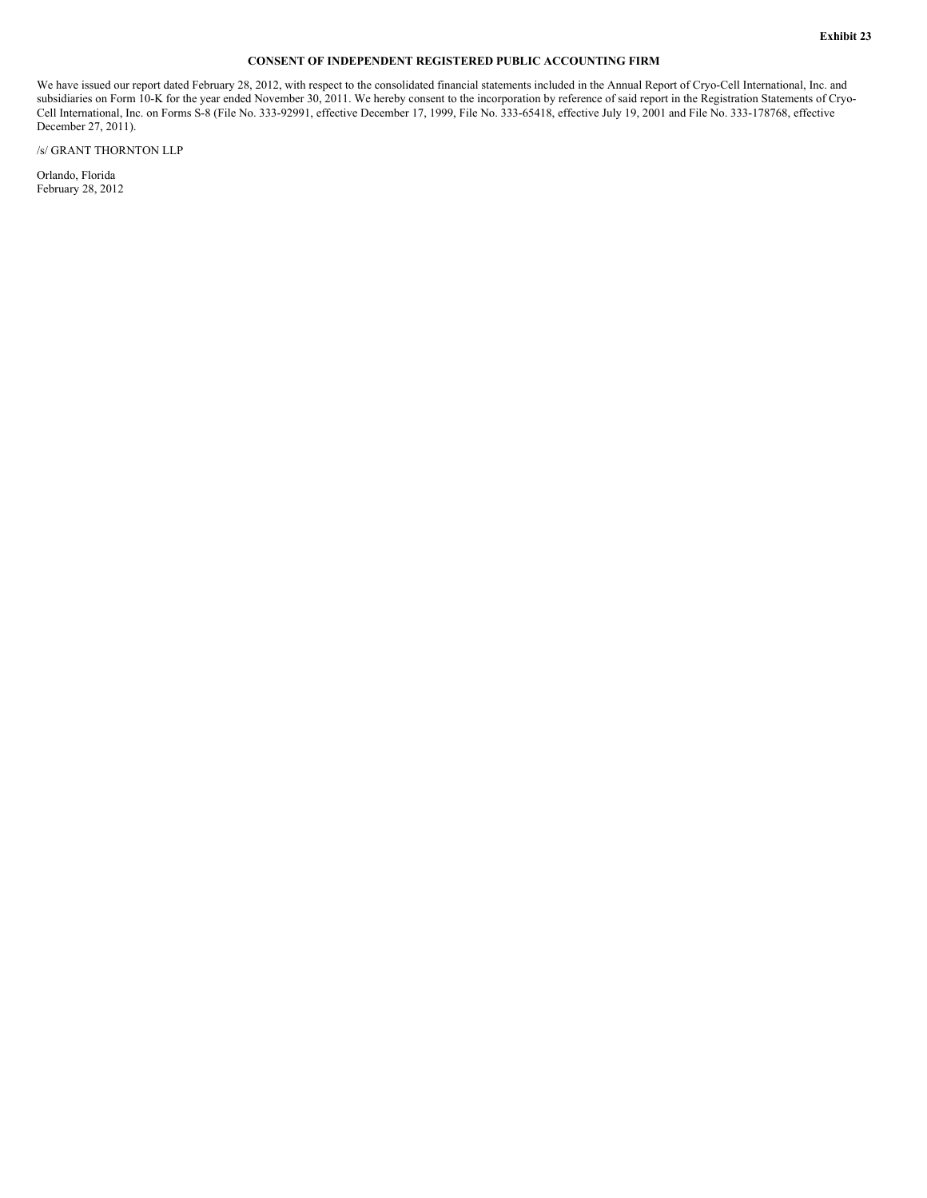**Exhibit 23**

# CONSENT OF INDEPENDENT REGISTERED PUBLIC ACCOUNTING FIRM

We have issued our report dated February 28, 2012, with respect to the consolidated financial statements included in the Annual Report of Cryo-Cell International, Inc. and subsidiaries on Form 10-K for the year ended November 30, 2011. We hereby consent to the incorporation by reference of said report in the Registration Statements of Cryo-Cell International, Inc. on Forms S-8 (File No. 333-92991, effective December 17, 1999, File No. 333-65418, effective July 19, 2001 and File No. 333-178768, effective December 27, 2011).

/s/ GRANT THORNTON LLP

Orlando, Florida
February 28, 2012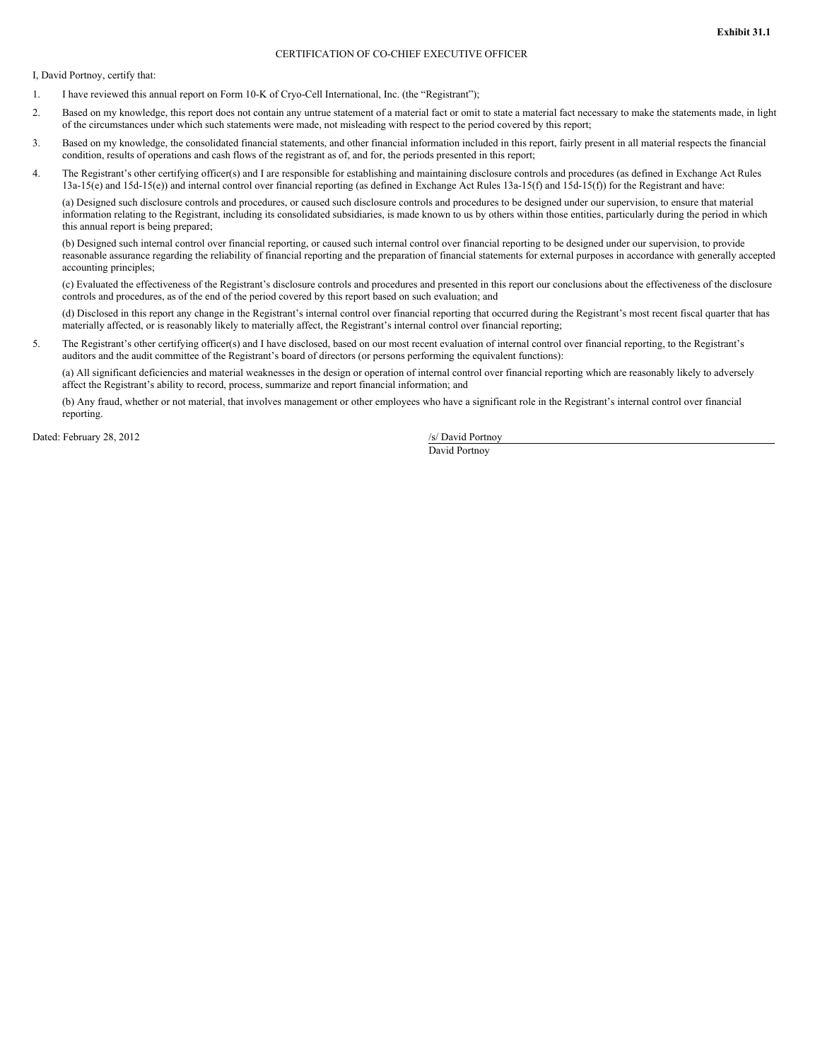**Exhibit 31.1**

CERTIFICATION OF CO-CHIEF EXECUTIVE OFFICER

I, David Portnoy, certify that:

1. I have reviewed this annual report on Form 10-K of Cryo-Cell International, Inc. (the "Registrant");

2. Based on my knowledge, this report does not contain any untrue statement of a material fact or omit to state a material fact necessary to make the statements made, in light of the circumstances under which such statements were made, not misleading with respect to the period covered by this report;

3. Based on my knowledge, the consolidated financial statements, and other financial information included in this report, fairly present in all material respects the financial condition, results of operations and cash flows of the registrant as of, and for, the periods presented in this report;

4. The Registrant's other certifying officer(s) and I are responsible for establishing and maintaining disclosure controls and procedures (as defined in Exchange Act Rules 13a-15(e) and 15d-15(e)) and internal control over financial reporting (as defined in Exchange Act Rules 13a-15(f) and 15d-15(f)) for the Registrant and have:

   (a) Designed such disclosure controls and procedures, or caused such disclosure controls and procedures to be designed under our supervision, to ensure that material information relating to the Registrant, including its consolidated subsidiaries, is made known to us by others within those entities, particularly during the period in which this annual report is being prepared;

   (b) Designed such internal control over financial reporting, or caused such internal control over financial reporting to be designed under our supervision, to provide reasonable assurance regarding the reliability of financial reporting and the preparation of financial statements for external purposes in accordance with generally accepted accounting principles;

   (c) Evaluated the effectiveness of the Registrant's disclosure controls and procedures and presented in this report our conclusions about the effectiveness of the disclosure controls and procedures, as of the end of the period covered by this report based on such evaluation; and

   (d) Disclosed in this report any change in the Registrant's internal control over financial reporting that occurred during the Registrant's most recent fiscal quarter that has materially affected, or is reasonably likely to materially affect, the Registrant's internal control over financial reporting;

5. The Registrant's other certifying officer(s) and I have disclosed, based on our most recent evaluation of internal control over financial reporting, to the Registrant's auditors and the audit committee of the Registrant's board of directors (or persons performing the equivalent functions):

   (a) All significant deficiencies and material weaknesses in the design or operation of internal control over financial reporting which are reasonably likely to adversely affect the Registrant's ability to record, process, summarize and report financial information; and

   (b) Any fraud, whether or not material, that involves management or other employees who have a significant role in the Registrant's internal control over financial reporting.

Dated: February 28, 2012

/s/ David Portnoy
David Portnoy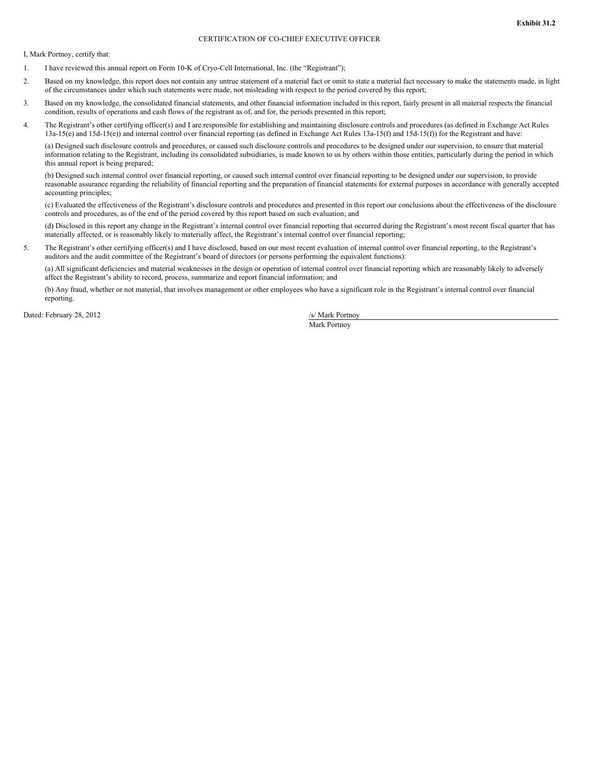**Exhibit 31.2**

CERTIFICATION OF CO-CHIEF EXECUTIVE OFFICER

I, Mark Portnoy, certify that:

1. I have reviewed this annual report on Form 10-K of Cryo-Cell International, Inc. (the "Registrant");

2. Based on my knowledge, this report does not contain any untrue statement of a material fact or omit to state a material fact necessary to make the statements made, in light of the circumstances under which such statements were made, not misleading with respect to the period covered by this report;

3. Based on my knowledge, the consolidated financial statements, and other financial information included in this report, fairly present in all material respects the financial condition, results of operations and cash flows of the registrant as of, and for, the periods presented in this report;

4. The Registrant's other certifying officer(s) and I are responsible for establishing and maintaining disclosure controls and procedures (as defined in Exchange Act Rules 13a-15(e) and 15d-15(e)) and internal control over financial reporting (as defined in Exchange Act Rules 13a-15(f) and 15d-15(f)) for the Registrant and have:

   (a) Designed such disclosure controls and procedures, or caused such disclosure controls and procedures to be designed under our supervision, to ensure that material information relating to the Registrant, including its consolidated subsidiaries, is made known to us by others within those entities, particularly during the period in which this annual report is being prepared;

   (b) Designed such internal control over financial reporting, or caused such internal control over financial reporting to be designed under our supervision, to provide reasonable assurance regarding the reliability of financial reporting and the preparation of financial statements for external purposes in accordance with generally accepted accounting principles;

   (c) Evaluated the effectiveness of the Registrant's disclosure controls and procedures and presented in this report our conclusions about the effectiveness of the disclosure controls and procedures, as of the end of the period covered by this report based on such evaluation; and

   (d) Disclosed in this report any change in the Registrant's internal control over financial reporting that occurred during the Registrant's most recent fiscal quarter that has materially affected, or is reasonably likely to materially affect, the Registrant's internal control over financial reporting;

5. The Registrant's other certifying officer(s) and I have disclosed, based on our most recent evaluation of internal control over financial reporting, to the Registrant's auditors and the audit committee of the Registrant's board of directors (or persons performing the equivalent functions):

   (a) All significant deficiencies and material weaknesses in the design or operation of internal control over financial reporting which are reasonably likely to adversely affect the Registrant's ability to record, process, summarize and report financial information; and

   (b) Any fraud, whether or not material, that involves management or other employees who have a significant role in the Registrant's internal control over financial reporting.

Dated: February 28, 2012

/s/ Mark Portnoy

Mark Portnoy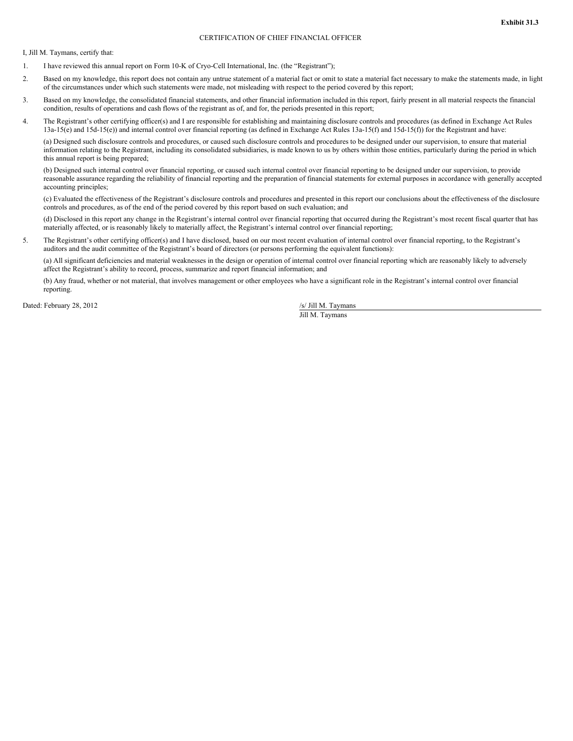**Exhibit 31.3**

CERTIFICATION OF CHIEF FINANCIAL OFFICER

I, Jill M. Taymans, certify that:

1. I have reviewed this annual report on Form 10-K of Cryo-Cell International, Inc. (the "Registrant");

2. Based on my knowledge, this report does not contain any untrue statement of a material fact or omit to state a material fact necessary to make the statements made, in light of the circumstances under which such statements were made, not misleading with respect to the period covered by this report;

3. Based on my knowledge, the consolidated financial statements, and other financial information included in this report, fairly present in all material respects the financial condition, results of operations and cash flows of the registrant as of, and for, the periods presented in this report;

4. The Registrant's other certifying officer(s) and I are responsible for establishing and maintaining disclosure controls and procedures (as defined in Exchange Act Rules 13a-15(e) and 15d-15(e)) and internal control over financial reporting (as defined in Exchange Act Rules 13a-15(f) and 15d-15(f)) for the Registrant and have:

   (a) Designed such disclosure controls and procedures, or caused such disclosure controls and procedures to be designed under our supervision, to ensure that material information relating to the Registrant, including its consolidated subsidiaries, is made known to us by others within those entities, particularly during the period in which this annual report is being prepared;

   (b) Designed such internal control over financial reporting, or caused such internal control over financial reporting to be designed under our supervision, to provide reasonable assurance regarding the reliability of financial reporting and the preparation of financial statements for external purposes in accordance with generally accepted accounting principles;

   (c) Evaluated the effectiveness of the Registrant's disclosure controls and procedures and presented in this report our conclusions about the effectiveness of the disclosure controls and procedures, as of the end of the period covered by this report based on such evaluation; and

   (d) Disclosed in this report any change in the Registrant's internal control over financial reporting that occurred during the Registrant's most recent fiscal quarter that has materially affected, or is reasonably likely to materially affect, the Registrant's internal control over financial reporting;

5. The Registrant's other certifying officer(s) and I have disclosed, based on our most recent evaluation of internal control over financial reporting, to the Registrant's auditors and the audit committee of the Registrant's board of directors (or persons performing the equivalent functions):

   (a) All significant deficiencies and material weaknesses in the design or operation of internal control over financial reporting which are reasonably likely to adversely affect the Registrant's ability to record, process, summarize and report financial information; and

   (b) Any fraud, whether or not material, that involves management or other employees who have a significant role in the Registrant's internal control over financial reporting.

Dated: February 28, 2012

/s/ Jill M. Taymans

Jill M. Taymans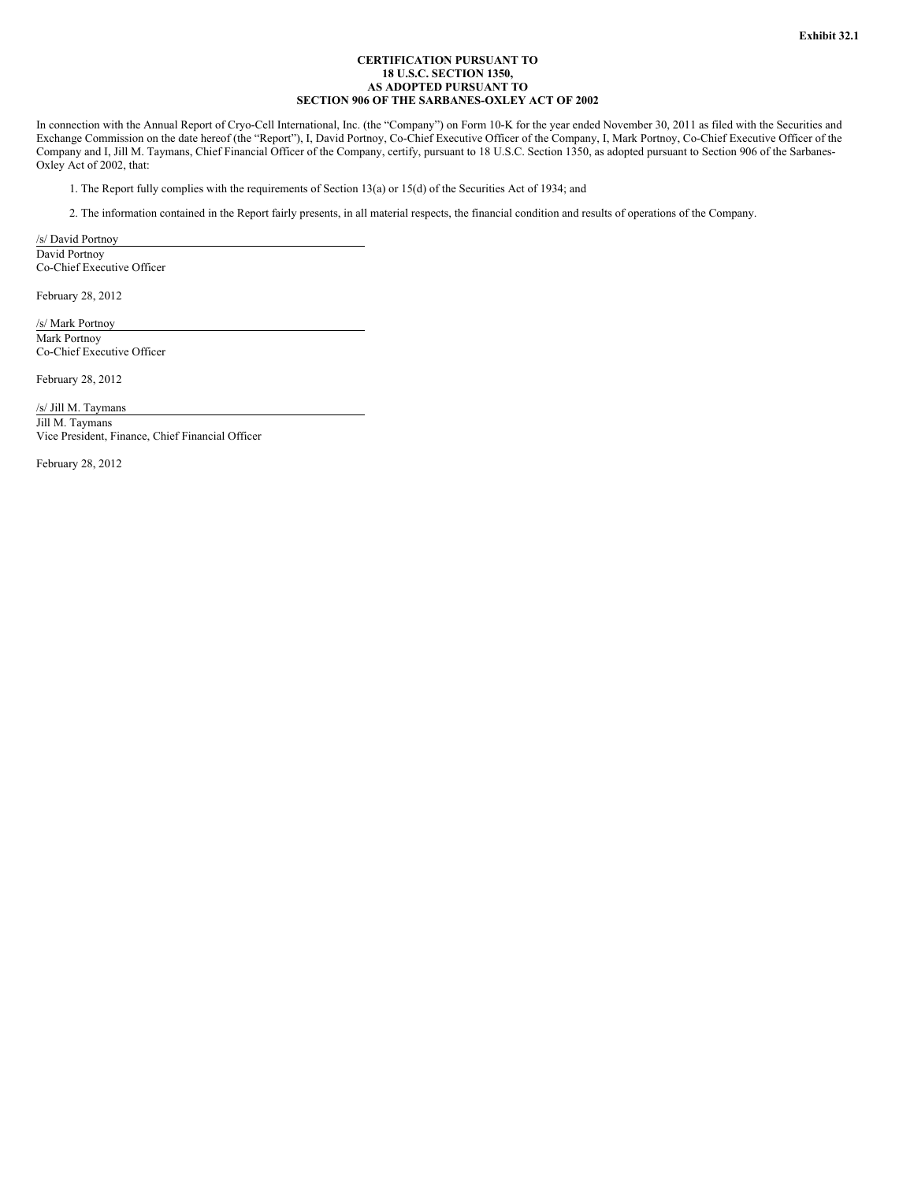Exhibit 32.1

**CERTIFICATION PURSUANT TO**
**18 U.S.C. SECTION 1350,**
**AS ADOPTED PURSUANT TO**
**SECTION 906 OF THE SARBANES-OXLEY ACT OF 2002**

In connection with the Annual Report of Cryo-Cell International, Inc. (the "Company") on Form 10-K for the year ended November 30, 2011 as filed with the Securities and Exchange Commission on the date hereof (the "Report"), I, David Portnoy, Co-Chief Executive Officer of the Company, I, Mark Portnoy, Co-Chief Executive Officer of the Company and I, Jill M. Taymans, Chief Financial Officer of the Company, certify, pursuant to 18 U.S.C. Section 1350, as adopted pursuant to Section 906 of the Sarbanes-Oxley Act of 2002, that:

1. The Report fully complies with the requirements of Section 13(a) or 15(d) of the Securities Act of 1934; and

2. The information contained in the Report fairly presents, in all material respects, the financial condition and results of operations of the Company.

/s/ David Portnoy
David Portnoy
Co-Chief Executive Officer

February 28, 2012

/s/ Mark Portnoy
Mark Portnoy
Co-Chief Executive Officer

February 28, 2012

/s/ Jill M. Taymans
Jill M. Taymans
Vice President, Finance, Chief Financial Officer

February 28, 2012